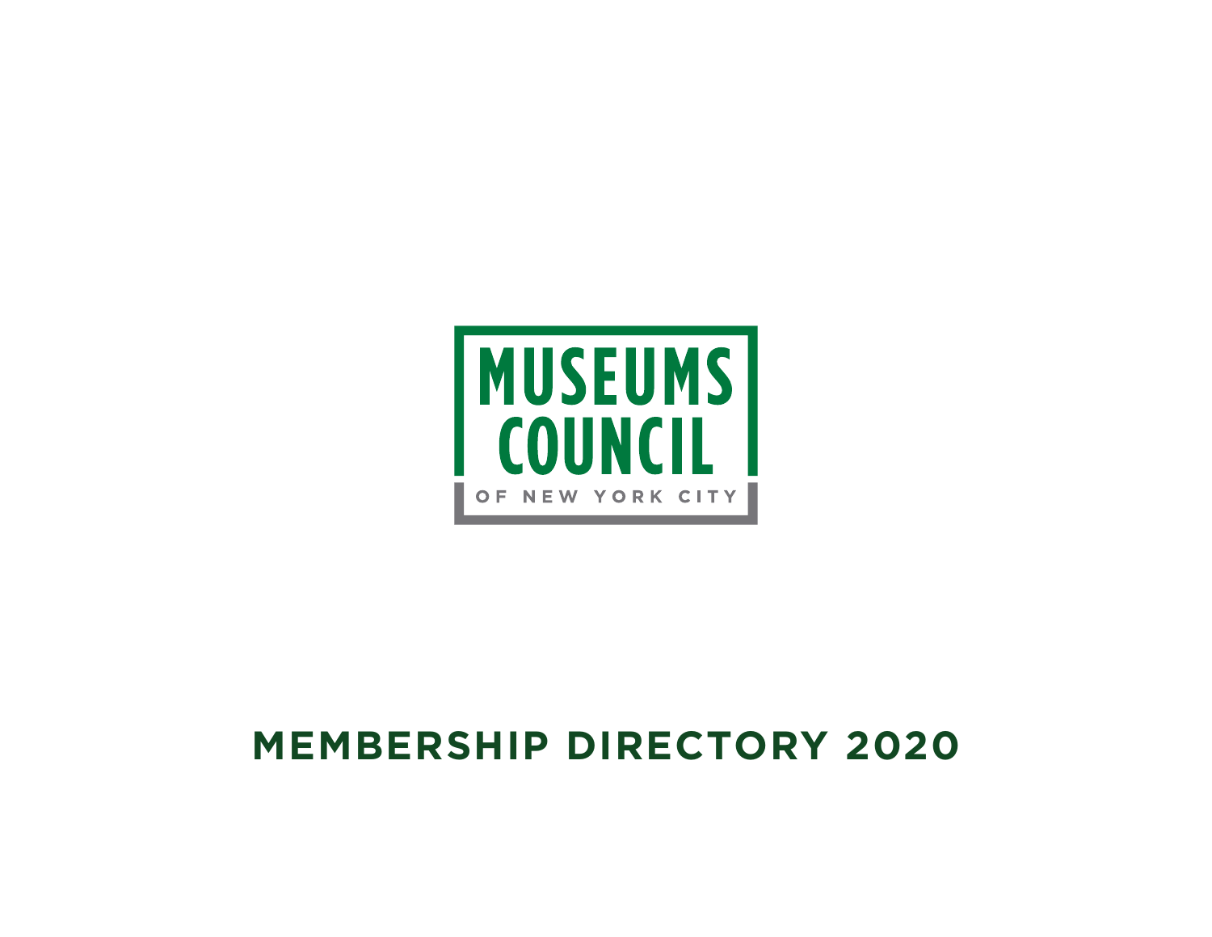MUSEUMS COUNCIL

OF NEW YORK CITY

# MEMBERSHIP DIRECTORY 2020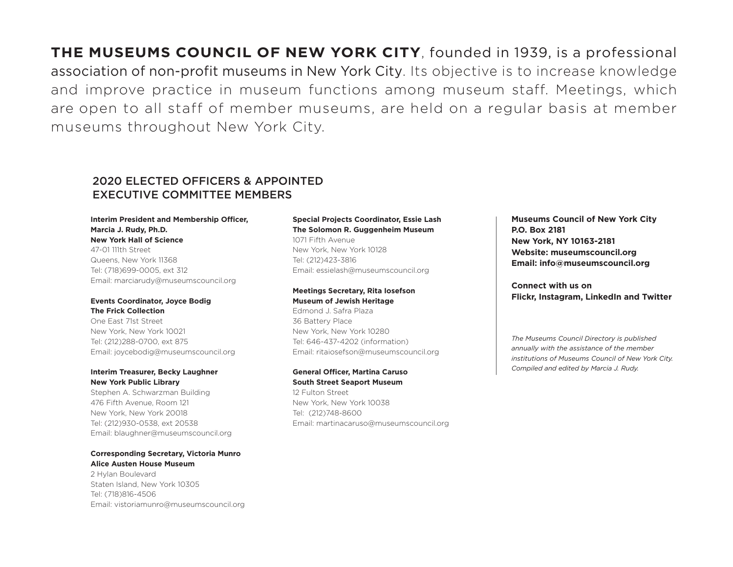**THE MUSEUMS COUNCIL OF NEW YORK CITY**, founded in 1939, is a professional association of non-profit museums in New York City. Its objective is to increase knowledge and improve practice in museum functions among museum staff. Meetings, which are open to all staff of member museums, are held on a regular basis at member museums throughout New York City.

## 2020 ELECTED OFFICERS & APPOINTED EXECUTIVE COMMITTEE MEMBERS

**Interim President and Membership Officer, Marcia J. Rudy, Ph.D.**
**New York Hall of Science**
47-01 111th Street
Queens, New York 11368
Tel: (718)699-0005, ext 312
Email: marciarudy@museumscouncil.org

**Events Coordinator, Joyce Bodig**
**The Frick Collection**
One East 71st Street
New York, New York 10021
Tel: (212)288-0700, ext 875
Email: joycebodig@museumscouncil.org

**Interim Treasurer, Becky Laughner**
**New York Public Library**
Stephen A. Schwarzman Building
476 Fifth Avenue, Room 121
New York, New York 20018
Tel: (212)930-0538, ext 20538
Email: blaughner@museumscouncil.org

**Corresponding Secretary, Victoria Munro**
**Alice Austen House Museum**
2 Hylan Boulevard
Staten Island, New York 10305
Tel: (718)816-4506
Email: vistoriamunro@museumscouncil.org

**Special Projects Coordinator, Essie Lash**
**The Solomon R. Guggenheim Museum**
1071 Fifth Avenue
New York, New York 10128
Tel: (212)423-3816
Email: essielash@museumscouncil.org

**Meetings Secretary, Rita Iosefson**
**Museum of Jewish Heritage**
Edmond J. Safra Plaza
36 Battery Place
New York, New York 10280
Tel: 646-437-4202 (information)
Email: ritaiosefson@museumscouncil.org

**General Officer, Martina Caruso**
**South Street Seaport Museum**
12 Fulton Street
New York, New York 10038
Tel: (212)748-8600
Email: martinacaruso@museumscouncil.org

**Museums Council of New York City**
**P.O. Box 2181**
**New York, NY 10163-2181**
**Website: museumscouncil.org**
**Email: info@museumscouncil.org**

**Connect with us on**
**Flickr, Instagram, LinkedIn and Twitter**

*The Museums Council Directory is published annually with the assistance of the member institutions of Museums Council of New York City. Compiled and edited by Marcia J. Rudy.*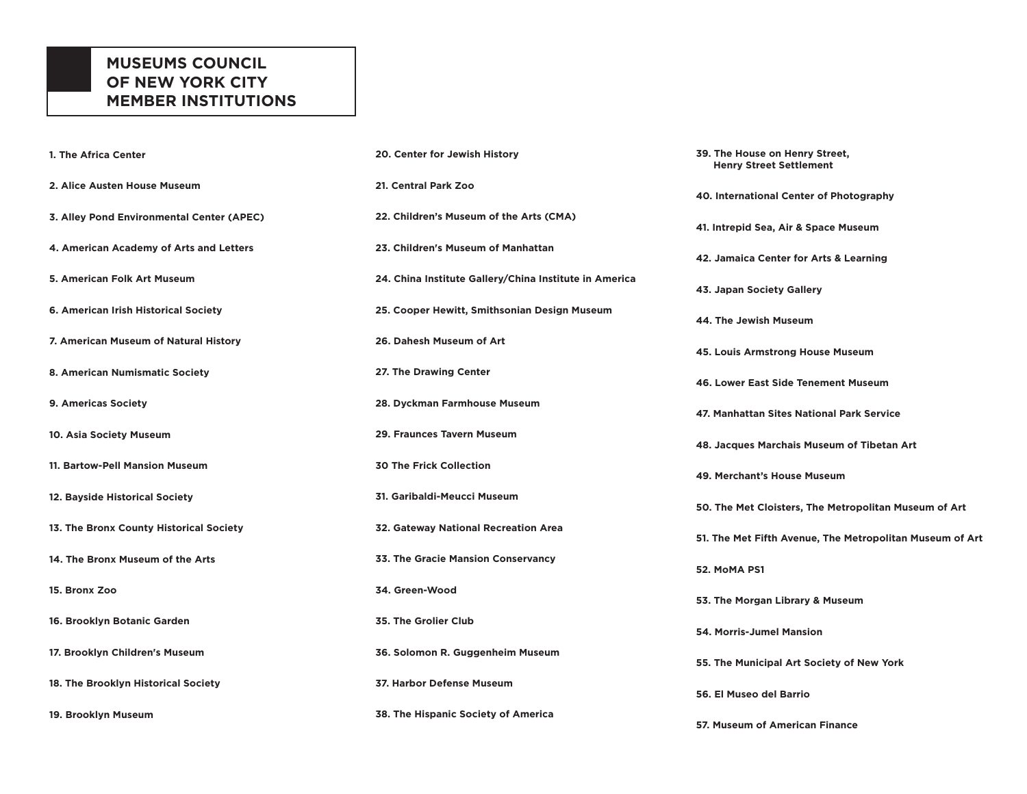# MUSEUMS COUNCIL OF NEW YORK CITY MEMBER INSTITUTIONS

**1. The Africa Center**

**2. Alice Austen House Museum**

**3. Alley Pond Environmental Center (APEC)**

**4. American Academy of Arts and Letters**

**5. American Folk Art Museum**

**6. American Irish Historical Society**

**7. American Museum of Natural History**

**8. American Numismatic Society**

**9. Americas Society**

**10. Asia Society Museum**

**11. Bartow-Pell Mansion Museum**

**12. Bayside Historical Society**

**13. The Bronx County Historical Society**

**14. The Bronx Museum of the Arts**

**15. Bronx Zoo**

**16. Brooklyn Botanic Garden**

**17. Brooklyn Children's Museum**

**18. The Brooklyn Historical Society**

**19. Brooklyn Museum**

**20. Center for Jewish History**

**21. Central Park Zoo**

**22. Children's Museum of the Arts (CMA)**

**23. Children's Museum of Manhattan**

**24. China Institute Gallery/China Institute in America**

**25. Cooper Hewitt, Smithsonian Design Museum**

**26. Dahesh Museum of Art**

**27. The Drawing Center**

**28. Dyckman Farmhouse Museum**

**29. Fraunces Tavern Museum**

**30 The Frick Collection**

**31. Garibaldi-Meucci Museum**

**32. Gateway National Recreation Area**

**33. The Gracie Mansion Conservancy**

**34. Green-Wood**

**35. The Grolier Club**

**36. Solomon R. Guggenheim Museum**

**37. Harbor Defense Museum**

**38. The Hispanic Society of America**

**39. The House on Henry Street, Henry Street Settlement**

**40. International Center of Photography**

**41. Intrepid Sea, Air & Space Museum**

**42. Jamaica Center for Arts & Learning**

**43. Japan Society Gallery**

**44. The Jewish Museum**

**45. Louis Armstrong House Museum**

**46. Lower East Side Tenement Museum**

**47. Manhattan Sites National Park Service**

**48. Jacques Marchais Museum of Tibetan Art**

**49. Merchant's House Museum**

**50. The Met Cloisters, The Metropolitan Museum of Art**

**51. The Met Fifth Avenue, The Metropolitan Museum of Art**

**52. MoMA PS1**

**53. The Morgan Library & Museum**

**54. Morris-Jumel Mansion**

**55. The Municipal Art Society of New York**

**56. El Museo del Barrio**

**57. Museum of American Finance**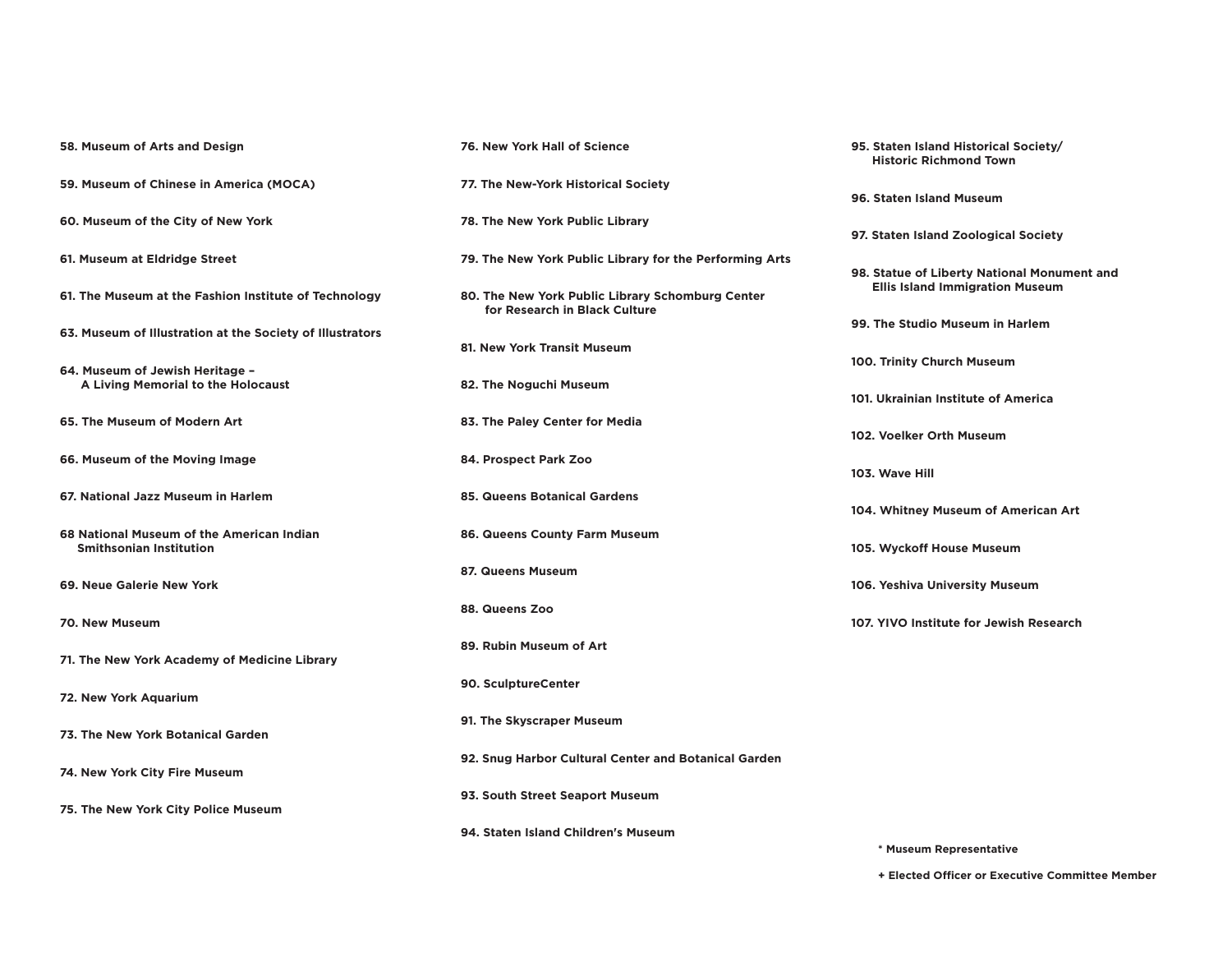**58. Museum of Arts and Design**

**59. Museum of Chinese in America (MOCA)**

**60. Museum of the City of New York**

**61. Museum at Eldridge Street**

**61. The Museum at the Fashion Institute of Technology**

**63. Museum of Illustration at the Society of Illustrators**

**64. Museum of Jewish Heritage – A Living Memorial to the Holocaust**

**65. The Museum of Modern Art**

**66. Museum of the Moving Image**

**67. National Jazz Museum in Harlem**

**68 National Museum of the American Indian Smithsonian Institution**

**69. Neue Galerie New York**

**70. New Museum**

**71. The New York Academy of Medicine Library**

**72. New York Aquarium**

**73. The New York Botanical Garden**

**74. New York City Fire Museum**

**75. The New York City Police Museum**

**76. New York Hall of Science**

**77. The New-York Historical Society**

**78. The New York Public Library**

**79. The New York Public Library for the Performing Arts**

**80. The New York Public Library Schomburg Center for Research in Black Culture**

**81. New York Transit Museum**

**82. The Noguchi Museum**

**83. The Paley Center for Media**

**84. Prospect Park Zoo**

**85. Queens Botanical Gardens**

**86. Queens County Farm Museum**

**87. Queens Museum**

**88. Queens Zoo**

**89. Rubin Museum of Art**

**90. SculptureCenter**

**91. The Skyscraper Museum**

**92. Snug Harbor Cultural Center and Botanical Garden**

**93. South Street Seaport Museum**

**94. Staten Island Children's Museum**

**95. Staten Island Historical Society/ Historic Richmond Town**

**96. Staten Island Museum**

**97. Staten Island Zoological Society**

**98. Statue of Liberty National Monument and Ellis Island Immigration Museum**

**99. The Studio Museum in Harlem**

**100. Trinity Church Museum**

**101. Ukrainian Institute of America**

**102. Voelker Orth Museum**

**103. Wave Hill**

**104. Whitney Museum of American Art**

**105. Wyckoff House Museum**

**106. Yeshiva University Museum**

**107. YIVO Institute for Jewish Research**

**\* Museum Representative**

**+ Elected Officer or Executive Committee Member**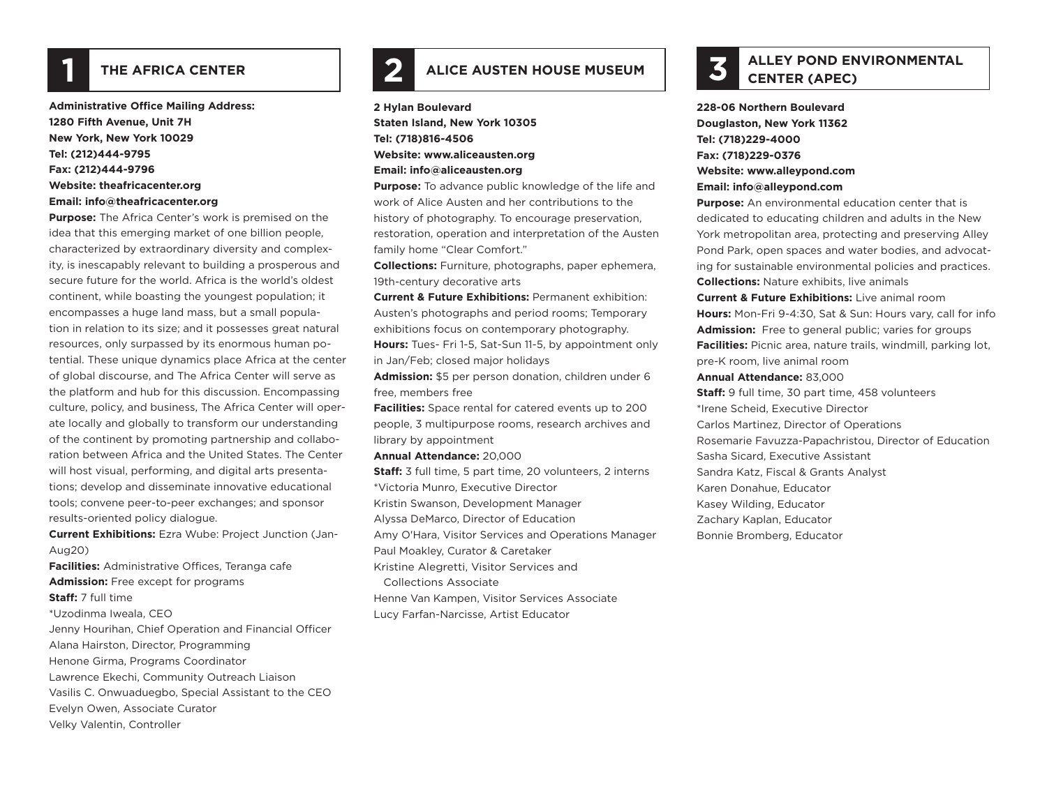## 1 THE AFRICA CENTER

**Administrative Office Mailing Address:**
**1280 Fifth Avenue, Unit 7H**
**New York, New York 10029**
**Tel: (212)444-9795**
**Fax: (212)444-9796**
**Website: theafricacenter.org**
**Email: info@theafricacenter.org**

**Purpose:** The Africa Center's work is premised on the idea that this emerging market of one billion people, characterized by extraordinary diversity and complexity, is inescapably relevant to building a prosperous and secure future for the world. Africa is the world's oldest continent, while boasting the youngest population; it encompasses a huge land mass, but a small population in relation to its size; and it possesses great natural resources, only surpassed by its enormous human potential. These unique dynamics place Africa at the center of global discourse, and The Africa Center will serve as the platform and hub for this discussion. Encompassing culture, policy, and business, The Africa Center will operate locally and globally to transform our understanding of the continent by promoting partnership and collaboration between Africa and the United States. The Center will host visual, performing, and digital arts presentations; develop and disseminate innovative educational tools; convene peer-to-peer exchanges; and sponsor results-oriented policy dialogue.

**Current Exhibitions:** Ezra Wube: Project Junction (Jan-Aug20)

**Facilities:** Administrative Offices, Teranga cafe

**Admission:** Free except for programs

**Staff:** 7 full time

*Uzodinma Iweala, CEO
Jenny Hourihan, Chief Operation and Financial Officer
Alana Hairston, Director, Programming
Henone Girma, Programs Coordinator
Lawrence Ekechi, Community Outreach Liaison
Vasilis C. Onwuaduegbo, Special Assistant to the CEO
Evelyn Owen, Associate Curator
Velky Valentin, Controller

## 2 ALICE AUSTEN HOUSE MUSEUM

**2 Hylan Boulevard**
**Staten Island, New York 10305**
**Tel: (718)816-4506**
**Website: www.aliceausten.org**
**Email: info@aliceausten.org**

**Purpose:** To advance public knowledge of the life and work of Alice Austen and her contributions to the history of photography. To encourage preservation, restoration, operation and interpretation of the Austen family home "Clear Comfort."

**Collections:** Furniture, photographs, paper ephemera, 19th-century decorative arts

**Current & Future Exhibitions:** Permanent exhibition: Austen's photographs and period rooms; Temporary exhibitions focus on contemporary photography.

**Hours:** Tues- Fri 1-5, Sat-Sun 11-5, by appointment only in Jan/Feb; closed major holidays

**Admission:** $5 per person donation, children under 6 free, members free

**Facilities:** Space rental for catered events up to 200 people, 3 multipurpose rooms, research archives and library by appointment

**Annual Attendance:** 20,000

**Staff:** 3 full time, 5 part time, 20 volunteers, 2 interns

*Victoria Munro, Executive Director
Kristin Swanson, Development Manager
Alyssa DeMarco, Director of Education
Amy O'Hara, Visitor Services and Operations Manager
Paul Moakley, Curator & Caretaker
Kristine Alegretti, Visitor Services and Collections Associate
Henne Van Kampen, Visitor Services Associate
Lucy Farfan-Narcisse, Artist Educator

## 3 ALLEY POND ENVIRONMENTAL CENTER (APEC)

**228-06 Northern Boulevard**
**Douglaston, New York 11362**
**Tel: (718)229-4000**
**Fax: (718)229-0376**
**Website: www.alleypond.com**
**Email: info@alleypond.com**

**Purpose:** An environmental education center that is dedicated to educating children and adults in the New York metropolitan area, protecting and preserving Alley Pond Park, open spaces and water bodies, and advocating for sustainable environmental policies and practices.

**Collections:** Nature exhibits, live animals

**Current & Future Exhibitions:** Live animal room

**Hours:** Mon-Fri 9-4:30, Sat & Sun: Hours vary, call for info

**Admission:** Free to general public; varies for groups

**Facilities:** Picnic area, nature trails, windmill, parking lot, pre-K room, live animal room

**Annual Attendance:** 83,000

**Staff:** 9 full time, 30 part time, 458 volunteers

*Irene Scheid, Executive Director
Carlos Martinez, Director of Operations
Rosemarie Favuzza-Papachristou, Director of Education
Sasha Sicard, Executive Assistant
Sandra Katz, Fiscal & Grants Analyst
Karen Donahue, Educator
Kasey Wilding, Educator
Zachary Kaplan, Educator
Bonnie Bromberg, Educator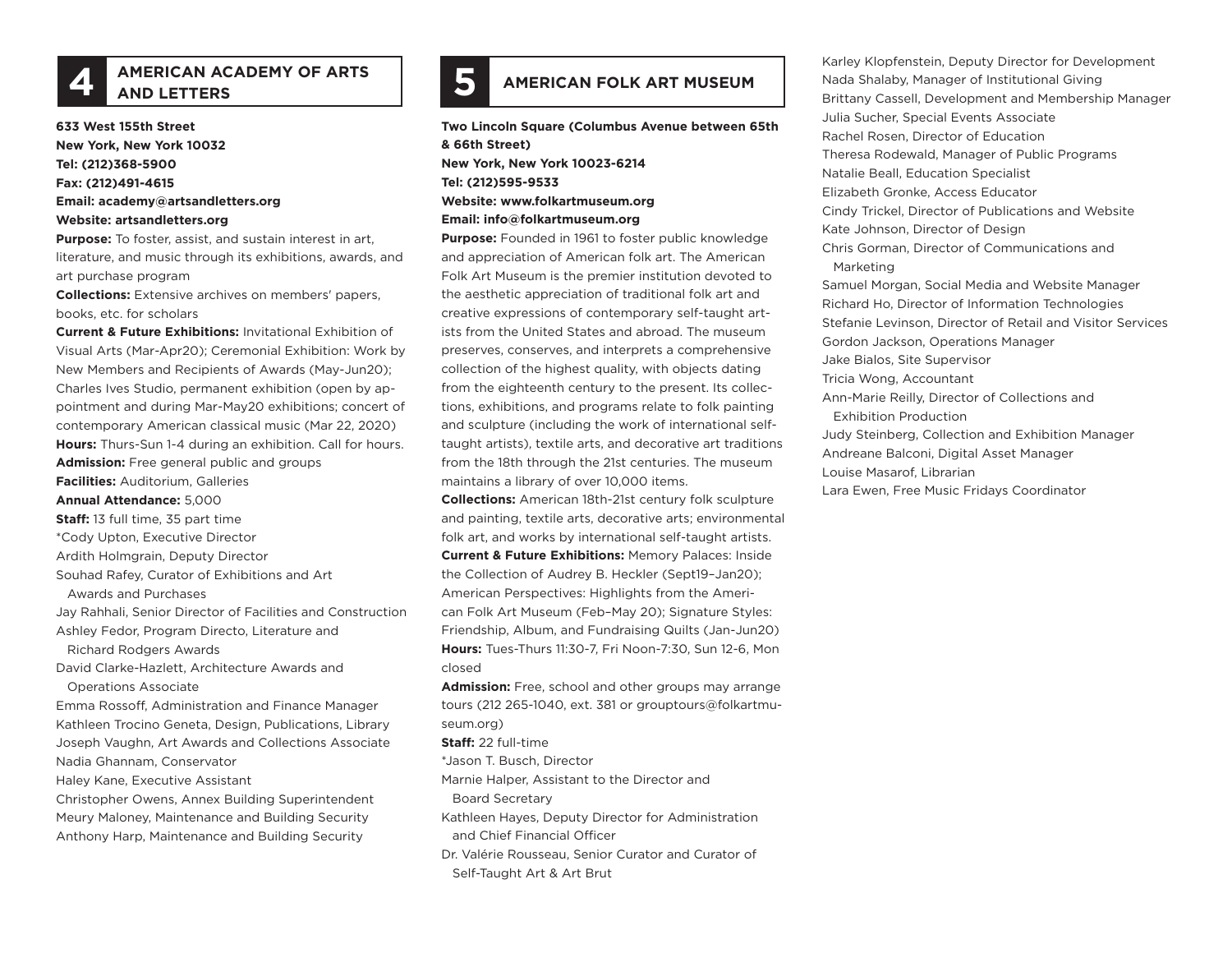## 4 AMERICAN ACADEMY OF ARTS AND LETTERS

**633 West 155th Street**
**New York, New York 10032**
**Tel: (212)368-5900**
**Fax: (212)491-4615**
**Email: academy@artsandletters.org**
**Website: artsandletters.org**

**Purpose:** To foster, assist, and sustain interest in art, literature, and music through its exhibitions, awards, and art purchase program

**Collections:** Extensive archives on members' papers, books, etc. for scholars

**Current & Future Exhibitions:** Invitational Exhibition of Visual Arts (Mar-Apr20); Ceremonial Exhibition: Work by New Members and Recipients of Awards (May-Jun20); Charles Ives Studio, permanent exhibition (open by appointment and during Mar-May20 exhibitions; concert of contemporary American classical music (Mar 22, 2020)

**Hours:** Thurs-Sun 1-4 during an exhibition. Call for hours.

**Admission:** Free general public and groups

**Facilities:** Auditorium, Galleries

**Annual Attendance:** 5,000

**Staff:** 13 full time, 35 part time

*Cody Upton, Executive Director
Ardith Holmgrain, Deputy Director
Souhad Rafey, Curator of Exhibitions and Art Awards and Purchases
Jay Rahhali, Senior Director of Facilities and Construction
Ashley Fedor, Program Directo, Literature and Richard Rodgers Awards
David Clarke-Hazlett, Architecture Awards and Operations Associate
Emma Rossoff, Administration and Finance Manager
Kathleen Trocino Geneta, Design, Publications, Library
Joseph Vaughn, Art Awards and Collections Associate
Nadia Ghannam, Conservator
Haley Kane, Executive Assistant
Christopher Owens, Annex Building Superintendent
Meury Maloney, Maintenance and Building Security
Anthony Harp, Maintenance and Building Security

## 5 AMERICAN FOLK ART MUSEUM

**Two Lincoln Square (Columbus Avenue between 65th & 66th Street)**
**New York, New York 10023-6214**
**Tel: (212)595-9533**
**Website: www.folkartmuseum.org**
**Email: info@folkartmuseum.org**

**Purpose:** Founded in 1961 to foster public knowledge and appreciation of American folk art. The American Folk Art Museum is the premier institution devoted to the aesthetic appreciation of traditional folk art and creative expressions of contemporary self-taught artists from the United States and abroad. The museum preserves, conserves, and interprets a comprehensive collection of the highest quality, with objects dating from the eighteenth century to the present. Its collections, exhibitions, and programs relate to folk painting and sculpture (including the work of international self-taught artists), textile arts, and decorative art traditions from the 18th through the 21st centuries. The museum maintains a library of over 10,000 items.

**Collections:** American 18th-21st century folk sculpture and painting, textile arts, decorative arts; environmental folk art, and works by international self-taught artists.

**Current & Future Exhibitions:** Memory Palaces: Inside the Collection of Audrey B. Heckler (Sept19–Jan20); American Perspectives: Highlights from the American Folk Art Museum (Feb–May 20); Signature Styles: Friendship, Album, and Fundraising Quilts (Jan-Jun20)

**Hours:** Tues-Thurs 11:30-7, Fri Noon-7:30, Sun 12-6, Mon closed

**Admission:** Free, school and other groups may arrange tours (212 265-1040, ext. 381 or grouptours@folkartmuseum.org)

**Staff:** 22 full-time

*Jason T. Busch, Director
Marnie Halper, Assistant to the Director and Board Secretary
Kathleen Hayes, Deputy Director for Administration and Chief Financial Officer
Dr. Valérie Rousseau, Senior Curator and Curator of Self-Taught Art & Art Brut
Karley Klopfenstein, Deputy Director for Development
Nada Shalaby, Manager of Institutional Giving
Brittany Cassell, Development and Membership Manager
Julia Sucher, Special Events Associate
Rachel Rosen, Director of Education
Theresa Rodewald, Manager of Public Programs
Natalie Beall, Education Specialist
Elizabeth Gronke, Access Educator
Cindy Trickel, Director of Publications and Website
Kate Johnson, Director of Design
Chris Gorman, Director of Communications and Marketing
Samuel Morgan, Social Media and Website Manager
Richard Ho, Director of Information Technologies
Stefanie Levinson, Director of Retail and Visitor Services
Gordon Jackson, Operations Manager
Jake Bialos, Site Supervisor
Tricia Wong, Accountant
Ann-Marie Reilly, Director of Collections and Exhibition Production
Judy Steinberg, Collection and Exhibition Manager
Andreane Balconi, Digital Asset Manager
Louise Masarof, Librarian
Lara Ewen, Free Music Fridays Coordinator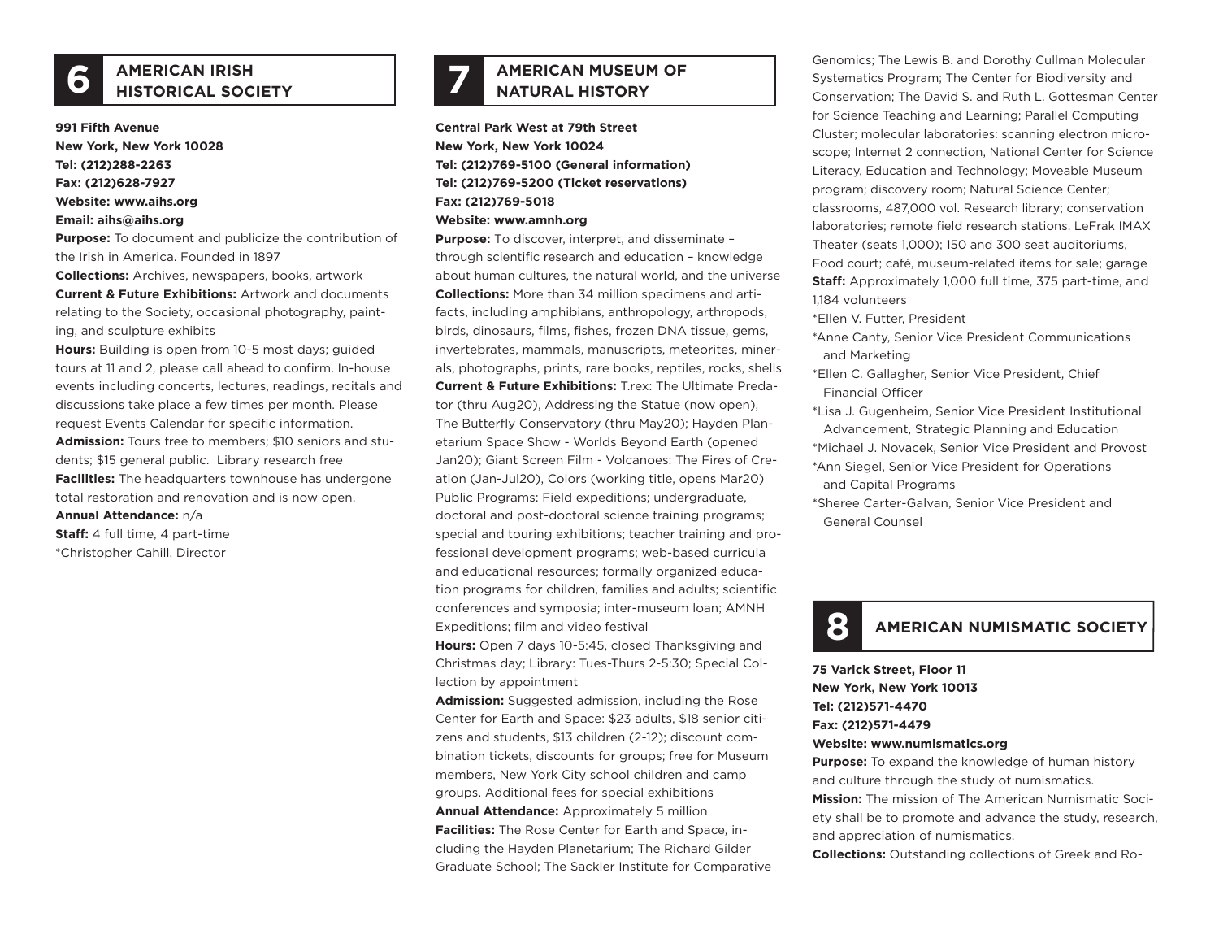## 6 AMERICAN IRISH HISTORICAL SOCIETY

**991 Fifth Avenue**
**New York, New York 10028**
**Tel: (212)288-2263**
**Fax: (212)628-7927**
**Website: www.aihs.org**
**Email: aihs@aihs.org**

**Purpose:** To document and publicize the contribution of the Irish in America. Founded in 1897

**Collections:** Archives, newspapers, books, artwork

**Current & Future Exhibitions:** Artwork and documents relating to the Society, occasional photography, painting, and sculpture exhibits

**Hours:** Building is open from 10-5 most days; guided tours at 11 and 2, please call ahead to confirm. In-house events including concerts, lectures, readings, recitals and discussions take place a few times per month. Please request Events Calendar for specific information.

**Admission:** Tours free to members; $10 seniors and students; $15 general public. Library research free

**Facilities:** The headquarters townhouse has undergone total restoration and renovation and is now open.

**Annual Attendance:** n/a

**Staff:** 4 full time, 4 part-time

*Christopher Cahill, Director

## 7 AMERICAN MUSEUM OF NATURAL HISTORY

**Central Park West at 79th Street**
**New York, New York 10024**
**Tel: (212)769-5100 (General information)**
**Tel: (212)769-5200 (Ticket reservations)**
**Fax: (212)769-5018**
**Website: www.amnh.org**

**Purpose:** To discover, interpret, and disseminate – through scientific research and education – knowledge about human cultures, the natural world, and the universe

**Collections:** More than 34 million specimens and artifacts, including amphibians, anthropology, arthropods, birds, dinosaurs, films, fishes, frozen DNA tissue, gems, invertebrates, mammals, manuscripts, meteorites, minerals, photographs, prints, rare books, reptiles, rocks, shells

**Current & Future Exhibitions:** T.rex: The Ultimate Predator (thru Aug20), Addressing the Statue (now open), The Butterfly Conservatory (thru May20); Hayden Planetarium Space Show - Worlds Beyond Earth (opened Jan20); Giant Screen Film - Volcanoes: The Fires of Creation (Jan-Jul20), Colors (working title, opens Mar20) Public Programs: Field expeditions; undergraduate, doctoral and post-doctoral science training programs; special and touring exhibitions; teacher training and professional development programs; web-based curricula and educational resources; formally organized education programs for children, families and adults; scientific conferences and symposia; inter-museum loan; AMNH Expeditions; film and video festival

**Hours:** Open 7 days 10-5:45, closed Thanksgiving and Christmas day; Library: Tues-Thurs 2-5:30; Special Collection by appointment

**Admission:** Suggested admission, including the Rose Center for Earth and Space: $23 adults, $18 senior citizens and students, $13 children (2-12); discount combination tickets, discounts for groups; free for Museum members, New York City school children and camp groups. Additional fees for special exhibitions

**Annual Attendance:** Approximately 5 million

**Facilities:** The Rose Center for Earth and Space, including the Hayden Planetarium; The Richard Gilder Graduate School; The Sackler Institute for Comparative Genomics; The Lewis B. and Dorothy Cullman Molecular Systematics Program; The Center for Biodiversity and Conservation; The David S. and Ruth L. Gottesman Center for Science Teaching and Learning; Parallel Computing Cluster; molecular laboratories: scanning electron microscope; Internet 2 connection, National Center for Science Literacy, Education and Technology; Moveable Museum program; discovery room; Natural Science Center; classrooms, 487,000 vol. Research library; conservation laboratories; remote field research stations. LeFrak IMAX Theater (seats 1,000); 150 and 300 seat auditoriums, Food court; café, museum-related items for sale; garage

**Staff:** Approximately 1,000 full time, 375 part-time, and 1,184 volunteers

*Ellen V. Futter, President
*Anne Canty, Senior Vice President Communications and Marketing
*Ellen C. Gallagher, Senior Vice President, Chief Financial Officer
*Lisa J. Gugenheim, Senior Vice President Institutional Advancement, Strategic Planning and Education
*Michael J. Novacek, Senior Vice President and Provost
*Ann Siegel, Senior Vice President for Operations and Capital Programs
*Sheree Carter-Galvan, Senior Vice President and General Counsel

## 8 AMERICAN NUMISMATIC SOCIETY

**75 Varick Street, Floor 11**
**New York, New York 10013**
**Tel: (212)571-4470**
**Fax: (212)571-4479**
**Website: www.numismatics.org**

**Purpose:** To expand the knowledge of human history and culture through the study of numismatics.

**Mission:** The mission of The American Numismatic Society shall be to promote and advance the study, research, and appreciation of numismatics.

**Collections:** Outstanding collections of Greek and Ro-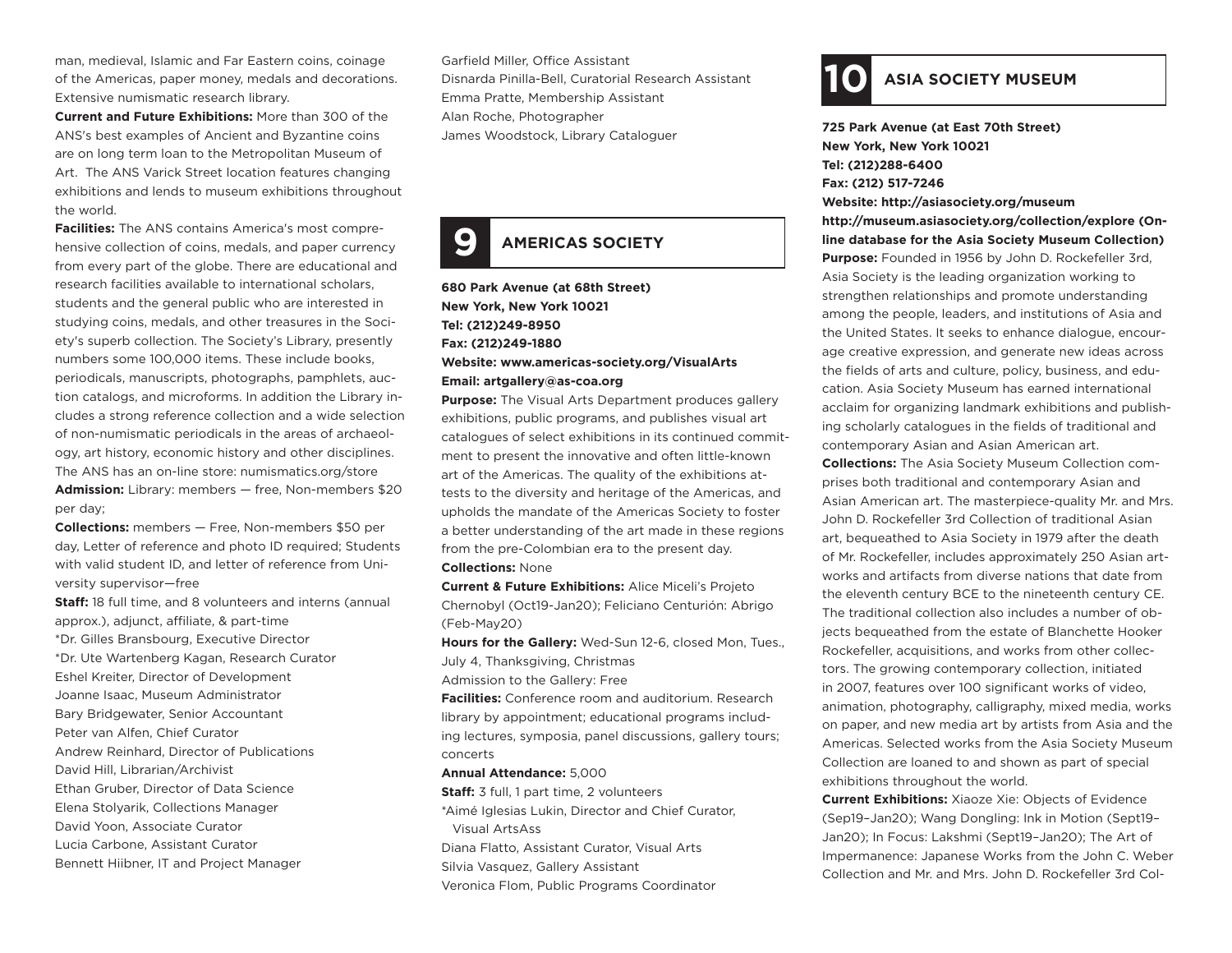man, medieval, Islamic and Far Eastern coins, coinage of the Americas, paper money, medals and decorations. Extensive numismatic research library.

**Current and Future Exhibitions:** More than 300 of the ANS's best examples of Ancient and Byzantine coins are on long term loan to the Metropolitan Museum of Art. The ANS Varick Street location features changing exhibitions and lends to museum exhibitions throughout the world.

**Facilities:** The ANS contains America's most comprehensive collection of coins, medals, and paper currency from every part of the globe. There are educational and research facilities available to international scholars, students and the general public who are interested in studying coins, medals, and other treasures in the Society's superb collection. The Society's Library, presently numbers some 100,000 items. These include books, periodicals, manuscripts, photographs, pamphlets, auction catalogs, and microforms. In addition the Library includes a strong reference collection and a wide selection of non-numismatic periodicals in the areas of archaeology, art history, economic history and other disciplines. The ANS has an on-line store: numismatics.org/store

**Admission:** Library: members — free, Non-members $20 per day;

**Collections:** members — Free, Non-members $50 per day, Letter of reference and photo ID required; Students with valid student ID, and letter of reference from University supervisor—free

**Staff:** 18 full time, and 8 volunteers and interns (annual approx.), adjunct, affiliate, & part-time

*Dr. Gilles Bransbourg, Executive Director
*Dr. Ute Wartenberg Kagan, Research Curator
Eshel Kreiter, Director of Development
Joanne Isaac, Museum Administrator
Bary Bridgewater, Senior Accountant
Peter van Alfen, Chief Curator
Andrew Reinhard, Director of Publications
David Hill, Librarian/Archivist
Ethan Gruber, Director of Data Science
Elena Stolyarik, Collections Manager
David Yoon, Associate Curator
Lucia Carbone, Assistant Curator
Bennett Hiibner, IT and Project Manager
Garfield Miller, Office Assistant
Disnarda Pinilla-Bell, Curatorial Research Assistant
Emma Pratte, Membership Assistant
Alan Roche, Photographer
James Woodstock, Library Cataloguer

## 9 AMERICAS SOCIETY

**680 Park Avenue (at 68th Street)**
**New York, New York 10021**
**Tel: (212)249-8950**
**Fax: (212)249-1880**
**Website: www.americas-society.org/VisualArts**
**Email: artgallery@as-coa.org**

**Purpose:** The Visual Arts Department produces gallery exhibitions, public programs, and publishes visual art catalogues of select exhibitions in its continued commitment to present the innovative and often little-known art of the Americas. The quality of the exhibitions attests to the diversity and heritage of the Americas, and upholds the mandate of the Americas Society to foster a better understanding of the art made in these regions from the pre-Colombian era to the present day.

**Collections:** None

**Current & Future Exhibitions:** Alice Miceli's Projeto Chernobyl (Oct19-Jan20); Feliciano Centurión: Abrigo (Feb-May20)

**Hours for the Gallery:** Wed-Sun 12-6, closed Mon, Tues., July 4, Thanksgiving, Christmas

Admission to the Gallery: Free

**Facilities:** Conference room and auditorium. Research library by appointment; educational programs including lectures, symposia, panel discussions, gallery tours; concerts

**Annual Attendance:** 5,000

**Staff:** 3 full, 1 part time, 2 volunteers

*Aimé Iglesias Lukin, Director and Chief Curator, Visual ArtsAss
Diana Flatto, Assistant Curator, Visual Arts
Silvia Vasquez, Gallery Assistant
Veronica Flom, Public Programs Coordinator

## 10 ASIA SOCIETY MUSEUM

**725 Park Avenue (at East 70th Street)**
**New York, New York 10021**
**Tel: (212)288-6400**
**Fax: (212) 517-7246**
**Website: http://asiasociety.org/museum**
**http://museum.asiasociety.org/collection/explore (Online database for the Asia Society Museum Collection)**

**Purpose:** Founded in 1956 by John D. Rockefeller 3rd, Asia Society is the leading organization working to strengthen relationships and promote understanding among the people, leaders, and institutions of Asia and the United States. It seeks to enhance dialogue, encourage creative expression, and generate new ideas across the fields of arts and culture, policy, business, and education. Asia Society Museum has earned international acclaim for organizing landmark exhibitions and publishing scholarly catalogues in the fields of traditional and contemporary Asian and Asian American art.

**Collections:** The Asia Society Museum Collection comprises both traditional and contemporary Asian and Asian American art. The masterpiece-quality Mr. and Mrs. John D. Rockefeller 3rd Collection of traditional Asian art, bequeathed to Asia Society in 1979 after the death of Mr. Rockefeller, includes approximately 250 Asian artworks and artifacts from diverse nations that date from the eleventh century BCE to the nineteenth century CE. The traditional collection also includes a number of objects bequeathed from the estate of Blanchette Hooker Rockefeller, acquisitions, and works from other collectors. The growing contemporary collection, initiated in 2007, features over 100 significant works of video, animation, photography, calligraphy, mixed media, works on paper, and new media art by artists from Asia and the Americas. Selected works from the Asia Society Museum Collection are loaned to and shown as part of special exhibitions throughout the world.

**Current Exhibitions:** Xiaoze Xie: Objects of Evidence (Sep19–Jan20); Wang Dongling: Ink in Motion (Sept19–Jan20); In Focus: Lakshmi (Sept19–Jan20); The Art of Impermanence: Japanese Works from the John C. Weber Collection and Mr. and Mrs. John D. Rockefeller 3rd Col-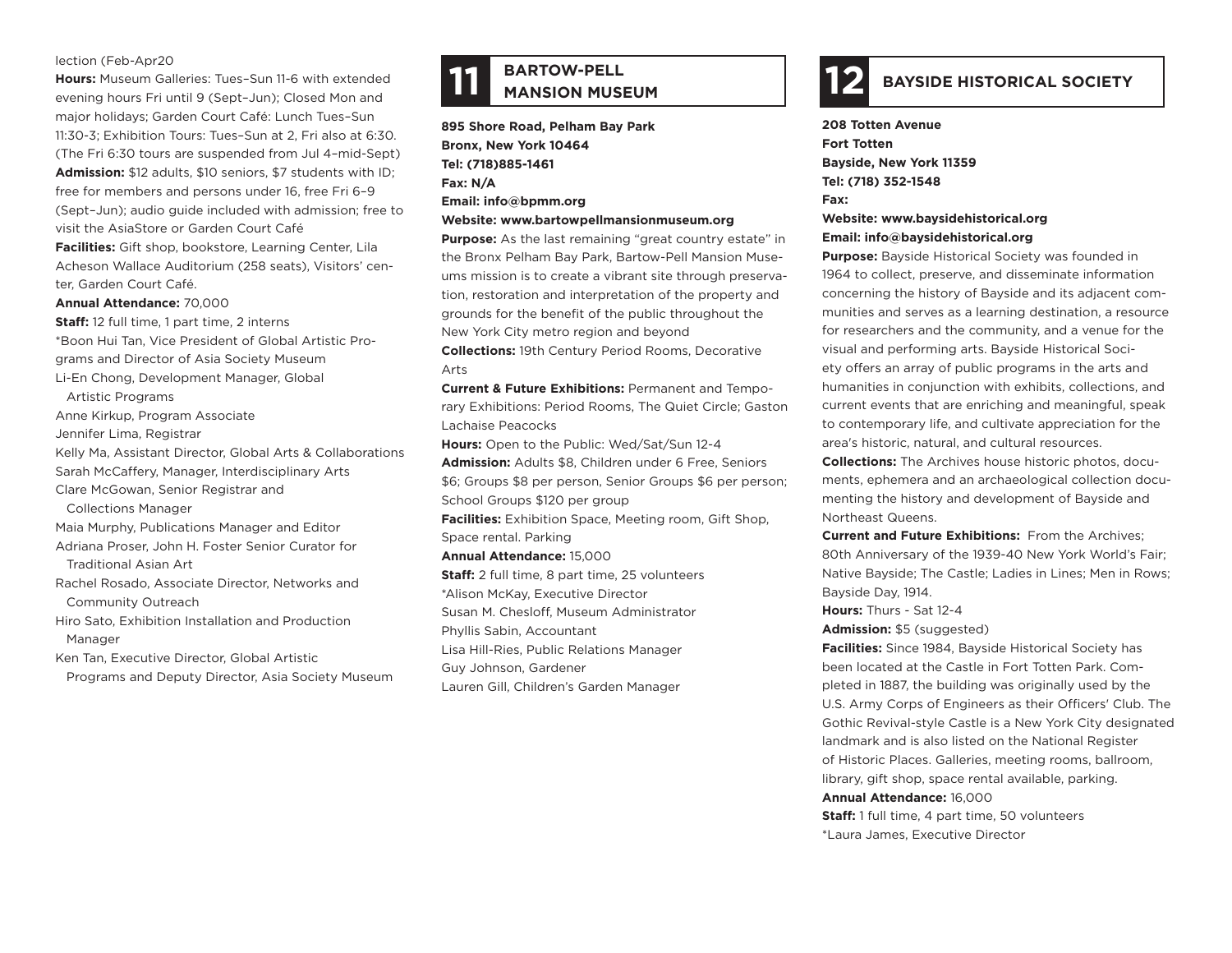lection (Feb-Apr20

**Hours:** Museum Galleries: Tues–Sun 11-6 with extended evening hours Fri until 9 (Sept–Jun); Closed Mon and major holidays; Garden Court Café: Lunch Tues–Sun 11:30-3; Exhibition Tours: Tues–Sun at 2, Fri also at 6:30. (The Fri 6:30 tours are suspended from Jul 4–mid-Sept)

**Admission:** $12 adults, $10 seniors, $7 students with ID; free for members and persons under 16, free Fri 6–9 (Sept–Jun); audio guide included with admission; free to visit the AsiaStore or Garden Court Café

**Facilities:** Gift shop, bookstore, Learning Center, Lila Acheson Wallace Auditorium (258 seats), Visitors' center, Garden Court Café.

**Annual Attendance:** 70,000

**Staff:** 12 full time, 1 part time, 2 interns

*Boon Hui Tan, Vice President of Global Artistic Programs and Director of Asia Society Museum
Li-En Chong, Development Manager, Global Artistic Programs
Anne Kirkup, Program Associate
Jennifer Lima, Registrar
Kelly Ma, Assistant Director, Global Arts & Collaborations
Sarah McCaffery, Manager, Interdisciplinary Arts
Clare McGowan, Senior Registrar and Collections Manager
Maia Murphy, Publications Manager and Editor
Adriana Proser, John H. Foster Senior Curator for Traditional Asian Art
Rachel Rosado, Associate Director, Networks and Community Outreach
Hiro Sato, Exhibition Installation and Production Manager
Ken Tan, Executive Director, Global Artistic Programs and Deputy Director, Asia Society Museum

## 11 BARTOW-PELL MANSION MUSEUM

**895 Shore Road, Pelham Bay Park**
**Bronx, New York 10464**
**Tel: (718)885-1461**
**Fax: N/A**
**Email: info@bpmm.org**
**Website: www.bartowpellmansionmuseum.org**

**Purpose:** As the last remaining "great country estate" in the Bronx Pelham Bay Park, Bartow-Pell Mansion Museums mission is to create a vibrant site through preservation, restoration and interpretation of the property and grounds for the benefit of the public throughout the New York City metro region and beyond

**Collections:** 19th Century Period Rooms, Decorative Arts

**Current & Future Exhibitions:** Permanent and Temporary Exhibitions: Period Rooms, The Quiet Circle; Gaston Lachaise Peacocks

**Hours:** Open to the Public: Wed/Sat/Sun 12-4

**Admission:** Adults $8, Children under 6 Free, Seniors $6; Groups $8 per person, Senior Groups $6 per person; School Groups $120 per group

**Facilities:** Exhibition Space, Meeting room, Gift Shop, Space rental. Parking

**Annual Attendance:** 15,000

**Staff:** 2 full time, 8 part time, 25 volunteers

*Alison McKay, Executive Director
Susan M. Chesloff, Museum Administrator
Phyllis Sabin, Accountant
Lisa Hill-Ries, Public Relations Manager
Guy Johnson, Gardener
Lauren Gill, Children's Garden Manager

## 12 BAYSIDE HISTORICAL SOCIETY

**208 Totten Avenue**
**Fort Totten**
**Bayside, New York 11359**
**Tel: (718) 352-1548**
**Fax:**
**Website: www.baysidehistorical.org**
**Email: info@baysidehistorical.org**

**Purpose:** Bayside Historical Society was founded in 1964 to collect, preserve, and disseminate information concerning the history of Bayside and its adjacent communities and serves as a learning destination, a resource for researchers and the community, and a venue for the visual and performing arts. Bayside Historical Society offers an array of public programs in the arts and humanities in conjunction with exhibits, collections, and current events that are enriching and meaningful, speak to contemporary life, and cultivate appreciation for the area's historic, natural, and cultural resources.

**Collections:** The Archives house historic photos, documents, ephemera and an archaeological collection documenting the history and development of Bayside and Northeast Queens.

**Current and Future Exhibitions:** From the Archives; 80th Anniversary of the 1939-40 New York World's Fair; Native Bayside; The Castle; Ladies in Lines; Men in Rows; Bayside Day, 1914.

**Hours:** Thurs - Sat 12-4

**Admission:** $5 (suggested)

**Facilities:** Since 1984, Bayside Historical Society has been located at the Castle in Fort Totten Park. Completed in 1887, the building was originally used by the U.S. Army Corps of Engineers as their Officers' Club. The Gothic Revival-style Castle is a New York City designated landmark and is also listed on the National Register of Historic Places. Galleries, meeting rooms, ballroom, library, gift shop, space rental available, parking.

**Annual Attendance:** 16,000

**Staff:** 1 full time, 4 part time, 50 volunteers

*Laura James, Executive Director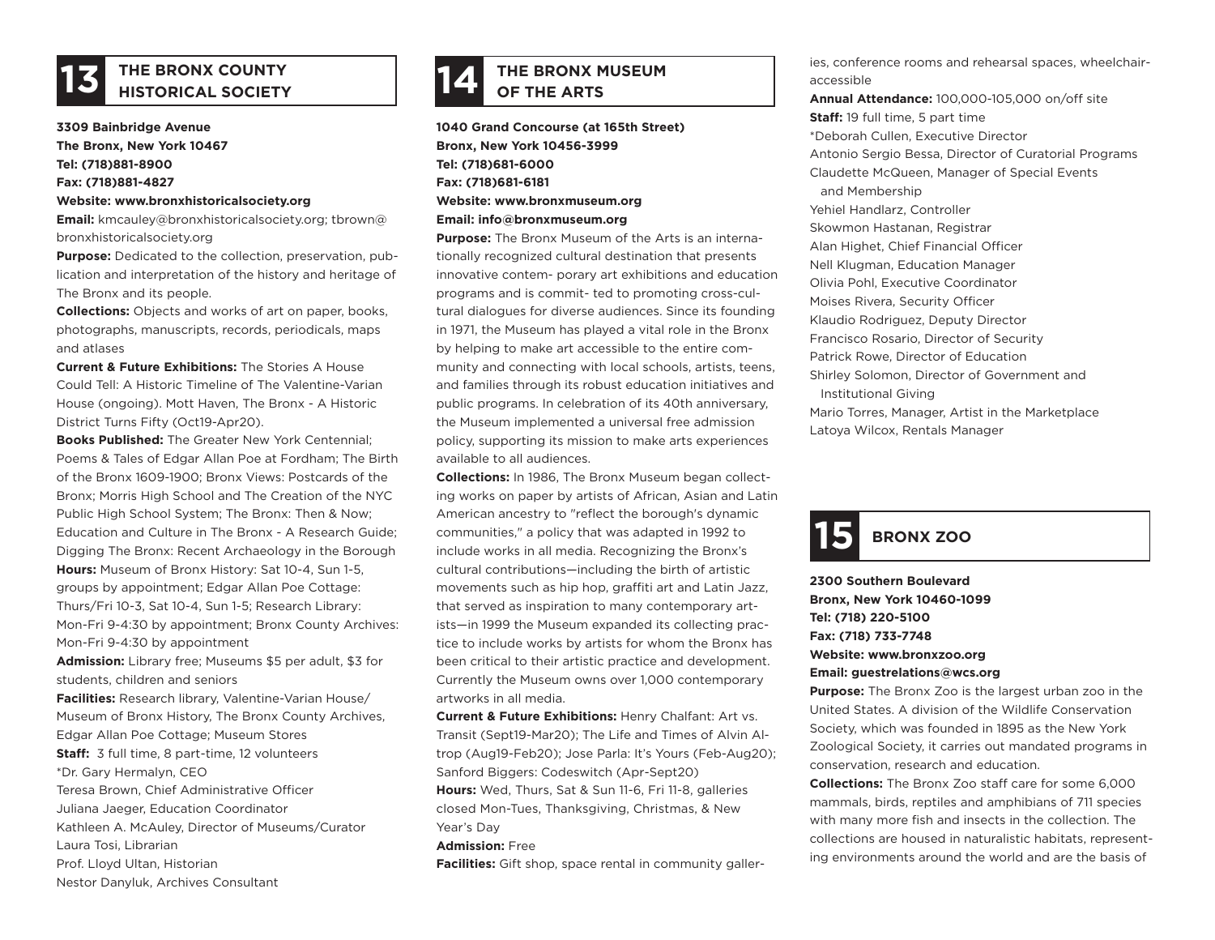## 13 THE BRONX COUNTY HISTORICAL SOCIETY

**3309 Bainbridge Avenue**
**The Bronx, New York 10467**
**Tel: (718)881-8900**
**Fax: (718)881-4827**
**Website: www.bronxhistoricalsociety.org**

**Email:** kmcauley@bronxhistoricalsociety.org; tbrown@bronxhistoricalsociety.org

**Purpose:** Dedicated to the collection, preservation, publication and interpretation of the history and heritage of The Bronx and its people.

**Collections:** Objects and works of art on paper, books, photographs, manuscripts, records, periodicals, maps and atlases

**Current & Future Exhibitions:** The Stories A House Could Tell: A Historic Timeline of The Valentine-Varian House (ongoing). Mott Haven, The Bronx - A Historic District Turns Fifty (Oct19-Apr20).

**Books Published:** The Greater New York Centennial; Poems & Tales of Edgar Allan Poe at Fordham; The Birth of the Bronx 1609-1900; Bronx Views: Postcards of the Bronx; Morris High School and The Creation of the NYC Public High School System; The Bronx: Then & Now; Education and Culture in The Bronx - A Research Guide; Digging The Bronx: Recent Archaeology in the Borough

**Hours:** Museum of Bronx History: Sat 10-4, Sun 1-5, groups by appointment; Edgar Allan Poe Cottage: Thurs/Fri 10-3, Sat 10-4, Sun 1-5; Research Library: Mon-Fri 9-4:30 by appointment; Bronx County Archives: Mon-Fri 9-4:30 by appointment

**Admission:** Library free; Museums $5 per adult, $3 for students, children and seniors

**Facilities:** Research library, Valentine-Varian House/ Museum of Bronx History, The Bronx County Archives, Edgar Allan Poe Cottage; Museum Stores

**Staff:** 3 full time, 8 part-time, 12 volunteers

*Dr. Gary Hermalyn, CEO
Teresa Brown, Chief Administrative Officer
Juliana Jaeger, Education Coordinator
Kathleen A. McAuley, Director of Museums/Curator
Laura Tosi, Librarian
Prof. Lloyd Ultan, Historian
Nestor Danyluk, Archives Consultant

## 14 THE BRONX MUSEUM OF THE ARTS

**1040 Grand Concourse (at 165th Street)**
**Bronx, New York 10456-3999**
**Tel: (718)681-6000**
**Fax: (718)681-6181**
**Website: www.bronxmuseum.org**
**Email: info@bronxmuseum.org**

**Purpose:** The Bronx Museum of the Arts is an internationally recognized cultural destination that presents innovative contem- porary art exhibitions and education programs and is commit- ted to promoting cross-cultural dialogues for diverse audiences. Since its founding in 1971, the Museum has played a vital role in the Bronx by helping to make art accessible to the entire community and connecting with local schools, artists, teens, and families through its robust education initiatives and public programs. In celebration of its 40th anniversary, the Museum implemented a universal free admission policy, supporting its mission to make arts experiences available to all audiences.

**Collections:** In 1986, The Bronx Museum began collecting works on paper by artists of African, Asian and Latin American ancestry to "reflect the borough's dynamic communities," a policy that was adapted in 1992 to include works in all media. Recognizing the Bronx's cultural contributions—including the birth of artistic movements such as hip hop, graffiti art and Latin Jazz, that served as inspiration to many contemporary artists—in 1999 the Museum expanded its collecting practice to include works by artists for whom the Bronx has been critical to their artistic practice and development. Currently the Museum owns over 1,000 contemporary artworks in all media.

**Current & Future Exhibitions:** Henry Chalfant: Art vs. Transit (Sept19-Mar20); The Life and Times of Alvin Altrop (Aug19-Feb20); Jose Parla: It's Yours (Feb-Aug20); Sanford Biggers: Codeswitch (Apr-Sept20)

**Hours:** Wed, Thurs, Sat & Sun 11-6, Fri 11-8, galleries closed Mon-Tues, Thanksgiving, Christmas, & New Year's Day

**Admission:** Free

**Facilities:** Gift shop, space rental in community galleries, conference rooms and rehearsal spaces, wheelchair-accessible

**Annual Attendance:** 100,000-105,000 on/off site

**Staff:** 19 full time, 5 part time

*Deborah Cullen, Executive Director
Antonio Sergio Bessa, Director of Curatorial Programs
Claudette McQueen, Manager of Special Events and Membership
Yehiel Handlarz, Controller
Skowmon Hastanan, Registrar
Alan Highet, Chief Financial Officer
Nell Klugman, Education Manager
Olivia Pohl, Executive Coordinator
Moises Rivera, Security Officer
Klaudio Rodriguez, Deputy Director
Francisco Rosario, Director of Security
Patrick Rowe, Director of Education
Shirley Solomon, Director of Government and Institutional Giving
Mario Torres, Manager, Artist in the Marketplace
Latoya Wilcox, Rentals Manager

## 15 BRONX ZOO

**2300 Southern Boulevard**
**Bronx, New York 10460-1099**
**Tel: (718) 220-5100**
**Fax: (718) 733-7748**
**Website: www.bronxzoo.org**
**Email: guestrelations@wcs.org**

**Purpose:** The Bronx Zoo is the largest urban zoo in the United States. A division of the Wildlife Conservation Society, which was founded in 1895 as the New York Zoological Society, it carries out mandated programs in conservation, research and education.

**Collections:** The Bronx Zoo staff care for some 6,000 mammals, birds, reptiles and amphibians of 711 species with many more fish and insects in the collection. The collections are housed in naturalistic habitats, representing environments around the world and are the basis of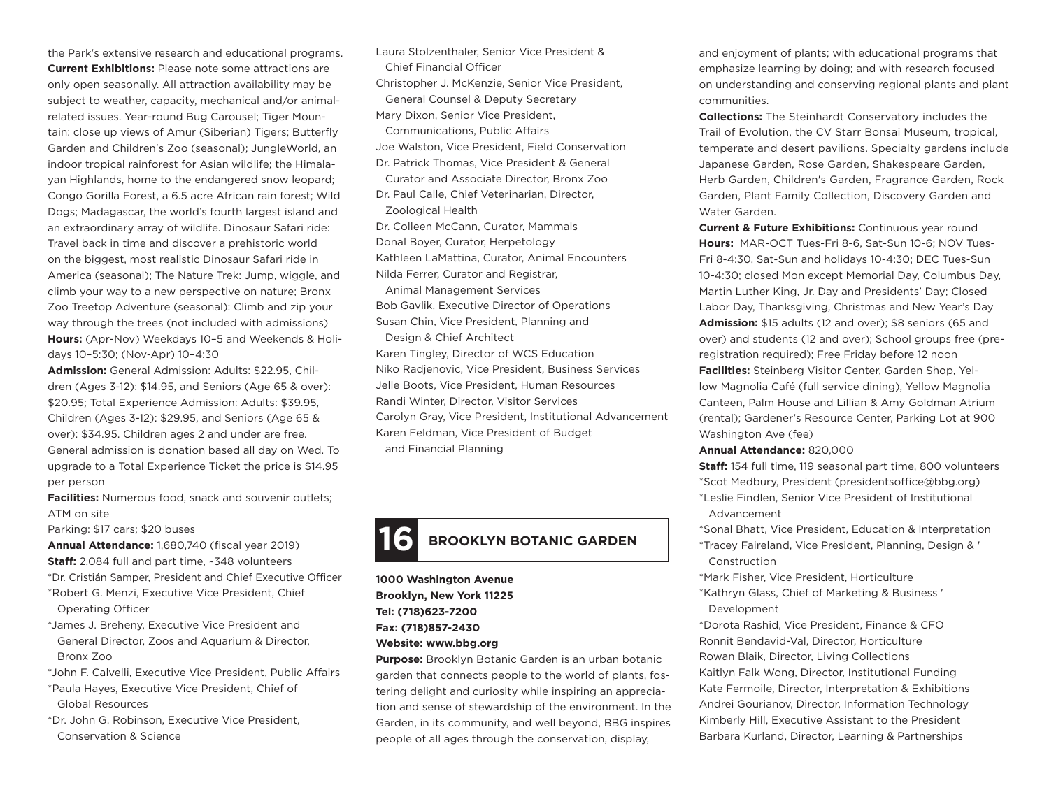the Park's extensive research and educational programs.

**Current Exhibitions:** Please note some attractions are only open seasonally. All attraction availability may be subject to weather, capacity, mechanical and/or animal-related issues. Year-round Bug Carousel; Tiger Mountain: close up views of Amur (Siberian) Tigers; Butterfly Garden and Children's Zoo (seasonal); JungleWorld, an indoor tropical rainforest for Asian wildlife; the Himalayan Highlands, home to the endangered snow leopard; Congo Gorilla Forest, a 6.5 acre African rain forest; Wild Dogs; Madagascar, the world's fourth largest island and an extraordinary array of wildlife. Dinosaur Safari ride: Travel back in time and discover a prehistoric world on the biggest, most realistic Dinosaur Safari ride in America (seasonal); The Nature Trek: Jump, wiggle, and climb your way to a new perspective on nature; Bronx Zoo Treetop Adventure (seasonal): Climb and zip your way through the trees (not included with admissions)

**Hours:** (Apr-Nov) Weekdays 10–5 and Weekends & Holidays 10–5:30; (Nov-Apr) 10–4:30

**Admission:** General Admission: Adults: $22.95, Children (Ages 3-12): $14.95, and Seniors (Age 65 & over): $20.95; Total Experience Admission: Adults: $39.95, Children (Ages 3-12): $29.95, and Seniors (Age 65 & over): $34.95. Children ages 2 and under are free. General admission is donation based all day on Wed. To upgrade to a Total Experience Ticket the price is $14.95 per person

**Facilities:** Numerous food, snack and souvenir outlets; ATM on site

Parking: $17 cars; $20 buses

**Annual Attendance:** 1,680,740 (fiscal year 2019)

**Staff:** 2,084 full and part time, ~348 volunteers

*Dr. Cristián Samper, President and Chief Executive Officer
*Robert G. Menzi, Executive Vice President, Chief Operating Officer
*James J. Breheny, Executive Vice President and General Director, Zoos and Aquarium & Director, Bronx Zoo
*John F. Calvelli, Executive Vice President, Public Affairs
*Paula Hayes, Executive Vice President, Chief of Global Resources
*Dr. John G. Robinson, Executive Vice President, Conservation & Science
Laura Stolzenthaler, Senior Vice President & Chief Financial Officer
Christopher J. McKenzie, Senior Vice President, General Counsel & Deputy Secretary
Mary Dixon, Senior Vice President, Communications, Public Affairs
Joe Walston, Vice President, Field Conservation
Dr. Patrick Thomas, Vice President & General Curator and Associate Director, Bronx Zoo
Dr. Paul Calle, Chief Veterinarian, Director, Zoological Health
Dr. Colleen McCann, Curator, Mammals
Donal Boyer, Curator, Herpetology
Kathleen LaMattina, Curator, Animal Encounters
Nilda Ferrer, Curator and Registrar, Animal Management Services
Bob Gavlik, Executive Director of Operations
Susan Chin, Vice President, Planning and Design & Chief Architect
Karen Tingley, Director of WCS Education
Niko Radjenovic, Vice President, Business Services
Jelle Boots, Vice President, Human Resources
Randi Winter, Director, Visitor Services
Carolyn Gray, Vice President, Institutional Advancement
Karen Feldman, Vice President of Budget and Financial Planning

## 16 BROOKLYN BOTANIC GARDEN

**1000 Washington Avenue**
**Brooklyn, New York 11225**
**Tel: (718)623-7200**
**Fax: (718)857-2430**
**Website: www.bbg.org**

**Purpose:** Brooklyn Botanic Garden is an urban botanic garden that connects people to the world of plants, fostering delight and curiosity while inspiring an appreciation and sense of stewardship of the environment. In the Garden, in its community, and well beyond, BBG inspires people of all ages through the conservation, display, and enjoyment of plants; with educational programs that emphasize learning by doing; and with research focused on understanding and conserving regional plants and plant communities.

**Collections:** The Steinhardt Conservatory includes the Trail of Evolution, the CV Starr Bonsai Museum, tropical, temperate and desert pavilions. Specialty gardens include Japanese Garden, Rose Garden, Shakespeare Garden, Herb Garden, Children's Garden, Fragrance Garden, Rock Garden, Plant Family Collection, Discovery Garden and Water Garden.

**Current & Future Exhibitions:** Continuous year round

**Hours:** MAR-OCT Tues-Fri 8-6, Sat-Sun 10-6; NOV Tues-Fri 8-4:30, Sat-Sun and holidays 10-4:30; DEC Tues-Sun 10-4:30; closed Mon except Memorial Day, Columbus Day, Martin Luther King, Jr. Day and Presidents' Day; Closed Labor Day, Thanksgiving, Christmas and New Year's Day

**Admission:** $15 adults (12 and over); $8 seniors (65 and over) and students (12 and over); School groups free (pre-registration required); Free Friday before 12 noon

**Facilities:** Steinberg Visitor Center, Garden Shop, Yellow Magnolia Café (full service dining), Yellow Magnolia Canteen, Palm House and Lillian & Amy Goldman Atrium (rental); Gardener's Resource Center, Parking Lot at 900 Washington Ave (fee)

**Annual Attendance:** 820,000

**Staff:** 154 full time, 119 seasonal part time, 800 volunteers

*Scot Medbury, President (presidentsoffice@bbg.org)
*Leslie Findlen, Senior Vice President of Institutional Advancement
*Sonal Bhatt, Vice President, Education & Interpretation
*Tracey Faireland, Vice President, Planning, Design & Construction
*Mark Fisher, Vice President, Horticulture
*Kathryn Glass, Chief of Marketing & Business Development
*Dorota Rashid, Vice President, Finance & CFO
Ronnit Bendavid-Val, Director, Horticulture
Rowan Blaik, Director, Living Collections
Kaitlyn Falk Wong, Director, Institutional Funding
Kate Fermoile, Director, Interpretation & Exhibitions
Andrei Gourianov, Director, Information Technology
Kimberly Hill, Executive Assistant to the President
Barbara Kurland, Director, Learning & Partnerships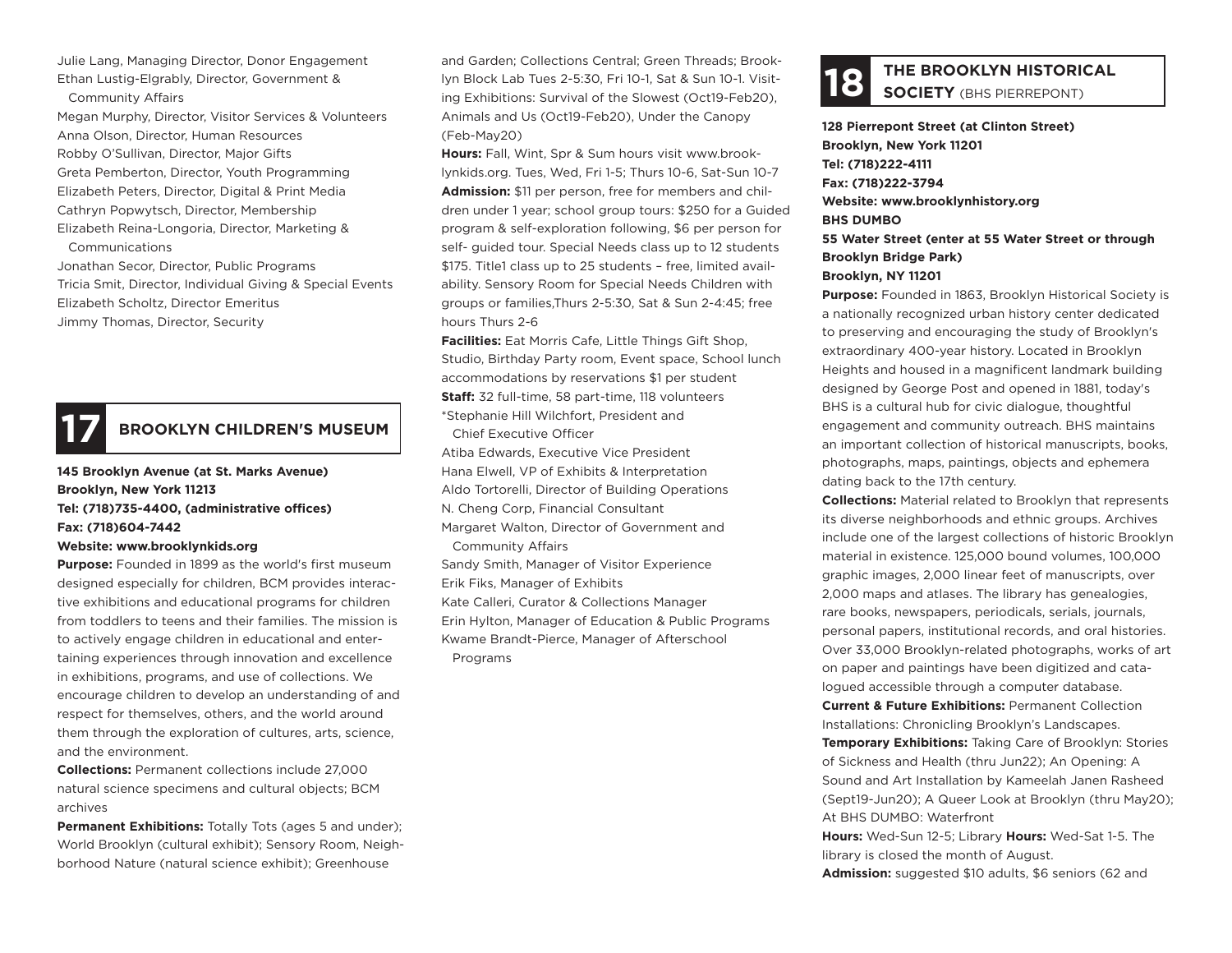Julie Lang, Managing Director, Donor Engagement
Ethan Lustig-Elgrably, Director, Government & Community Affairs
Megan Murphy, Director, Visitor Services & Volunteers
Anna Olson, Director, Human Resources
Robby O'Sullivan, Director, Major Gifts
Greta Pemberton, Director, Youth Programming
Elizabeth Peters, Director, Digital & Print Media
Cathryn Popwytsch, Director, Membership
Elizabeth Reina-Longoria, Director, Marketing & Communications
Jonathan Secor, Director, Public Programs
Tricia Smit, Director, Individual Giving & Special Events
Elizabeth Scholtz, Director Emeritus
Jimmy Thomas, Director, Security

## 17 BROOKLYN CHILDREN'S MUSEUM

**145 Brooklyn Avenue (at St. Marks Avenue)**
**Brooklyn, New York 11213**
**Tel: (718)735-4400, (administrative offices)**
**Fax: (718)604-7442**
**Website: www.brooklynkids.org**

**Purpose:** Founded in 1899 as the world's first museum designed especially for children, BCM provides interactive exhibitions and educational programs for children from toddlers to teens and their families. The mission is to actively engage children in educational and entertaining experiences through innovation and excellence in exhibitions, programs, and use of collections. We encourage children to develop an understanding of and respect for themselves, others, and the world around them through the exploration of cultures, arts, science, and the environment.

**Collections:** Permanent collections include 27,000 natural science specimens and cultural objects; BCM archives

**Permanent Exhibitions:** Totally Tots (ages 5 and under); World Brooklyn (cultural exhibit); Sensory Room, Neighborhood Nature (natural science exhibit); Greenhouse and Garden; Collections Central; Green Threads; Brooklyn Block Lab Tues 2-5:30, Fri 10-1, Sat & Sun 10-1. Visiting Exhibitions: Survival of the Slowest (Oct19-Feb20), Animals and Us (Oct19-Feb20), Under the Canopy (Feb-May20)

**Hours:** Fall, Wint, Spr & Sum hours visit www.brooklynkids.org. Tues, Wed, Fri 1-5; Thurs 10-6, Sat-Sun 10-7

**Admission:** $11 per person, free for members and children under 1 year; school group tours: $250 for a Guided program & self-exploration following, $6 per person for self- guided tour. Special Needs class up to 12 students $175. Title1 class up to 25 students – free, limited availability. Sensory Room for Special Needs Children with groups or families,Thurs 2-5:30, Sat & Sun 2-4:45; free hours Thurs 2-6

**Facilities:** Eat Morris Cafe, Little Things Gift Shop, Studio, Birthday Party room, Event space, School lunch accommodations by reservations $1 per student

**Staff:** 32 full-time, 58 part-time, 118 volunteers

*Stephanie Hill Wilchfort, President and Chief Executive Officer
Atiba Edwards, Executive Vice President
Hana Elwell, VP of Exhibits & Interpretation
Aldo Tortorelli, Director of Building Operations
N. Cheng Corp, Financial Consultant
Margaret Walton, Director of Government and Community Affairs
Sandy Smith, Manager of Visitor Experience
Erik Fiks, Manager of Exhibits
Kate Calleri, Curator & Collections Manager
Erin Hylton, Manager of Education & Public Programs
Kwame Brandt-Pierce, Manager of Afterschool Programs

## 18 THE BROOKLYN HISTORICAL SOCIETY (BHS PIERREPONT)

**128 Pierrepont Street (at Clinton Street)**
**Brooklyn, New York 11201**
**Tel: (718)222-4111**
**Fax: (718)222-3794**
**Website: www.brooklynhistory.org**
**BHS DUMBO**
**55 Water Street (enter at 55 Water Street or through Brooklyn Bridge Park)**
**Brooklyn, NY 11201**

**Purpose:** Founded in 1863, Brooklyn Historical Society is a nationally recognized urban history center dedicated to preserving and encouraging the study of Brooklyn's extraordinary 400-year history. Located in Brooklyn Heights and housed in a magnificent landmark building designed by George Post and opened in 1881, today's BHS is a cultural hub for civic dialogue, thoughtful engagement and community outreach. BHS maintains an important collection of historical manuscripts, books, photographs, maps, paintings, objects and ephemera dating back to the 17th century.

**Collections:** Material related to Brooklyn that represents its diverse neighborhoods and ethnic groups. Archives include one of the largest collections of historic Brooklyn material in existence. 125,000 bound volumes, 100,000 graphic images, 2,000 linear feet of manuscripts, over 2,000 maps and atlases. The library has genealogies, rare books, newspapers, periodicals, serials, journals, personal papers, institutional records, and oral histories. Over 33,000 Brooklyn-related photographs, works of art on paper and paintings have been digitized and catalogued accessible through a computer database.

**Current & Future Exhibitions:** Permanent Collection Installations: Chronicling Brooklyn's Landscapes.

**Temporary Exhibitions:** Taking Care of Brooklyn: Stories of Sickness and Health (thru Jun22); An Opening: A Sound and Art Installation by Kameelah Janen Rasheed (Sept19-Jun20); A Queer Look at Brooklyn (thru May20); At BHS DUMBO: Waterfront

**Hours:** Wed-Sun 12-5; Library **Hours:** Wed-Sat 1-5. The library is closed the month of August.

**Admission:** suggested $10 adults, $6 seniors (62 and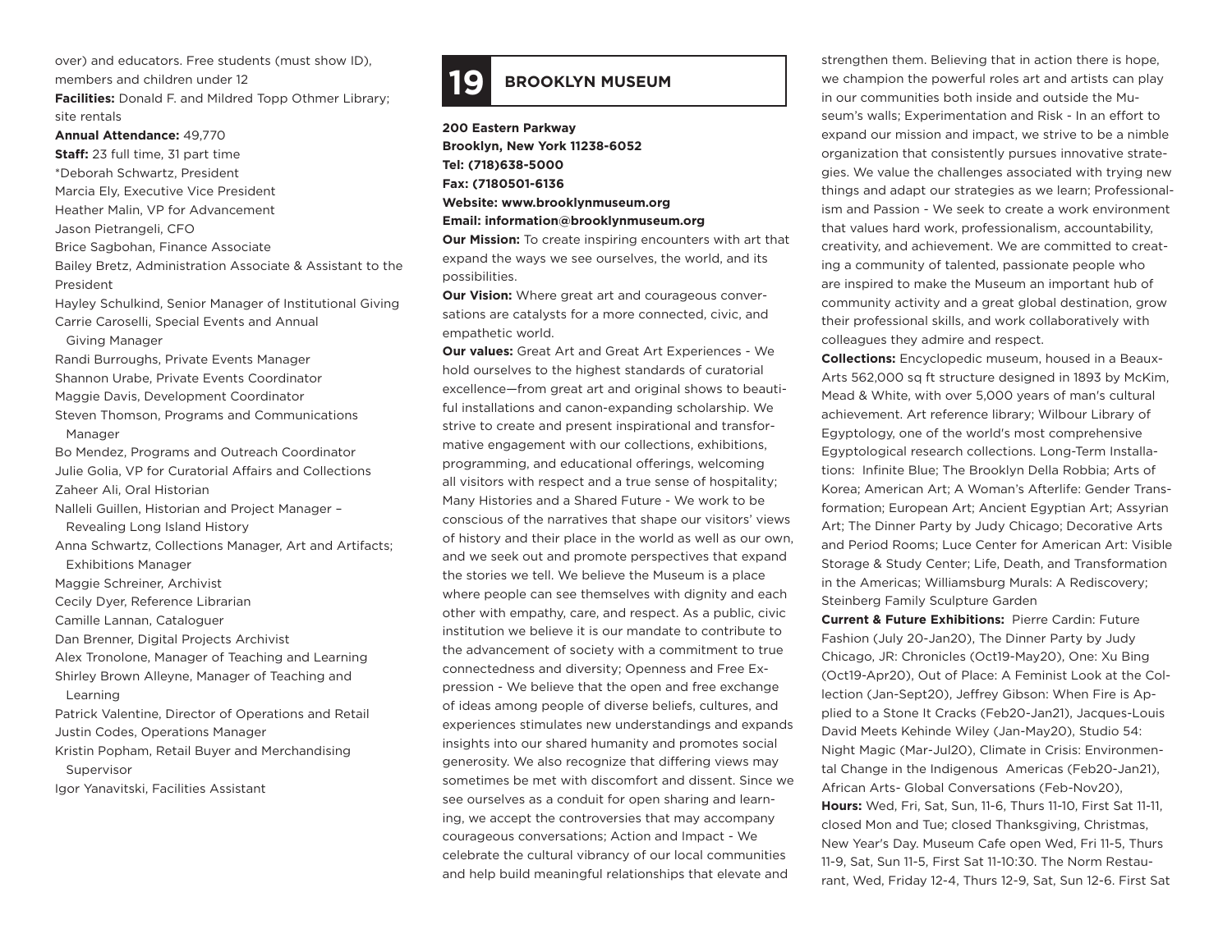over) and educators. Free students (must show ID), members and children under 12

**Facilities:** Donald F. and Mildred Topp Othmer Library; site rentals

**Annual Attendance:** 49,770

**Staff:** 23 full time, 31 part time

*Deborah Schwartz, President
Marcia Ely, Executive Vice President
Heather Malin, VP for Advancement
Jason Pietrangeli, CFO
Brice Sagbohan, Finance Associate
Bailey Bretz, Administration Associate & Assistant to the President
Hayley Schulkind, Senior Manager of Institutional Giving
Carrie Caroselli, Special Events and Annual Giving Manager
Randi Burroughs, Private Events Manager
Shannon Urabe, Private Events Coordinator
Maggie Davis, Development Coordinator
Steven Thomson, Programs and Communications Manager
Bo Mendez, Programs and Outreach Coordinator
Julie Golia, VP for Curatorial Affairs and Collections
Zaheer Ali, Oral Historian
Nalleli Guillen, Historian and Project Manager – Revealing Long Island History
Anna Schwartz, Collections Manager, Art and Artifacts; Exhibitions Manager
Maggie Schreiner, Archivist
Cecily Dyer, Reference Librarian
Camille Lannan, Cataloguer
Dan Brenner, Digital Projects Archivist
Alex Tronolone, Manager of Teaching and Learning
Shirley Brown Alleyne, Manager of Teaching and Learning
Patrick Valentine, Director of Operations and Retail
Justin Codes, Operations Manager
Kristin Popham, Retail Buyer and Merchandising Supervisor
Igor Yanavitski, Facilities Assistant

## 19 BROOKLYN MUSEUM

**200 Eastern Parkway**
**Brooklyn, New York 11238-6052**
**Tel: (718)638-5000**
**Fax: (7180501-6136**
**Website: www.brooklynmuseum.org**
**Email: information@brooklynmuseum.org**

**Our Mission:** To create inspiring encounters with art that expand the ways we see ourselves, the world, and its possibilities.

**Our Vision:** Where great art and courageous conversations are catalysts for a more connected, civic, and empathetic world.

**Our values:** Great Art and Great Art Experiences - We hold ourselves to the highest standards of curatorial excellence—from great art and original shows to beautiful installations and canon-expanding scholarship. We strive to create and present inspirational and transformative engagement with our collections, exhibitions, programming, and educational offerings, welcoming all visitors with respect and a true sense of hospitality; Many Histories and a Shared Future - We work to be conscious of the narratives that shape our visitors' views of history and their place in the world as well as our own, and we seek out and promote perspectives that expand the stories we tell. We believe the Museum is a place where people can see themselves with dignity and each other with empathy, care, and respect. As a public, civic institution we believe it is our mandate to contribute to the advancement of society with a commitment to true connectedness and diversity; Openness and Free Expression - We believe that the open and free exchange of ideas among people of diverse beliefs, cultures, and experiences stimulates new understandings and expands insights into our shared humanity and promotes social generosity. We also recognize that differing views may sometimes be met with discomfort and dissent. Since we see ourselves as a conduit for open sharing and learning, we accept the controversies that may accompany courageous conversations; Action and Impact - We celebrate the cultural vibrancy of our local communities and help build meaningful relationships that elevate and strengthen them. Believing that in action there is hope, we champion the powerful roles art and artists can play in our communities both inside and outside the Museum's walls; Experimentation and Risk - In an effort to expand our mission and impact, we strive to be a nimble organization that consistently pursues innovative strategies. We value the challenges associated with trying new things and adapt our strategies as we learn; Professionalism and Passion - We seek to create a work environment that values hard work, professionalism, accountability, creativity, and achievement. We are committed to creating a community of talented, passionate people who are inspired to make the Museum an important hub of community activity and a great global destination, grow their professional skills, and work collaboratively with colleagues they admire and respect.

**Collections:** Encyclopedic museum, housed in a Beaux-Arts 562,000 sq ft structure designed in 1893 by McKim, Mead & White, with over 5,000 years of man's cultural achievement. Art reference library; Wilbour Library of Egyptology, one of the world's most comprehensive Egyptological research collections. Long-Term Installations: Infinite Blue; The Brooklyn Della Robbia; Arts of Korea; American Art; A Woman's Afterlife: Gender Transformation; European Art; Ancient Egyptian Art; Assyrian Art; The Dinner Party by Judy Chicago; Decorative Arts and Period Rooms; Luce Center for American Art: Visible Storage & Study Center; Life, Death, and Transformation in the Americas; Williamsburg Murals: A Rediscovery; Steinberg Family Sculpture Garden

**Current & Future Exhibitions:** Pierre Cardin: Future Fashion (July 20-Jan20), The Dinner Party by Judy Chicago, JR: Chronicles (Oct19-May20), One: Xu Bing (Oct19-Apr20), Out of Place: A Feminist Look at the Collection (Jan-Sept20), Jeffrey Gibson: When Fire is Applied to a Stone It Cracks (Feb20-Jan21), Jacques-Louis David Meets Kehinde Wiley (Jan-May20), Studio 54: Night Magic (Mar-Jul20), Climate in Crisis: Environmental Change in the Indigenous Americas (Feb20-Jan21), African Arts- Global Conversations (Feb-Nov20),

**Hours:** Wed, Fri, Sat, Sun, 11-6, Thurs 11-10, First Sat 11-11, closed Mon and Tue; closed Thanksgiving, Christmas, New Year's Day. Museum Cafe open Wed, Fri 11-5, Thurs 11-9, Sat, Sun 11-5, First Sat 11-10:30. The Norm Restaurant, Wed, Friday 12-4, Thurs 12-9, Sat, Sun 12-6. First Sat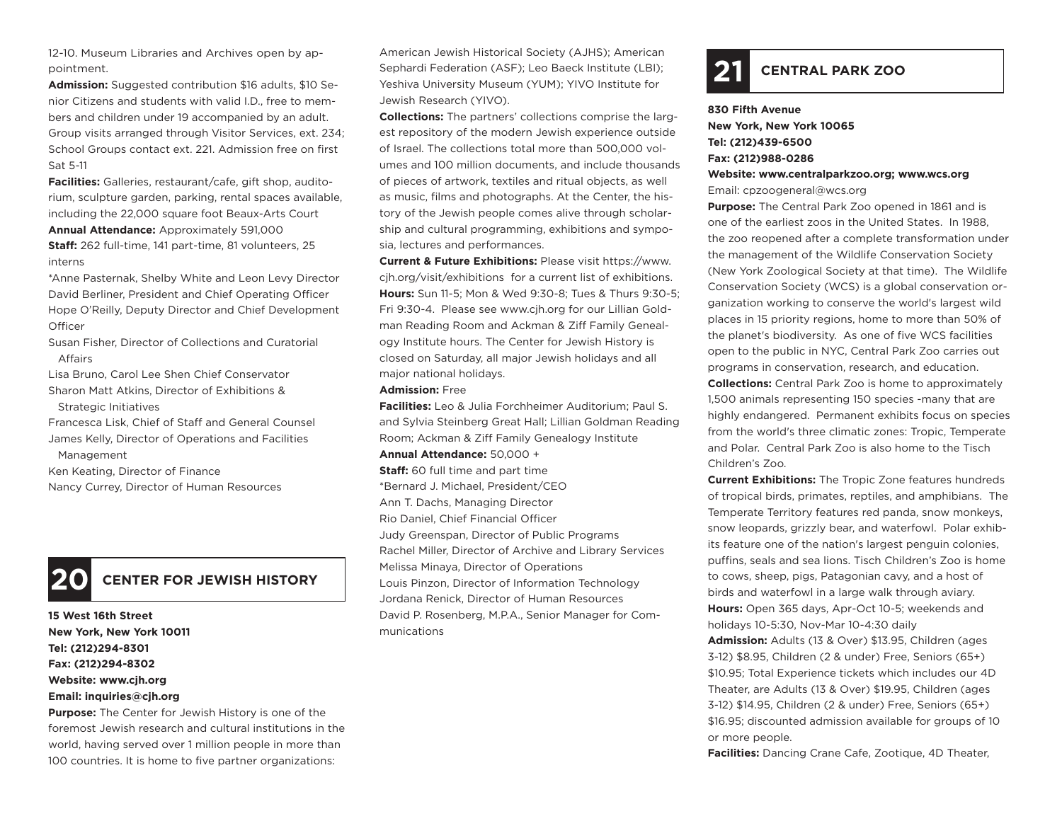12-10. Museum Libraries and Archives open by appointment.

**Admission:** Suggested contribution $16 adults, $10 Senior Citizens and students with valid I.D., free to members and children under 19 accompanied by an adult. Group visits arranged through Visitor Services, ext. 234; School Groups contact ext. 221. Admission free on first Sat 5-11

**Facilities:** Galleries, restaurant/cafe, gift shop, auditorium, sculpture garden, parking, rental spaces available, including the 22,000 square foot Beaux-Arts Court

**Annual Attendance:** Approximately 591,000

**Staff:** 262 full-time, 141 part-time, 81 volunteers, 25 interns

*Anne Pasternak, Shelby White and Leon Levy Director
David Berliner, President and Chief Operating Officer
Hope O'Reilly, Deputy Director and Chief Development Officer
Susan Fisher, Director of Collections and Curatorial Affairs
Lisa Bruno, Carol Lee Shen Chief Conservator
Sharon Matt Atkins, Director of Exhibitions & Strategic Initiatives
Francesca Lisk, Chief of Staff and General Counsel
James Kelly, Director of Operations and Facilities Management
Ken Keating, Director of Finance
Nancy Currey, Director of Human Resources

## 20 CENTER FOR JEWISH HISTORY

**15 West 16th Street**
**New York, New York 10011**
**Tel: (212)294-8301**
**Fax: (212)294-8302**
**Website: www.cjh.org**
**Email: inquiries@cjh.org**

**Purpose:** The Center for Jewish History is one of the foremost Jewish research and cultural institutions in the world, having served over 1 million people in more than 100 countries. It is home to five partner organizations: American Jewish Historical Society (AJHS); American Sephardi Federation (ASF); Leo Baeck Institute (LBI); Yeshiva University Museum (YUM); YIVO Institute for Jewish Research (YIVO).

**Collections:** The partners' collections comprise the largest repository of the modern Jewish experience outside of Israel. The collections total more than 500,000 volumes and 100 million documents, and include thousands of pieces of artwork, textiles and ritual objects, as well as music, films and photographs. At the Center, the history of the Jewish people comes alive through scholarship and cultural programming, exhibitions and symposia, lectures and performances.

**Current & Future Exhibitions:** Please visit https://www.cjh.org/visit/exhibitions for a current list of exhibitions.

**Hours:** Sun 11-5; Mon & Wed 9:30-8; Tues & Thurs 9:30-5; Fri 9:30-4. Please see www.cjh.org for our Lillian Goldman Reading Room and Ackman & Ziff Family Genealogy Institute hours. The Center for Jewish History is closed on Saturday, all major Jewish holidays and all major national holidays.

**Admission:** Free

**Facilities:** Leo & Julia Forchheimer Auditorium; Paul S. and Sylvia Steinberg Great Hall; Lillian Goldman Reading Room; Ackman & Ziff Family Genealogy Institute

**Annual Attendance:** 50,000 +

**Staff:** 60 full time and part time

*Bernard J. Michael, President/CEO
Ann T. Dachs, Managing Director
Rio Daniel, Chief Financial Officer
Judy Greenspan, Director of Public Programs
Rachel Miller, Director of Archive and Library Services
Melissa Minaya, Director of Operations
Louis Pinzon, Director of Information Technology
Jordana Renick, Director of Human Resources
David P. Rosenberg, M.P.A., Senior Manager for Communications

## 21 CENTRAL PARK ZOO

**830 Fifth Avenue**
**New York, New York 10065**
**Tel: (212)439-6500**
**Fax: (212)988-0286**
**Website: www.centralparkzoo.org; www.wcs.org**
Email: cpzoogeneral@wcs.org

**Purpose:** The Central Park Zoo opened in 1861 and is one of the earliest zoos in the United States. In 1988, the zoo reopened after a complete transformation under the management of the Wildlife Conservation Society (New York Zoological Society at that time). The Wildlife Conservation Society (WCS) is a global conservation organization working to conserve the world's largest wild places in 15 priority regions, home to more than 50% of the planet's biodiversity. As one of five WCS facilities open to the public in NYC, Central Park Zoo carries out programs in conservation, research, and education.

**Collections:** Central Park Zoo is home to approximately 1,500 animals representing 150 species -many that are highly endangered. Permanent exhibits focus on species from the world's three climatic zones: Tropic, Temperate and Polar. Central Park Zoo is also home to the Tisch Children's Zoo.

**Current Exhibitions:** The Tropic Zone features hundreds of tropical birds, primates, reptiles, and amphibians. The Temperate Territory features red panda, snow monkeys, snow leopards, grizzly bear, and waterfowl. Polar exhibits feature one of the nation's largest penguin colonies, puffins, seals and sea lions. Tisch Children's Zoo is home to cows, sheep, pigs, Patagonian cavy, and a host of birds and waterfowl in a large walk through aviary.

**Hours:** Open 365 days, Apr-Oct 10-5; weekends and holidays 10-5:30, Nov-Mar 10-4:30 daily

**Admission:** Adults (13 & Over) $13.95, Children (ages 3-12) $8.95, Children (2 & under) Free, Seniors (65+) $10.95; Total Experience tickets which includes our 4D Theater, are Adults (13 & Over) $19.95, Children (ages 3-12) $14.95, Children (2 & under) Free, Seniors (65+) $16.95; discounted admission available for groups of 10 or more people.

**Facilities:** Dancing Crane Cafe, Zootique, 4D Theater,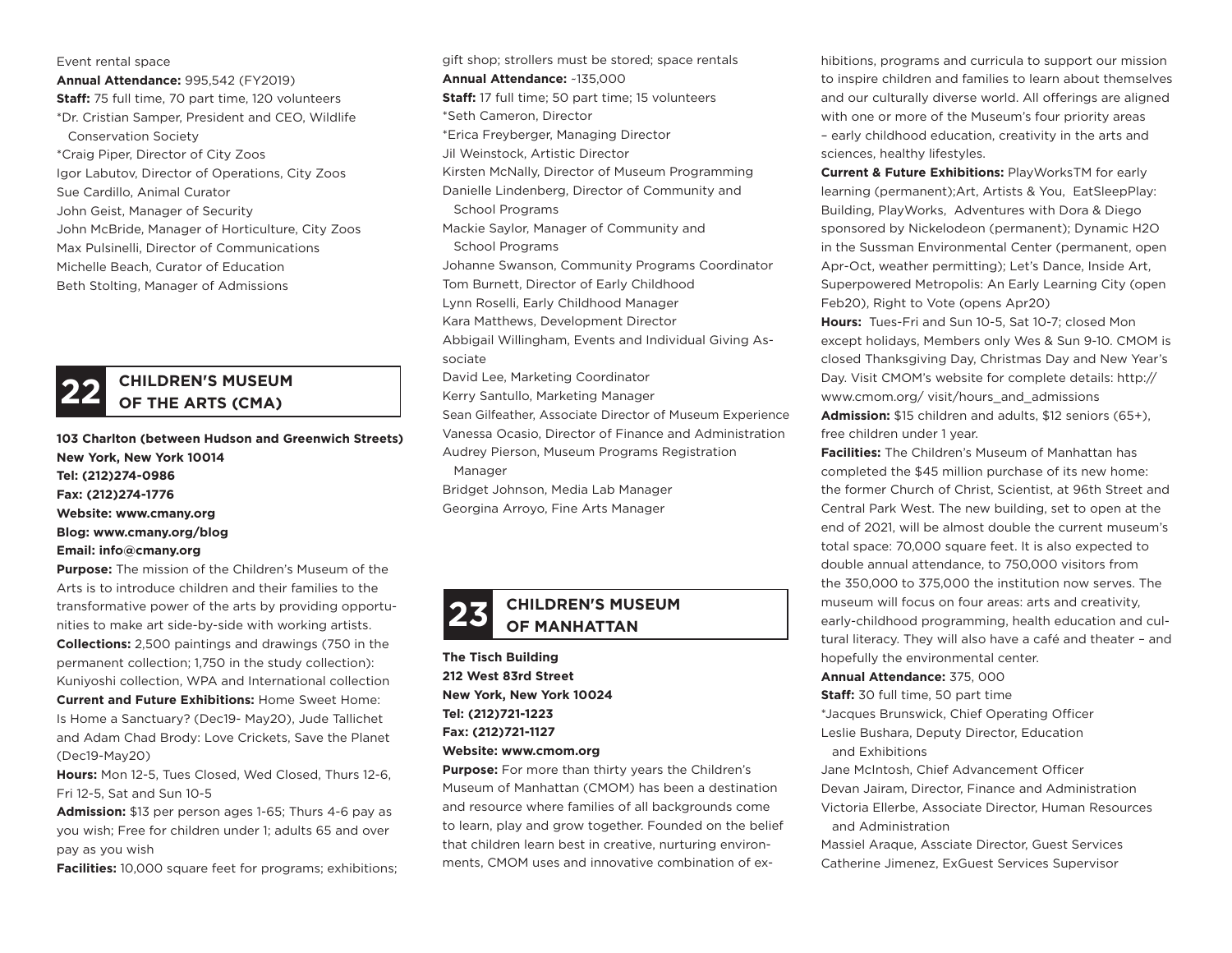Event rental space

**Annual Attendance:** 995,542 (FY2019)

**Staff:** 75 full time, 70 part time, 120 volunteers

*Dr. Cristian Samper, President and CEO, Wildlife Conservation Society
*Craig Piper, Director of City Zoos
Igor Labutov, Director of Operations, City Zoos
Sue Cardillo, Animal Curator
John Geist, Manager of Security
John McBride, Manager of Horticulture, City Zoos
Max Pulsinelli, Director of Communications
Michelle Beach, Curator of Education
Beth Stolting, Manager of Admissions

## 22 CHILDREN'S MUSEUM OF THE ARTS (CMA)

**103 Charlton (between Hudson and Greenwich Streets)**
**New York, New York 10014**
**Tel: (212)274-0986**
**Fax: (212)274-1776**
**Website: www.cmany.org**
**Blog: www.cmany.org/blog**
**Email: info@cmany.org**

**Purpose:** The mission of the Children's Museum of the Arts is to introduce children and their families to the transformative power of the arts by providing opportunities to make art side-by-side with working artists.

**Collections:** 2,500 paintings and drawings (750 in the permanent collection; 1,750 in the study collection): Kuniyoshi collection, WPA and International collection

**Current and Future Exhibitions:** Home Sweet Home: Is Home a Sanctuary? (Dec19- May20), Jude Tallichet and Adam Chad Brody: Love Crickets, Save the Planet (Dec19-May20)

**Hours:** Mon 12-5, Tues Closed, Wed Closed, Thurs 12-6, Fri 12-5, Sat and Sun 10-5

**Admission:** $13 per person ages 1-65; Thurs 4-6 pay as you wish; Free for children under 1; adults 65 and over pay as you wish

**Facilities:** 10,000 square feet for programs; exhibitions; gift shop; strollers must be stored; space rentals

**Annual Attendance:** ~135,000

**Staff:** 17 full time; 50 part time; 15 volunteers

*Seth Cameron, Director
*Erica Freyberger, Managing Director
Jil Weinstock, Artistic Director
Kirsten McNally, Director of Museum Programming
Danielle Lindenberg, Director of Community and School Programs
Mackie Saylor, Manager of Community and School Programs
Johanne Swanson, Community Programs Coordinator
Tom Burnett, Director of Early Childhood
Lynn Roselli, Early Childhood Manager
Kara Matthews, Development Director
Abbigail Willingham, Events and Individual Giving Associate
David Lee, Marketing Coordinator
Kerry Santullo, Marketing Manager
Sean Gilfeather, Associate Director of Museum Experience
Vanessa Ocasio, Director of Finance and Administration
Audrey Pierson, Museum Programs Registration Manager
Bridget Johnson, Media Lab Manager
Georgina Arroyo, Fine Arts Manager

## 23 CHILDREN'S MUSEUM OF MANHATTAN

**The Tisch Building**
**212 West 83rd Street**
**New York, New York 10024**
**Tel: (212)721-1223**
**Fax: (212)721-1127**
**Website: www.cmom.org**

**Purpose:** For more than thirty years the Children's Museum of Manhattan (CMOM) has been a destination and resource where families of all backgrounds come to learn, play and grow together. Founded on the belief that children learn best in creative, nurturing environments, CMOM uses and innovative combination of exhibitions, programs and curricula to support our mission to inspire children and families to learn about themselves and our culturally diverse world. All offerings are aligned with one or more of the Museum's four priority areas – early childhood education, creativity in the arts and sciences, healthy lifestyles.

**Current & Future Exhibitions:** PlayWorksTM for early learning (permanent);Art, Artists & You, EatSleepPlay: Building, PlayWorks, Adventures with Dora & Diego sponsored by Nickelodeon (permanent); Dynamic H2O in the Sussman Environmental Center (permanent, open Apr-Oct, weather permitting); Let's Dance, Inside Art, Superpowered Metropolis: An Early Learning City (open Feb20), Right to Vote (opens Apr20)

**Hours:** Tues-Fri and Sun 10-5, Sat 10-7; closed Mon except holidays, Members only Wes & Sun 9-10. CMOM is closed Thanksgiving Day, Christmas Day and New Year's Day. Visit CMOM's website for complete details: http://www.cmom.org/ visit/hours_and_admissions

**Admission:** $15 children and adults, $12 seniors (65+), free children under 1 year.

**Facilities:** The Children's Museum of Manhattan has completed the $45 million purchase of its new home: the former Church of Christ, Scientist, at 96th Street and Central Park West. The new building, set to open at the end of 2021, will be almost double the current museum's total space: 70,000 square feet. It is also expected to double annual attendance, to 750,000 visitors from the 350,000 to 375,000 the institution now serves. The museum will focus on four areas: arts and creativity, early-childhood programming, health education and cultural literacy. They will also have a café and theater – and hopefully the environmental center.

**Annual Attendance:** 375, 000

**Staff:** 30 full time, 50 part time

*Jacques Brunswick, Chief Operating Officer
Leslie Bushara, Deputy Director, Education and Exhibitions
Jane McIntosh, Chief Advancement Officer
Devan Jairam, Director, Finance and Administration
Victoria Ellerbe, Associate Director, Human Resources and Administration
Massiel Araque, Assciate Director, Guest Services
Catherine Jimenez, ExGuest Services Supervisor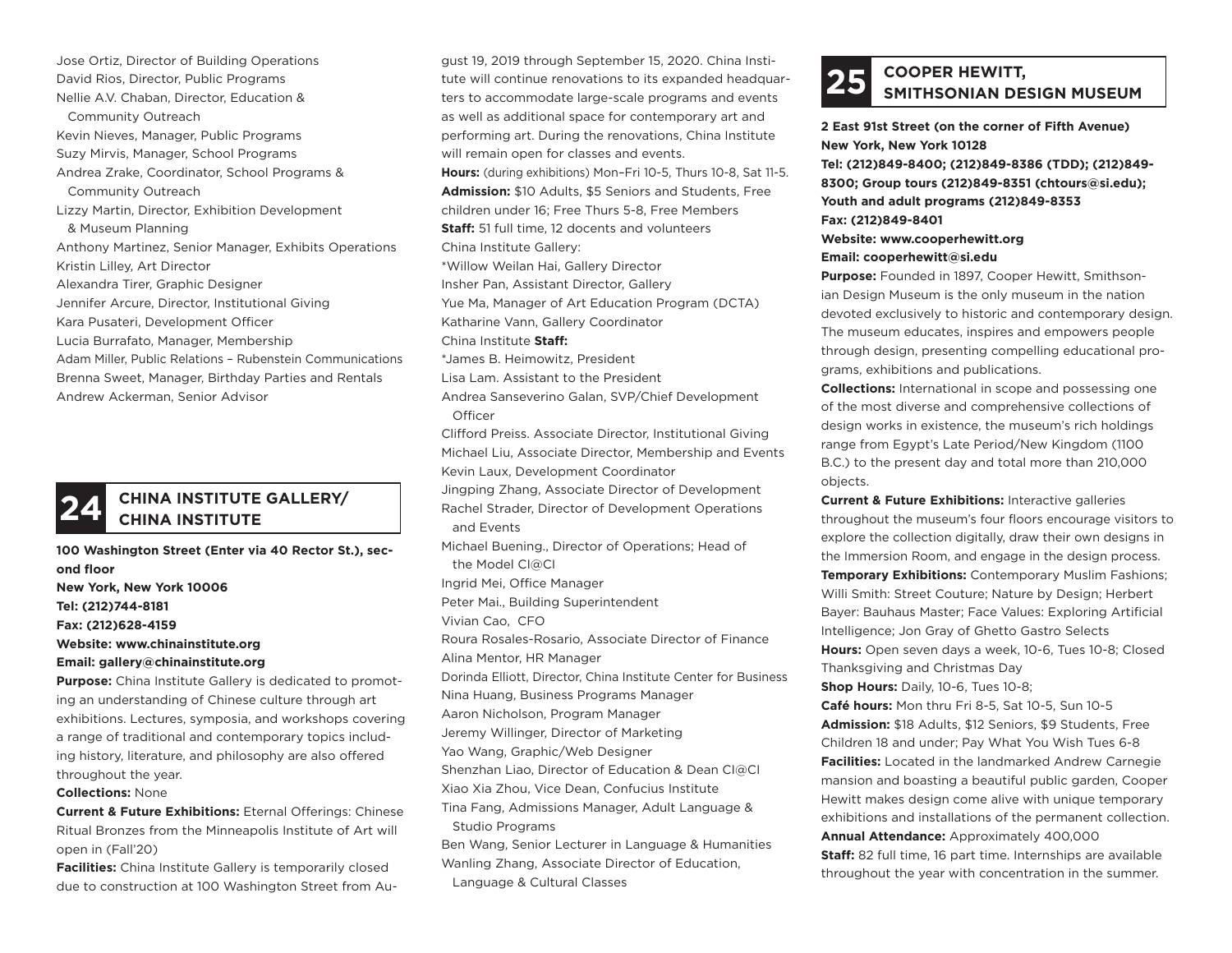Jose Ortiz, Director of Building Operations
David Rios, Director, Public Programs
Nellie A.V. Chaban, Director, Education & Community Outreach
Kevin Nieves, Manager, Public Programs
Suzy Mirvis, Manager, School Programs
Andrea Zrake, Coordinator, School Programs & Community Outreach
Lizzy Martin, Director, Exhibition Development & Museum Planning
Anthony Martinez, Senior Manager, Exhibits Operations
Kristin Lilley, Art Director
Alexandra Tirer, Graphic Designer
Jennifer Arcure, Director, Institutional Giving
Kara Pusateri, Development Officer
Lucia Burrafato, Manager, Membership
Adam Miller, Public Relations – Rubenstein Communications
Brenna Sweet, Manager, Birthday Parties and Rentals
Andrew Ackerman, Senior Advisor

## 24 CHINA INSTITUTE GALLERY/ CHINA INSTITUTE

**100 Washington Street (Enter via 40 Rector St.), second floor**
**New York, New York 10006**
**Tel: (212)744-8181**
**Fax: (212)628-4159**
**Website: www.chinainstitute.org**
**Email: gallery@chinainstitute.org**

**Purpose:** China Institute Gallery is dedicated to promoting an understanding of Chinese culture through art exhibitions. Lectures, symposia, and workshops covering a range of traditional and contemporary topics including history, literature, and philosophy are also offered throughout the year.

**Collections:** None

**Current & Future Exhibitions:** Eternal Offerings: Chinese Ritual Bronzes from the Minneapolis Institute of Art will open in (Fall'20)

**Facilities:** China Institute Gallery is temporarily closed due to construction at 100 Washington Street from August 19, 2019 through September 15, 2020. China Institute will continue renovations to its expanded headquarters to accommodate large-scale programs and events as well as additional space for contemporary art and performing art. During the renovations, China Institute will remain open for classes and events.

**Hours:** (during exhibitions) Mon–Fri 10-5, Thurs 10-8, Sat 11-5.

**Admission:** $10 Adults, $5 Seniors and Students, Free children under 16; Free Thurs 5-8, Free Members

**Staff:** 51 full time, 12 docents and volunteers

China Institute Gallery:
*Willow Weilan Hai, Gallery Director
Insher Pan, Assistant Director, Gallery
Yue Ma, Manager of Art Education Program (DCTA)
Katharine Vann, Gallery Coordinator

China Institute **Staff:**
*James B. Heimowitz, President
Lisa Lam. Assistant to the President
Andrea Sanseverino Galan, SVP/Chief Development Officer
Clifford Preiss. Associate Director, Institutional Giving
Michael Liu, Associate Director, Membership and Events
Kevin Laux, Development Coordinator
Jingping Zhang, Associate Director of Development
Rachel Strader, Director of Development Operations and Events
Michael Buening., Director of Operations; Head of the Model CI@CI
Ingrid Mei, Office Manager
Peter Mai., Building Superintendent
Vivian Cao, CFO
Roura Rosales-Rosario, Associate Director of Finance
Alina Mentor, HR Manager
Dorinda Elliott, Director, China Institute Center for Business
Nina Huang, Business Programs Manager
Aaron Nicholson, Program Manager
Jeremy Willinger, Director of Marketing
Yao Wang, Graphic/Web Designer
Shenzhan Liao, Director of Education & Dean CI@CI
Xiao Xia Zhou, Vice Dean, Confucius Institute
Tina Fang, Admissions Manager, Adult Language & Studio Programs
Ben Wang, Senior Lecturer in Language & Humanities
Wanling Zhang, Associate Director of Education, Language & Cultural Classes

## 25 COOPER HEWITT, SMITHSONIAN DESIGN MUSEUM

**2 East 91st Street (on the corner of Fifth Avenue)**
**New York, New York 10128**
**Tel: (212)849-8400; (212)849-8386 (TDD); (212)849-8300; Group tours (212)849-8351 (chtours@si.edu); Youth and adult programs (212)849-8353**
**Fax: (212)849-8401**
**Website: www.cooperhewitt.org**
**Email: cooperhewitt@si.edu**

**Purpose:** Founded in 1897, Cooper Hewitt, Smithsonian Design Museum is the only museum in the nation devoted exclusively to historic and contemporary design. The museum educates, inspires and empowers people through design, presenting compelling educational programs, exhibitions and publications.

**Collections:** International in scope and possessing one of the most diverse and comprehensive collections of design works in existence, the museum's rich holdings range from Egypt's Late Period/New Kingdom (1100 B.C.) to the present day and total more than 210,000 objects.

**Current & Future Exhibitions:** Interactive galleries throughout the museum's four floors encourage visitors to explore the collection digitally, draw their own designs in the Immersion Room, and engage in the design process.

**Temporary Exhibitions:** Contemporary Muslim Fashions; Willi Smith: Street Couture; Nature by Design; Herbert Bayer: Bauhaus Master; Face Values: Exploring Artificial Intelligence; Jon Gray of Ghetto Gastro Selects

**Hours:** Open seven days a week, 10-6, Tues 10-8; Closed Thanksgiving and Christmas Day

**Shop Hours:** Daily, 10-6, Tues 10-8;

**Café hours:** Mon thru Fri 8-5, Sat 10-5, Sun 10-5

**Admission:** $18 Adults, $12 Seniors, $9 Students, Free Children 18 and under; Pay What You Wish Tues 6-8

**Facilities:** Located in the landmarked Andrew Carnegie mansion and boasting a beautiful public garden, Cooper Hewitt makes design come alive with unique temporary exhibitions and installations of the permanent collection.

**Annual Attendance:** Approximately 400,000

**Staff:** 82 full time, 16 part time. Internships are available throughout the year with concentration in the summer.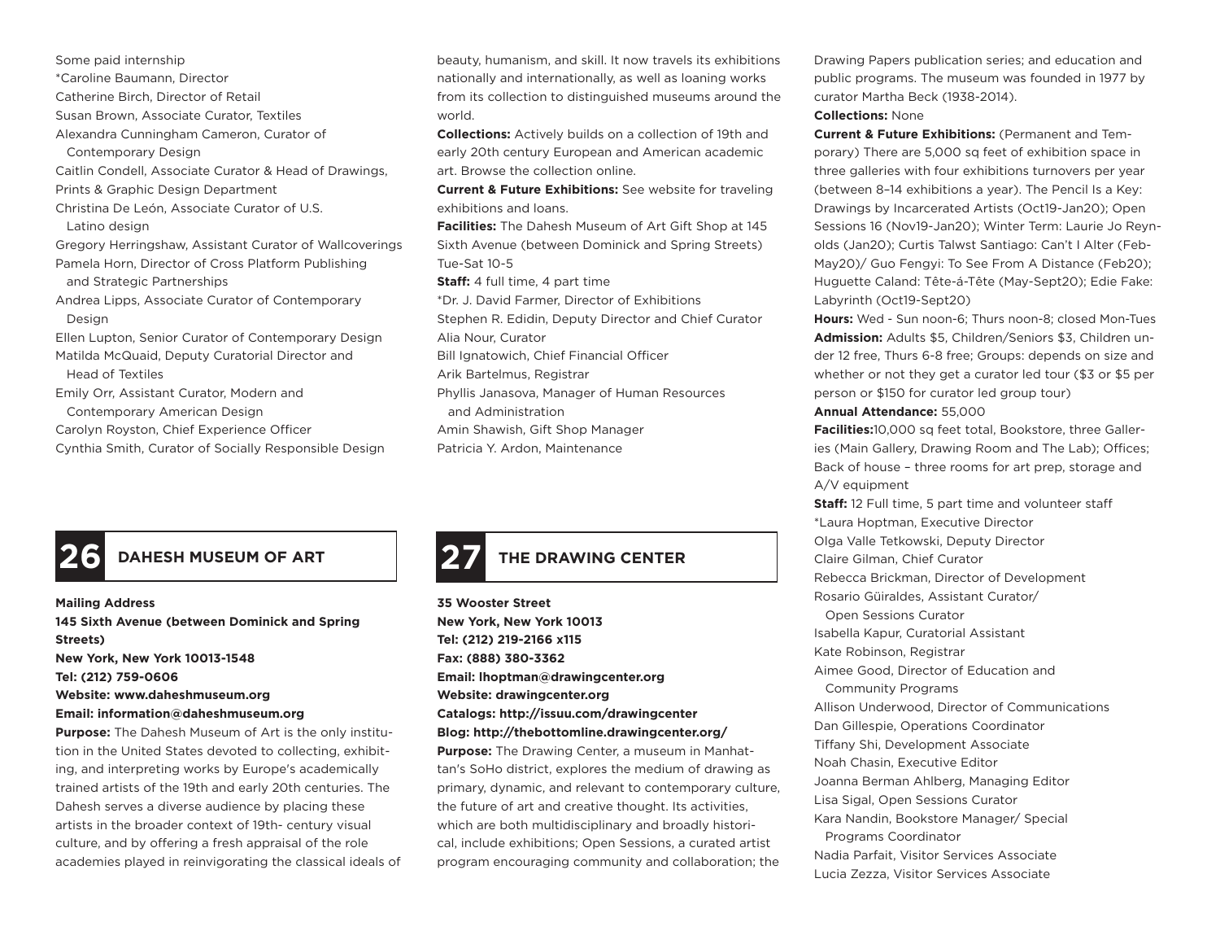Some paid internship
*Caroline Baumann, Director
Catherine Birch, Director of Retail
Susan Brown, Associate Curator, Textiles
Alexandra Cunningham Cameron, Curator of Contemporary Design
Caitlin Condell, Associate Curator & Head of Drawings, Prints & Graphic Design Department
Christina De León, Associate Curator of U.S. Latino design
Gregory Herringshaw, Assistant Curator of Wallcoverings
Pamela Horn, Director of Cross Platform Publishing and Strategic Partnerships
Andrea Lipps, Associate Curator of Contemporary Design
Ellen Lupton, Senior Curator of Contemporary Design
Matilda McQuaid, Deputy Curatorial Director and Head of Textiles
Emily Orr, Assistant Curator, Modern and Contemporary American Design
Carolyn Royston, Chief Experience Officer
Cynthia Smith, Curator of Socially Responsible Design

## 26 DAHESH MUSEUM OF ART

**Mailing Address**
**145 Sixth Avenue (between Dominick and Spring Streets)**
**New York, New York 10013-1548**
**Tel: (212) 759-0606**
**Website: www.daheshmuseum.org**
**Email: information@daheshmuseum.org**

**Purpose:** The Dahesh Museum of Art is the only institution in the United States devoted to collecting, exhibiting, and interpreting works by Europe's academically trained artists of the 19th and early 20th centuries. The Dahesh serves a diverse audience by placing these artists in the broader context of 19th- century visual culture, and by offering a fresh appraisal of the role academies played in reinvigorating the classical ideals of beauty, humanism, and skill. It now travels its exhibitions nationally and internationally, as well as loaning works from its collection to distinguished museums around the world.

**Collections:** Actively builds on a collection of 19th and early 20th century European and American academic art. Browse the collection online.

**Current & Future Exhibitions:** See website for traveling exhibitions and loans.

**Facilities:** The Dahesh Museum of Art Gift Shop at 145 Sixth Avenue (between Dominick and Spring Streets) Tue-Sat 10-5

**Staff:** 4 full time, 4 part time
*Dr. J. David Farmer, Director of Exhibitions
Stephen R. Edidin, Deputy Director and Chief Curator
Alia Nour, Curator
Bill Ignatowich, Chief Financial Officer
Arik Bartelmus, Registrar
Phyllis Janasova, Manager of Human Resources and Administration
Amin Shawish, Gift Shop Manager
Patricia Y. Ardon, Maintenance

## 27 THE DRAWING CENTER

**35 Wooster Street**
**New York, New York 10013**
**Tel: (212) 219-2166 x115**
**Fax: (888) 380-3362**
**Email: lhoptman@drawingcenter.org**
**Website: drawingcenter.org**
**Catalogs: http://issuu.com/drawingcenter**
**Blog: http://thebottomline.drawingcenter.org/**

**Purpose:** The Drawing Center, a museum in Manhattan's SoHo district, explores the medium of drawing as primary, dynamic, and relevant to contemporary culture, the future of art and creative thought. Its activities, which are both multidisciplinary and broadly historical, include exhibitions; Open Sessions, a curated artist program encouraging community and collaboration; the Drawing Papers publication series; and education and public programs. The museum was founded in 1977 by curator Martha Beck (1938-2014).

**Collections:** None

**Current & Future Exhibitions:** (Permanent and Temporary) There are 5,000 sq feet of exhibition space in three galleries with four exhibitions turnovers per year (between 8–14 exhibitions a year). The Pencil Is a Key: Drawings by Incarcerated Artists (Oct19-Jan20); Open Sessions 16 (Nov19-Jan20); Winter Term: Laurie Jo Reynolds (Jan20); Curtis Talwst Santiago: Can't I Alter (Feb-May20)/ Guo Fengyi: To See From A Distance (Feb20); Huguette Caland: Tête-á-Tête (May-Sept20); Edie Fake: Labyrinth (Oct19-Sept20)

**Hours:** Wed - Sun noon-6; Thurs noon-8; closed Mon-Tues

**Admission:** Adults $5, Children/Seniors $3, Children under 12 free, Thurs 6-8 free; Groups: depends on size and whether or not they get a curator led tour ($3 or $5 per person or $150 for curator led group tour)

**Annual Attendance:** 55,000

**Facilities:**10,000 sq feet total, Bookstore, three Galleries (Main Gallery, Drawing Room and The Lab); Offices; Back of house – three rooms for art prep, storage and A/V equipment

**Staff:** 12 Full time, 5 part time and volunteer staff
*Laura Hoptman, Executive Director
Olga Valle Tetkowski, Deputy Director
Claire Gilman, Chief Curator
Rebecca Brickman, Director of Development
Rosario Güiraldes, Assistant Curator/ Open Sessions Curator
Isabella Kapur, Curatorial Assistant
Kate Robinson, Registrar
Aimee Good, Director of Education and Community Programs
Allison Underwood, Director of Communications
Dan Gillespie, Operations Coordinator
Tiffany Shi, Development Associate
Noah Chasin, Executive Editor
Joanna Berman Ahlberg, Managing Editor
Lisa Sigal, Open Sessions Curator
Kara Nandin, Bookstore Manager/ Special Programs Coordinator
Nadia Parfait, Visitor Services Associate
Lucia Zezza, Visitor Services Associate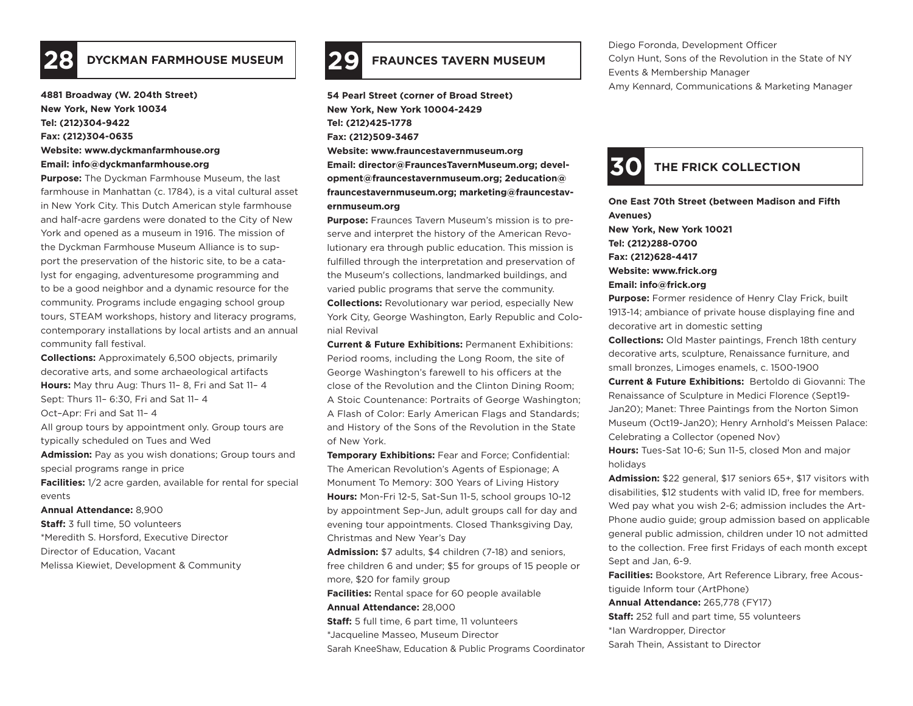## 28 DYCKMAN FARMHOUSE MUSEUM

**4881 Broadway (W. 204th Street)**
**New York, New York 10034**
**Tel: (212)304-9422**
**Fax: (212)304-0635**
**Website: www.dyckmanfarmhouse.org**
**Email: info@dyckmanfarmhouse.org**

**Purpose:** The Dyckman Farmhouse Museum, the last farmhouse in Manhattan (c. 1784), is a vital cultural asset in New York City. This Dutch American style farmhouse and half-acre gardens were donated to the City of New York and opened as a museum in 1916. The mission of the Dyckman Farmhouse Museum Alliance is to support the preservation of the historic site, to be a catalyst for engaging, adventuresome programming and to be a good neighbor and a dynamic resource for the community. Programs include engaging school group tours, STEAM workshops, history and literacy programs, contemporary installations by local artists and an annual community fall festival.

**Collections:** Approximately 6,500 objects, primarily decorative arts, and some archaeological artifacts

**Hours:** May thru Aug: Thurs 11– 8, Fri and Sat 11– 4
Sept: Thurs 11– 6:30, Fri and Sat 11– 4
Oct–Apr: Fri and Sat 11– 4
All group tours by appointment only. Group tours are typically scheduled on Tues and Wed

**Admission:** Pay as you wish donations; Group tours and special programs range in price

**Facilities:** 1/2 acre garden, available for rental for special events

**Annual Attendance:** 8,900

**Staff:** 3 full time, 50 volunteers
*Meredith S. Horsford, Executive Director
Director of Education, Vacant
Melissa Kiewiet, Development & Community

## 29 FRAUNCES TAVERN MUSEUM

**54 Pearl Street (corner of Broad Street)**
**New York, New York 10004-2429**
**Tel: (212)425-1778**
**Fax: (212)509-3467**
**Website: www.frauncestavernmuseum.org**
**Email: director@FrauncesTavernMuseum.org; development@frauncestavernmuseum.org; 2education@frauncestavernmuseum.org; marketing@frauncestavernmuseum.org**

**Purpose:** Fraunces Tavern Museum's mission is to preserve and interpret the history of the American Revolutionary era through public education. This mission is fulfilled through the interpretation and preservation of the Museum's collections, landmarked buildings, and varied public programs that serve the community.

**Collections:** Revolutionary war period, especially New York City, George Washington, Early Republic and Colonial Revival

**Current & Future Exhibitions:** Permanent Exhibitions: Period rooms, including the Long Room, the site of George Washington's farewell to his officers at the close of the Revolution and the Clinton Dining Room; A Stoic Countenance: Portraits of George Washington; A Flash of Color: Early American Flags and Standards; and History of the Sons of the Revolution in the State of New York.

**Temporary Exhibitions:** Fear and Force; Confidential: The American Revolution's Agents of Espionage; A Monument To Memory: 300 Years of Living History

**Hours:** Mon-Fri 12-5, Sat-Sun 11-5, school groups 10-12 by appointment Sep-Jun, adult groups call for day and evening tour appointments. Closed Thanksgiving Day, Christmas and New Year's Day

**Admission:** $7 adults, $4 children (7-18) and seniors, free children 6 and under; $5 for groups of 15 people or more, $20 for family group

**Facilities:** Rental space for 60 people available

**Annual Attendance:** 28,000

**Staff:** 5 full time, 6 part time, 11 volunteers
*Jacqueline Masseo, Museum Director
Sarah KneeShaw, Education & Public Programs Coordinator
Diego Foronda, Development Officer
Colyn Hunt, Sons of the Revolution in the State of NY Events & Membership Manager
Amy Kennard, Communications & Marketing Manager

## 30 THE FRICK COLLECTION

**One East 70th Street (between Madison and Fifth Avenues)**
**New York, New York 10021**
**Tel: (212)288-0700**
**Fax: (212)628-4417**
**Website: www.frick.org**
**Email: info@frick.org**

**Purpose:** Former residence of Henry Clay Frick, built 1913-14; ambiance of private house displaying fine and decorative art in domestic setting

**Collections:** Old Master paintings, French 18th century decorative arts, sculpture, Renaissance furniture, and small bronzes, Limoges enamels, c. 1500-1900

**Current & Future Exhibitions:** Bertoldo di Giovanni: The Renaissance of Sculpture in Medici Florence (Sept19-Jan20); Manet: Three Paintings from the Norton Simon Museum (Oct19-Jan20); Henry Arnhold's Meissen Palace: Celebrating a Collector (opened Nov)

**Hours:** Tues-Sat 10-6; Sun 11-5, closed Mon and major holidays

**Admission:** $22 general, $17 seniors 65+, $17 visitors with disabilities, $12 students with valid ID, free for members. Wed pay what you wish 2-6; admission includes the ArtPhone audio guide; group admission based on applicable general public admission, children under 10 not admitted to the collection. Free first Fridays of each month except Sept and Jan, 6-9.

**Facilities:** Bookstore, Art Reference Library, free Acoustiguide Inform tour (ArtPhone)

**Annual Attendance:** 265,778 (FY17)

**Staff:** 252 full and part time, 55 volunteers
*Ian Wardropper, Director
Sarah Thein, Assistant to Director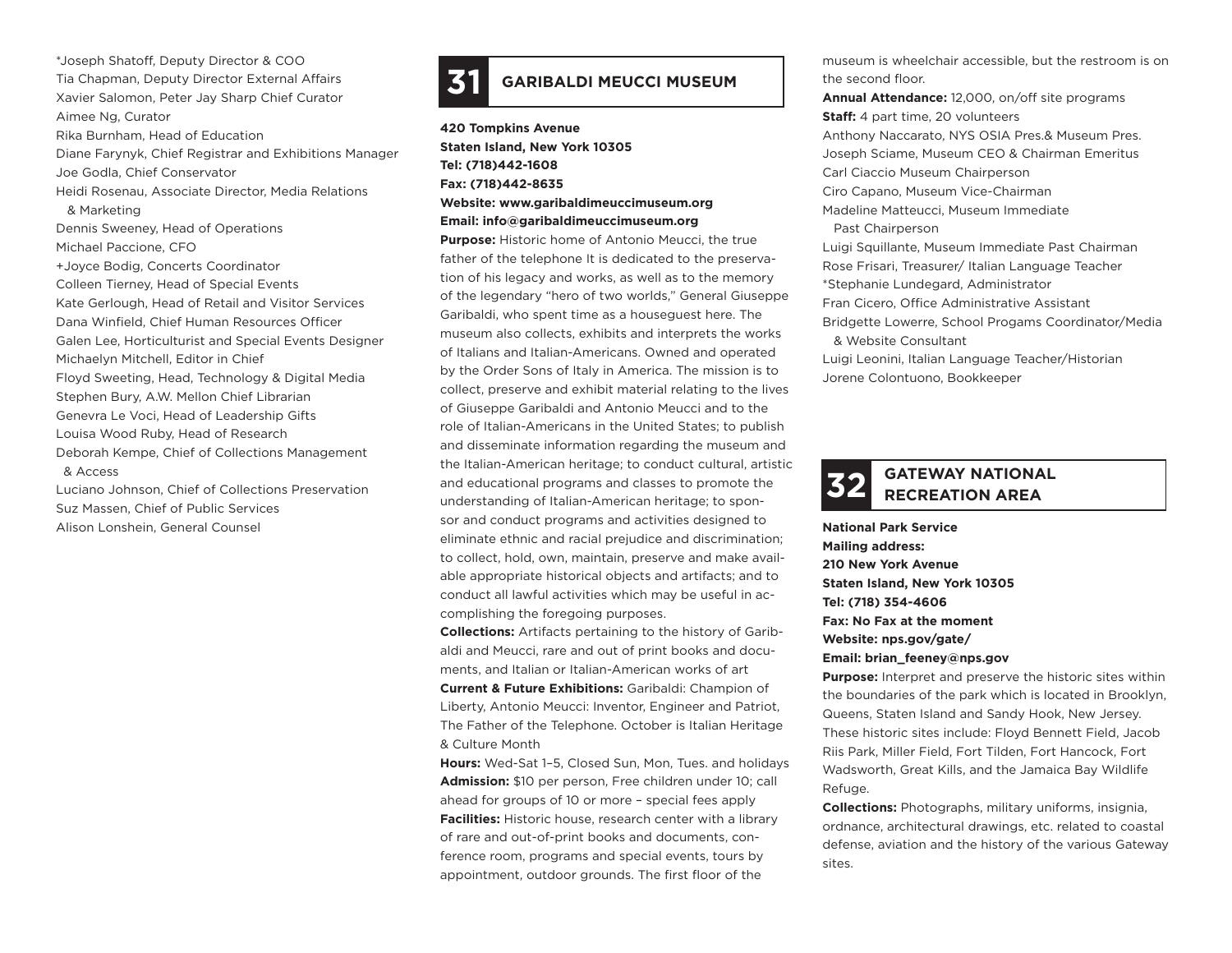*Joseph Shatoff, Deputy Director & COO
Tia Chapman, Deputy Director External Affairs
Xavier Salomon, Peter Jay Sharp Chief Curator
Aimee Ng, Curator
Rika Burnham, Head of Education
Diane Farynyk, Chief Registrar and Exhibitions Manager
Joe Godla, Chief Conservator
Heidi Rosenau, Associate Director, Media Relations & Marketing
Dennis Sweeney, Head of Operations
Michael Paccione, CFO
+Joyce Bodig, Concerts Coordinator
Colleen Tierney, Head of Special Events
Kate Gerlough, Head of Retail and Visitor Services
Dana Winfield, Chief Human Resources Officer
Galen Lee, Horticulturist and Special Events Designer
Michaelyn Mitchell, Editor in Chief
Floyd Sweeting, Head, Technology & Digital Media
Stephen Bury, A.W. Mellon Chief Librarian
Genevra Le Voci, Head of Leadership Gifts
Louisa Wood Ruby, Head of Research
Deborah Kempe, Chief of Collections Management & Access
Luciano Johnson, Chief of Collections Preservation
Suz Massen, Chief of Public Services
Alison Lonshein, General Counsel

## 31 GARIBALDI MEUCCI MUSEUM

**420 Tompkins Avenue**
**Staten Island, New York 10305**
**Tel: (718)442-1608**
**Fax: (718)442-8635**
**Website: www.garibaldimeuccimuseum.org**
**Email: info@garibaldimeuccimuseum.org**

**Purpose:** Historic home of Antonio Meucci, the true father of the telephone It is dedicated to the preservation of his legacy and works, as well as to the memory of the legendary "hero of two worlds," General Giuseppe Garibaldi, who spent time as a houseguest here. The museum also collects, exhibits and interprets the works of Italians and Italian-Americans. Owned and operated by the Order Sons of Italy in America. The mission is to collect, preserve and exhibit material relating to the lives of Giuseppe Garibaldi and Antonio Meucci and to the role of Italian-Americans in the United States; to publish and disseminate information regarding the museum and the Italian-American heritage; to conduct cultural, artistic and educational programs and classes to promote the understanding of Italian-American heritage; to sponsor and conduct programs and activities designed to eliminate ethnic and racial prejudice and discrimination; to collect, hold, own, maintain, preserve and make available appropriate historical objects and artifacts; and to conduct all lawful activities which may be useful in accomplishing the foregoing purposes.

**Collections:** Artifacts pertaining to the history of Garibaldi and Meucci, rare and out of print books and documents, and Italian or Italian-American works of art

**Current & Future Exhibitions:** Garibaldi: Champion of Liberty, Antonio Meucci: Inventor, Engineer and Patriot, The Father of the Telephone. October is Italian Heritage & Culture Month

**Hours:** Wed-Sat 1–5, Closed Sun, Mon, Tues. and holidays

**Admission:** $10 per person, Free children under 10; call ahead for groups of 10 or more – special fees apply

**Facilities:** Historic house, research center with a library of rare and out-of-print books and documents, conference room, programs and special events, tours by appointment, outdoor grounds. The first floor of the museum is wheelchair accessible, but the restroom is on the second floor.

**Annual Attendance:** 12,000, on/off site programs

**Staff:** 4 part time, 20 volunteers

Anthony Naccarato, NYS OSIA Pres.& Museum Pres.
Joseph Sciame, Museum CEO & Chairman Emeritus
Carl Ciaccio Museum Chairperson
Ciro Capano, Museum Vice-Chairman
Madeline Matteucci, Museum Immediate Past Chairperson
Luigi Squillante, Museum Immediate Past Chairman
Rose Frisari, Treasurer/ Italian Language Teacher
*Stephanie Lundegard, Administrator
Fran Cicero, Office Administrative Assistant
Bridgette Lowerre, School Progams Coordinator/Media & Website Consultant
Luigi Leonini, Italian Language Teacher/Historian
Jorene Colontuono, Bookkeeper

## 32 GATEWAY NATIONAL RECREATION AREA

**National Park Service**
**Mailing address:**
**210 New York Avenue**
**Staten Island, New York 10305**
**Tel: (718) 354-4606**
**Fax: No Fax at the moment**
**Website: nps.gov/gate/**
**Email: brian_feeney@nps.gov**

**Purpose:** Interpret and preserve the historic sites within the boundaries of the park which is located in Brooklyn, Queens, Staten Island and Sandy Hook, New Jersey. These historic sites include: Floyd Bennett Field, Jacob Riis Park, Miller Field, Fort Tilden, Fort Hancock, Fort Wadsworth, Great Kills, and the Jamaica Bay Wildlife Refuge.

**Collections:** Photographs, military uniforms, insignia, ordnance, architectural drawings, etc. related to coastal defense, aviation and the history of the various Gateway sites.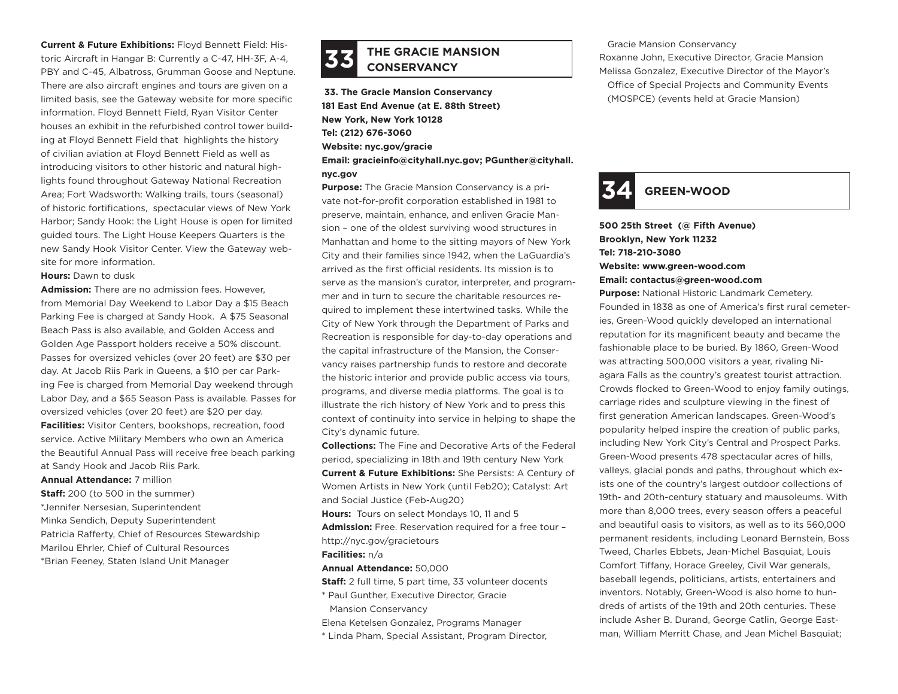**Current & Future Exhibitions:** Floyd Bennett Field: Historic Aircraft in Hangar B: Currently a C-47, HH-3F, A-4, PBY and C-45, Albatross, Grumman Goose and Neptune. There are also aircraft engines and tours are given on a limited basis, see the Gateway website for more specific information. Floyd Bennett Field, Ryan Visitor Center houses an exhibit in the refurbished control tower building at Floyd Bennett Field that highlights the history of civilian aviation at Floyd Bennett Field as well as introducing visitors to other historic and natural highlights found throughout Gateway National Recreation Area; Fort Wadsworth: Walking trails, tours (seasonal) of historic fortifications, spectacular views of New York Harbor; Sandy Hook: the Light House is open for limited guided tours. The Light House Keepers Quarters is the new Sandy Hook Visitor Center. View the Gateway website for more information.

**Hours:** Dawn to dusk

**Admission:** There are no admission fees. However, from Memorial Day Weekend to Labor Day a $15 Beach Parking Fee is charged at Sandy Hook. A $75 Seasonal Beach Pass is also available, and Golden Access and Golden Age Passport holders receive a 50% discount. Passes for oversized vehicles (over 20 feet) are $30 per day. At Jacob Riis Park in Queens, a $10 per car Parking Fee is charged from Memorial Day weekend through Labor Day, and a $65 Season Pass is available. Passes for oversized vehicles (over 20 feet) are $20 per day.

**Facilities:** Visitor Centers, bookshops, recreation, food service. Active Military Members who own an America the Beautiful Annual Pass will receive free beach parking at Sandy Hook and Jacob Riis Park.

**Annual Attendance:** 7 million

**Staff:** 200 (to 500 in the summer)

*Jennifer Nersesian, Superintendent
Minka Sendich, Deputy Superintendent
Patricia Rafferty, Chief of Resources Stewardship
Marilou Ehrler, Chief of Cultural Resources
*Brian Feeney, Staten Island Unit Manager

## 33 THE GRACIE MANSION CONSERVANCY

**33. The Gracie Mansion Conservancy**
**181 East End Avenue (at E. 88th Street)**
**New York, New York 10128**
**Tel: (212) 676-3060**
**Website: nyc.gov/gracie**
**Email: gracieinfo@cityhall.nyc.gov; PGunther@cityhall.nyc.gov**

**Purpose:** The Gracie Mansion Conservancy is a private not-for-profit corporation established in 1981 to preserve, maintain, enhance, and enliven Gracie Mansion – one of the oldest surviving wood structures in Manhattan and home to the sitting mayors of New York City and their families since 1942, when the LaGuardia's arrived as the first official residents. Its mission is to serve as the mansion's curator, interpreter, and programmer and in turn to secure the charitable resources required to implement these intertwined tasks. While the City of New York through the Department of Parks and Recreation is responsible for day-to-day operations and the capital infrastructure of the Mansion, the Conservancy raises partnership funds to restore and decorate the historic interior and provide public access via tours, programs, and diverse media platforms. The goal is to illustrate the rich history of New York and to press this context of continuity into service in helping to shape the City's dynamic future.

**Collections:** The Fine and Decorative Arts of the Federal period, specializing in 18th and 19th century New York

**Current & Future Exhibitions:** She Persists: A Century of Women Artists in New York (until Feb20); Catalyst: Art and Social Justice (Feb-Aug20)

**Hours:** Tours on select Mondays 10, 11 and 5

**Admission:** Free. Reservation required for a free tour – http://nyc.gov/gracietours

**Facilities:** n/a

**Annual Attendance:** 50,000

**Staff:** 2 full time, 5 part time, 33 volunteer docents

* Paul Gunther, Executive Director, Gracie Mansion Conservancy
Elena Ketelsen Gonzalez, Programs Manager
* Linda Pham, Special Assistant, Program Director, Gracie Mansion Conservancy
Roxanne John, Executive Director, Gracie Mansion
Melissa Gonzalez, Executive Director of the Mayor's Office of Special Projects and Community Events (MOSPCE) (events held at Gracie Mansion)

## 34 GREEN-WOOD

**500 25th Street (@ Fifth Avenue)**
**Brooklyn, New York 11232**
**Tel: 718-210-3080**
**Website: www.green-wood.com**
**Email: contactus@green-wood.com**

**Purpose:** National Historic Landmark Cemetery. Founded in 1838 as one of America's first rural cemeteries, Green-Wood quickly developed an international reputation for its magnificent beauty and became the fashionable place to be buried. By 1860, Green-Wood was attracting 500,000 visitors a year, rivaling Niagara Falls as the country's greatest tourist attraction. Crowds flocked to Green-Wood to enjoy family outings, carriage rides and sculpture viewing in the finest of first generation American landscapes. Green-Wood's popularity helped inspire the creation of public parks, including New York City's Central and Prospect Parks. Green-Wood presents 478 spectacular acres of hills, valleys, glacial ponds and paths, throughout which exists one of the country's largest outdoor collections of 19th- and 20th-century statuary and mausoleums. With more than 8,000 trees, every season offers a peaceful and beautiful oasis to visitors, as well as to its 560,000 permanent residents, including Leonard Bernstein, Boss Tweed, Charles Ebbets, Jean-Michel Basquiat, Louis Comfort Tiffany, Horace Greeley, Civil War generals, baseball legends, politicians, artists, entertainers and inventors. Notably, Green-Wood is also home to hundreds of artists of the 19th and 20th centuries. These include Asher B. Durand, George Catlin, George Eastman, William Merritt Chase, and Jean Michel Basquiat;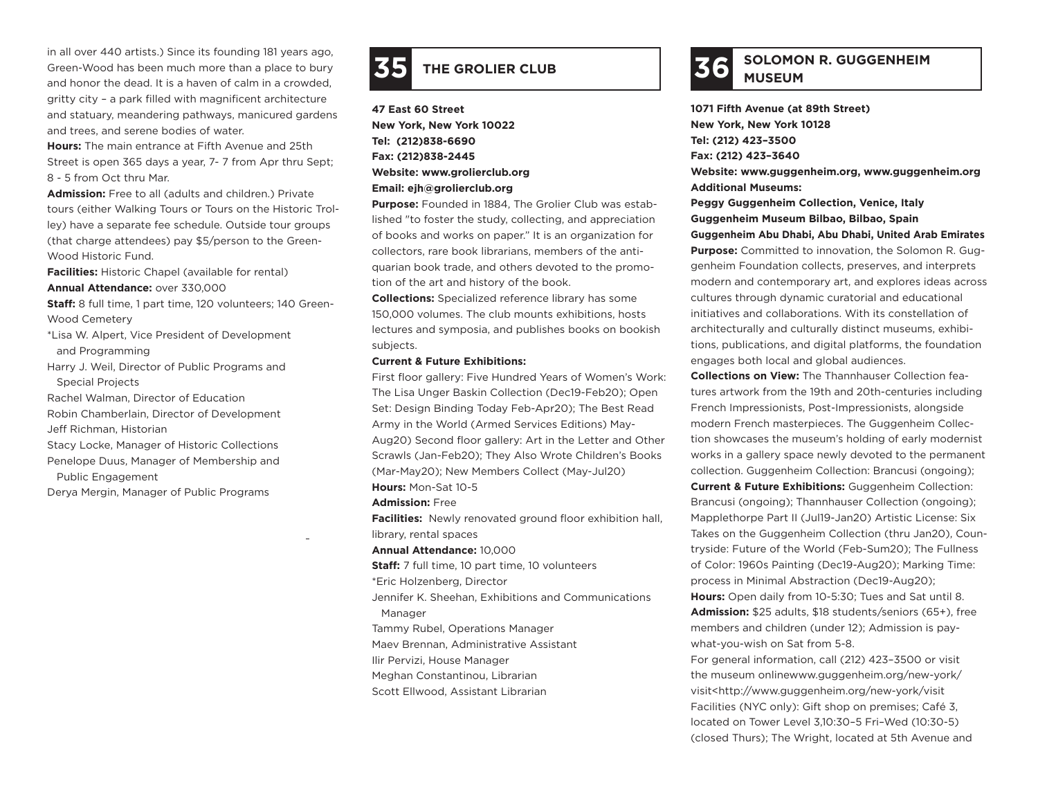in all over 440 artists.) Since its founding 181 years ago, Green-Wood has been much more than a place to bury and honor the dead. It is a haven of calm in a crowded, gritty city – a park filled with magnificent architecture and statuary, meandering pathways, manicured gardens and trees, and serene bodies of water.

**Hours:** The main entrance at Fifth Avenue and 25th Street is open 365 days a year, 7- 7 from Apr thru Sept; 8 - 5 from Oct thru Mar.

**Admission:** Free to all (adults and children.) Private tours (either Walking Tours or Tours on the Historic Trolley) have a separate fee schedule. Outside tour groups (that charge attendees) pay $5/person to the Green-Wood Historic Fund.

**Facilities:** Historic Chapel (available for rental)

**Annual Attendance:** over 330,000

**Staff:** 8 full time, 1 part time, 120 volunteers; 140 Green-Wood Cemetery

*Lisa W. Alpert, Vice President of Development and Programming
Harry J. Weil, Director of Public Programs and Special Projects
Rachel Walman, Director of Education
Robin Chamberlain, Director of Development
Jeff Richman, Historian
Stacy Locke, Manager of Historic Collections
Penelope Duus, Manager of Membership and Public Engagement
Derya Mergin, Manager of Public Programs

## 35 THE GROLIER CLUB

**47 East 60 Street**
**New York, New York 10022**
**Tel: (212)838-6690**
**Fax: (212)838-2445**
**Website: www.grolierclub.org**
**Email: ejh@grolierclub.org**

**Purpose:** Founded in 1884, The Grolier Club was established "to foster the study, collecting, and appreciation of books and works on paper." It is an organization for collectors, rare book librarians, members of the antiquarian book trade, and others devoted to the promotion of the art and history of the book.

**Collections:** Specialized reference library has some 150,000 volumes. The club mounts exhibitions, hosts lectures and symposia, and publishes books on bookish subjects.

**Current & Future Exhibitions:**

First floor gallery: Five Hundred Years of Women's Work: The Lisa Unger Baskin Collection (Dec19-Feb20); Open Set: Design Binding Today Feb-Apr20); The Best Read Army in the World (Armed Services Editions) May-Aug20) Second floor gallery: Art in the Letter and Other Scrawls (Jan-Feb20); They Also Wrote Children's Books (Mar-May20); New Members Collect (May-Jul20)

**Hours:** Mon-Sat 10-5

**Admission:** Free

**Facilities:** Newly renovated ground floor exhibition hall, library, rental spaces

**Annual Attendance:** 10,000

**Staff:** 7 full time, 10 part time, 10 volunteers

*Eric Holzenberg, Director
Jennifer K. Sheehan, Exhibitions and Communications Manager
Tammy Rubel, Operations Manager
Maev Brennan, Administrative Assistant
Ilir Pervizi, House Manager
Meghan Constantinou, Librarian
Scott Ellwood, Assistant Librarian

## 36 SOLOMON R. GUGGENHEIM MUSEUM

**1071 Fifth Avenue (at 89th Street)**
**New York, New York 10128**
**Tel: (212) 423–3500**
**Fax: (212) 423–3640**
**Website: www.guggenheim.org, www.guggenheim.org**
**Additional Museums:**
**Peggy Guggenheim Collection, Venice, Italy**
**Guggenheim Museum Bilbao, Bilbao, Spain**
**Guggenheim Abu Dhabi, Abu Dhabi, United Arab Emirates**

**Purpose:** Committed to innovation, the Solomon R. Guggenheim Foundation collects, preserves, and interprets modern and contemporary art, and explores ideas across cultures through dynamic curatorial and educational initiatives and collaborations. With its constellation of architecturally and culturally distinct museums, exhibitions, publications, and digital platforms, the foundation engages both local and global audiences.

**Collections on View:** The Thannhauser Collection features artwork from the 19th and 20th-centuries including French Impressionists, Post-Impressionists, alongside modern French masterpieces. The Guggenheim Collection showcases the museum's holding of early modernist works in a gallery space newly devoted to the permanent collection. Guggenheim Collection: Brancusi (ongoing);

**Current & Future Exhibitions:** Guggenheim Collection: Brancusi (ongoing); Thannhauser Collection (ongoing); Mapplethorpe Part II (Jul19-Jan20) Artistic License: Six Takes on the Guggenheim Collection (thru Jan20), Countryside: Future of the World (Feb-Sum20); The Fullness of Color: 1960s Painting (Dec19-Aug20); Marking Time: process in Minimal Abstraction (Dec19-Aug20);

**Hours:** Open daily from 10-5:30; Tues and Sat until 8.

**Admission:** $25 adults, $18 students/seniors (65+), free members and children (under 12); Admission is pay-what-you-wish on Sat from 5-8.

For general information, call (212) 423–3500 or visit the museum onlinewww.guggenheim.org/new-york/visit<http://www.guggenheim.org/new-york/visit Facilities (NYC only): Gift shop on premises; Café 3, located on Tower Level 3,10:30–5 Fri–Wed (10:30-5) (closed Thurs); The Wright, located at 5th Avenue and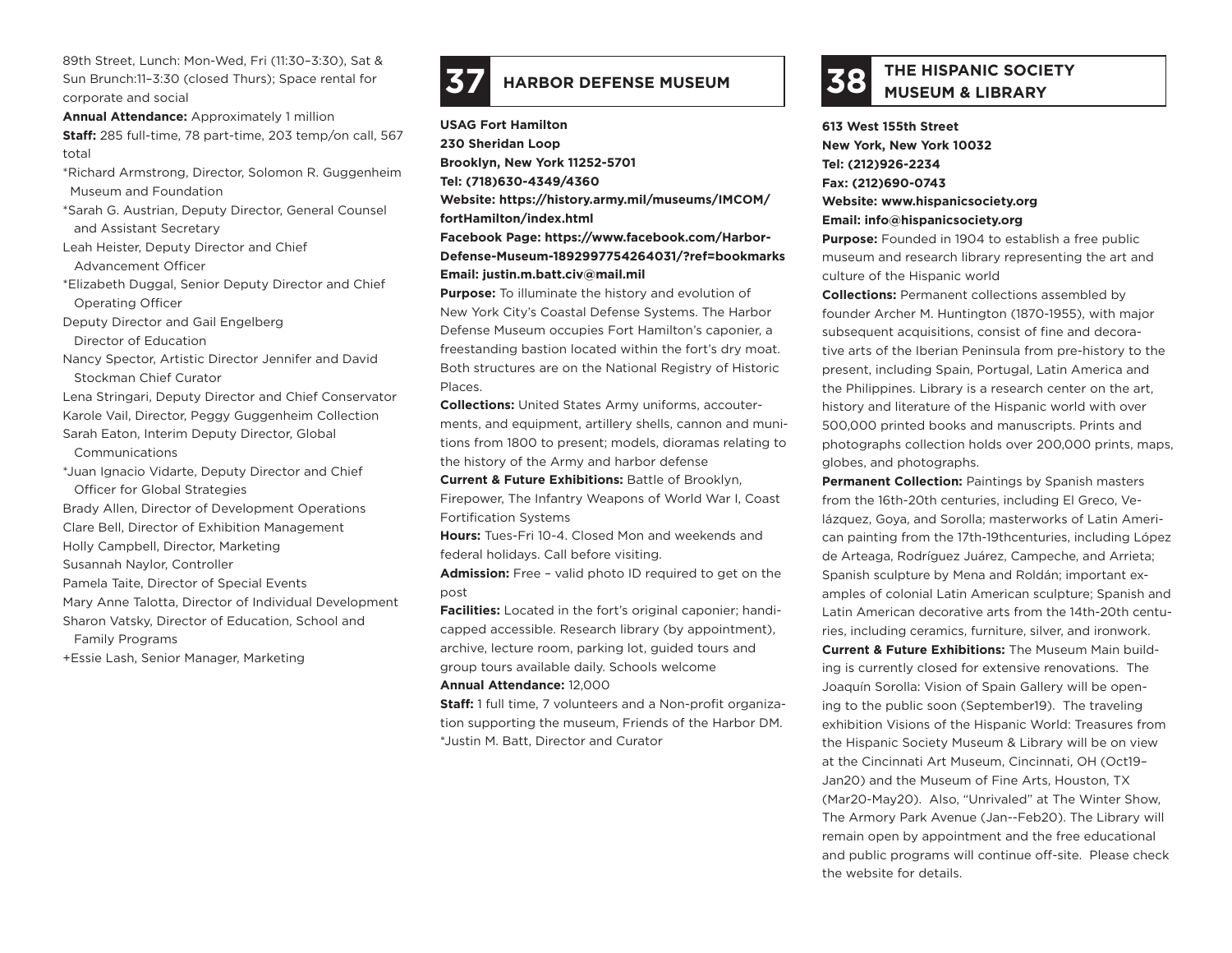89th Street, Lunch: Mon-Wed, Fri (11:30–3:30), Sat & Sun Brunch:11–3:30 (closed Thurs); Space rental for corporate and social

**Annual Attendance:** Approximately 1 million

**Staff:** 285 full-time, 78 part-time, 203 temp/on call, 567 total

*Richard Armstrong, Director, Solomon R. Guggenheim Museum and Foundation

*Sarah G. Austrian, Deputy Director, General Counsel and Assistant Secretary

Leah Heister, Deputy Director and Chief Advancement Officer

*Elizabeth Duggal, Senior Deputy Director and Chief Operating Officer

Deputy Director and Gail Engelberg Director of Education

Nancy Spector, Artistic Director Jennifer and David Stockman Chief Curator

Lena Stringari, Deputy Director and Chief Conservator

Karole Vail, Director, Peggy Guggenheim Collection

Sarah Eaton, Interim Deputy Director, Global Communications

*Juan Ignacio Vidarte, Deputy Director and Chief Officer for Global Strategies

Brady Allen, Director of Development Operations

Clare Bell, Director of Exhibition Management

Holly Campbell, Director, Marketing

Susannah Naylor, Controller

Pamela Taite, Director of Special Events

Mary Anne Talotta, Director of Individual Development

Sharon Vatsky, Director of Education, School and Family Programs

+Essie Lash, Senior Manager, Marketing

## 37 HARBOR DEFENSE MUSEUM

**USAG Fort Hamilton**
**230 Sheridan Loop**
**Brooklyn, New York 11252-5701**
**Tel: (718)630-4349/4360**
**Website: https://history.army.mil/museums/IMCOM/fortHamilton/index.html**
**Facebook Page: https://www.facebook.com/Harbor-Defense-Museum-1892997754264031/?ref=bookmarks**
**Email: justin.m.batt.civ@mail.mil**

**Purpose:** To illuminate the history and evolution of New York City's Coastal Defense Systems. The Harbor Defense Museum occupies Fort Hamilton's caponier, a freestanding bastion located within the fort's dry moat. Both structures are on the National Registry of Historic Places.

**Collections:** United States Army uniforms, accouterments, and equipment, artillery shells, cannon and munitions from 1800 to present; models, dioramas relating to the history of the Army and harbor defense

**Current & Future Exhibitions:** Battle of Brooklyn, Firepower, The Infantry Weapons of World War I, Coast Fortification Systems

**Hours:** Tues-Fri 10-4. Closed Mon and weekends and federal holidays. Call before visiting.

**Admission:** Free – valid photo ID required to get on the post

**Facilities:** Located in the fort's original caponier; handicapped accessible. Research library (by appointment), archive, lecture room, parking lot, guided tours and group tours available daily. Schools welcome

**Annual Attendance:** 12,000

**Staff:** 1 full time, 7 volunteers and a Non-profit organization supporting the museum, Friends of the Harbor DM.

*Justin M. Batt, Director and Curator

## 38 THE HISPANIC SOCIETY MUSEUM & LIBRARY

**613 West 155th Street**
**New York, New York 10032**
**Tel: (212)926-2234**
**Fax: (212)690-0743**
**Website: www.hispanicsociety.org**
**Email: info@hispanicsociety.org**

**Purpose:** Founded in 1904 to establish a free public museum and research library representing the art and culture of the Hispanic world

**Collections:** Permanent collections assembled by founder Archer M. Huntington (1870-1955), with major subsequent acquisitions, consist of fine and decorative arts of the Iberian Peninsula from pre-history to the present, including Spain, Portugal, Latin America and the Philippines. Library is a research center on the art, history and literature of the Hispanic world with over 500,000 printed books and manuscripts. Prints and photographs collection holds over 200,000 prints, maps, globes, and photographs.

**Permanent Collection:** Paintings by Spanish masters from the 16th-20th centuries, including El Greco, Velázquez, Goya, and Sorolla; masterworks of Latin American painting from the 17th-19thcenturies, including López de Arteaga, Rodríguez Juárez, Campeche, and Arrieta; Spanish sculpture by Mena and Roldán; important examples of colonial Latin American sculpture; Spanish and Latin American decorative arts from the 14th-20th centuries, including ceramics, furniture, silver, and ironwork.

**Current & Future Exhibitions:** The Museum Main building is currently closed for extensive renovations. The Joaquín Sorolla: Vision of Spain Gallery will be opening to the public soon (September19). The traveling exhibition Visions of the Hispanic World: Treasures from the Hispanic Society Museum & Library will be on view at the Cincinnati Art Museum, Cincinnati, OH (Oct19–Jan20) and the Museum of Fine Arts, Houston, TX (Mar20-May20). Also, "Unrivaled" at The Winter Show, The Armory Park Avenue (Jan--Feb20). The Library will remain open by appointment and the free educational and public programs will continue off-site. Please check the website for details.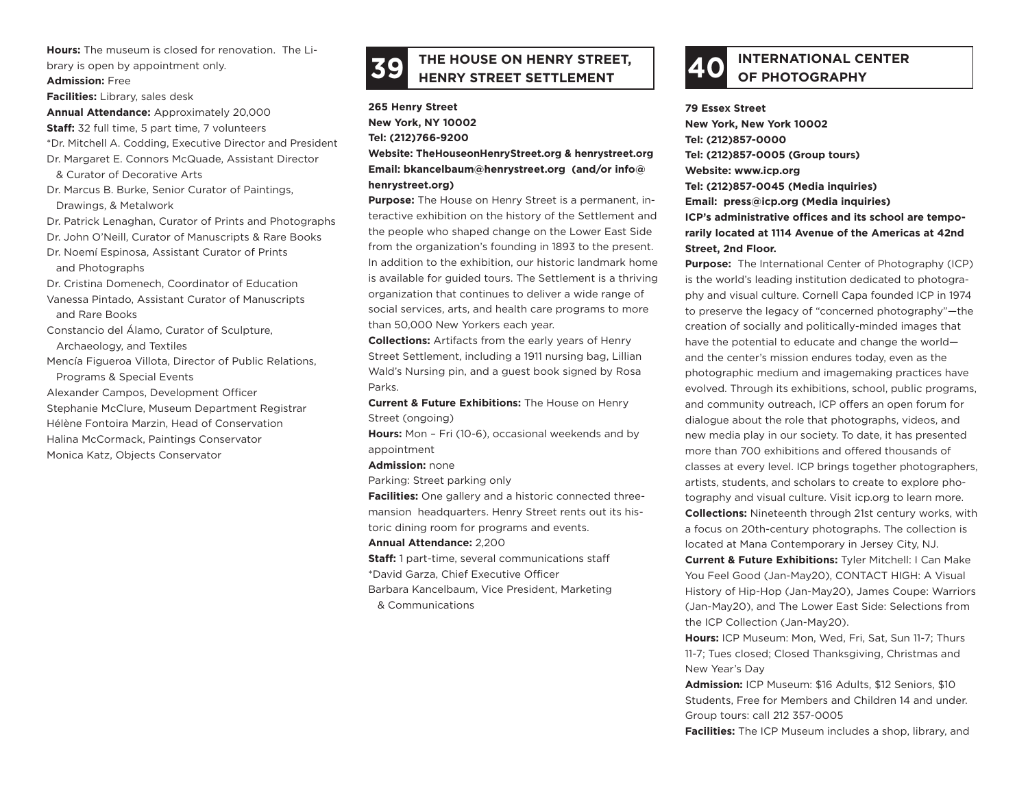**Hours:** The museum is closed for renovation. The Library is open by appointment only.
**Admission:** Free
**Facilities:** Library, sales desk
**Annual Attendance:** Approximately 20,000
**Staff:** 32 full time, 5 part time, 7 volunteers
*Dr. Mitchell A. Codding, Executive Director and President
Dr. Margaret E. Connors McQuade, Assistant Director & Curator of Decorative Arts
Dr. Marcus B. Burke, Senior Curator of Paintings, Drawings, & Metalwork
Dr. Patrick Lenaghan, Curator of Prints and Photographs
Dr. John O'Neill, Curator of Manuscripts & Rare Books
Dr. Noemí Espinosa, Assistant Curator of Prints and Photographs
Dr. Cristina Domenech, Coordinator of Education
Vanessa Pintado, Assistant Curator of Manuscripts and Rare Books
Constancio del Álamo, Curator of Sculpture, Archaeology, and Textiles
Mencía Figueroa Villota, Director of Public Relations, Programs & Special Events
Alexander Campos, Development Officer
Stephanie McClure, Museum Department Registrar
Hélène Fontoira Marzin, Head of Conservation
Halina McCormack, Paintings Conservator
Monica Katz, Objects Conservator

## 39 THE HOUSE ON HENRY STREET, HENRY STREET SETTLEMENT

**265 Henry Street**
**New York, NY 10002**
**Tel: (212)766-9200**
**Website: TheHouseonHenryStreet.org & henrystreet.org**
**Email: bkancelbaum@henrystreet.org (and/or info@henrystreet.org)**

**Purpose:** The House on Henry Street is a permanent, interactive exhibition on the history of the Settlement and the people who shaped change on the Lower East Side from the organization's founding in 1893 to the present. In addition to the exhibition, our historic landmark home is available for guided tours. The Settlement is a thriving organization that continues to deliver a wide range of social services, arts, and health care programs to more than 50,000 New Yorkers each year.
**Collections:** Artifacts from the early years of Henry Street Settlement, including a 1911 nursing bag, Lillian Wald's Nursing pin, and a guest book signed by Rosa Parks.
**Current & Future Exhibitions:** The House on Henry Street (ongoing)
**Hours:** Mon – Fri (10-6), occasional weekends and by appointment
**Admission:** none
Parking: Street parking only
**Facilities:** One gallery and a historic connected three-mansion headquarters. Henry Street rents out its historic dining room for programs and events.
**Annual Attendance:** 2,200
**Staff:** 1 part-time, several communications staff
*David Garza, Chief Executive Officer
Barbara Kancelbaum, Vice President, Marketing & Communications

## 40 INTERNATIONAL CENTER OF PHOTOGRAPHY

**79 Essex Street**
**New York, New York 10002**
**Tel: (212)857-0000**
**Tel: (212)857-0005 (Group tours)**
**Website: www.icp.org**
**Tel: (212)857-0045 (Media inquiries)**
**Email: press@icp.org (Media inquiries)**
**ICP's administrative offices and its school are temporarily located at 1114 Avenue of the Americas at 42nd Street, 2nd Floor.**

**Purpose:** The International Center of Photography (ICP) is the world's leading institution dedicated to photography and visual culture. Cornell Capa founded ICP in 1974 to preserve the legacy of "concerned photography"—the creation of socially and politically-minded images that have the potential to educate and change the world—and the center's mission endures today, even as the photographic medium and imagemaking practices have evolved. Through its exhibitions, school, public programs, and community outreach, ICP offers an open forum for dialogue about the role that photographs, videos, and new media play in our society. To date, it has presented more than 700 exhibitions and offered thousands of classes at every level. ICP brings together photographers, artists, students, and scholars to create to explore photography and visual culture. Visit icp.org to learn more.
**Collections:** Nineteenth through 21st century works, with a focus on 20th-century photographs. The collection is located at Mana Contemporary in Jersey City, NJ.
**Current & Future Exhibitions:** Tyler Mitchell: I Can Make You Feel Good (Jan-May20), CONTACT HIGH: A Visual History of Hip-Hop (Jan-May20), James Coupe: Warriors (Jan-May20), and The Lower East Side: Selections from the ICP Collection (Jan-May20).
**Hours:** ICP Museum: Mon, Wed, Fri, Sat, Sun 11-7; Thurs 11-7; Tues closed; Closed Thanksgiving, Christmas and New Year's Day
**Admission:** ICP Museum: $16 Adults, $12 Seniors, $10 Students, Free for Members and Children 14 and under. Group tours: call 212 357-0005
**Facilities:** The ICP Museum includes a shop, library, and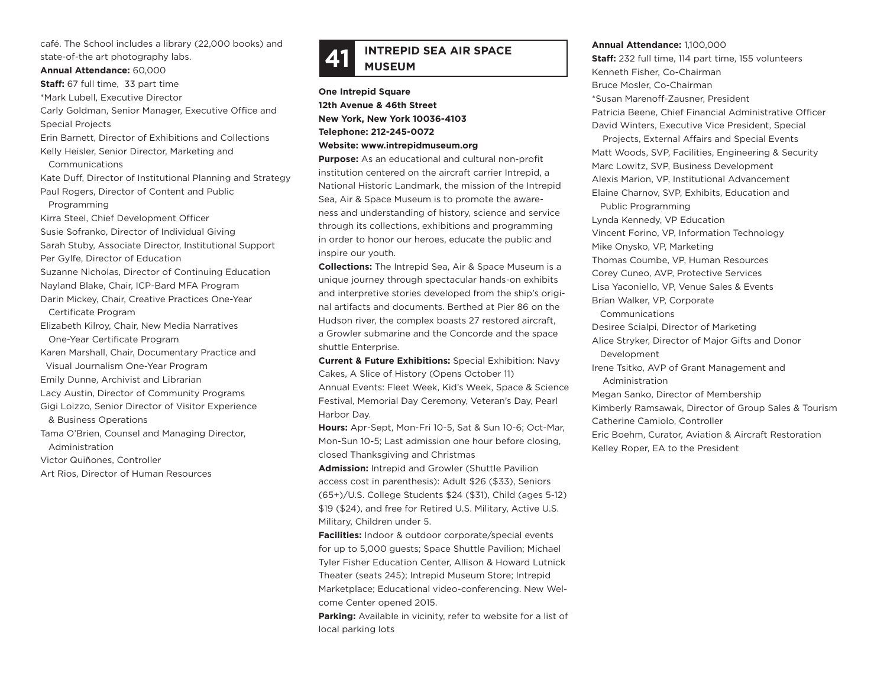café. The School includes a library (22,000 books) and state-of-the art photography labs.

**Annual Attendance:** 60,000

**Staff:** 67 full time, 33 part time

*Mark Lubell, Executive Director

Carly Goldman, Senior Manager, Executive Office and Special Projects

Erin Barnett, Director of Exhibitions and Collections

Kelly Heisler, Senior Director, Marketing and Communications

Kate Duff, Director of Institutional Planning and Strategy

Paul Rogers, Director of Content and Public Programming

Kirra Steel, Chief Development Officer

Susie Sofranko, Director of Individual Giving

Sarah Stuby, Associate Director, Institutional Support

Per Gylfe, Director of Education

Suzanne Nicholas, Director of Continuing Education

Nayland Blake, Chair, ICP-Bard MFA Program

Darin Mickey, Chair, Creative Practices One-Year Certificate Program

Elizabeth Kilroy, Chair, New Media Narratives One-Year Certificate Program

Karen Marshall, Chair, Documentary Practice and Visual Journalism One-Year Program

Emily Dunne, Archivist and Librarian

Lacy Austin, Director of Community Programs

Gigi Loizzo, Senior Director of Visitor Experience & Business Operations

Tama O'Brien, Counsel and Managing Director, Administration

Victor Quiñones, Controller

Art Rios, Director of Human Resources

## 41 INTREPID SEA AIR SPACE MUSEUM

**One Intrepid Square**
**12th Avenue & 46th Street**
**New York, New York 10036-4103**
**Telephone: 212-245-0072**
**Website: www.intrepidmuseum.org**

**Purpose:** As an educational and cultural non-profit institution centered on the aircraft carrier Intrepid, a National Historic Landmark, the mission of the Intrepid Sea, Air & Space Museum is to promote the awareness and understanding of history, science and service through its collections, exhibitions and programming in order to honor our heroes, educate the public and inspire our youth.

**Collections:** The Intrepid Sea, Air & Space Museum is a unique journey through spectacular hands-on exhibits and interpretive stories developed from the ship's original artifacts and documents. Berthed at Pier 86 on the Hudson river, the complex boasts 27 restored aircraft, a Growler submarine and the Concorde and the space shuttle Enterprise.

**Current & Future Exhibitions:** Special Exhibition: Navy Cakes, A Slice of History (Opens October 11)
Annual Events: Fleet Week, Kid's Week, Space & Science Festival, Memorial Day Ceremony, Veteran's Day, Pearl Harbor Day.

**Hours:** Apr-Sept, Mon-Fri 10-5, Sat & Sun 10-6; Oct-Mar, Mon-Sun 10-5; Last admission one hour before closing, closed Thanksgiving and Christmas

**Admission:** Intrepid and Growler (Shuttle Pavilion access cost in parenthesis): Adult $26 ($33), Seniors (65+)/U.S. College Students $24 ($31), Child (ages 5-12) $19 ($24), and free for Retired U.S. Military, Active U.S. Military, Children under 5.

**Facilities:** Indoor & outdoor corporate/special events for up to 5,000 guests; Space Shuttle Pavilion; Michael Tyler Fisher Education Center, Allison & Howard Lutnick Theater (seats 245); Intrepid Museum Store; Intrepid Marketplace; Educational video-conferencing. New Welcome Center opened 2015.

**Parking:** Available in vicinity, refer to website for a list of local parking lots

**Annual Attendance:** 1,100,000

**Staff:** 232 full time, 114 part time, 155 volunteers

Kenneth Fisher, Co-Chairman

Bruce Mosler, Co-Chairman

*Susan Marenoff-Zausner, President

Patricia Beene, Chief Financial Administrative Officer

David Winters, Executive Vice President, Special Projects, External Affairs and Special Events

Matt Woods, SVP, Facilities, Engineering & Security

Marc Lowitz, SVP, Business Development

Alexis Marion, VP, Institutional Advancement

Elaine Charnov, SVP, Exhibits, Education and Public Programming

Lynda Kennedy, VP Education

Vincent Forino, VP, Information Technology

Mike Onysko, VP, Marketing

Thomas Coumbe, VP, Human Resources

Corey Cuneo, AVP, Protective Services

Lisa Yaconiello, VP, Venue Sales & Events

Brian Walker, VP, Corporate Communications

Desiree Scialpi, Director of Marketing

Alice Stryker, Director of Major Gifts and Donor Development

Irene Tsitko, AVP of Grant Management and Administration

Megan Sanko, Director of Membership

Kimberly Ramsawak, Director of Group Sales & Tourism

Catherine Camiolo, Controller

Eric Boehm, Curator, Aviation & Aircraft Restoration

Kelley Roper, EA to the President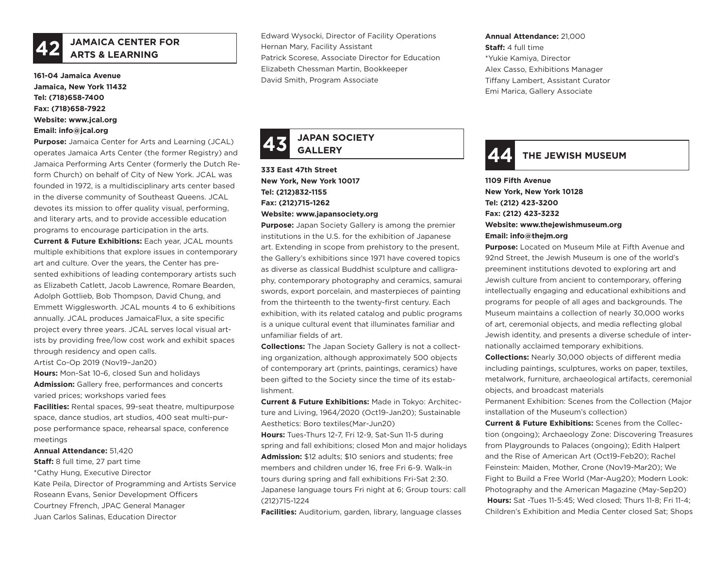## 42 JAMAICA CENTER FOR ARTS & LEARNING

**161-04 Jamaica Avenue**
**Jamaica, New York 11432**
**Tel: (718)658-7400**
**Fax: (718)658-7922**
**Website: www.jcal.org**
**Email: info@jcal.org**

**Purpose:** Jamaica Center for Arts and Learning (JCAL) operates Jamaica Arts Center (the former Registry) and Jamaica Performing Arts Center (formerly the Dutch Reform Church) on behalf of City of New York. JCAL was founded in 1972, is a multidisciplinary arts center based in the diverse community of Southeast Queens. JCAL devotes its mission to offer quality visual, performing, and literary arts, and to provide accessible education programs to encourage participation in the arts.

**Current & Future Exhibitions:** Each year, JCAL mounts multiple exhibitions that explore issues in contemporary art and culture. Over the years, the Center has presented exhibitions of leading contemporary artists such as Elizabeth Catlett, Jacob Lawrence, Romare Bearden, Adolph Gottlieb, Bob Thompson, David Chung, and Emmett Wigglesworth. JCAL mounts 4 to 6 exhibitions annually. JCAL produces JamaicaFlux, a site specific project every three years. JCAL serves local visual artists by providing free/low cost work and exhibit spaces through residency and open calls.
Artist Co-Op 2019 (Nov19–Jan20)

**Hours:** Mon-Sat 10-6, closed Sun and holidays

**Admission:** Gallery free, performances and concerts varied prices; workshops varied fees

**Facilities:** Rental spaces, 99-seat theatre, multipurpose space, dance studios, art studios, 400 seat multi-purpose performance space, rehearsal space, conference meetings

**Annual Attendance:** 51,420

**Staff:** 8 full time, 27 part time
*Cathy Hung, Executive Director
Kate Peila, Director of Programming and Artists Service
Roseann Evans, Senior Development Officers
Courtney Ffrench, JPAC General Manager
Juan Carlos Salinas, Education Director
Edward Wysocki, Director of Facility Operations
Hernan Mary, Facility Assistant
Patrick Scorese, Associate Director for Education
Elizabeth Chessman Martin, Bookkeeper
David Smith, Program Associate

## 43 JAPAN SOCIETY GALLERY

**333 East 47th Street**
**New York, New York 10017**
**Tel: (212)832-1155**
**Fax: (212)715-1262**
**Website: www.japansociety.org**

**Purpose:** Japan Society Gallery is among the premier institutions in the U.S. for the exhibition of Japanese art. Extending in scope from prehistory to the present, the Gallery's exhibitions since 1971 have covered topics as diverse as classical Buddhist sculpture and calligraphy, contemporary photography and ceramics, samurai swords, export porcelain, and masterpieces of painting from the thirteenth to the twenty-first century. Each exhibition, with its related catalog and public programs is a unique cultural event that illuminates familiar and unfamiliar fields of art.

**Collections:** The Japan Society Gallery is not a collecting organization, although approximately 500 objects of contemporary art (prints, paintings, ceramics) have been gifted to the Society since the time of its establishment.

**Current & Future Exhibitions:** Made in Tokyo: Architecture and Living, 1964/2020 (Oct19-Jan20); Sustainable Aesthetics: Boro textiles(Mar-Jun20)

**Hours:** Tues-Thurs 12-7, Fri 12-9, Sat-Sun 11-5 during spring and fall exhibitions; closed Mon and major holidays

**Admission:** $12 adults; $10 seniors and students; free members and children under 16, free Fri 6-9. Walk-in tours during spring and fall exhibitions Fri-Sat 2:30. Japanese language tours Fri night at 6; Group tours: call (212)715-1224

**Facilities:** Auditorium, garden, library, language classes

**Annual Attendance:** 21,000

**Staff:** 4 full time
*Yukie Kamiya, Director
Alex Casso, Exhibitions Manager
Tiffany Lambert, Assistant Curator
Emi Marica, Gallery Associate

## 44 THE JEWISH MUSEUM

**1109 Fifth Avenue**
**New York, New York 10128**
**Tel: (212) 423-3200**
**Fax: (212) 423-3232**
**Website: www.thejewishmuseum.org**
**Email: info@thejm.org**

**Purpose:** Located on Museum Mile at Fifth Avenue and 92nd Street, the Jewish Museum is one of the world's preeminent institutions devoted to exploring art and Jewish culture from ancient to contemporary, offering intellectually engaging and educational exhibitions and programs for people of all ages and backgrounds. The Museum maintains a collection of nearly 30,000 works of art, ceremonial objects, and media reflecting global Jewish identity, and presents a diverse schedule of internationally acclaimed temporary exhibitions.

**Collections:** Nearly 30,000 objects of different media including paintings, sculptures, works on paper, textiles, metalwork, furniture, archaeological artifacts, ceremonial objects, and broadcast materials
Permanent Exhibition: Scenes from the Collection (Major installation of the Museum's collection)

**Current & Future Exhibitions:** Scenes from the Collection (ongoing); Archaeology Zone: Discovering Treasures from Playgrounds to Palaces (ongoing); Edith Halpert and the Rise of American Art (Oct19-Feb20); Rachel Feinstein: Maiden, Mother, Crone (Nov19-Mar20); We Fight to Build a Free World (Mar-Aug20); Modern Look: Photography and the American Magazine (May-Sep20)

**Hours:** Sat -Tues 11-5:45; Wed closed; Thurs 11-8; Fri 11-4; Children's Exhibition and Media Center closed Sat; Shops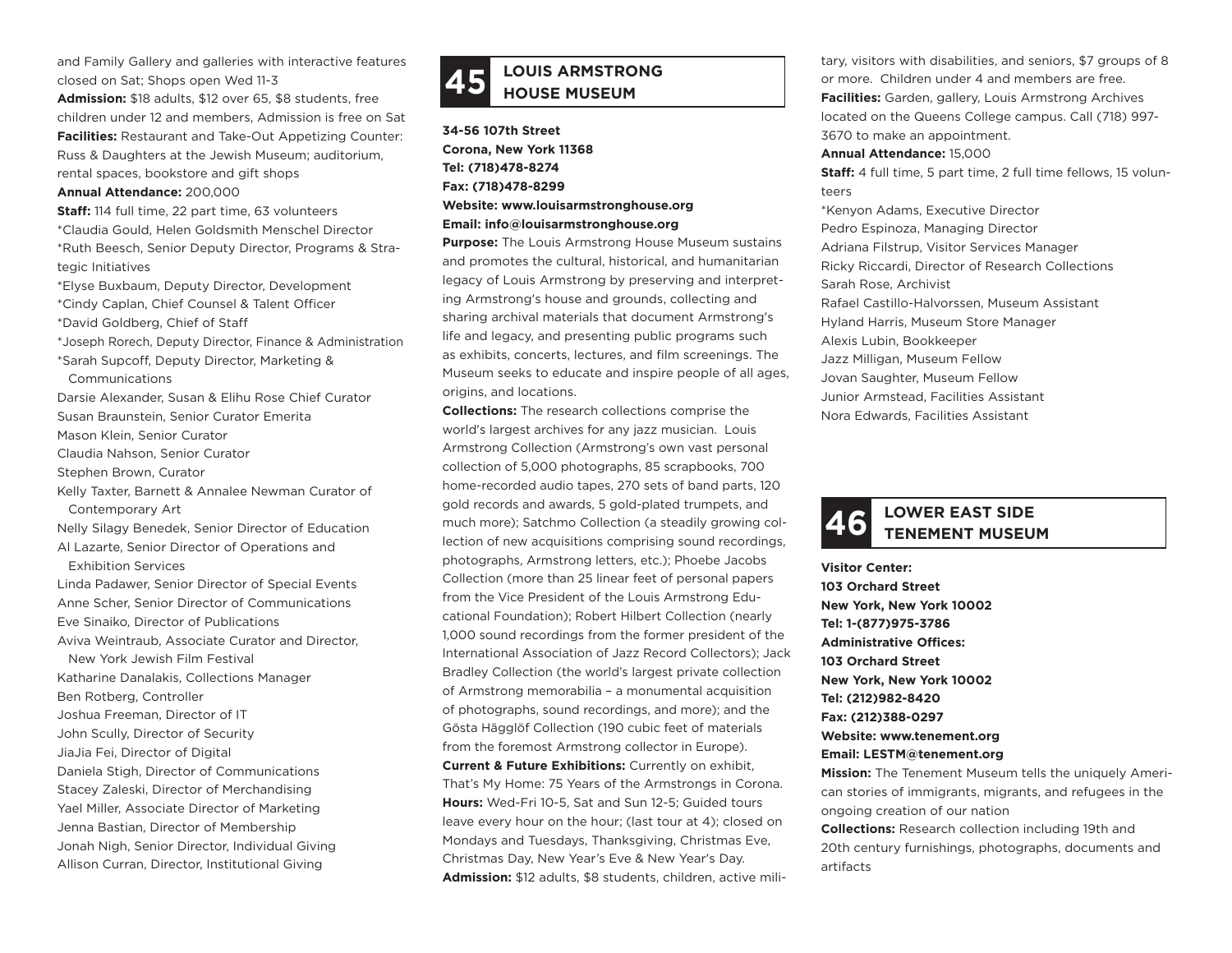and Family Gallery and galleries with interactive features closed on Sat; Shops open Wed 11-3

**Admission:** $18 adults, $12 over 65, $8 students, free children under 12 and members, Admission is free on Sat

**Facilities:** Restaurant and Take-Out Appetizing Counter: Russ & Daughters at the Jewish Museum; auditorium, rental spaces, bookstore and gift shops

**Annual Attendance:** 200,000

**Staff:** 114 full time, 22 part time, 63 volunteers

*Claudia Gould, Helen Goldsmith Menschel Director
*Ruth Beesch, Senior Deputy Director, Programs & Strategic Initiatives
*Elyse Buxbaum, Deputy Director, Development
*Cindy Caplan, Chief Counsel & Talent Officer
*David Goldberg, Chief of Staff
*Joseph Rorech, Deputy Director, Finance & Administration
*Sarah Supcoff, Deputy Director, Marketing & Communications
Darsie Alexander, Susan & Elihu Rose Chief Curator
Susan Braunstein, Senior Curator Emerita
Mason Klein, Senior Curator
Claudia Nahson, Senior Curator
Stephen Brown, Curator
Kelly Taxter, Barnett & Annalee Newman Curator of Contemporary Art
Nelly Silagy Benedek, Senior Director of Education
Al Lazarte, Senior Director of Operations and Exhibition Services
Linda Padawer, Senior Director of Special Events
Anne Scher, Senior Director of Communications
Eve Sinaiko, Director of Publications
Aviva Weintraub, Associate Curator and Director, New York Jewish Film Festival
Katharine Danalakis, Collections Manager
Ben Rotberg, Controller
Joshua Freeman, Director of IT
John Scully, Director of Security
JiaJia Fei, Director of Digital
Daniela Stigh, Director of Communications
Stacey Zaleski, Director of Merchandising
Yael Miller, Associate Director of Marketing
Jenna Bastian, Director of Membership
Jonah Nigh, Senior Director, Individual Giving
Allison Curran, Director, Institutional Giving

## 45 LOUIS ARMSTRONG HOUSE MUSEUM

**34-56 107th Street**
**Corona, New York 11368**
**Tel: (718)478-8274**
**Fax: (718)478-8299**
**Website: www.louisarmstronghouse.org**
**Email: info@louisarmstronghouse.org**

**Purpose:** The Louis Armstrong House Museum sustains and promotes the cultural, historical, and humanitarian legacy of Louis Armstrong by preserving and interpreting Armstrong's house and grounds, collecting and sharing archival materials that document Armstrong's life and legacy, and presenting public programs such as exhibits, concerts, lectures, and film screenings. The Museum seeks to educate and inspire people of all ages, origins, and locations.

**Collections:** The research collections comprise the world's largest archives for any jazz musician. Louis Armstrong Collection (Armstrong's own vast personal collection of 5,000 photographs, 85 scrapbooks, 700 home-recorded audio tapes, 270 sets of band parts, 120 gold records and awards, 5 gold-plated trumpets, and much more); Satchmo Collection (a steadily growing collection of new acquisitions comprising sound recordings, photographs, Armstrong letters, etc.); Phoebe Jacobs Collection (more than 25 linear feet of personal papers from the Vice President of the Louis Armstrong Educational Foundation); Robert Hilbert Collection (nearly 1,000 sound recordings from the former president of the International Association of Jazz Record Collectors); Jack Bradley Collection (the world's largest private collection of Armstrong memorabilia – a monumental acquisition of photographs, sound recordings, and more); and the Gösta Hägglöf Collection (190 cubic feet of materials from the foremost Armstrong collector in Europe).

**Current & Future Exhibitions:** Currently on exhibit, That's My Home: 75 Years of the Armstrongs in Corona.

**Hours:** Wed-Fri 10-5, Sat and Sun 12-5; Guided tours leave every hour on the hour; (last tour at 4); closed on Mondays and Tuesdays, Thanksgiving, Christmas Eve, Christmas Day, New Year's Eve & New Year's Day.

**Admission:** $12 adults, $8 students, children, active military, visitors with disabilities, and seniors, $7 groups of 8 or more. Children under 4 and members are free.

**Facilities:** Garden, gallery, Louis Armstrong Archives located on the Queens College campus. Call (718) 997-3670 to make an appointment.

**Annual Attendance:** 15,000

**Staff:** 4 full time, 5 part time, 2 full time fellows, 15 volunteers

*Kenyon Adams, Executive Director
Pedro Espinoza, Managing Director
Adriana Filstrup, Visitor Services Manager
Ricky Riccardi, Director of Research Collections
Sarah Rose, Archivist
Rafael Castillo-Halvorssen, Museum Assistant
Hyland Harris, Museum Store Manager
Alexis Lubin, Bookkeeper
Jazz Milligan, Museum Fellow
Jovan Saughter, Museum Fellow
Junior Armstead, Facilities Assistant
Nora Edwards, Facilities Assistant

## 46 LOWER EAST SIDE TENEMENT MUSEUM

**Visitor Center:**
**103 Orchard Street**
**New York, New York 10002**
**Tel: 1-(877)975-3786**
**Administrative Offices:**
**103 Orchard Street**
**New York, New York 10002**
**Tel: (212)982-8420**
**Fax: (212)388-0297**
**Website: www.tenement.org**
**Email: LESTM@tenement.org**

**Mission:** The Tenement Museum tells the uniquely American stories of immigrants, migrants, and refugees in the ongoing creation of our nation

**Collections:** Research collection including 19th and 20th century furnishings, photographs, documents and artifacts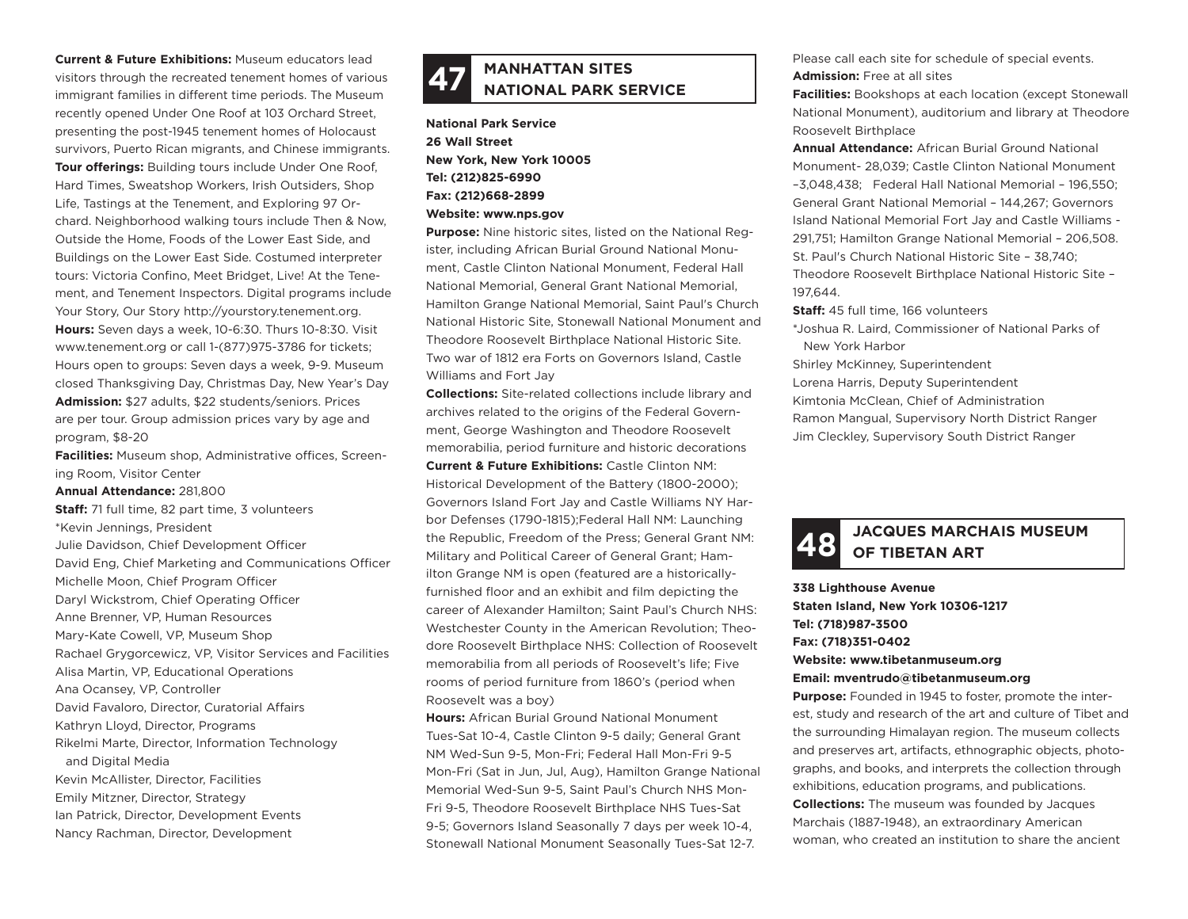**Current & Future Exhibitions:** Museum educators lead visitors through the recreated tenement homes of various immigrant families in different time periods. The Museum recently opened Under One Roof at 103 Orchard Street, presenting the post-1945 tenement homes of Holocaust survivors, Puerto Rican migrants, and Chinese immigrants.
**Tour offerings:** Building tours include Under One Roof, Hard Times, Sweatshop Workers, Irish Outsiders, Shop Life, Tastings at the Tenement, and Exploring 97 Orchard. Neighborhood walking tours include Then & Now, Outside the Home, Foods of the Lower East Side, and Buildings on the Lower East Side. Costumed interpreter tours: Victoria Confino, Meet Bridget, Live! At the Tenement, and Tenement Inspectors. Digital programs include Your Story, Our Story http://yourstory.tenement.org.
**Hours:** Seven days a week, 10-6:30. Thurs 10-8:30. Visit www.tenement.org or call 1-(877)975-3786 for tickets; Hours open to groups: Seven days a week, 9-9. Museum closed Thanksgiving Day, Christmas Day, New Year's Day
**Admission:** $27 adults, $22 students/seniors. Prices are per tour. Group admission prices vary by age and program, $8-20
**Facilities:** Museum shop, Administrative offices, Screening Room, Visitor Center
**Annual Attendance:** 281,800
**Staff:** 71 full time, 82 part time, 3 volunteers
*Kevin Jennings, President
Julie Davidson, Chief Development Officer
David Eng, Chief Marketing and Communications Officer
Michelle Moon, Chief Program Officer
Daryl Wickstrom, Chief Operating Officer
Anne Brenner, VP, Human Resources
Mary-Kate Cowell, VP, Museum Shop
Rachael Grygorcewicz, VP, Visitor Services and Facilities
Alisa Martin, VP, Educational Operations
Ana Ocansey, VP, Controller
David Favaloro, Director, Curatorial Affairs
Kathryn Lloyd, Director, Programs
Rikelmi Marte, Director, Information Technology and Digital Media
Kevin McAllister, Director, Facilities
Emily Mitzner, Director, Strategy
Ian Patrick, Director, Development Events
Nancy Rachman, Director, Development

## 47 MANHATTAN SITES NATIONAL PARK SERVICE

**National Park Service**
**26 Wall Street**
**New York, New York 10005**
**Tel: (212)825-6990**
**Fax: (212)668-2899**
**Website: www.nps.gov**

**Purpose:** Nine historic sites, listed on the National Register, including African Burial Ground National Monument, Castle Clinton National Monument, Federal Hall National Memorial, General Grant National Memorial, Hamilton Grange National Memorial, Saint Paul's Church National Historic Site, Stonewall National Monument and Theodore Roosevelt Birthplace National Historic Site. Two war of 1812 era Forts on Governors Island, Castle Williams and Fort Jay
**Collections:** Site-related collections include library and archives related to the origins of the Federal Government, George Washington and Theodore Roosevelt memorabilia, period furniture and historic decorations
**Current & Future Exhibitions:** Castle Clinton NM: Historical Development of the Battery (1800-2000); Governors Island Fort Jay and Castle Williams NY Harbor Defenses (1790-1815);Federal Hall NM: Launching the Republic, Freedom of the Press; General Grant NM: Military and Political Career of General Grant; Hamilton Grange NM is open (featured are a historically-furnished floor and an exhibit and film depicting the career of Alexander Hamilton; Saint Paul's Church NHS: Westchester County in the American Revolution; Theodore Roosevelt Birthplace NHS: Collection of Roosevelt memorabilia from all periods of Roosevelt's life; Five rooms of period furniture from 1860's (period when Roosevelt was a boy)
**Hours:** African Burial Ground National Monument Tues-Sat 10-4, Castle Clinton 9-5 daily; General Grant NM Wed-Sun 9-5, Mon-Fri; Federal Hall Mon-Fri 9-5 Mon-Fri (Sat in Jun, Jul, Aug), Hamilton Grange National Memorial Wed-Sun 9-5, Saint Paul's Church NHS Mon-Fri 9-5, Theodore Roosevelt Birthplace NHS Tues-Sat 9-5; Governors Island Seasonally 7 days per week 10-4, Stonewall National Monument Seasonally Tues-Sat 12-7. Please call each site for schedule of special events.
**Admission:** Free at all sites
**Facilities:** Bookshops at each location (except Stonewall National Monument), auditorium and library at Theodore Roosevelt Birthplace
**Annual Attendance:** African Burial Ground National Monument- 28,039; Castle Clinton National Monument –3,048,438; Federal Hall National Memorial – 196,550; General Grant National Memorial – 144,267; Governors Island National Memorial Fort Jay and Castle Williams - 291,751; Hamilton Grange National Memorial – 206,508. St. Paul's Church National Historic Site – 38,740; Theodore Roosevelt Birthplace National Historic Site – 197,644.
**Staff:** 45 full time, 166 volunteers
*Joshua R. Laird, Commissioner of National Parks of New York Harbor
Shirley McKinney, Superintendent
Lorena Harris, Deputy Superintendent
Kimtonia McClean, Chief of Administration
Ramon Mangual, Supervisory North District Ranger
Jim Cleckley, Supervisory South District Ranger

## 48 JACQUES MARCHAIS MUSEUM OF TIBETAN ART

**338 Lighthouse Avenue**
**Staten Island, New York 10306-1217**
**Tel: (718)987-3500**
**Fax: (718)351-0402**
**Website: www.tibetanmuseum.org**
**Email: mventrudo@tibetanmuseum.org**

**Purpose:** Founded in 1945 to foster, promote the interest, study and research of the art and culture of Tibet and the surrounding Himalayan region. The museum collects and preserves art, artifacts, ethnographic objects, photographs, and books, and interprets the collection through exhibitions, education programs, and publications.
**Collections:** The museum was founded by Jacques Marchais (1887-1948), an extraordinary American woman, who created an institution to share the ancient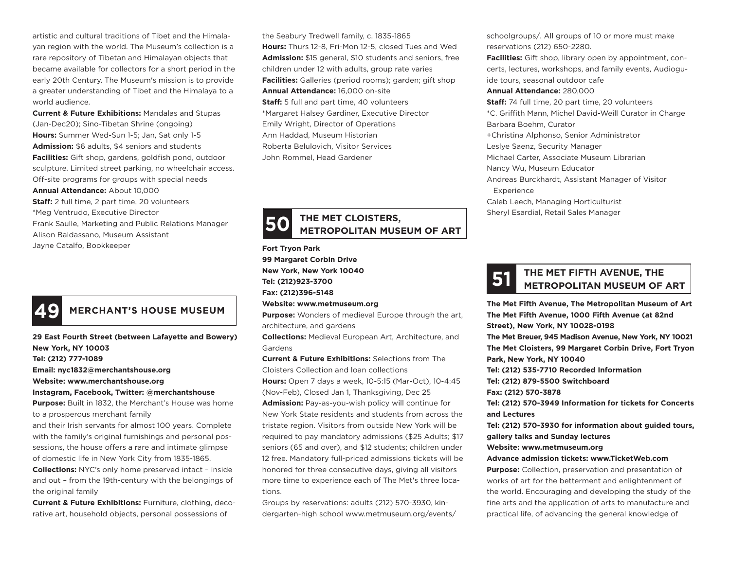artistic and cultural traditions of Tibet and the Himalayan region with the world. The Museum's collection is a rare repository of Tibetan and Himalayan objects that became available for collectors for a short period in the early 20th Century. The Museum's mission is to provide a greater understanding of Tibet and the Himalaya to a world audience.

**Current & Future Exhibitions:** Mandalas and Stupas (Jan-Dec20); Sino-Tibetan Shrine (ongoing)
**Hours:** Summer Wed-Sun 1-5; Jan, Sat only 1-5
**Admission:** $6 adults, $4 seniors and students
**Facilities:** Gift shop, gardens, goldfish pond, outdoor sculpture. Limited street parking, no wheelchair access. Off-site programs for groups with special needs
**Annual Attendance:** About 10,000
**Staff:** 2 full time, 2 part time, 20 volunteers
*Meg Ventrudo, Executive Director
Frank Saulle, Marketing and Public Relations Manager
Alison Baldassano, Museum Assistant
Jayne Catalfo, Bookkeeper

## 49 MERCHANT'S HOUSE MUSEUM

**29 East Fourth Street (between Lafayette and Bowery)**
**New York, NY 10003**
**Tel: (212) 777-1089**
**Email: nyc1832@merchantshouse.org**
**Website: www.merchantshouse.org**
**Instagram, Facebook, Twitter: @merchantshouse**
**Purpose:** Built in 1832, the Merchant's House was home to a prosperous merchant family
and their Irish servants for almost 100 years. Complete with the family's original furnishings and personal possessions, the house offers a rare and intimate glimpse of domestic life in New York City from 1835-1865.
**Collections:** NYC's only home preserved intact – inside and out – from the 19th-century with the belongings of the original family
**Current & Future Exhibitions:** Furniture, clothing, decorative art, household objects, personal possessions of the Seabury Tredwell family, c. 1835-1865
**Hours:** Thurs 12-8, Fri-Mon 12-5, closed Tues and Wed
**Admission:** $15 general, $10 students and seniors, free children under 12 with adults, group rate varies
**Facilities:** Galleries (period rooms); garden; gift shop
**Annual Attendance:** 16,000 on-site
**Staff:** 5 full and part time, 40 volunteers
*Margaret Halsey Gardiner, Executive Director
Emily Wright, Director of Operations
Ann Haddad, Museum Historian
Roberta Belulovich, Visitor Services
John Rommel, Head Gardener

## 50 THE MET CLOISTERS, METROPOLITAN MUSEUM OF ART

**Fort Tryon Park**
**99 Margaret Corbin Drive**
**New York, New York 10040**
**Tel: (212)923-3700**
**Fax: (212)396-5148**
**Website: www.metmuseum.org**
**Purpose:** Wonders of medieval Europe through the art, architecture, and gardens
**Collections:** Medieval European Art, Architecture, and Gardens
**Current & Future Exhibitions:** Selections from The Cloisters Collection and loan collections
**Hours:** Open 7 days a week, 10-5:15 (Mar-Oct), 10-4:45 (Nov-Feb), Closed Jan 1, Thanksgiving, Dec 25
**Admission:** Pay-as-you-wish policy will continue for New York State residents and students from across the tristate region. Visitors from outside New York will be required to pay mandatory admissions ($25 Adults; $17 seniors (65 and over), and $12 students; children under 12 free. Mandatory full-priced admissions tickets will be honored for three consecutive days, giving all visitors more time to experience each of The Met's three locations.
Groups by reservations: adults (212) 570-3930, kindergarten-high school www.metmuseum.org/events/schoolgroups/. All groups of 10 or more must make reservations (212) 650-2280.
**Facilities:** Gift shop, library open by appointment, concerts, lectures, workshops, and family events, Audioguide tours, seasonal outdoor cafe
**Annual Attendance:** 280,000
**Staff:** 74 full time, 20 part time, 20 volunteers
*C. Griffith Mann, Michel David-Weill Curator in Charge
Barbara Boehm, Curator
+Christina Alphonso, Senior Administrator
Leslye Saenz, Security Manager
Michael Carter, Associate Museum Librarian
Nancy Wu, Museum Educator
Andreas Burckhardt, Assistant Manager of Visitor Experience
Caleb Leech, Managing Horticulturist
Sheryl Esardial, Retail Sales Manager

## 51 THE MET FIFTH AVENUE, THE METROPOLITAN MUSEUM OF ART

**The Met Fifth Avenue, The Metropolitan Museum of Art**
**The Met Fifth Avenue, 1000 Fifth Avenue (at 82nd Street), New York, NY 10028-0198**
**The Met Breuer, 945 Madison Avenue, New York, NY 10021**
**The Met Cloisters, 99 Margaret Corbin Drive, Fort Tryon Park, New York, NY 10040**
**Tel: (212) 535-7710 Recorded Information**
**Tel: (212) 879-5500 Switchboard**
**Fax: (212) 570-3878**
**Tel: (212) 570-3949 Information for tickets for Concerts and Lectures**
**Tel: (212) 570-3930 for information about guided tours, gallery talks and Sunday lectures**
**Website: www.metmuseum.org**
**Advance admission tickets: www.TicketWeb.com**
**Purpose:** Collection, preservation and presentation of works of art for the betterment and enlightenment of the world. Encouraging and developing the study of the fine arts and the application of arts to manufacture and practical life, of advancing the general knowledge of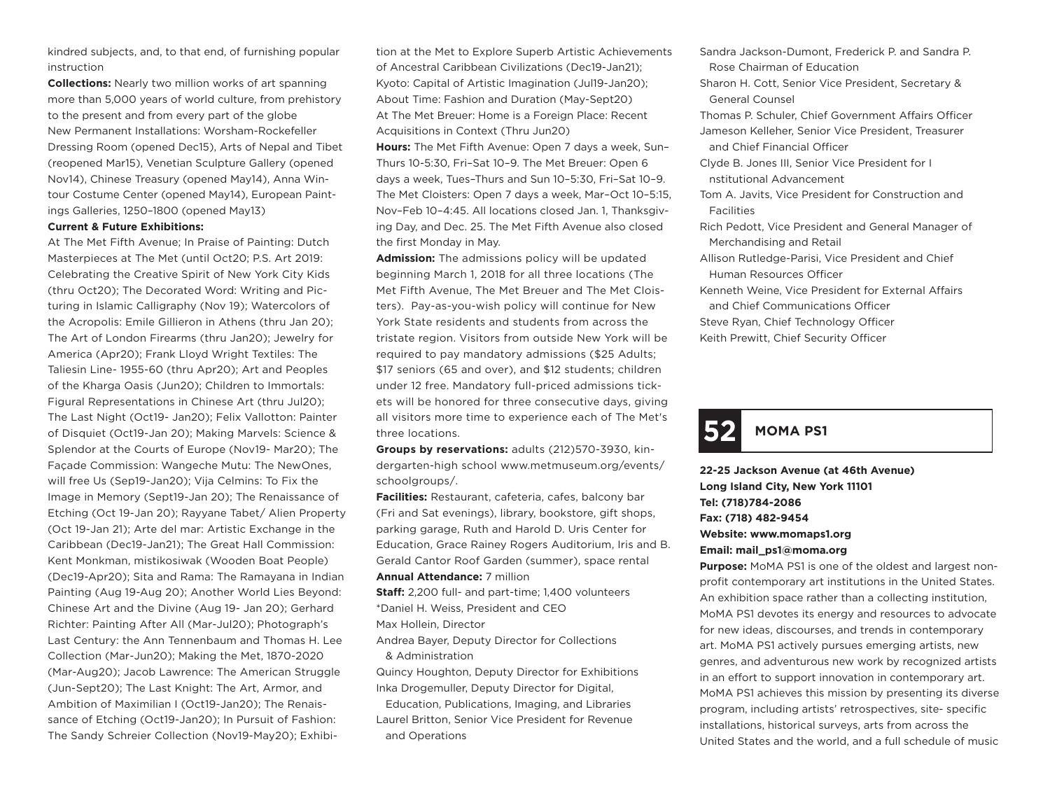kindred subjects, and, to that end, of furnishing popular instruction

**Collections:** Nearly two million works of art spanning more than 5,000 years of world culture, from prehistory to the present and from every part of the globe

New Permanent Installations: Worsham-Rockefeller Dressing Room (opened Dec15), Arts of Nepal and Tibet (reopened Mar15), Venetian Sculpture Gallery (opened Nov14), Chinese Treasury (opened May14), Anna Wintour Costume Center (opened May14), European Paintings Galleries, 1250–1800 (opened May13)

**Current & Future Exhibitions:**

At The Met Fifth Avenue; In Praise of Painting: Dutch Masterpieces at The Met (until Oct20; P.S. Art 2019: Celebrating the Creative Spirit of New York City Kids (thru Oct20); The Decorated Word: Writing and Picturing in Islamic Calligraphy (Nov 19); Watercolors of the Acropolis: Emile Gillieron in Athens (thru Jan 20); The Art of London Firearms (thru Jan20); Jewelry for America (Apr20); Frank Lloyd Wright Textiles: The Taliesin Line- 1955-60 (thru Apr20); Art and Peoples of the Kharga Oasis (Jun20); Children to Immortals: Figural Representations in Chinese Art (thru Jul20); The Last Night (Oct19- Jan20); Felix Vallotton: Painter of Disquiet (Oct19-Jan 20); Making Marvels: Science & Splendor at the Courts of Europe (Nov19- Mar20); The Façade Commission: Wangeche Mutu: The NewOnes, will free Us (Sep19-Jan20); Vija Celmins: To Fix the Image in Memory (Sept19-Jan 20); The Renaissance of Etching (Oct 19-Jan 20); Rayyane Tabet/ Alien Property (Oct 19-Jan 21); Arte del mar: Artistic Exchange in the Caribbean (Dec19-Jan21); The Great Hall Commission: Kent Monkman, mistikosiwak (Wooden Boat People) (Dec19-Apr20); Sita and Rama: The Ramayana in Indian Painting (Aug 19-Aug 20); Another World Lies Beyond: Chinese Art and the Divine (Aug 19- Jan 20); Gerhard Richter: Painting After All (Mar-Jul20); Photograph's Last Century: the Ann Tennenbaum and Thomas H. Lee Collection (Mar-Jun20); Making the Met, 1870-2020 (Mar-Aug20); Jacob Lawrence: The American Struggle (Jun-Sept20); The Last Knight: The Art, Armor, and Ambition of Maximilian I (Oct19-Jan20); The Renaissance of Etching (Oct19-Jan20); In Pursuit of Fashion: The Sandy Schreier Collection (Nov19-May20); Exhibition at the Met to Explore Superb Artistic Achievements of Ancestral Caribbean Civilizations (Dec19-Jan21); Kyoto: Capital of Artistic Imagination (Jul19-Jan20); About Time: Fashion and Duration (May-Sept20)

At The Met Breuer: Home is a Foreign Place: Recent Acquisitions in Context (Thru Jun20)

**Hours:** The Met Fifth Avenue: Open 7 days a week, Sun–Thurs 10-5:30, Fri–Sat 10–9. The Met Breuer: Open 6 days a week, Tues–Thurs and Sun 10–5:30, Fri–Sat 10–9. The Met Cloisters: Open 7 days a week, Mar–Oct 10–5:15, Nov–Feb 10–4:45. All locations closed Jan. 1, Thanksgiving Day, and Dec. 25. The Met Fifth Avenue also closed the first Monday in May.

**Admission:** The admissions policy will be updated beginning March 1, 2018 for all three locations (The Met Fifth Avenue, The Met Breuer and The Met Cloisters). Pay-as-you-wish policy will continue for New York State residents and students from across the tristate region. Visitors from outside New York will be required to pay mandatory admissions ($25 Adults; $17 seniors (65 and over), and $12 students; children under 12 free. Mandatory full-priced admissions tickets will be honored for three consecutive days, giving all visitors more time to experience each of The Met's three locations.

**Groups by reservations:** adults (212)570-3930, kindergarten-high school www.metmuseum.org/events/schoolgroups/.

**Facilities:** Restaurant, cafeteria, cafes, balcony bar (Fri and Sat evenings), library, bookstore, gift shops, parking garage, Ruth and Harold D. Uris Center for Education, Grace Rainey Rogers Auditorium, Iris and B. Gerald Cantor Roof Garden (summer), space rental

**Annual Attendance:** 7 million

**Staff:** 2,200 full- and part-time; 1,400 volunteers

*Daniel H. Weiss, President and CEO
Max Hollein, Director
Andrea Bayer, Deputy Director for Collections & Administration
Quincy Houghton, Deputy Director for Exhibitions
Inka Drogemuller, Deputy Director for Digital, Education, Publications, Imaging, and Libraries
Laurel Britton, Senior Vice President for Revenue and Operations
Sandra Jackson-Dumont, Frederick P. and Sandra P. Rose Chairman of Education
Sharon H. Cott, Senior Vice President, Secretary & General Counsel
Thomas P. Schuler, Chief Government Affairs Officer
Jameson Kelleher, Senior Vice President, Treasurer and Chief Financial Officer
Clyde B. Jones III, Senior Vice President for I nstitutional Advancement
Tom A. Javits, Vice President for Construction and Facilities
Rich Pedott, Vice President and General Manager of Merchandising and Retail
Allison Rutledge-Parisi, Vice President and Chief Human Resources Officer
Kenneth Weine, Vice President for External Affairs and Chief Communications Officer
Steve Ryan, Chief Technology Officer
Keith Prewitt, Chief Security Officer

## 52 MOMA PS1

**22-25 Jackson Avenue (at 46th Avenue)**
**Long Island City, New York 11101**
**Tel: (718)784-2086**
**Fax: (718) 482-9454**
**Website: www.momaps1.org**
**Email: mail_ps1@moma.org**

**Purpose:** MoMA PS1 is one of the oldest and largest non-profit contemporary art institutions in the United States. An exhibition space rather than a collecting institution, MoMA PS1 devotes its energy and resources to advocate for new ideas, discourses, and trends in contemporary art. MoMA PS1 actively pursues emerging artists, new genres, and adventurous new work by recognized artists in an effort to support innovation in contemporary art. MoMA PS1 achieves this mission by presenting its diverse program, including artists' retrospectives, site- specific installations, historical surveys, arts from across the United States and the world, and a full schedule of music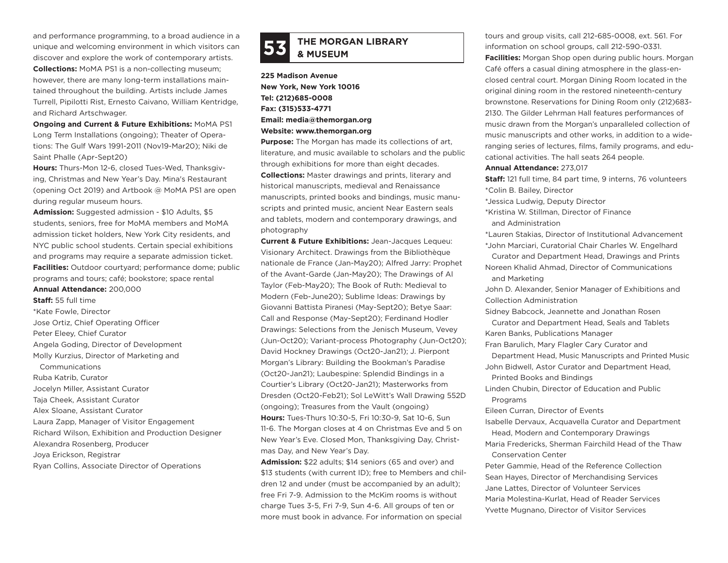and performance programming, to a broad audience in a unique and welcoming environment in which visitors can discover and explore the work of contemporary artists.

**Collections:** MoMA PS1 is a non-collecting museum; however, there are many long-term installations maintained throughout the building. Artists include James Turrell, Pipilotti Rist, Ernesto Caivano, William Kentridge, and Richard Artschwager.

**Ongoing and Current & Future Exhibitions:** MoMA PS1 Long Term Installations (ongoing); Theater of Operations: The Gulf Wars 1991-2011 (Nov19-Mar20); Niki de Saint Phalle (Apr-Sept20)

**Hours:** Thurs-Mon 12-6, closed Tues-Wed, Thanksgiving, Christmas and New Year's Day. Mina's Restaurant (opening Oct 2019) and Artbook @ MoMA PS1 are open during regular museum hours.

**Admission:** Suggested admission - $10 Adults, $5 students, seniors, free for MoMA members and MoMA admission ticket holders, New York City residents, and NYC public school students. Certain special exhibitions and programs may require a separate admission ticket.

**Facilities:** Outdoor courtyard; performance dome; public programs and tours; café; bookstore; space rental

**Annual Attendance:** 200,000

**Staff:** 55 full time

*Kate Fowle, Director
Jose Ortiz, Chief Operating Officer
Peter Eleey, Chief Curator
Angela Goding, Director of Development
Molly Kurzius, Director of Marketing and Communications
Ruba Katrib, Curator
Jocelyn Miller, Assistant Curator
Taja Cheek, Assistant Curator
Alex Sloane, Assistant Curator
Laura Zapp, Manager of Visitor Engagement
Richard Wilson, Exhibition and Production Designer
Alexandra Rosenberg, Producer
Joya Erickson, Registrar
Ryan Collins, Associate Director of Operations

## 53 THE MORGAN LIBRARY & MUSEUM

**225 Madison Avenue**
**New York, New York 10016**
**Tel: (212)685-0008**
**Fax: (315)533-4771**
**Email: media@themorgan.org**
**Website: www.themorgan.org**

**Purpose:** The Morgan has made its collections of art, literature, and music available to scholars and the public through exhibitions for more than eight decades.

**Collections:** Master drawings and prints, literary and historical manuscripts, medieval and Renaissance manuscripts, printed books and bindings, music manuscripts and printed music, ancient Near Eastern seals and tablets, modern and contemporary drawings, and photography

**Current & Future Exhibitions:** Jean-Jacques Lequeu: Visionary Architect. Drawings from the Bibliothèque nationale de France (Jan-May20); Alfred Jarry: Prophet of the Avant-Garde (Jan-May20); The Drawings of Al Taylor (Feb-May20); The Book of Ruth: Medieval to Modern (Feb-June20); Sublime Ideas: Drawings by Giovanni Battista Piranesi (May-Sept20); Betye Saar: Call and Response (May-Sept20); Ferdinand Hodler Drawings: Selections from the Jenisch Museum, Vevey (Jun-Oct20); Variant-process Photography (Jun-Oct20); David Hockney Drawings (Oct20-Jan21); J. Pierpont Morgan's Library: Building the Bookman's Paradise (Oct20-Jan21); Laubespine: Splendid Bindings in a Courtier's Library (Oct20-Jan21); Masterworks from Dresden (Oct20-Feb21); Sol LeWitt's Wall Drawing 552D (ongoing); Treasures from the Vault (ongoing)

**Hours:** Tues-Thurs 10:30-5, Fri 10:30-9, Sat 10-6, Sun 11-6. The Morgan closes at 4 on Christmas Eve and 5 on New Year's Eve. Closed Mon, Thanksgiving Day, Christmas Day, and New Year's Day.

**Admission:** $22 adults; $14 seniors (65 and over) and $13 students (with current ID); free to Members and children 12 and under (must be accompanied by an adult); free Fri 7-9. Admission to the McKim rooms is without charge Tues 3-5, Fri 7-9, Sun 4-6. All groups of ten or more must book in advance. For information on special tours and group visits, call 212-685-0008, ext. 561. For information on school groups, call 212-590-0331.

**Facilities:** Morgan Shop open during public hours. Morgan Café offers a casual dining atmosphere in the glass-enclosed central court. Morgan Dining Room located in the original dining room in the restored nineteenth-century brownstone. Reservations for Dining Room only (212)683-2130. The Gilder Lehrman Hall features performances of music drawn from the Morgan's unparalleled collection of music manuscripts and other works, in addition to a wide-ranging series of lectures, films, family programs, and educational activities. The hall seats 264 people.

**Annual Attendance:** 273,017

**Staff:** 121 full time, 84 part time, 9 interns, 76 volunteers

*Colin B. Bailey, Director
*Jessica Ludwig, Deputy Director
*Kristina W. Stillman, Director of Finance and Administration
*Lauren Stakias, Director of Institutional Advancement
*John Marciari, Curatorial Chair Charles W. Engelhard Curator and Department Head, Drawings and Prints
Noreen Khalid Ahmad, Director of Communications and Marketing
John D. Alexander, Senior Manager of Exhibitions and Collection Administration
Sidney Babcock, Jeannette and Jonathan Rosen Curator and Department Head, Seals and Tablets
Karen Banks, Publications Manager
Fran Barulich, Mary Flagler Cary Curator and Department Head, Music Manuscripts and Printed Music
John Bidwell, Astor Curator and Department Head, Printed Books and Bindings
Linden Chubin, Director of Education and Public Programs
Eileen Curran, Director of Events
Isabelle Dervaux, Acquavella Curator and Department Head, Modern and Contemporary Drawings
Maria Fredericks, Sherman Fairchild Head of the Thaw Conservation Center
Peter Gammie, Head of the Reference Collection
Sean Hayes, Director of Merchandising Services
Jane Lattes, Director of Volunteer Services
Maria Molestina-Kurlat, Head of Reader Services
Yvette Mugnano, Director of Visitor Services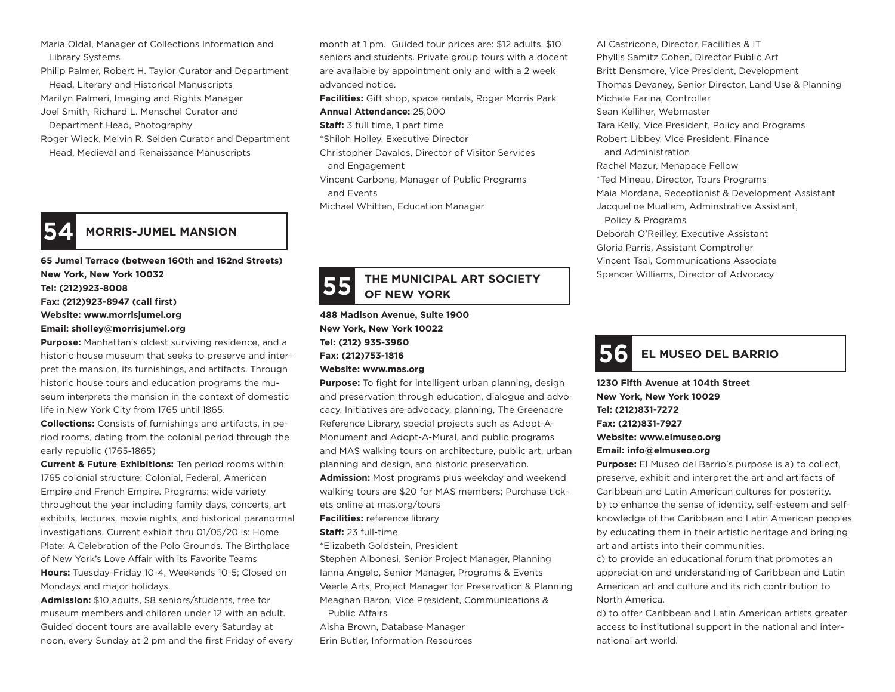Maria Oldal, Manager of Collections Information and Library Systems

Philip Palmer, Robert H. Taylor Curator and Department Head, Literary and Historical Manuscripts

Marilyn Palmeri, Imaging and Rights Manager

Joel Smith, Richard L. Menschel Curator and Department Head, Photography

Roger Wieck, Melvin R. Seiden Curator and Department Head, Medieval and Renaissance Manuscripts

## 54 MORRIS-JUMEL MANSION

**65 Jumel Terrace (between 160th and 162nd Streets)**
**New York, New York 10032**
**Tel: (212)923-8008**
**Fax: (212)923-8947 (call first)**
**Website: www.morrisjumel.org**
**Email: sholley@morrisjumel.org**

**Purpose:** Manhattan's oldest surviving residence, and a historic house museum that seeks to preserve and interpret the mansion, its furnishings, and artifacts. Through historic house tours and education programs the museum interprets the mansion in the context of domestic life in New York City from 1765 until 1865.

**Collections:** Consists of furnishings and artifacts, in period rooms, dating from the colonial period through the early republic (1765-1865)

**Current & Future Exhibitions:** Ten period rooms within 1765 colonial structure: Colonial, Federal, American Empire and French Empire. Programs: wide variety throughout the year including family days, concerts, art exhibits, lectures, movie nights, and historical paranormal investigations. Current exhibit thru 01/05/20 is: Home Plate: A Celebration of the Polo Grounds. The Birthplace of New York's Love Affair with its Favorite Teams

**Hours:** Tuesday-Friday 10-4, Weekends 10-5; Closed on Mondays and major holidays.

**Admission:** $10 adults, $8 seniors/students, free for museum members and children under 12 with an adult. Guided docent tours are available every Saturday at noon, every Sunday at 2 pm and the first Friday of every month at 1 pm. Guided tour prices are: $12 adults, $10 seniors and students. Private group tours with a docent are available by appointment only and with a 2 week advanced notice.

**Facilities:** Gift shop, space rentals, Roger Morris Park

**Annual Attendance:** 25,000

**Staff:** 3 full time, 1 part time

*Shiloh Holley, Executive Director

Christopher Davalos, Director of Visitor Services and Engagement

Vincent Carbone, Manager of Public Programs and Events

Michael Whitten, Education Manager

## 55 THE MUNICIPAL ART SOCIETY OF NEW YORK

**488 Madison Avenue, Suite 1900**
**New York, New York 10022**
**Tel: (212) 935-3960**
**Fax: (212)753-1816**
**Website: www.mas.org**

**Purpose:** To fight for intelligent urban planning, design and preservation through education, dialogue and advocacy. Initiatives are advocacy, planning, The Greenacre Reference Library, special projects such as Adopt-A-Monument and Adopt-A-Mural, and public programs and MAS walking tours on architecture, public art, urban planning and design, and historic preservation.

**Admission:** Most programs plus weekday and weekend walking tours are $20 for MAS members; Purchase tickets online at mas.org/tours

**Facilities:** reference library

**Staff:** 23 full-time

*Elizabeth Goldstein, President

Stephen Albonesi, Senior Project Manager, Planning

Ianna Angelo, Senior Manager, Programs & Events

Veerle Arts, Project Manager for Preservation & Planning

Meaghan Baron, Vice President, Communications & Public Affairs

Aisha Brown, Database Manager

Erin Butler, Information Resources

Al Castricone, Director, Facilities & IT

Phyllis Samitz Cohen, Director Public Art

Britt Densmore, Vice President, Development

Thomas Devaney, Senior Director, Land Use & Planning

Michele Farina, Controller

Sean Kelliher, Webmaster

Tara Kelly, Vice President, Policy and Programs

Robert Libbey, Vice President, Finance and Administration

Rachel Mazur, Menapace Fellow

*Ted Mineau, Director, Tours Programs

Maia Mordana, Receptionist & Development Assistant

Jacqueline Muallem, Adminstrative Assistant, Policy & Programs

Deborah O'Reilley, Executive Assistant

Gloria Parris, Assistant Comptroller

Vincent Tsai, Communications Associate

Spencer Williams, Director of Advocacy

## 56 EL MUSEO DEL BARRIO

**1230 Fifth Avenue at 104th Street**
**New York, New York 10029**
**Tel: (212)831-7272**
**Fax: (212)831-7927**
**Website: www.elmuseo.org**
**Email: info@elmuseo.org**

**Purpose:** El Museo del Barrio's purpose is a) to collect, preserve, exhibit and interpret the art and artifacts of Caribbean and Latin American cultures for posterity.
b) to enhance the sense of identity, self-esteem and self-knowledge of the Caribbean and Latin American peoples by educating them in their artistic heritage and bringing art and artists into their communities.
c) to provide an educational forum that promotes an appreciation and understanding of Caribbean and Latin American art and culture and its rich contribution to North America.
d) to offer Caribbean and Latin American artists greater access to institutional support in the national and international art world.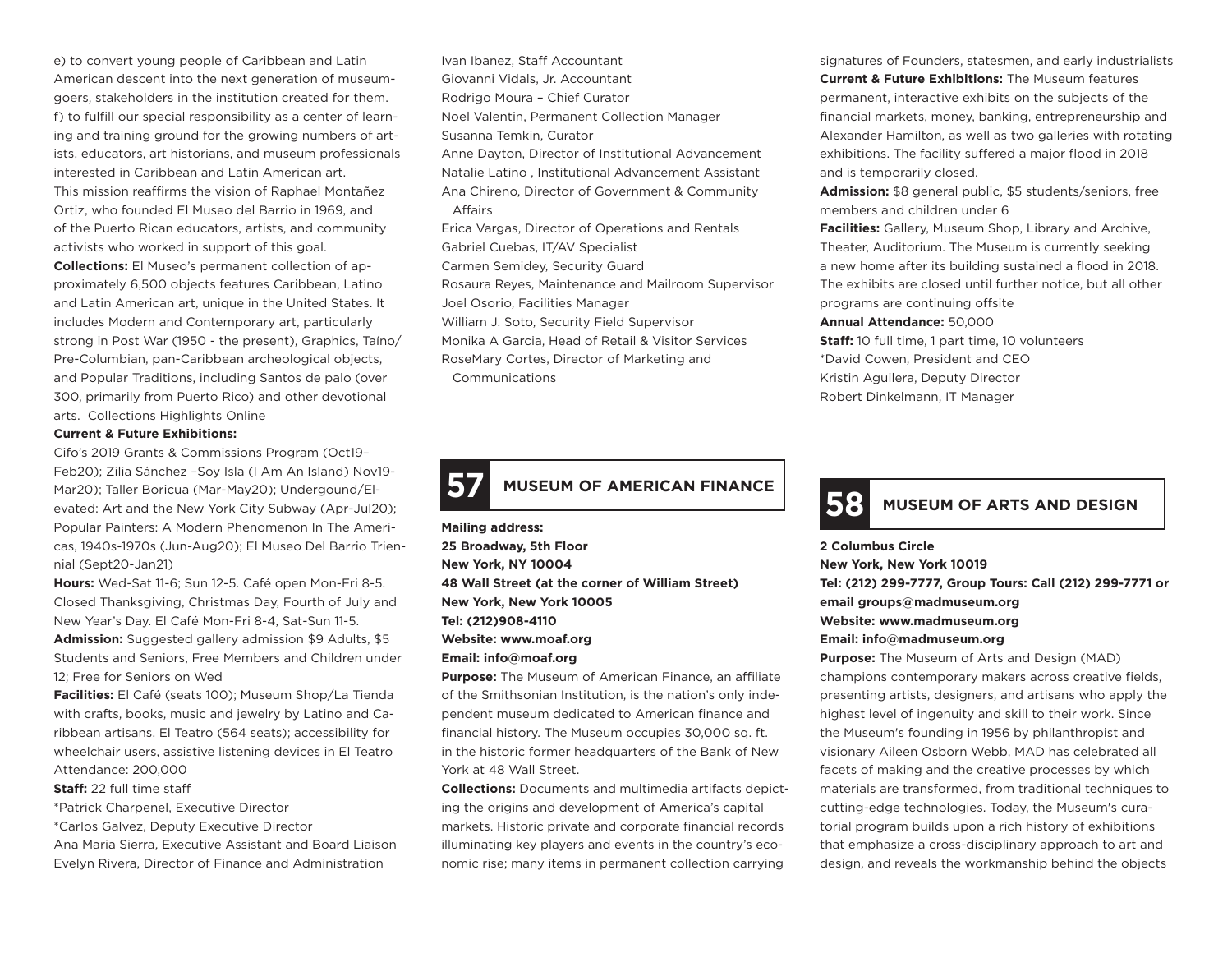e) to convert young people of Caribbean and Latin American descent into the next generation of museum-goers, stakeholders in the institution created for them.
f) to fulfill our special responsibility as a center of learning and training ground for the growing numbers of artists, educators, art historians, and museum professionals interested in Caribbean and Latin American art.
This mission reaffirms the vision of Raphael Montañez Ortiz, who founded El Museo del Barrio in 1969, and of the Puerto Rican educators, artists, and community activists who worked in support of this goal.

**Collections:** El Museo's permanent collection of approximately 6,500 objects features Caribbean, Latino and Latin American art, unique in the United States. It includes Modern and Contemporary art, particularly strong in Post War (1950 - the present), Graphics, Taíno/Pre-Columbian, pan-Caribbean archeological objects, and Popular Traditions, including Santos de palo (over 300, primarily from Puerto Rico) and other devotional arts. Collections Highlights Online

**Current & Future Exhibitions:**
Cifo's 2019 Grants & Commissions Program (Oct19–Feb20); Zilia Sánchez –Soy Isla (I Am An Island) Nov19-Mar20); Taller Boricua (Mar-May20); Undergound/Elevated: Art and the New York City Subway (Apr-Jul20); Popular Painters: A Modern Phenomenon In The Americas, 1940s-1970s (Jun-Aug20); El Museo Del Barrio Triennial (Sept20-Jan21)

**Hours:** Wed-Sat 11-6; Sun 12-5. Café open Mon-Fri 8-5. Closed Thanksgiving, Christmas Day, Fourth of July and New Year's Day. El Café Mon-Fri 8-4, Sat-Sun 11-5.

**Admission:** Suggested gallery admission $9 Adults, $5 Students and Seniors, Free Members and Children under 12; Free for Seniors on Wed

**Facilities:** El Café (seats 100); Museum Shop/La Tienda with crafts, books, music and jewelry by Latino and Caribbean artisans. El Teatro (564 seats); accessibility for wheelchair users, assistive listening devices in El Teatro
Attendance: 200,000

**Staff:** 22 full time staff
*Patrick Charpenel, Executive Director
*Carlos Galvez, Deputy Executive Director
Ana Maria Sierra, Executive Assistant and Board Liaison
Evelyn Rivera, Director of Finance and Administration
Ivan Ibanez, Staff Accountant
Giovanni Vidals, Jr. Accountant
Rodrigo Moura – Chief Curator
Noel Valentin, Permanent Collection Manager
Susanna Temkin, Curator
Anne Dayton, Director of Institutional Advancement
Natalie Latino , Institutional Advancement Assistant
Ana Chireno, Director of Government & Community Affairs
Erica Vargas, Director of Operations and Rentals
Gabriel Cuebas, IT/AV Specialist
Carmen Semidey, Security Guard
Rosaura Reyes, Maintenance and Mailroom Supervisor
Joel Osorio, Facilities Manager
William J. Soto, Security Field Supervisor
Monika A Garcia, Head of Retail & Visitor Services
RoseMary Cortes, Director of Marketing and Communications

## 57 MUSEUM OF AMERICAN FINANCE

**Mailing address:**
**25 Broadway, 5th Floor**
**New York, NY 10004**
**48 Wall Street (at the corner of William Street)**
**New York, New York 10005**
**Tel: (212)908-4110**
**Website: www.moaf.org**
**Email: info@moaf.org**

**Purpose:** The Museum of American Finance, an affiliate of the Smithsonian Institution, is the nation's only independent museum dedicated to American finance and financial history. The Museum occupies 30,000 sq. ft. in the historic former headquarters of the Bank of New York at 48 Wall Street.

**Collections:** Documents and multimedia artifacts depicting the origins and development of America's capital markets. Historic private and corporate financial records illuminating key players and events in the country's economic rise; many items in permanent collection carrying signatures of Founders, statesmen, and early industrialists

**Current & Future Exhibitions:** The Museum features permanent, interactive exhibits on the subjects of the financial markets, money, banking, entrepreneurship and Alexander Hamilton, as well as two galleries with rotating exhibitions. The facility suffered a major flood in 2018 and is temporarily closed.

**Admission:** $8 general public, $5 students/seniors, free members and children under 6

**Facilities:** Gallery, Museum Shop, Library and Archive, Theater, Auditorium. The Museum is currently seeking a new home after its building sustained a flood in 2018. The exhibits are closed until further notice, but all other programs are continuing offsite

**Annual Attendance:** 50,000

**Staff:** 10 full time, 1 part time, 10 volunteers
*David Cowen, President and CEO
Kristin Aguilera, Deputy Director
Robert Dinkelmann, IT Manager

## 58 MUSEUM OF ARTS AND DESIGN

**2 Columbus Circle**
**New York, New York 10019**
**Tel: (212) 299-7777, Group Tours: Call (212) 299-7771 or email groups@madmuseum.org**
**Website: www.madmuseum.org**
**Email: info@madmuseum.org**

**Purpose:** The Museum of Arts and Design (MAD) champions contemporary makers across creative fields, presenting artists, designers, and artisans who apply the highest level of ingenuity and skill to their work. Since the Museum's founding in 1956 by philanthropist and visionary Aileen Osborn Webb, MAD has celebrated all facets of making and the creative processes by which materials are transformed, from traditional techniques to cutting-edge technologies. Today, the Museum's curatorial program builds upon a rich history of exhibitions that emphasize a cross-disciplinary approach to art and design, and reveals the workmanship behind the objects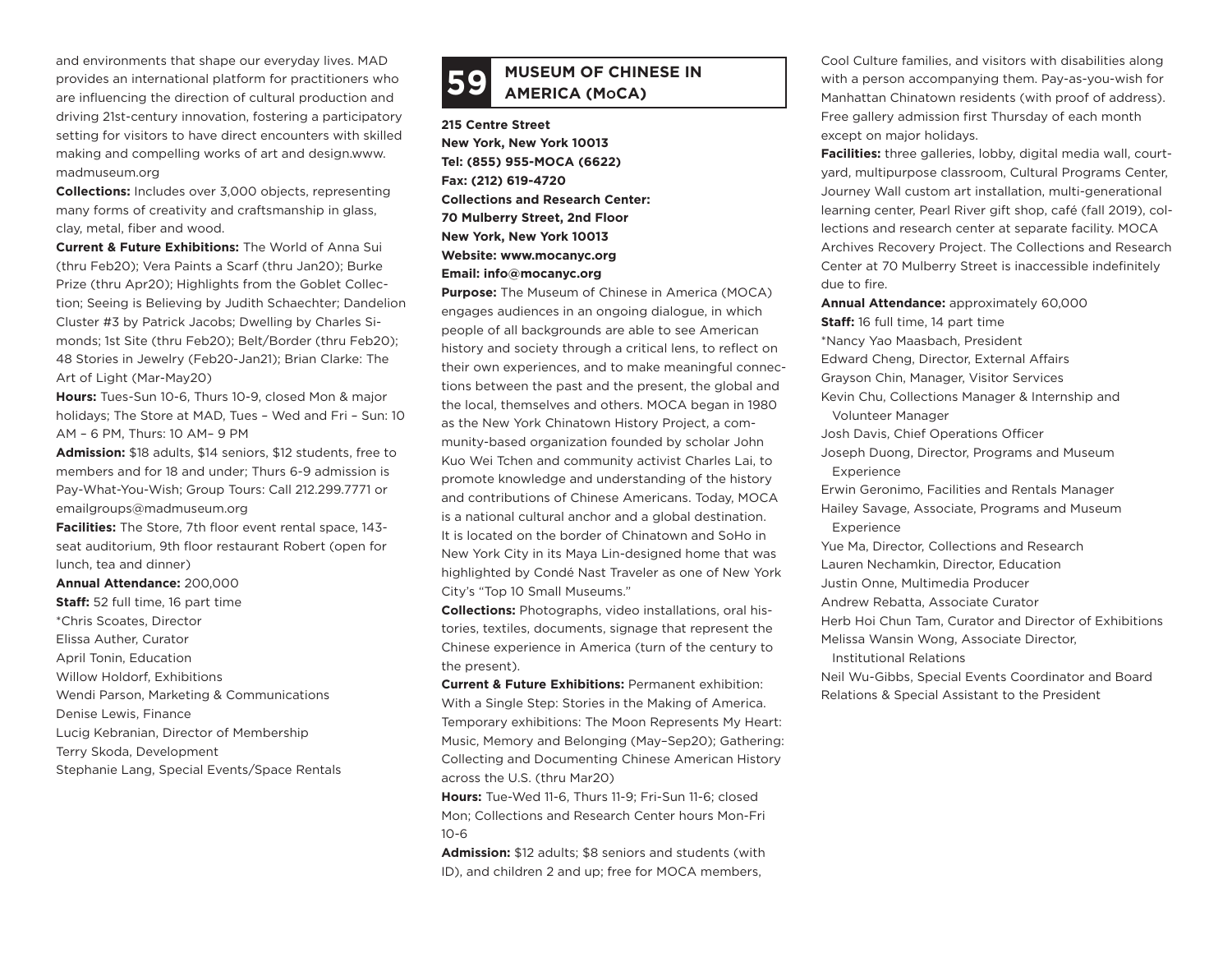and environments that shape our everyday lives. MAD provides an international platform for practitioners who are influencing the direction of cultural production and driving 21st-century innovation, fostering a participatory setting for visitors to have direct encounters with skilled making and compelling works of art and design.www.madmuseum.org

**Collections:** Includes over 3,000 objects, representing many forms of creativity and craftsmanship in glass, clay, metal, fiber and wood.

**Current & Future Exhibitions:** The World of Anna Sui (thru Feb20); Vera Paints a Scarf (thru Jan20); Burke Prize (thru Apr20); Highlights from the Goblet Collection; Seeing is Believing by Judith Schaechter; Dandelion Cluster #3 by Patrick Jacobs; Dwelling by Charles Simonds; 1st Site (thru Feb20); Belt/Border (thru Feb20); 48 Stories in Jewelry (Feb20-Jan21); Brian Clarke: The Art of Light (Mar-May20)

**Hours:** Tues-Sun 10-6, Thurs 10-9, closed Mon & major holidays; The Store at MAD, Tues – Wed and Fri – Sun: 10 AM – 6 PM, Thurs: 10 AM– 9 PM

**Admission:** $18 adults, $14 seniors, $12 students, free to members and for 18 and under; Thurs 6-9 admission is Pay-What-You-Wish; Group Tours: Call 212.299.7771 or emailgroups@madmuseum.org

**Facilities:** The Store, 7th floor event rental space, 143-seat auditorium, 9th floor restaurant Robert (open for lunch, tea and dinner)

**Annual Attendance:** 200,000

**Staff:** 52 full time, 16 part time

*Chris Scoates, Director
Elissa Auther, Curator
April Tonin, Education
Willow Holdorf, Exhibitions
Wendi Parson, Marketing & Communications
Denise Lewis, Finance
Lucig Kebranian, Director of Membership
Terry Skoda, Development
Stephanie Lang, Special Events/Space Rentals

## 59 MUSEUM OF CHINESE IN AMERICA (MoCA)

**215 Centre Street**
**New York, New York 10013**
**Tel: (855) 955-MOCA (6622)**
**Fax: (212) 619-4720**
**Collections and Research Center:**
**70 Mulberry Street, 2nd Floor**
**New York, New York 10013**
**Website: www.mocanyc.org**
**Email: info@mocanyc.org**

**Purpose:** The Museum of Chinese in America (MOCA) engages audiences in an ongoing dialogue, in which people of all backgrounds are able to see American history and society through a critical lens, to reflect on their own experiences, and to make meaningful connections between the past and the present, the global and the local, themselves and others. MOCA began in 1980 as the New York Chinatown History Project, a community-based organization founded by scholar John Kuo Wei Tchen and community activist Charles Lai, to promote knowledge and understanding of the history and contributions of Chinese Americans. Today, MOCA is a national cultural anchor and a global destination. It is located on the border of Chinatown and SoHo in New York City in its Maya Lin-designed home that was highlighted by Condé Nast Traveler as one of New York City's "Top 10 Small Museums."

**Collections:** Photographs, video installations, oral histories, textiles, documents, signage that represent the Chinese experience in America (turn of the century to the present).

**Current & Future Exhibitions:** Permanent exhibition: With a Single Step: Stories in the Making of America. Temporary exhibitions: The Moon Represents My Heart: Music, Memory and Belonging (May–Sep20); Gathering: Collecting and Documenting Chinese American History across the U.S. (thru Mar20)

**Hours:** Tue-Wed 11-6, Thurs 11-9; Fri-Sun 11-6; closed Mon; Collections and Research Center hours Mon-Fri 10-6

**Admission:** $12 adults; $8 seniors and students (with ID), and children 2 and up; free for MOCA members, Cool Culture families, and visitors with disabilities along with a person accompanying them. Pay-as-you-wish for Manhattan Chinatown residents (with proof of address). Free gallery admission first Thursday of each month except on major holidays.

**Facilities:** three galleries, lobby, digital media wall, courtyard, multipurpose classroom, Cultural Programs Center, Journey Wall custom art installation, multi-generational learning center, Pearl River gift shop, café (fall 2019), collections and research center at separate facility. MOCA Archives Recovery Project. The Collections and Research Center at 70 Mulberry Street is inaccessible indefinitely due to fire.

**Annual Attendance:** approximately 60,000

**Staff:** 16 full time, 14 part time

*Nancy Yao Maasbach, President
Edward Cheng, Director, External Affairs
Grayson Chin, Manager, Visitor Services
Kevin Chu, Collections Manager & Internship and Volunteer Manager
Josh Davis, Chief Operations Officer
Joseph Duong, Director, Programs and Museum Experience
Erwin Geronimo, Facilities and Rentals Manager
Hailey Savage, Associate, Programs and Museum Experience
Yue Ma, Director, Collections and Research
Lauren Nechamkin, Director, Education
Justin Onne, Multimedia Producer
Andrew Rebatta, Associate Curator
Herb Hoi Chun Tam, Curator and Director of Exhibitions
Melissa Wansin Wong, Associate Director, Institutional Relations
Neil Wu-Gibbs, Special Events Coordinator and Board Relations & Special Assistant to the President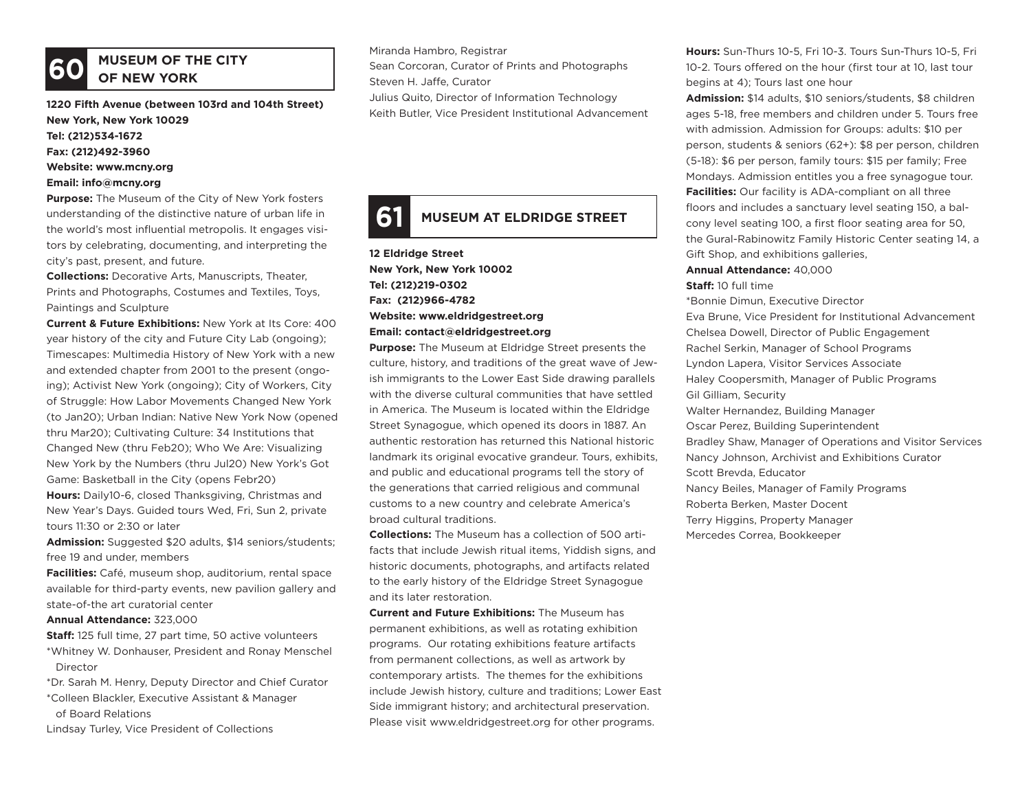## 60 MUSEUM OF THE CITY OF NEW YORK

**1220 Fifth Avenue (between 103rd and 104th Street)**
**New York, New York 10029**
**Tel: (212)534-1672**
**Fax: (212)492-3960**
**Website: www.mcny.org**
**Email: info@mcny.org**

**Purpose:** The Museum of the City of New York fosters understanding of the distinctive nature of urban life in the world's most influential metropolis. It engages visitors by celebrating, documenting, and interpreting the city's past, present, and future.

**Collections:** Decorative Arts, Manuscripts, Theater, Prints and Photographs, Costumes and Textiles, Toys, Paintings and Sculpture

**Current & Future Exhibitions:** New York at Its Core: 400 year history of the city and Future City Lab (ongoing); Timescapes: Multimedia History of New York with a new and extended chapter from 2001 to the present (ongoing); Activist New York (ongoing); City of Workers, City of Struggle: How Labor Movements Changed New York (to Jan20); Urban Indian: Native New York Now (opened thru Mar20); Cultivating Culture: 34 Institutions that Changed New (thru Feb20); Who We Are: Visualizing New York by the Numbers (thru Jul20) New York's Got Game: Basketball in the City (opens Febr20)

**Hours:** Daily10-6, closed Thanksgiving, Christmas and New Year's Days. Guided tours Wed, Fri, Sun 2, private tours 11:30 or 2:30 or later

**Admission:** Suggested $20 adults, $14 seniors/students; free 19 and under, members

**Facilities:** Café, museum shop, auditorium, rental space available for third-party events, new pavilion gallery and state-of-the art curatorial center

**Annual Attendance:** 323,000

**Staff:** 125 full time, 27 part time, 50 active volunteers

*Whitney W. Donhauser, President and Ronay Menschel Director
*Dr. Sarah M. Henry, Deputy Director and Chief Curator
*Colleen Blackler, Executive Assistant & Manager of Board Relations
Lindsay Turley, Vice President of Collections
Miranda Hambro, Registrar
Sean Corcoran, Curator of Prints and Photographs
Steven H. Jaffe, Curator
Julius Quito, Director of Information Technology
Keith Butler, Vice President Institutional Advancement

## 61 MUSEUM AT ELDRIDGE STREET

**12 Eldridge Street**
**New York, New York 10002**
**Tel: (212)219-0302**
**Fax: (212)966-4782**
**Website: www.eldridgestreet.org**
**Email: contact@eldridgestreet.org**

**Purpose:** The Museum at Eldridge Street presents the culture, history, and traditions of the great wave of Jewish immigrants to the Lower East Side drawing parallels with the diverse cultural communities that have settled in America. The Museum is located within the Eldridge Street Synagogue, which opened its doors in 1887. An authentic restoration has returned this National historic landmark its original evocative grandeur. Tours, exhibits, and public and educational programs tell the story of the generations that carried religious and communal customs to a new country and celebrate America's broad cultural traditions.

**Collections:** The Museum has a collection of 500 artifacts that include Jewish ritual items, Yiddish signs, and historic documents, photographs, and artifacts related to the early history of the Eldridge Street Synagogue and its later restoration.

**Current and Future Exhibitions:** The Museum has permanent exhibitions, as well as rotating exhibition programs. Our rotating exhibitions feature artifacts from permanent collections, as well as artwork by contemporary artists. The themes for the exhibitions include Jewish history, culture and traditions; Lower East Side immigrant history; and architectural preservation. Please visit www.eldridgestreet.org for other programs.

**Hours:** Sun-Thurs 10-5, Fri 10-3. Tours Sun-Thurs 10-5, Fri 10-2. Tours offered on the hour (first tour at 10, last tour begins at 4); Tours last one hour

**Admission:** $14 adults, $10 seniors/students, $8 children ages 5-18, free members and children under 5. Tours free with admission. Admission for Groups: adults: $10 per person, students & seniors (62+): $8 per person, children (5-18): $6 per person, family tours: $15 per family; Free Mondays. Admission entitles you a free synagogue tour.

**Facilities:** Our facility is ADA-compliant on all three floors and includes a sanctuary level seating 150, a balcony level seating 100, a first floor seating area for 50, the Gural-Rabinowitz Family Historic Center seating 14, a Gift Shop, and exhibitions galleries,

**Annual Attendance:** 40,000

**Staff:** 10 full time

*Bonnie Dimun, Executive Director
Eva Brune, Vice President for Institutional Advancement
Chelsea Dowell, Director of Public Engagement
Rachel Serkin, Manager of School Programs
Lyndon Lapera, Visitor Services Associate
Haley Coopersmith, Manager of Public Programs
Gil Gilliam, Security
Walter Hernandez, Building Manager
Oscar Perez, Building Superintendent
Bradley Shaw, Manager of Operations and Visitor Services
Nancy Johnson, Archivist and Exhibitions Curator
Scott Brevda, Educator
Nancy Beiles, Manager of Family Programs
Roberta Berken, Master Docent
Terry Higgins, Property Manager
Mercedes Correa, Bookkeeper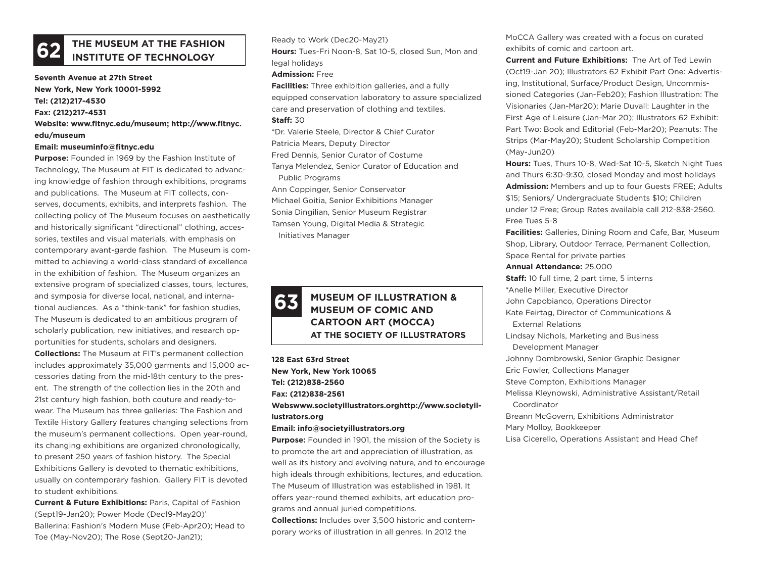## 62 THE MUSEUM AT THE FASHION INSTITUTE OF TECHNOLOGY

**Seventh Avenue at 27th Street**
**New York, New York 10001-5992**
**Tel: (212)217-4530**
**Fax: (212)217-4531**
**Website: www.fitnyc.edu/museum; http://www.fitnyc.edu/museum**
**Email: museuminfo@fitnyc.edu**

**Purpose:** Founded in 1969 by the Fashion Institute of Technology, The Museum at FIT is dedicated to advancing knowledge of fashion through exhibitions, programs and publications. The Museum at FIT collects, conserves, documents, exhibits, and interprets fashion. The collecting policy of The Museum focuses on aesthetically and historically significant "directional" clothing, accessories, textiles and visual materials, with emphasis on contemporary avant-garde fashion. The Museum is committed to achieving a world-class standard of excellence in the exhibition of fashion. The Museum organizes an extensive program of specialized classes, tours, lectures, and symposia for diverse local, national, and international audiences. As a "think-tank" for fashion studies, The Museum is dedicated to an ambitious program of scholarly publication, new initiatives, and research opportunities for students, scholars and designers.

**Collections:** The Museum at FIT's permanent collection includes approximately 35,000 garments and 15,000 accessories dating from the mid-18th century to the present. The strength of the collection lies in the 20th and 21st century high fashion, both couture and ready-to-wear. The Museum has three galleries: The Fashion and Textile History Gallery features changing selections from the museum's permanent collections. Open year-round, its changing exhibitions are organized chronologically, to present 250 years of fashion history. The Special Exhibitions Gallery is devoted to thematic exhibitions, usually on contemporary fashion. Gallery FIT is devoted to student exhibitions.

**Current & Future Exhibitions:** Paris, Capital of Fashion (Sept19-Jan20); Power Mode (Dec19-May20)' Ballerina: Fashion's Modern Muse (Feb-Apr20); Head to Toe (May-Nov20); The Rose (Sept20-Jan21); Ready to Work (Dec20-May21)

**Hours:** Tues-Fri Noon-8, Sat 10-5, closed Sun, Mon and legal holidays

**Admission:** Free

**Facilities:** Three exhibition galleries, and a fully equipped conservation laboratory to assure specialized care and preservation of clothing and textiles.

**Staff:** 30

*Dr. Valerie Steele, Director & Chief Curator
Patricia Mears, Deputy Director
Fred Dennis, Senior Curator of Costume
Tanya Melendez, Senior Curator of Education and Public Programs
Ann Coppinger, Senior Conservator
Michael Goitia, Senior Exhibitions Manager
Sonia Dingilian, Senior Museum Registrar
Tamsen Young, Digital Media & Strategic Initiatives Manager

## 63 MUSEUM OF ILLUSTRATION & MUSEUM OF COMIC AND CARTOON ART (MOCCA) AT THE SOCIETY OF ILLUSTRATORS

**128 East 63rd Street**
**New York, New York 10065**
**Tel: (212)838-2560**
**Fax: (212)838-2561**
**Webswww.societyillustrators.orghttp://www.societyillustrators.org**
**Email: info@societyillustrators.org**

**Purpose:** Founded in 1901, the mission of the Society is to promote the art and appreciation of illustration, as well as its history and evolving nature, and to encourage high ideals through exhibitions, lectures, and education. The Museum of Illustration was established in 1981. It offers year-round themed exhibits, art education programs and annual juried competitions.

**Collections:** Includes over 3,500 historic and contemporary works of illustration in all genres. In 2012 the MoCCA Gallery was created with a focus on curated exhibits of comic and cartoon art.

**Current and Future Exhibitions:** The Art of Ted Lewin (Oct19-Jan 20); Illustrators 62 Exhibit Part One: Advertising, Institutional, Surface/Product Design, Uncommissioned Categories (Jan-Feb20); Fashion Illustration: The Visionaries (Jan-Mar20); Marie Duvall: Laughter in the First Age of Leisure (Jan-Mar 20); Illustrators 62 Exhibit: Part Two: Book and Editorial (Feb-Mar20); Peanuts: The Strips (Mar-May20); Student Scholarship Competition (May-Jun20)

**Hours:** Tues, Thurs 10-8, Wed-Sat 10-5, Sketch Night Tues and Thurs 6:30-9:30, closed Monday and most holidays

**Admission:** Members and up to four Guests FREE; Adults $15; Seniors/ Undergraduate Students $10; Children under 12 Free; Group Rates available call 212-838-2560. Free Tues 5-8

**Facilities:** Galleries, Dining Room and Cafe, Bar, Museum Shop, Library, Outdoor Terrace, Permanent Collection, Space Rental for private parties

**Annual Attendance:** 25,000

**Staff:** 10 full time, 2 part time, 5 interns

*Anelle Miller, Executive Director
John Capobianco, Operations Director
Kate Feirtag, Director of Communications & External Relations
Lindsay Nichols, Marketing and Business Development Manager
Johnny Dombrowski, Senior Graphic Designer
Eric Fowler, Collections Manager
Steve Compton, Exhibitions Manager
Melissa Kleynowski, Administrative Assistant/Retail Coordinator
Breann McGovern, Exhibitions Administrator
Mary Molloy, Bookkeeper
Lisa Cicerello, Operations Assistant and Head Chef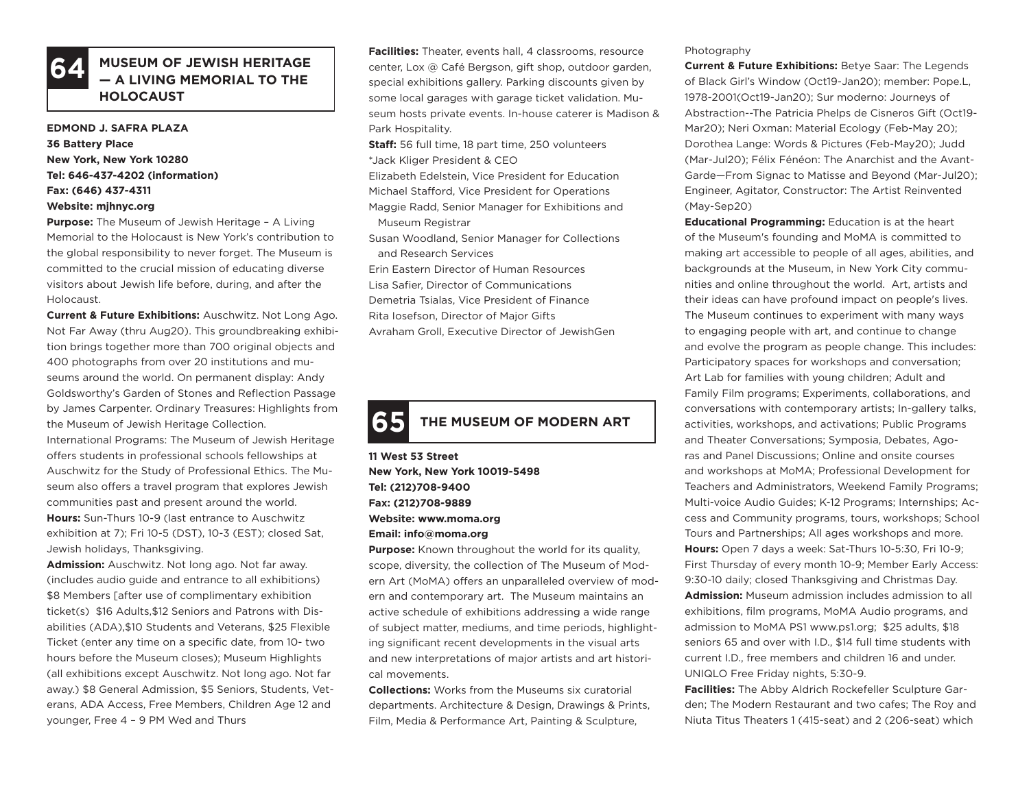## 64 MUSEUM OF JEWISH HERITAGE — A LIVING MEMORIAL TO THE HOLOCAUST

**EDMOND J. SAFRA PLAZA**
**36 Battery Place**
**New York, New York 10280**
**Tel: 646-437-4202 (information)**
**Fax: (646) 437-4311**
**Website: mjhnyc.org**

**Purpose:** The Museum of Jewish Heritage – A Living Memorial to the Holocaust is New York's contribution to the global responsibility to never forget. The Museum is committed to the crucial mission of educating diverse visitors about Jewish life before, during, and after the Holocaust.

**Current & Future Exhibitions:** Auschwitz. Not Long Ago. Not Far Away (thru Aug20). This groundbreaking exhibition brings together more than 700 original objects and 400 photographs from over 20 institutions and museums around the world. On permanent display: Andy Goldsworthy's Garden of Stones and Reflection Passage by James Carpenter. Ordinary Treasures: Highlights from the Museum of Jewish Heritage Collection.

International Programs: The Museum of Jewish Heritage offers students in professional schools fellowships at Auschwitz for the Study of Professional Ethics. The Museum also offers a travel program that explores Jewish communities past and present around the world.

**Hours:** Sun-Thurs 10-9 (last entrance to Auschwitz exhibition at 7); Fri 10-5 (DST), 10-3 (EST); closed Sat, Jewish holidays, Thanksgiving.

**Admission:** Auschwitz. Not long ago. Not far away. (includes audio guide and entrance to all exhibitions) $8 Members [after use of complimentary exhibition ticket(s) $16 Adults,$12 Seniors and Patrons with Disabilities (ADA),$10 Students and Veterans, $25 Flexible Ticket (enter any time on a specific date, from 10- two hours before the Museum closes); Museum Highlights (all exhibitions except Auschwitz. Not long ago. Not far away.) $8 General Admission, $5 Seniors, Students, Veterans, ADA Access, Free Members, Children Age 12 and younger, Free 4 – 9 PM Wed and Thurs

**Facilities:** Theater, events hall, 4 classrooms, resource center, Lox @ Café Bergson, gift shop, outdoor garden, special exhibitions gallery. Parking discounts given by some local garages with garage ticket validation. Museum hosts private events. In-house caterer is Madison & Park Hospitality.

**Staff:** 56 full time, 18 part time, 250 volunteers
*Jack Kliger President & CEO
Elizabeth Edelstein, Vice President for Education
Michael Stafford, Vice President for Operations
Maggie Radd, Senior Manager for Exhibitions and Museum Registrar
Susan Woodland, Senior Manager for Collections and Research Services
Erin Eastern Director of Human Resources
Lisa Safier, Director of Communications
Demetria Tsialas, Vice President of Finance
Rita Iosefson, Director of Major Gifts
Avraham Groll, Executive Director of JewishGen

## 65 THE MUSEUM OF MODERN ART

**11 West 53 Street**
**New York, New York 10019-5498**
**Tel: (212)708-9400**
**Fax: (212)708-9889**
**Website: www.moma.org**
**Email: info@moma.org**

**Purpose:** Known throughout the world for its quality, scope, diversity, the collection of The Museum of Modern Art (MoMA) offers an unparalleled overview of modern and contemporary art. The Museum maintains an active schedule of exhibitions addressing a wide range of subject matter, mediums, and time periods, highlighting significant recent developments in the visual arts and new interpretations of major artists and art historical movements.

**Collections:** Works from the Museums six curatorial departments. Architecture & Design, Drawings & Prints, Film, Media & Performance Art, Painting & Sculpture, Photography

**Current & Future Exhibitions:** Betye Saar: The Legends of Black Girl's Window (Oct19-Jan20); member: Pope.L, 1978-2001(Oct19-Jan20); Sur moderno: Journeys of Abstraction--The Patricia Phelps de Cisneros Gift (Oct19-Mar20); Neri Oxman: Material Ecology (Feb-May 20); Dorothea Lange: Words & Pictures (Feb-May20); Judd (Mar-Jul20); Félix Fénéon: The Anarchist and the Avant-Garde—From Signac to Matisse and Beyond (Mar-Jul20); Engineer, Agitator, Constructor: The Artist Reinvented (May-Sep20)

**Educational Programming:** Education is at the heart of the Museum's founding and MoMA is committed to making art accessible to people of all ages, abilities, and backgrounds at the Museum, in New York City communities and online throughout the world. Art, artists and their ideas can have profound impact on people's lives. The Museum continues to experiment with many ways to engaging people with art, and continue to change and evolve the program as people change. This includes: Participatory spaces for workshops and conversation; Art Lab for families with young children; Adult and Family Film programs; Experiments, collaborations, and conversations with contemporary artists; In-gallery talks, activities, workshops, and activations; Public Programs and Theater Conversations; Symposia, Debates, Agoras and Panel Discussions; Online and onsite courses and workshops at MoMA; Professional Development for Teachers and Administrators, Weekend Family Programs; Multi-voice Audio Guides; K-12 Programs; Internships; Access and Community programs, tours, workshops; School Tours and Partnerships; All ages workshops and more.

**Hours:** Open 7 days a week: Sat-Thurs 10-5:30, Fri 10-9; First Thursday of every month 10-9; Member Early Access: 9:30-10 daily; closed Thanksgiving and Christmas Day.

**Admission:** Museum admission includes admission to all exhibitions, film programs, MoMA Audio programs, and admission to MoMA PS1 www.ps1.org; $25 adults, $18 seniors 65 and over with I.D., $14 full time students with current I.D., free members and children 16 and under. UNIQLO Free Friday nights, 5:30-9.

**Facilities:** The Abby Aldrich Rockefeller Sculpture Garden; The Modern Restaurant and two cafes; The Roy and Niuta Titus Theaters 1 (415-seat) and 2 (206-seat) which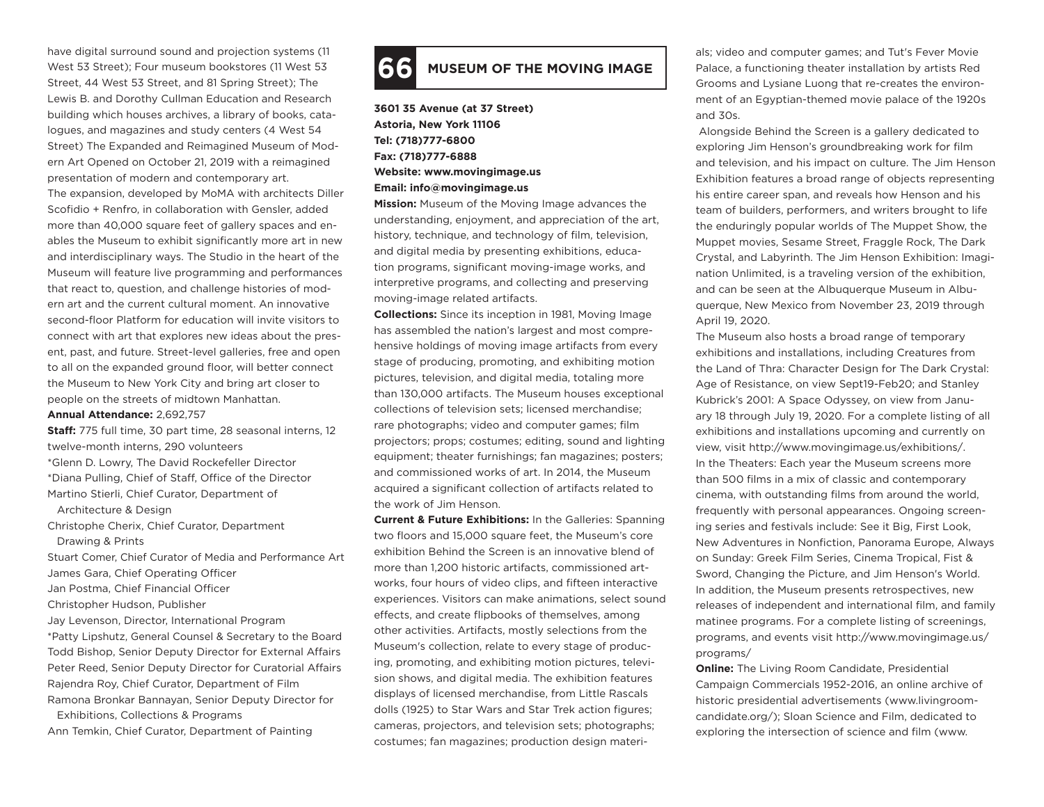have digital surround sound and projection systems (11 West 53 Street); Four museum bookstores (11 West 53 Street, 44 West 53 Street, and 81 Spring Street); The Lewis B. and Dorothy Cullman Education and Research building which houses archives, a library of books, catalogues, and magazines and study centers (4 West 54 Street) The Expanded and Reimagined Museum of Modern Art Opened on October 21, 2019 with a reimagined presentation of modern and contemporary art.

The expansion, developed by MoMA with architects Diller Scofidio + Renfro, in collaboration with Gensler, added more than 40,000 square feet of gallery spaces and enables the Museum to exhibit significantly more art in new and interdisciplinary ways. The Studio in the heart of the Museum will feature live programming and performances that react to, question, and challenge histories of modern art and the current cultural moment. An innovative second-floor Platform for education will invite visitors to connect with art that explores new ideas about the present, past, and future. Street-level galleries, free and open to all on the expanded ground floor, will better connect the Museum to New York City and bring art closer to people on the streets of midtown Manhattan.

**Annual Attendance:** 2,692,757

**Staff:** 775 full time, 30 part time, 28 seasonal interns, 12 twelve-month interns, 290 volunteers

*Glenn D. Lowry, The David Rockefeller Director
*Diana Pulling, Chief of Staff, Office of the Director
Martino Stierli, Chief Curator, Department of Architecture & Design
Christophe Cherix, Chief Curator, Department Drawing & Prints
Stuart Comer, Chief Curator of Media and Performance Art
James Gara, Chief Operating Officer
Jan Postma, Chief Financial Officer
Christopher Hudson, Publisher
Jay Levenson, Director, International Program
*Patty Lipshutz, General Counsel & Secretary to the Board
Todd Bishop, Senior Deputy Director for External Affairs
Peter Reed, Senior Deputy Director for Curatorial Affairs
Rajendra Roy, Chief Curator, Department of Film
Ramona Bronkar Bannayan, Senior Deputy Director for Exhibitions, Collections & Programs
Ann Temkin, Chief Curator, Department of Painting

## 66 MUSEUM OF THE MOVING IMAGE

**3601 35 Avenue (at 37 Street)**
**Astoria, New York 11106**
**Tel: (718)777-6800**
**Fax: (718)777-6888**
**Website: www.movingimage.us**
**Email: info@movingimage.us**

**Mission:** Museum of the Moving Image advances the understanding, enjoyment, and appreciation of the art, history, technique, and technology of film, television, and digital media by presenting exhibitions, education programs, significant moving-image works, and interpretive programs, and collecting and preserving moving-image related artifacts.

**Collections:** Since its inception in 1981, Moving Image has assembled the nation's largest and most comprehensive holdings of moving image artifacts from every stage of producing, promoting, and exhibiting motion pictures, television, and digital media, totaling more than 130,000 artifacts. The Museum houses exceptional collections of television sets; licensed merchandise; rare photographs; video and computer games; film projectors; props; costumes; editing, sound and lighting equipment; theater furnishings; fan magazines; posters; and commissioned works of art. In 2014, the Museum acquired a significant collection of artifacts related to the work of Jim Henson.

**Current & Future Exhibitions:** In the Galleries: Spanning two floors and 15,000 square feet, the Museum's core exhibition Behind the Screen is an innovative blend of more than 1,200 historic artifacts, commissioned artworks, four hours of video clips, and fifteen interactive experiences. Visitors can make animations, select sound effects, and create flipbooks of themselves, among other activities. Artifacts, mostly selections from the Museum's collection, relate to every stage of producing, promoting, and exhibiting motion pictures, television shows, and digital media. The exhibition features displays of licensed merchandise, from Little Rascals dolls (1925) to Star Wars and Star Trek action figures; cameras, projectors, and television sets; photographs; costumes; fan magazines; production design materials; video and computer games; and Tut's Fever Movie Palace, a functioning theater installation by artists Red Grooms and Lysiane Luong that re-creates the environment of an Egyptian-themed movie palace of the 1920s and 30s.

Alongside Behind the Screen is a gallery dedicated to exploring Jim Henson's groundbreaking work for film and television, and his impact on culture. The Jim Henson Exhibition features a broad range of objects representing his entire career span, and reveals how Henson and his team of builders, performers, and writers brought to life the enduringly popular worlds of The Muppet Show, the Muppet movies, Sesame Street, Fraggle Rock, The Dark Crystal, and Labyrinth. The Jim Henson Exhibition: Imagination Unlimited, is a traveling version of the exhibition, and can be seen at the Albuquerque Museum in Albuquerque, New Mexico from November 23, 2019 through April 19, 2020.

The Museum also hosts a broad range of temporary exhibitions and installations, including Creatures from the Land of Thra: Character Design for The Dark Crystal: Age of Resistance, on view Sept19-Feb20; and Stanley Kubrick's 2001: A Space Odyssey, on view from January 18 through July 19, 2020. For a complete listing of all exhibitions and installations upcoming and currently on view, visit http://www.movingimage.us/exhibitions/.

In the Theaters: Each year the Museum screens more than 500 films in a mix of classic and contemporary cinema, with outstanding films from around the world, frequently with personal appearances. Ongoing screening series and festivals include: See it Big, First Look, New Adventures in Nonfiction, Panorama Europe, Always on Sunday: Greek Film Series, Cinema Tropical, Fist & Sword, Changing the Picture, and Jim Henson's World. In addition, the Museum presents retrospectives, new releases of independent and international film, and family matinee programs. For a complete listing of screenings, programs, and events visit http://www.movingimage.us/programs/

**Online:** The Living Room Candidate, Presidential Campaign Commercials 1952-2016, an online archive of historic presidential advertisements (www.livingroomcandidate.org/); Sloan Science and Film, dedicated to exploring the intersection of science and film (www.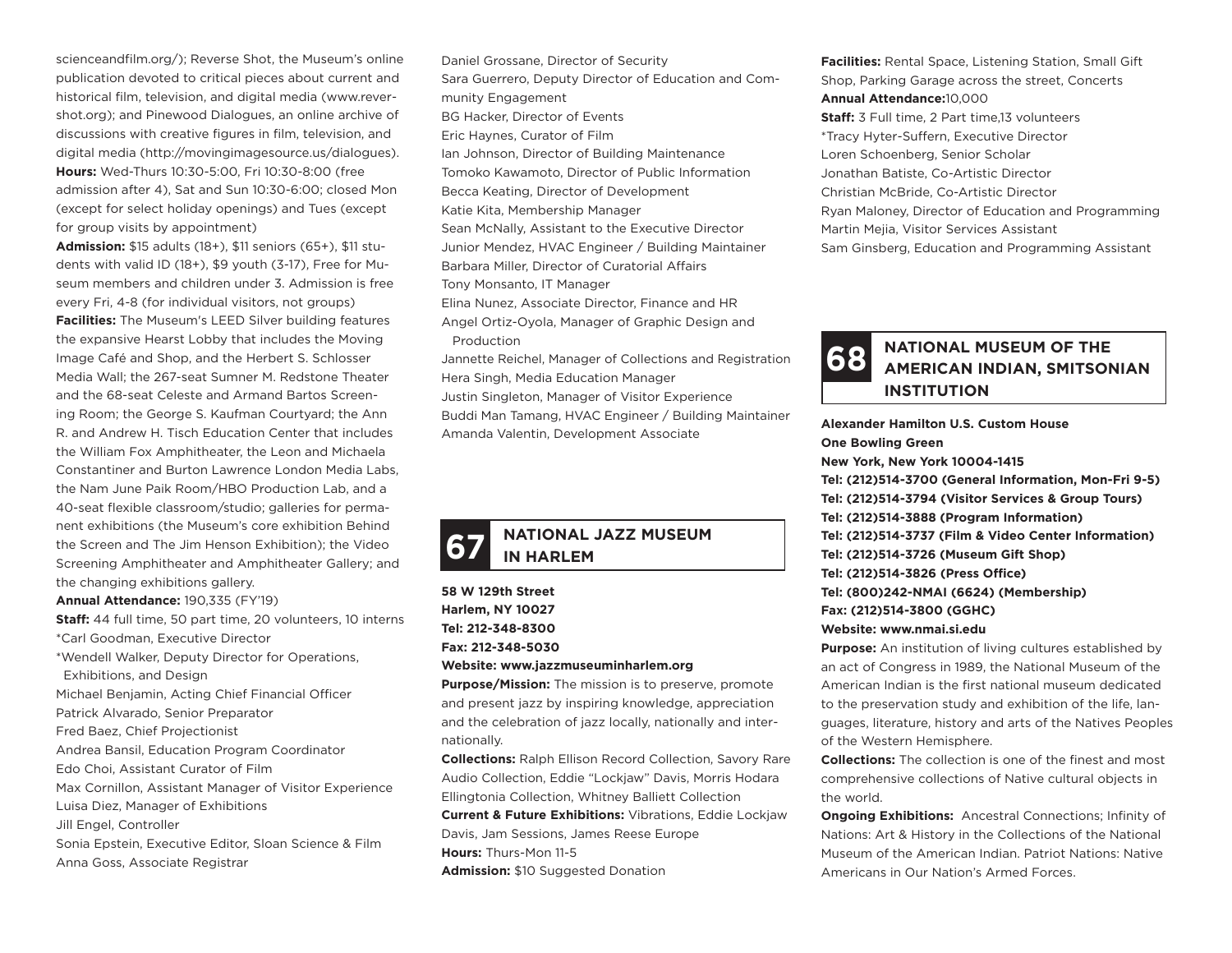scienceandfilm.org/); Reverse Shot, the Museum's online publication devoted to critical pieces about current and historical film, television, and digital media (www.reverse-shot.org); and Pinewood Dialogues, an online archive of discussions with creative figures in film, television, and digital media (http://movingimagesource.us/dialogues).

**Hours:** Wed-Thurs 10:30-5:00, Fri 10:30-8:00 (free admission after 4), Sat and Sun 10:30-6:00; closed Mon (except for select holiday openings) and Tues (except for group visits by appointment)

**Admission:** $15 adults (18+), $11 seniors (65+), $11 students with valid ID (18+), $9 youth (3-17), Free for Museum members and children under 3. Admission is free every Fri, 4-8 (for individual visitors, not groups)

**Facilities:** The Museum's LEED Silver building features the expansive Hearst Lobby that includes the Moving Image Café and Shop, and the Herbert S. Schlosser Media Wall; the 267-seat Sumner M. Redstone Theater and the 68-seat Celeste and Armand Bartos Screening Room; the George S. Kaufman Courtyard; the Ann R. and Andrew H. Tisch Education Center that includes the William Fox Amphitheater, the Leon and Michaela Constantiner and Burton Lawrence London Media Labs, the Nam June Paik Room/HBO Production Lab, and a 40-seat flexible classroom/studio; galleries for permanent exhibitions (the Museum's core exhibition Behind the Screen and The Jim Henson Exhibition); the Video Screening Amphitheater and Amphitheater Gallery; and the changing exhibitions gallery.

**Annual Attendance:** 190,335 (FY'19)

**Staff:** 44 full time, 50 part time, 20 volunteers, 10 interns

*Carl Goodman, Executive Director
*Wendell Walker, Deputy Director for Operations, Exhibitions, and Design
Michael Benjamin, Acting Chief Financial Officer
Patrick Alvarado, Senior Preparator
Fred Baez, Chief Projectionist
Andrea Bansil, Education Program Coordinator
Edo Choi, Assistant Curator of Film
Max Cornillon, Assistant Manager of Visitor Experience
Luisa Diez, Manager of Exhibitions
Jill Engel, Controller
Sonia Epstein, Executive Editor, Sloan Science & Film
Anna Goss, Associate Registrar
Daniel Grossane, Director of Security
Sara Guerrero, Deputy Director of Education and Community Engagement
BG Hacker, Director of Events
Eric Haynes, Curator of Film
Ian Johnson, Director of Building Maintenance
Tomoko Kawamoto, Director of Public Information
Becca Keating, Director of Development
Katie Kita, Membership Manager
Sean McNally, Assistant to the Executive Director
Junior Mendez, HVAC Engineer / Building Maintainer
Barbara Miller, Director of Curatorial Affairs
Tony Monsanto, IT Manager
Elina Nunez, Associate Director, Finance and HR
Angel Ortiz-Oyola, Manager of Graphic Design and Production
Jannette Reichel, Manager of Collections and Registration
Hera Singh, Media Education Manager
Justin Singleton, Manager of Visitor Experience
Buddi Man Tamang, HVAC Engineer / Building Maintainer
Amanda Valentin, Development Associate

## 67 NATIONAL JAZZ MUSEUM IN HARLEM

**58 W 129th Street**
**Harlem, NY 10027**
**Tel: 212-348-8300**
**Fax: 212-348-5030**
**Website: www.jazzmuseuminharlem.org**

**Purpose/Mission:** The mission is to preserve, promote and present jazz by inspiring knowledge, appreciation and the celebration of jazz locally, nationally and internationally.

**Collections:** Ralph Ellison Record Collection, Savory Rare Audio Collection, Eddie "Lockjaw" Davis, Morris Hodara Ellingtonia Collection, Whitney Balliett Collection

**Current & Future Exhibitions:** Vibrations, Eddie Lockjaw Davis, Jam Sessions, James Reese Europe

**Hours:** Thurs-Mon 11-5

**Admission:** $10 Suggested Donation

**Facilities:** Rental Space, Listening Station, Small Gift Shop, Parking Garage across the street, Concerts

**Annual Attendance:** 10,000

**Staff:** 3 Full time, 2 Part time, 13 volunteers

*Tracy Hyter-Suffern, Executive Director
Loren Schoenberg, Senior Scholar
Jonathan Batiste, Co-Artistic Director
Christian McBride, Co-Artistic Director
Ryan Maloney, Director of Education and Programming
Martin Mejia, Visitor Services Assistant
Sam Ginsberg, Education and Programming Assistant

## 68 NATIONAL MUSEUM OF THE AMERICAN INDIAN, SMITSONIAN INSTITUTION

**Alexander Hamilton U.S. Custom House**
**One Bowling Green**
**New York, New York 10004-1415**
**Tel: (212)514-3700 (General Information, Mon-Fri 9-5)**
**Tel: (212)514-3794 (Visitor Services & Group Tours)**
**Tel: (212)514-3888 (Program Information)**
**Tel: (212)514-3737 (Film & Video Center Information)**
**Tel: (212)514-3726 (Museum Gift Shop)**
**Tel: (212)514-3826 (Press Office)**
**Tel: (800)242-NMAI (6624) (Membership)**
**Fax: (212)514-3800 (GGHC)**
**Website: www.nmai.si.edu**

**Purpose:** An institution of living cultures established by an act of Congress in 1989, the National Museum of the American Indian is the first national museum dedicated to the preservation study and exhibition of the life, languages, literature, history and arts of the Natives Peoples of the Western Hemisphere.

**Collections:** The collection is one of the finest and most comprehensive collections of Native cultural objects in the world.

**Ongoing Exhibitions:** Ancestral Connections; Infinity of Nations: Art & History in the Collections of the National Museum of the American Indian. Patriot Nations: Native Americans in Our Nation's Armed Forces.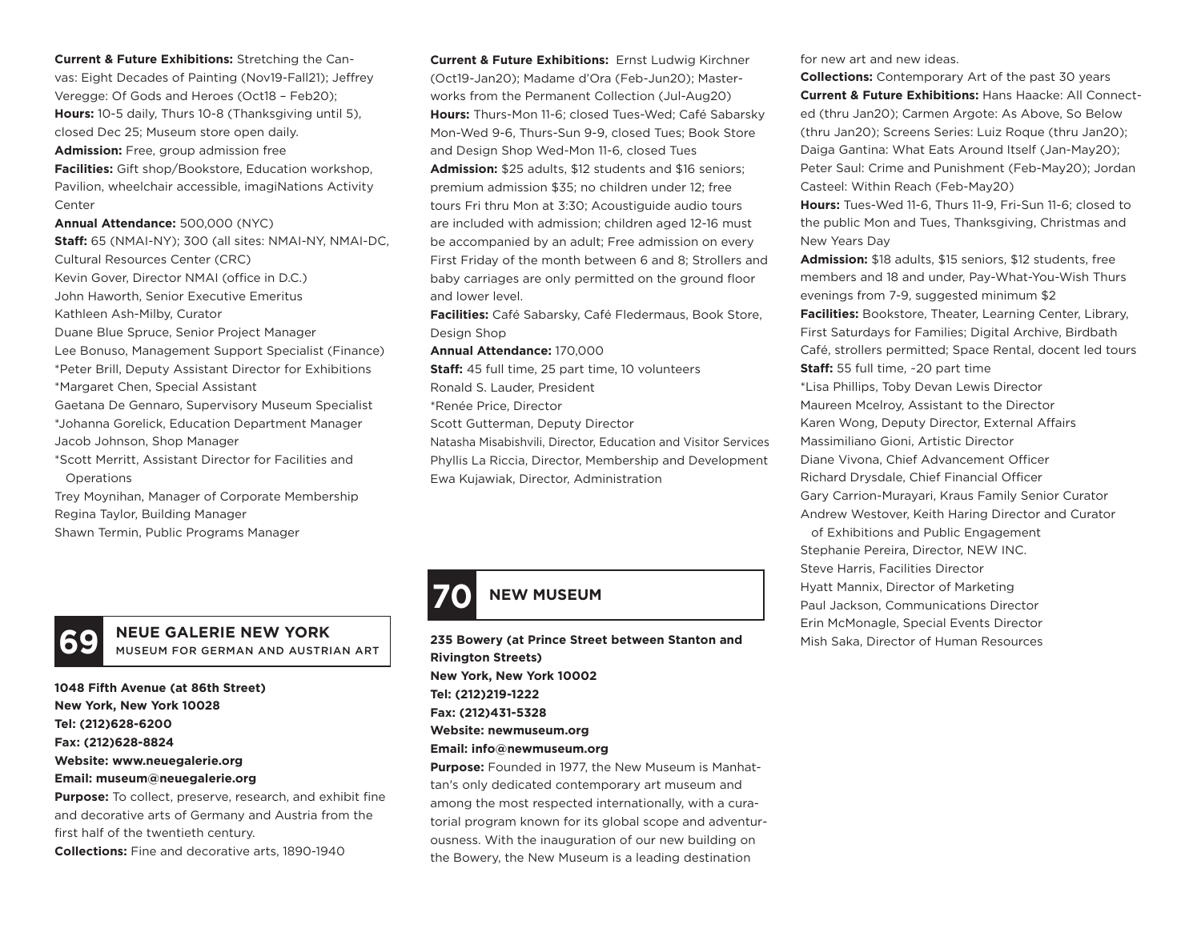**Current & Future Exhibitions:** Stretching the Canvas: Eight Decades of Painting (Nov19-Fall21); Jeffrey Veregge: Of Gods and Heroes (Oct18 – Feb20);
**Hours:** 10-5 daily, Thurs 10-8 (Thanksgiving until 5), closed Dec 25; Museum store open daily.
**Admission:** Free, group admission free
**Facilities:** Gift shop/Bookstore, Education workshop, Pavilion, wheelchair accessible, imagiNations Activity Center
**Annual Attendance:** 500,000 (NYC)
**Staff:** 65 (NMAI-NY); 300 (all sites: NMAI-NY, NMAI-DC, Cultural Resources Center (CRC)
Kevin Gover, Director NMAI (office in D.C.)
John Haworth, Senior Executive Emeritus
Kathleen Ash-Milby, Curator
Duane Blue Spruce, Senior Project Manager
Lee Bonuso, Management Support Specialist (Finance)
*Peter Brill, Deputy Assistant Director for Exhibitions
*Margaret Chen, Special Assistant
Gaetana De Gennaro, Supervisory Museum Specialist
*Johanna Gorelick, Education Department Manager
Jacob Johnson, Shop Manager
*Scott Merritt, Assistant Director for Facilities and Operations
Trey Moynihan, Manager of Corporate Membership
Regina Taylor, Building Manager
Shawn Termin, Public Programs Manager

## 69 NEUE GALERIE NEW YORK
MUSEUM FOR GERMAN AND AUSTRIAN ART

**1048 Fifth Avenue (at 86th Street)**
**New York, New York 10028**
**Tel: (212)628-6200**
**Fax: (212)628-8824**
**Website: www.neuegalerie.org**
**Email: museum@neuegalerie.org**

**Purpose:** To collect, preserve, research, and exhibit fine and decorative arts of Germany and Austria from the first half of the twentieth century.
**Collections:** Fine and decorative arts, 1890-1940
**Current & Future Exhibitions:** Ernst Ludwig Kirchner (Oct19-Jan20); Madame d'Ora (Feb-Jun20); Masterworks from the Permanent Collection (Jul-Aug20)
**Hours:** Thurs-Mon 11-6; closed Tues-Wed; Café Sabarsky Mon-Wed 9-6, Thurs-Sun 9-9, closed Tues; Book Store and Design Shop Wed-Mon 11-6, closed Tues
**Admission:** $25 adults, $12 students and $16 seniors; premium admission $35; no children under 12; free tours Fri thru Mon at 3:30; Acoustiguide audio tours are included with admission; children aged 12-16 must be accompanied by an adult; Free admission on every First Friday of the month between 6 and 8; Strollers and baby carriages are only permitted on the ground floor and lower level.
**Facilities:** Café Sabarsky, Café Fledermaus, Book Store, Design Shop
**Annual Attendance:** 170,000
**Staff:** 45 full time, 25 part time, 10 volunteers
Ronald S. Lauder, President
*Renée Price, Director
Scott Gutterman, Deputy Director
Natasha Misabishvili, Director, Education and Visitor Services
Phyllis La Riccia, Director, Membership and Development
Ewa Kujawiak, Director, Administration

## 70 NEW MUSEUM

**235 Bowery (at Prince Street between Stanton and Rivington Streets)**
**New York, New York 10002**
**Tel: (212)219-1222**
**Fax: (212)431-5328**
**Website: newmuseum.org**
**Email: info@newmuseum.org**

**Purpose:** Founded in 1977, the New Museum is Manhattan's only dedicated contemporary art museum and among the most respected internationally, with a curatorial program known for its global scope and adventurousness. With the inauguration of our new building on the Bowery, the New Museum is a leading destination for new art and new ideas.
**Collections:** Contemporary Art of the past 30 years
**Current & Future Exhibitions:** Hans Haacke: All Connected (thru Jan20); Carmen Argote: As Above, So Below (thru Jan20); Screens Series: Luiz Roque (thru Jan20); Daiga Gantina: What Eats Around Itself (Jan-May20); Peter Saul: Crime and Punishment (Feb-May20); Jordan Casteel: Within Reach (Feb-May20)
**Hours:** Tues-Wed 11-6, Thurs 11-9, Fri-Sun 11-6; closed to the public Mon and Tues, Thanksgiving, Christmas and New Years Day
**Admission:** $18 adults, $15 seniors, $12 students, free members and 18 and under, Pay-What-You-Wish Thurs evenings from 7-9, suggested minimum $2
**Facilities:** Bookstore, Theater, Learning Center, Library, First Saturdays for Families; Digital Archive, Birdbath Café, strollers permitted; Space Rental, docent led tours
**Staff:** 55 full time, ~20 part time
*Lisa Phillips, Toby Devan Lewis Director
Maureen Mcelroy, Assistant to the Director
Karen Wong, Deputy Director, External Affairs
Massimiliano Gioni, Artistic Director
Diane Vivona, Chief Advancement Officer
Richard Drysdale, Chief Financial Officer
Gary Carrion-Murayari, Kraus Family Senior Curator
Andrew Westover, Keith Haring Director and Curator of Exhibitions and Public Engagement
Stephanie Pereira, Director, NEW INC.
Steve Harris, Facilities Director
Hyatt Mannix, Director of Marketing
Paul Jackson, Communications Director
Erin McMonagle, Special Events Director
Mish Saka, Director of Human Resources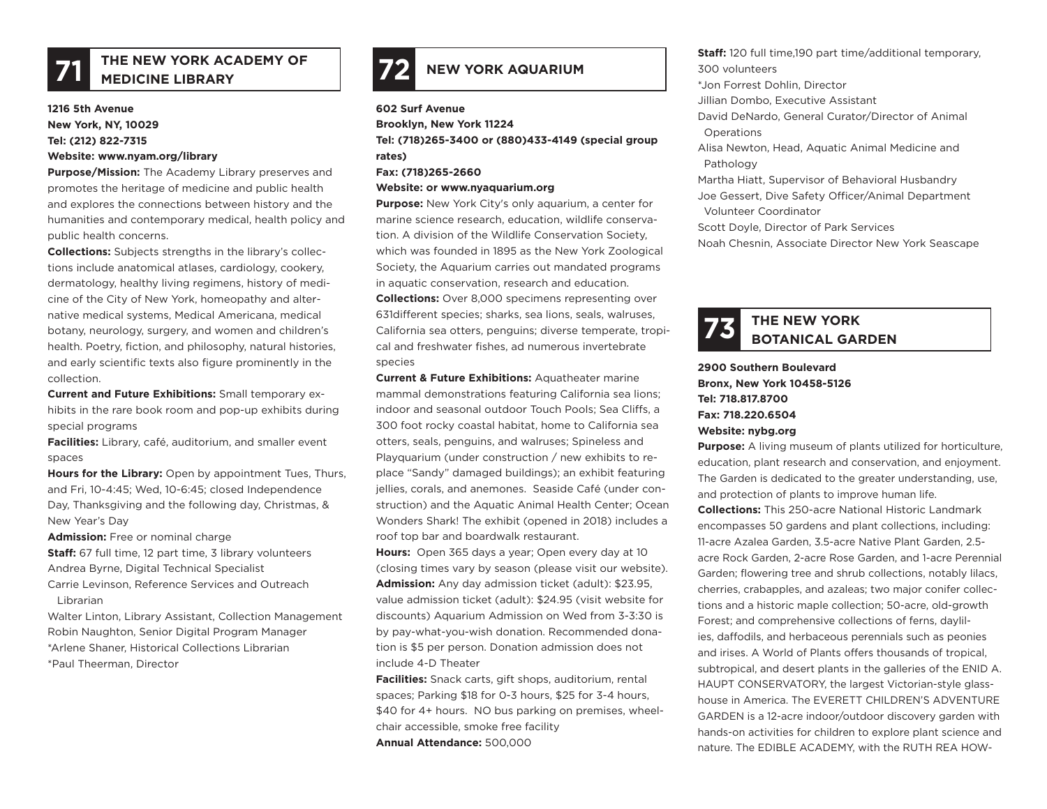## 71 THE NEW YORK ACADEMY OF MEDICINE LIBRARY

**1216 5th Avenue**
**New York, NY, 10029**
**Tel: (212) 822-7315**
**Website: www.nyam.org/library**

**Purpose/Mission:** The Academy Library preserves and promotes the heritage of medicine and public health and explores the connections between history and the humanities and contemporary medical, health policy and public health concerns.

**Collections:** Subjects strengths in the library's collections include anatomical atlases, cardiology, cookery, dermatology, healthy living regimens, history of medicine of the City of New York, homeopathy and alternative medical systems, Medical Americana, medical botany, neurology, surgery, and women and children's health. Poetry, fiction, and philosophy, natural histories, and early scientific texts also figure prominently in the collection.

**Current and Future Exhibitions:** Small temporary exhibits in the rare book room and pop-up exhibits during special programs

**Facilities:** Library, café, auditorium, and smaller event spaces

**Hours for the Library:** Open by appointment Tues, Thurs, and Fri, 10-4:45; Wed, 10-6:45; closed Independence Day, Thanksgiving and the following day, Christmas, & New Year's Day

**Admission:** Free or nominal charge

**Staff:** 67 full time, 12 part time, 3 library volunteers
Andrea Byrne, Digital Technical Specialist
Carrie Levinson, Reference Services and Outreach Librarian
Walter Linton, Library Assistant, Collection Management
Robin Naughton, Senior Digital Program Manager
*Arlene Shaner, Historical Collections Librarian
*Paul Theerman, Director

## 72 NEW YORK AQUARIUM

**602 Surf Avenue**
**Brooklyn, New York 11224**
**Tel: (718)265-3400 or (880)433-4149 (special group rates)**
**Fax: (718)265-2660**
**Website: or www.nyaquarium.org**

**Purpose:** New York City's only aquarium, a center for marine science research, education, wildlife conservation. A division of the Wildlife Conservation Society, which was founded in 1895 as the New York Zoological Society, the Aquarium carries out mandated programs in aquatic conservation, research and education.

**Collections:** Over 8,000 specimens representing over 631different species; sharks, sea lions, seals, walruses, California sea otters, penguins; diverse temperate, tropical and freshwater fishes, ad numerous invertebrate species

**Current & Future Exhibitions:** Aquatheater marine mammal demonstrations featuring California sea lions; indoor and seasonal outdoor Touch Pools; Sea Cliffs, a 300 foot rocky coastal habitat, home to California sea otters, seals, penguins, and walruses; Spineless and Playquarium (under construction / new exhibits to replace "Sandy" damaged buildings); an exhibit featuring jellies, corals, and anemones. Seaside Café (under construction) and the Aquatic Animal Health Center; Ocean Wonders Shark! The exhibit (opened in 2018) includes a roof top bar and boardwalk restaurant.

**Hours:** Open 365 days a year; Open every day at 10 (closing times vary by season (please visit our website).

**Admission:** Any day admission ticket (adult): $23.95, value admission ticket (adult): $24.95 (visit website for discounts) Aquarium Admission on Wed from 3-3:30 is by pay-what-you-wish donation. Recommended donation is $5 per person. Donation admission does not include 4-D Theater

**Facilities:** Snack carts, gift shops, auditorium, rental spaces; Parking $18 for 0-3 hours, $25 for 3-4 hours, $40 for 4+ hours. NO bus parking on premises, wheelchair accessible, smoke free facility

**Annual Attendance:** 500,000

**Staff:** 120 full time,190 part time/additional temporary, 300 volunteers
*Jon Forrest Dohlin, Director
Jillian Dombo, Executive Assistant
David DeNardo, General Curator/Director of Animal Operations
Alisa Newton, Head, Aquatic Animal Medicine and Pathology
Martha Hiatt, Supervisor of Behavioral Husbandry
Joe Gessert, Dive Safety Officer/Animal Department Volunteer Coordinator
Scott Doyle, Director of Park Services
Noah Chesnin, Associate Director New York Seascape

## 73 THE NEW YORK BOTANICAL GARDEN

**2900 Southern Boulevard**
**Bronx, New York 10458-5126**
**Tel: 718.817.8700**
**Fax: 718.220.6504**
**Website: nybg.org**

**Purpose:** A living museum of plants utilized for horticulture, education, plant research and conservation, and enjoyment. The Garden is dedicated to the greater understanding, use, and protection of plants to improve human life.

**Collections:** This 250-acre National Historic Landmark encompasses 50 gardens and plant collections, including: 11-acre Azalea Garden, 3.5-acre Native Plant Garden, 2.5-acre Rock Garden, 2-acre Rose Garden, and 1-acre Perennial Garden; flowering tree and shrub collections, notably lilacs, cherries, crabapples, and azaleas; two major conifer collections and a historic maple collection; 50-acre, old-growth Forest; and comprehensive collections of ferns, daylilies, daffodils, and herbaceous perennials such as peonies and irises. A World of Plants offers thousands of tropical, subtropical, and desert plants in the galleries of the ENID A. HAUPT CONSERVATORY, the largest Victorian-style glasshouse in America. The EVERETT CHILDREN'S ADVENTURE GARDEN is a 12-acre indoor/outdoor discovery garden with hands-on activities for children to explore plant science and nature. The EDIBLE ACADEMY, with the RUTH REA HOW-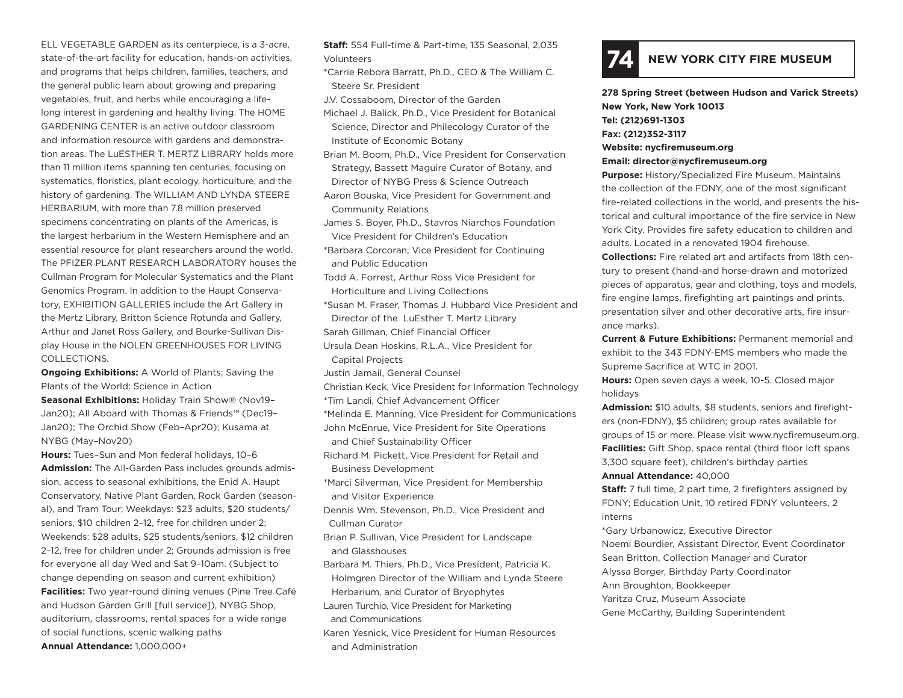ELL VEGETABLE GARDEN as its centerpiece, is a 3-acre, state-of-the-art facility for education, hands-on activities, and programs that helps children, families, teachers, and the general public learn about growing and preparing vegetables, fruit, and herbs while encouraging a lifelong interest in gardening and healthy living. The HOME GARDENING CENTER is an active outdoor classroom and information resource with gardens and demonstration areas. The LuESTHER T. MERTZ LIBRARY holds more than 11 million items spanning ten centuries, focusing on systematics, floristics, plant ecology, horticulture, and the history of gardening. The WILLIAM AND LYNDA STEERE HERBARIUM, with more than 7.8 million preserved specimens concentrating on plants of the Americas, is the largest herbarium in the Western Hemisphere and an essential resource for plant researchers around the world. The PFIZER PLANT RESEARCH LABORATORY houses the Cullman Program for Molecular Systematics and the Plant Genomics Program. In addition to the Haupt Conservatory, EXHIBITION GALLERIES include the Art Gallery in the Mertz Library, Britton Science Rotunda and Gallery, Arthur and Janet Ross Gallery, and Bourke-Sullivan Display House in the NOLEN GREENHOUSES FOR LIVING COLLECTIONS.

**Ongoing Exhibitions:** A World of Plants; Saving the Plants of the World: Science in Action

**Seasonal Exhibitions:** Holiday Train Show® (Nov19–Jan20); All Aboard with Thomas & Friends™ (Dec19–Jan20); The Orchid Show (Feb–Apr20); Kusama at NYBG (May–Nov20)

**Hours:** Tues–Sun and Mon federal holidays, 10–6

**Admission:** The All-Garden Pass includes grounds admission, access to seasonal exhibitions, the Enid A. Haupt Conservatory, Native Plant Garden, Rock Garden (seasonal), and Tram Tour; Weekdays: $23 adults, $20 students/seniors, $10 children 2–12, free for children under 2; Weekends: $28 adults, $25 students/seniors, $12 children 2–12, free for children under 2; Grounds admission is free for everyone all day Wed and Sat 9–10am. (Subject to change depending on season and current exhibition)

**Facilities:** Two year-round dining venues (Pine Tree Café and Hudson Garden Grill [full service]), NYBG Shop, auditorium, classrooms, rental spaces for a wide range of social functions, scenic walking paths

**Annual Attendance:** 1,000,000+

**Staff:** 554 Full-time & Part-time, 135 Seasonal, 2,035 Volunteers

*Carrie Rebora Barratt, Ph.D., CEO & The William C. Steere Sr. President
J.V. Cossaboom, Director of the Garden
Michael J. Balick, Ph.D., Vice President for Botanical Science, Director and Philecology Curator of the Institute of Economic Botany
Brian M. Boom, Ph.D., Vice President for Conservation Strategy, Bassett Maguire Curator of Botany, and Director of NYBG Press & Science Outreach
Aaron Bouska, Vice President for Government and Community Relations
James S. Boyer, Ph.D., Stavros Niarchos Foundation Vice President for Children's Education
*Barbara Corcoran, Vice President for Continuing and Public Education
Todd A. Forrest, Arthur Ross Vice President for Horticulture and Living Collections
*Susan M. Fraser, Thomas J. Hubbard Vice President and Director of the LuEsther T. Mertz Library
Sarah Gillman, Chief Financial Officer
Ursula Dean Hoskins, R.L.A., Vice President for Capital Projects
Justin Jamail, General Counsel
Christian Keck, Vice President for Information Technology
*Tim Landi, Chief Advancement Officer
*Melinda E. Manning, Vice President for Communications
John McEnrue, Vice President for Site Operations and Chief Sustainability Officer
Richard M. Pickett, Vice President for Retail and Business Development
*Marci Silverman, Vice President for Membership and Visitor Experience
Dennis Wm. Stevenson, Ph.D., Vice President and Cullman Curator
Brian P. Sullivan, Vice President for Landscape and Glasshouses
Barbara M. Thiers, Ph.D., Vice President, Patricia K. Holmgren Director of the William and Lynda Steere Herbarium, and Curator of Bryophytes
Lauren Turchio, Vice President for Marketing and Communications
Karen Yesnick, Vice President for Human Resources and Administration

## 74 NEW YORK CITY FIRE MUSEUM

**278 Spring Street (between Hudson and Varick Streets)**
**New York, New York 10013**
**Tel: (212)691-1303**
**Fax: (212)352-3117**
**Website: nycfiremuseum.org**
**Email: director@nycfiremuseum.org**

**Purpose:** History/Specialized Fire Museum. Maintains the collection of the FDNY, one of the most significant fire-related collections in the world, and presents the historical and cultural importance of the fire service in New York City. Provides fire safety education to children and adults. Located in a renovated 1904 firehouse.

**Collections:** Fire related art and artifacts from 18th century to present (hand-and horse-drawn and motorized pieces of apparatus, gear and clothing, toys and models, fire engine lamps, firefighting art paintings and prints, presentation silver and other decorative arts, fire insurance marks).

**Current & Future Exhibitions:** Permanent memorial and exhibit to the 343 FDNY-EMS members who made the Supreme Sacrifice at WTC in 2001.

**Hours:** Open seven days a week, 10-5. Closed major holidays

**Admission:** $10 adults, $8 students, seniors and firefighters (non-FDNY), $5 children; group rates available for groups of 15 or more. Please visit www.nycfiremuseum.org.

**Facilities:** Gift Shop, space rental (third floor loft spans 3,300 square feet), children's birthday parties

**Annual Attendance:** 40,000

**Staff:** 7 full time, 2 part time, 2 firefighters assigned by FDNY; Education Unit, 10 retired FDNY volunteers, 2 interns

*Gary Urbanowicz, Executive Director
Noemi Bourdier, Assistant Director, Event Coordinator
Sean Britton, Collection Manager and Curator
Alyssa Borger, Birthday Party Coordinator
Ann Broughton, Bookkeeper
Yaritza Cruz, Museum Associate
Gene McCarthy, Building Superintendent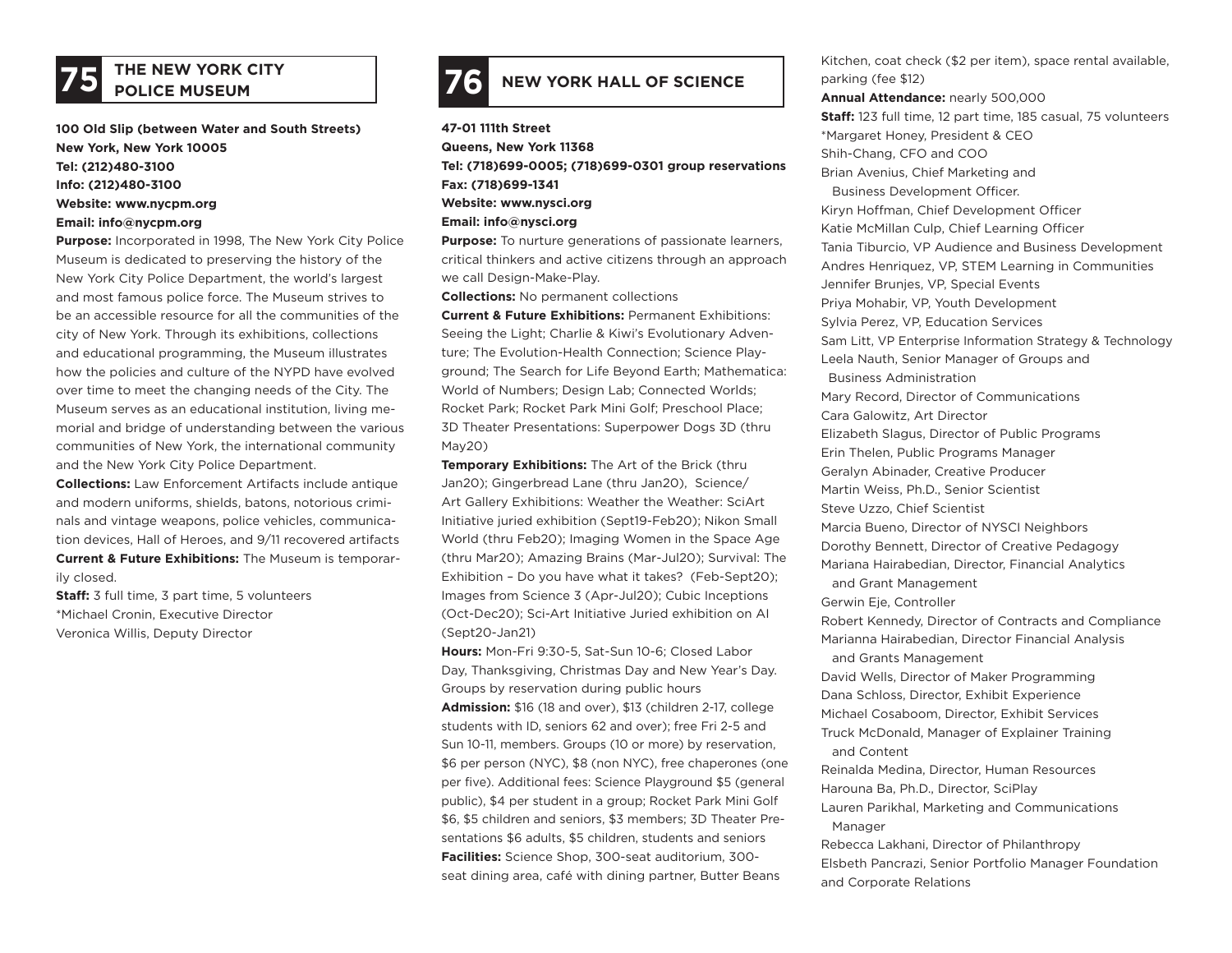## 75 THE NEW YORK CITY POLICE MUSEUM

**100 Old Slip (between Water and South Streets)**
**New York, New York 10005**
**Tel: (212)480-3100**
**Info: (212)480-3100**
**Website: www.nycpm.org**
**Email: info@nycpm.org**

**Purpose:** Incorporated in 1998, The New York City Police Museum is dedicated to preserving the history of the New York City Police Department, the world's largest and most famous police force. The Museum strives to be an accessible resource for all the communities of the city of New York. Through its exhibitions, collections and educational programming, the Museum illustrates how the policies and culture of the NYPD have evolved over time to meet the changing needs of the City. The Museum serves as an educational institution, living memorial and bridge of understanding between the various communities of New York, the international community and the New York City Police Department.

**Collections:** Law Enforcement Artifacts include antique and modern uniforms, shields, batons, notorious criminals and vintage weapons, police vehicles, communication devices, Hall of Heroes, and 9/11 recovered artifacts

**Current & Future Exhibitions:** The Museum is temporarily closed.

**Staff:** 3 full time, 3 part time, 5 volunteers
*Michael Cronin, Executive Director
Veronica Willis, Deputy Director

## 76 NEW YORK HALL OF SCIENCE

**47-01 111th Street**
**Queens, New York 11368**
**Tel: (718)699-0005; (718)699-0301 group reservations**
**Fax: (718)699-1341**
**Website: www.nysci.org**
**Email: info@nysci.org**

**Purpose:** To nurture generations of passionate learners, critical thinkers and active citizens through an approach we call Design-Make-Play.

**Collections:** No permanent collections

**Current & Future Exhibitions:** Permanent Exhibitions: Seeing the Light; Charlie & Kiwi's Evolutionary Adventure; The Evolution-Health Connection; Science Playground; The Search for Life Beyond Earth; Mathematica: World of Numbers; Design Lab; Connected Worlds; Rocket Park; Rocket Park Mini Golf; Preschool Place; 3D Theater Presentations: Superpower Dogs 3D (thru May20)

**Temporary Exhibitions:** The Art of the Brick (thru Jan20); Gingerbread Lane (thru Jan20), Science/Art Gallery Exhibitions: Weather the Weather: SciArt Initiative juried exhibition (Sept19-Feb20); Nikon Small World (thru Feb20); Imaging Women in the Space Age (thru Mar20); Amazing Brains (Mar-Jul20); Survival: The Exhibition – Do you have what it takes? (Feb-Sept20); Images from Science 3 (Apr-Jul20); Cubic Inceptions (Oct-Dec20); Sci-Art Initiative Juried exhibition on AI (Sept20-Jan21)

**Hours:** Mon-Fri 9:30-5, Sat-Sun 10-6; Closed Labor Day, Thanksgiving, Christmas Day and New Year's Day. Groups by reservation during public hours

**Admission:** $16 (18 and over), $13 (children 2-17, college students with ID, seniors 62 and over); free Fri 2-5 and Sun 10-11, members. Groups (10 or more) by reservation, $6 per person (NYC), $8 (non NYC), free chaperones (one per five). Additional fees: Science Playground $5 (general public), $4 per student in a group; Rocket Park Mini Golf $6, $5 children and seniors, $3 members; 3D Theater Presentations $6 adults, $5 children, students and seniors

**Facilities:** Science Shop, 300-seat auditorium, 300-seat dining area, café with dining partner, Butter Beans Kitchen, coat check ($2 per item), space rental available, parking (fee $12)

**Annual Attendance:** nearly 500,000

**Staff:** 123 full time, 12 part time, 185 casual, 75 volunteers
*Margaret Honey, President & CEO
Shih-Chang, CFO and COO
Brian Avenius, Chief Marketing and Business Development Officer.
Kiryn Hoffman, Chief Development Officer
Katie McMillan Culp, Chief Learning Officer
Tania Tiburcio, VP Audience and Business Development
Andres Henriquez, VP, STEM Learning in Communities
Jennifer Brunjes, VP, Special Events
Priya Mohabir, VP, Youth Development
Sylvia Perez, VP, Education Services
Sam Litt, VP Enterprise Information Strategy & Technology
Leela Nauth, Senior Manager of Groups and Business Administration
Mary Record, Director of Communications
Cara Galowitz, Art Director
Elizabeth Slagus, Director of Public Programs
Erin Thelen, Public Programs Manager
Geralyn Abinader, Creative Producer
Martin Weiss, Ph.D., Senior Scientist
Steve Uzzo, Chief Scientist
Marcia Bueno, Director of NYSCI Neighbors
Dorothy Bennett, Director of Creative Pedagogy
Mariana Hairabedian, Director, Financial Analytics and Grant Management
Gerwin Eje, Controller
Robert Kennedy, Director of Contracts and Compliance
Marianna Hairabedian, Director Financial Analysis and Grants Management
David Wells, Director of Maker Programming
Dana Schloss, Director, Exhibit Experience
Michael Cosaboom, Director, Exhibit Services
Truck McDonald, Manager of Explainer Training and Content
Reinalda Medina, Director, Human Resources
Harouna Ba, Ph.D., Director, SciPlay
Lauren Parikhal, Marketing and Communications Manager
Rebecca Lakhani, Director of Philanthropy
Elsbeth Pancrazi, Senior Portfolio Manager Foundation and Corporate Relations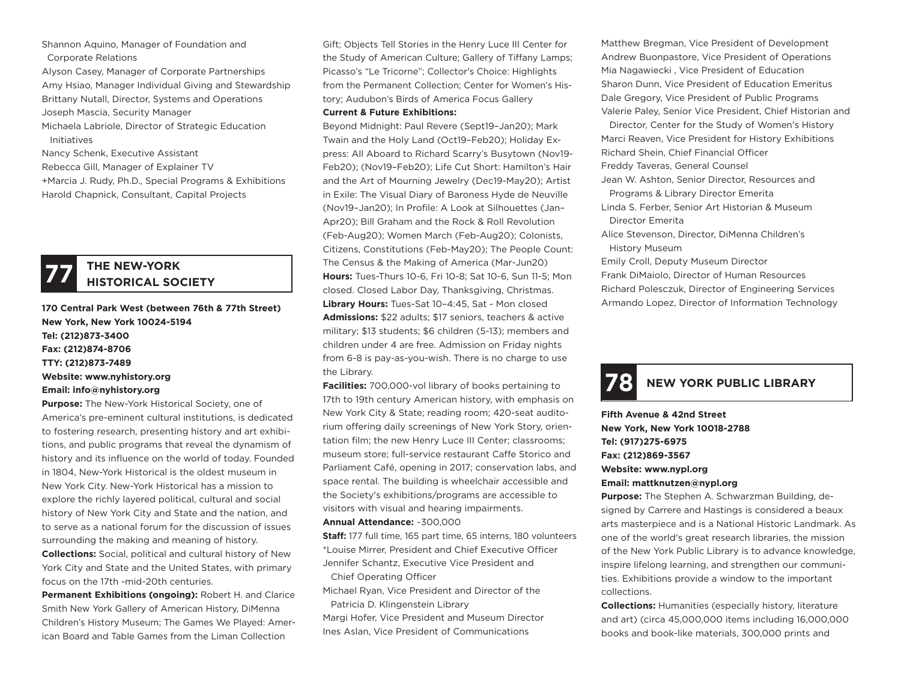Shannon Aquino, Manager of Foundation and Corporate Relations
Alyson Casey, Manager of Corporate Partnerships
Amy Hsiao, Manager Individual Giving and Stewardship
Brittany Nutall, Director, Systems and Operations
Joseph Mascia, Security Manager
Michaela Labriole, Director of Strategic Education Initiatives
Nancy Schenk, Executive Assistant
Rebecca Gill, Manager of Explainer TV
+Marcia J. Rudy, Ph.D., Special Programs & Exhibitions
Harold Chapnick, Consultant, Capital Projects

## 77 THE NEW-YORK HISTORICAL SOCIETY

**170 Central Park West (between 76th & 77th Street)**
**New York, New York 10024-5194**
**Tel: (212)873-3400**
**Fax: (212)874-8706**
**TTY: (212)873-7489**
**Website: www.nyhistory.org**
**Email: info@nyhistory.org**

**Purpose:** The New-York Historical Society, one of America's pre-eminent cultural institutions, is dedicated to fostering research, presenting history and art exhibitions, and public programs that reveal the dynamism of history and its influence on the world of today. Founded in 1804, New-York Historical is the oldest museum in New York City. New-York Historical has a mission to explore the richly layered political, cultural and social history of New York City and State and the nation, and to serve as a national forum for the discussion of issues surrounding the making and meaning of history.

**Collections:** Social, political and cultural history of New York City and State and the United States, with primary focus on the 17th -mid-20th centuries.

**Permanent Exhibitions (ongoing):** Robert H. and Clarice Smith New York Gallery of American History, DiMenna Children's History Museum; The Games We Played: American Board and Table Games from the Liman Collection Gift; Objects Tell Stories in the Henry Luce III Center for the Study of American Culture; Gallery of Tiffany Lamps; Picasso's "Le Tricorne"; Collector's Choice: Highlights from the Permanent Collection; Center for Women's History; Audubon's Birds of America Focus Gallery

**Current & Future Exhibitions:**
Beyond Midnight: Paul Revere (Sept19–Jan20); Mark Twain and the Holy Land (Oct19–Feb20); Holiday Express: All Aboard to Richard Scarry's Busytown (Nov19-Feb20); (Nov19–Feb20); Life Cut Short: Hamilton's Hair and the Art of Mourning Jewelry (Dec19-May20); Artist in Exile: The Visual Diary of Baroness Hyde de Neuville (Nov19–Jan20); In Profile: A Look at Silhouettes (Jan–Apr20); Bill Graham and the Rock & Roll Revolution (Feb-Aug20); Women March (Feb-Aug20); Colonists, Citizens, Constitutions (Feb-May20); The People Count: The Census & the Making of America (Mar-Jun20)

**Hours:** Tues-Thurs 10-6, Fri 10-8; Sat 10-6, Sun 11-5; Mon closed. Closed Labor Day, Thanksgiving, Christmas.

**Library Hours:** Tues-Sat 10–4:45, Sat - Mon closed

**Admissions:** $22 adults; $17 seniors, teachers & active military; $13 students; $6 children (5-13); members and children under 4 are free. Admission on Friday nights from 6-8 is pay-as-you-wish. There is no charge to use the Library.

**Facilities:** 700,000-vol library of books pertaining to 17th to 19th century American history, with emphasis on New York City & State; reading room; 420-seat auditorium offering daily screenings of New York Story, orientation film; the new Henry Luce III Center; classrooms; museum store; full-service restaurant Caffe Storico and Parliament Café, opening in 2017; conservation labs, and space rental. The building is wheelchair accessible and the Society's exhibitions/programs are accessible to visitors with visual and hearing impairments.

**Annual Attendance:** ~300,000

**Staff:** 177 full time, 165 part time, 65 interns, 180 volunteers
*Louise Mirrer, President and Chief Executive Officer
Jennifer Schantz, Executive Vice President and Chief Operating Officer
Michael Ryan, Vice President and Director of the Patricia D. Klingenstein Library
Margi Hofer, Vice President and Museum Director
Ines Aslan, Vice President of Communications
Matthew Bregman, Vice President of Development
Andrew Buonpastore, Vice President of Operations
Mia Nagawiecki , Vice President of Education
Sharon Dunn, Vice President of Education Emeritus
Dale Gregory, Vice President of Public Programs
Valerie Paley, Senior Vice President, Chief Historian and Director, Center for the Study of Women's History
Marci Reaven, Vice President for History Exhibitions
Richard Shein, Chief Financial Officer
Freddy Taveras, General Counsel
Jean W. Ashton, Senior Director, Resources and Programs & Library Director Emerita
Linda S. Ferber, Senior Art Historian & Museum Director Emerita
Alice Stevenson, Director, DiMenna Children's History Museum
Emily Croll, Deputy Museum Director
Frank DiMaiolo, Director of Human Resources
Richard Polesczuk, Director of Engineering Services
Armando Lopez, Director of Information Technology

## 78 NEW YORK PUBLIC LIBRARY

**Fifth Avenue & 42nd Street**
**New York, New York 10018-2788**
**Tel: (917)275-6975**
**Fax: (212)869-3567**
**Website: www.nypl.org**
**Email: mattknutzen@nypl.org**

**Purpose:** The Stephen A. Schwarzman Building, designed by Carrere and Hastings is considered a beaux arts masterpiece and is a National Historic Landmark. As one of the world's great research libraries, the mission of the New York Public Library is to advance knowledge, inspire lifelong learning, and strengthen our communities. Exhibitions provide a window to the important collections.

**Collections:** Humanities (especially history, literature and art) (circa 45,000,000 items including 16,000,000 books and book-like materials, 300,000 prints and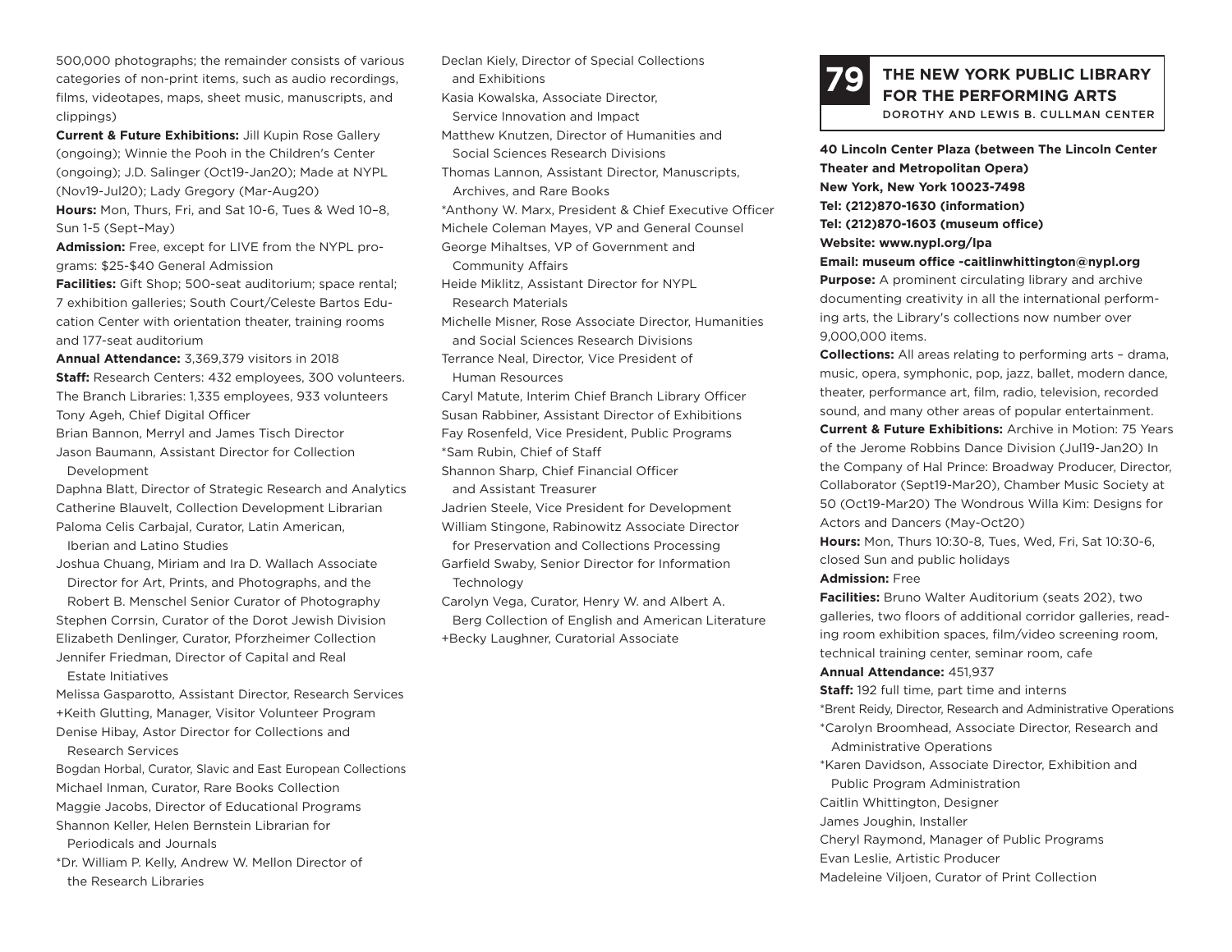500,000 photographs; the remainder consists of various categories of non-print items, such as audio recordings, films, videotapes, maps, sheet music, manuscripts, and clippings)

**Current & Future Exhibitions:** Jill Kupin Rose Gallery (ongoing); Winnie the Pooh in the Children's Center (ongoing); J.D. Salinger (Oct19-Jan20); Made at NYPL (Nov19-Jul20); Lady Gregory (Mar-Aug20)

**Hours:** Mon, Thurs, Fri, and Sat 10-6, Tues & Wed 10–8, Sun 1-5 (Sept–May)

**Admission:** Free, except for LIVE from the NYPL programs: $25-$40 General Admission

**Facilities:** Gift Shop; 500-seat auditorium; space rental; 7 exhibition galleries; South Court/Celeste Bartos Education Center with orientation theater, training rooms and 177-seat auditorium

**Annual Attendance:** 3,369,379 visitors in 2018

**Staff:** Research Centers: 432 employees, 300 volunteers. The Branch Libraries: 1,335 employees, 933 volunteers

Tony Ageh, Chief Digital Officer
Brian Bannon, Merryl and James Tisch Director
Jason Baumann, Assistant Director for Collection Development
Daphna Blatt, Director of Strategic Research and Analytics
Catherine Blauvelt, Collection Development Librarian
Paloma Celis Carbajal, Curator, Latin American, Iberian and Latino Studies
Joshua Chuang, Miriam and Ira D. Wallach Associate Director for Art, Prints, and Photographs, and the Robert B. Menschel Senior Curator of Photography
Stephen Corrsin, Curator of the Dorot Jewish Division
Elizabeth Denlinger, Curator, Pforzheimer Collection
Jennifer Friedman, Director of Capital and Real Estate Initiatives
Melissa Gasparotto, Assistant Director, Research Services
+Keith Glutting, Manager, Visitor Volunteer Program
Denise Hibay, Astor Director for Collections and Research Services
Bogdan Horbal, Curator, Slavic and East European Collections
Michael Inman, Curator, Rare Books Collection
Maggie Jacobs, Director of Educational Programs
Shannon Keller, Helen Bernstein Librarian for Periodicals and Journals
*Dr. William P. Kelly, Andrew W. Mellon Director of the Research Libraries
Declan Kiely, Director of Special Collections and Exhibitions
Kasia Kowalska, Associate Director, Service Innovation and Impact
Matthew Knutzen, Director of Humanities and Social Sciences Research Divisions
Thomas Lannon, Assistant Director, Manuscripts, Archives, and Rare Books
*Anthony W. Marx, President & Chief Executive Officer
Michele Coleman Mayes, VP and General Counsel
George Mihaltses, VP of Government and Community Affairs
Heide Miklitz, Assistant Director for NYPL Research Materials
Michelle Misner, Rose Associate Director, Humanities and Social Sciences Research Divisions
Terrance Neal, Director, Vice President of Human Resources
Caryl Matute, Interim Chief Branch Library Officer
Susan Rabbiner, Assistant Director of Exhibitions
Fay Rosenfeld, Vice President, Public Programs
*Sam Rubin, Chief of Staff
Shannon Sharp, Chief Financial Officer and Assistant Treasurer
Jadrien Steele, Vice President for Development
William Stingone, Rabinowitz Associate Director for Preservation and Collections Processing
Garfield Swaby, Senior Director for Information Technology
Carolyn Vega, Curator, Henry W. and Albert A. Berg Collection of English and American Literature
+Becky Laughner, Curatorial Associate

## 79 THE NEW YORK PUBLIC LIBRARY FOR THE PERFORMING ARTS

DOROTHY AND LEWIS B. CULLMAN CENTER

**40 Lincoln Center Plaza (between The Lincoln Center Theater and Metropolitan Opera)**
**New York, New York 10023-7498**
**Tel: (212)870-1630 (information)**
**Tel: (212)870-1603 (museum office)**
**Website: www.nypl.org/lpa**
**Email: museum office -caitlinwhittington@nypl.org**

**Purpose:** A prominent circulating library and archive documenting creativity in all the international performing arts, the Library's collections now number over 9,000,000 items.

**Collections:** All areas relating to performing arts – drama, music, opera, symphonic, pop, jazz, ballet, modern dance, theater, performance art, film, radio, television, recorded sound, and many other areas of popular entertainment.

**Current & Future Exhibitions:** Archive in Motion: 75 Years of the Jerome Robbins Dance Division (Jul19-Jan20) In the Company of Hal Prince: Broadway Producer, Director, Collaborator (Sept19-Mar20), Chamber Music Society at 50 (Oct19-Mar20) The Wondrous Willa Kim: Designs for Actors and Dancers (May-Oct20)

**Hours:** Mon, Thurs 10:30-8, Tues, Wed, Fri, Sat 10:30-6, closed Sun and public holidays

**Admission:** Free

**Facilities:** Bruno Walter Auditorium (seats 202), two galleries, two floors of additional corridor galleries, reading room exhibition spaces, film/video screening room, technical training center, seminar room, cafe

**Annual Attendance:** 451,937

**Staff:** 192 full time, part time and interns

*Brent Reidy, Director, Research and Administrative Operations
*Carolyn Broomhead, Associate Director, Research and Administrative Operations
*Karen Davidson, Associate Director, Exhibition and Public Program Administration
Caitlin Whittington, Designer
James Joughin, Installer
Cheryl Raymond, Manager of Public Programs
Evan Leslie, Artistic Producer
Madeleine Viljoen, Curator of Print Collection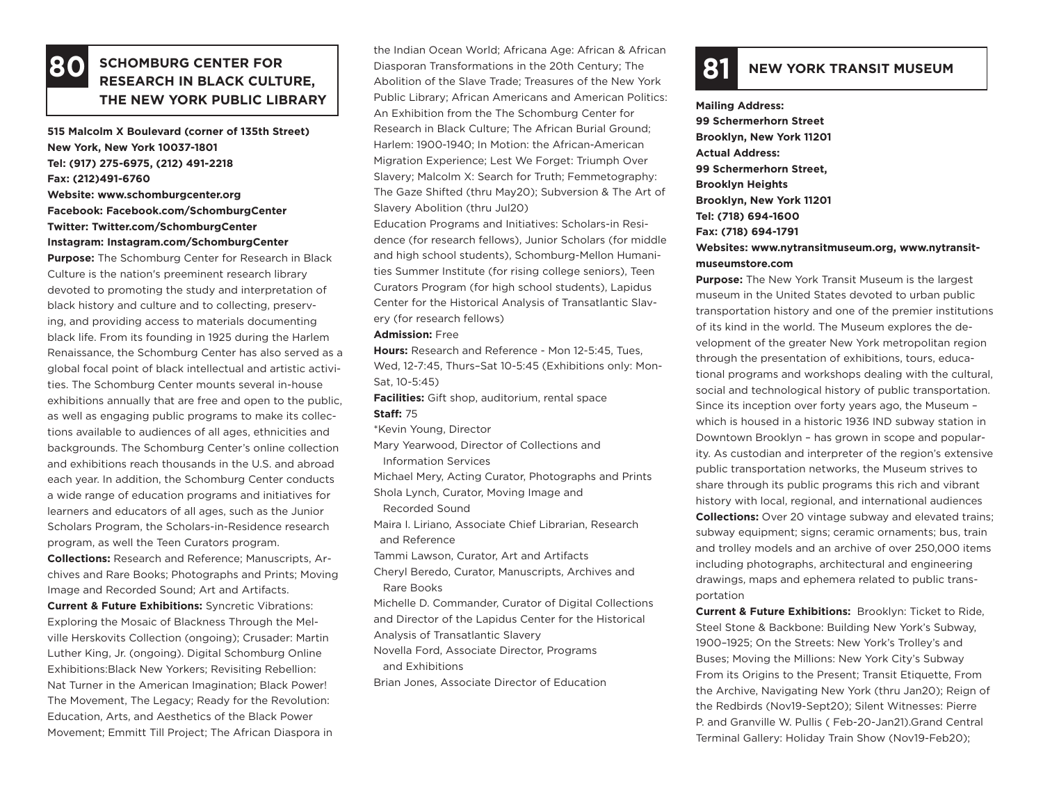## 80 SCHOMBURG CENTER FOR RESEARCH IN BLACK CULTURE, THE NEW YORK PUBLIC LIBRARY

**515 Malcolm X Boulevard (corner of 135th Street)**
**New York, New York 10037-1801**
**Tel: (917) 275-6975, (212) 491-2218**
**Fax: (212)491-6760**
**Website: www.schomburgcenter.org**
**Facebook: Facebook.com/SchomburgCenter**
**Twitter: Twitter.com/SchomburgCenter**
**Instagram: Instagram.com/SchomburgCenter**

**Purpose:** The Schomburg Center for Research in Black Culture is the nation's preeminent research library devoted to promoting the study and interpretation of black history and culture and to collecting, preserving, and providing access to materials documenting black life. From its founding in 1925 during the Harlem Renaissance, the Schomburg Center has also served as a global focal point of black intellectual and artistic activities. The Schomburg Center mounts several in-house exhibitions annually that are free and open to the public, as well as engaging public programs to make its collections available to audiences of all ages, ethnicities and backgrounds. The Schomburg Center's online collection and exhibitions reach thousands in the U.S. and abroad each year. In addition, the Schomburg Center conducts a wide range of education programs and initiatives for learners and educators of all ages, such as the Junior Scholars Program, the Scholars-in-Residence research program, as well the Teen Curators program.

**Collections:** Research and Reference; Manuscripts, Archives and Rare Books; Photographs and Prints; Moving Image and Recorded Sound; Art and Artifacts.

**Current & Future Exhibitions:** Syncretic Vibrations: Exploring the Mosaic of Blackness Through the Melville Herskovits Collection (ongoing); Crusader: Martin Luther King, Jr. (ongoing). Digital Schomburg Online Exhibitions:Black New Yorkers; Revisiting Rebellion: Nat Turner in the American Imagination; Black Power! The Movement, The Legacy; Ready for the Revolution: Education, Arts, and Aesthetics of the Black Power Movement; Emmitt Till Project; The African Diaspora in the Indian Ocean World; Africana Age: African & African Diasporan Transformations in the 20th Century; The Abolition of the Slave Trade; Treasures of the New York Public Library; African Americans and American Politics: An Exhibition from the The Schomburg Center for Research in Black Culture; The African Burial Ground; Harlem: 1900-1940; In Motion: the African-American Migration Experience; Lest We Forget: Triumph Over Slavery; Malcolm X: Search for Truth; Femmetography: The Gaze Shifted (thru May20); Subversion & The Art of Slavery Abolition (thru Jul20)

Education Programs and Initiatives: Scholars-in Residence (for research fellows), Junior Scholars (for middle and high school students), Schomburg-Mellon Humanities Summer Institute (for rising college seniors), Teen Curators Program (for high school students), Lapidus Center for the Historical Analysis of Transatlantic Slavery (for research fellows)

**Admission:** Free

**Hours:** Research and Reference - Mon 12-5:45, Tues, Wed, 12-7:45, Thurs–Sat 10-5:45 (Exhibitions only: Mon-Sat, 10-5:45)

**Facilities:** Gift shop, auditorium, rental space

**Staff:** 75

*Kevin Young, Director
Mary Yearwood, Director of Collections and Information Services
Michael Mery, Acting Curator, Photographs and Prints
Shola Lynch, Curator, Moving Image and Recorded Sound
Maira I. Liriano, Associate Chief Librarian, Research and Reference
Tammi Lawson, Curator, Art and Artifacts
Cheryl Beredo, Curator, Manuscripts, Archives and Rare Books
Michelle D. Commander, Curator of Digital Collections and Director of the Lapidus Center for the Historical Analysis of Transatlantic Slavery
Novella Ford, Associate Director, Programs and Exhibitions
Brian Jones, Associate Director of Education

## 81 NEW YORK TRANSIT MUSEUM

**Mailing Address:**
**99 Schermerhorn Street**
**Brooklyn, New York 11201**
**Actual Address:**
**99 Schermerhorn Street,**
**Brooklyn Heights**
**Brooklyn, New York 11201**
**Tel: (718) 694-1600**
**Fax: (718) 694-1791**
**Websites: www.nytransitmuseum.org, www.nytransitmuseumstore.com**

**Purpose:** The New York Transit Museum is the largest museum in the United States devoted to urban public transportation history and one of the premier institutions of its kind in the world. The Museum explores the development of the greater New York metropolitan region through the presentation of exhibitions, tours, educational programs and workshops dealing with the cultural, social and technological history of public transportation. Since its inception over forty years ago, the Museum – which is housed in a historic 1936 IND subway station in Downtown Brooklyn – has grown in scope and popularity. As custodian and interpreter of the region's extensive public transportation networks, the Museum strives to share through its public programs this rich and vibrant history with local, regional, and international audiences

**Collections:** Over 20 vintage subway and elevated trains; subway equipment; signs; ceramic ornaments; bus, train and trolley models and an archive of over 250,000 items including photographs, architectural and engineering drawings, maps and ephemera related to public transportation

**Current & Future Exhibitions:** Brooklyn: Ticket to Ride, Steel Stone & Backbone: Building New York's Subway, 1900–1925; On the Streets: New York's Trolley's and Buses; Moving the Millions: New York City's Subway From its Origins to the Present; Transit Etiquette, From the Archive, Navigating New York (thru Jan20); Reign of the Redbirds (Nov19-Sept20); Silent Witnesses: Pierre P. and Granville W. Pullis ( Feb-20-Jan21).Grand Central Terminal Gallery: Holiday Train Show (Nov19-Feb20);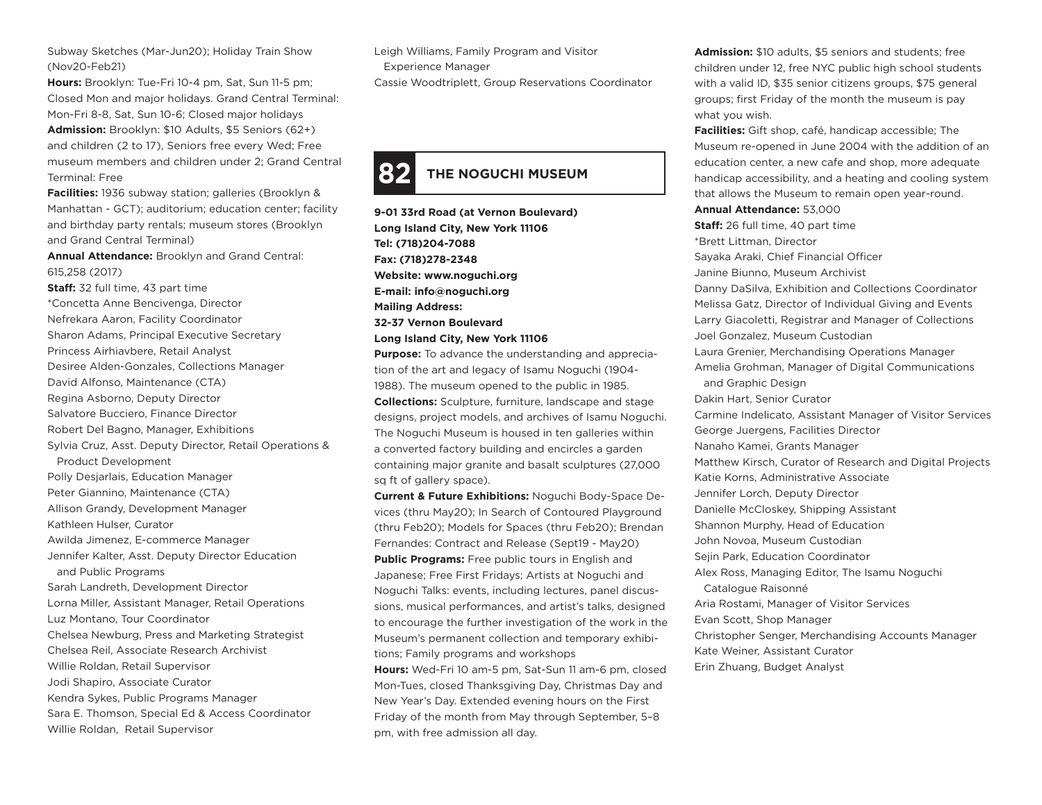Subway Sketches (Mar-Jun20); Holiday Train Show (Nov20-Feb21)

**Hours:** Brooklyn: Tue-Fri 10-4 pm, Sat, Sun 11-5 pm; Closed Mon and major holidays. Grand Central Terminal: Mon-Fri 8-8, Sat, Sun 10-6; Closed major holidays

**Admission:** Brooklyn: $10 Adults, $5 Seniors (62+) and children (2 to 17), Seniors free every Wed; Free museum members and children under 2; Grand Central Terminal: Free

**Facilities:** 1936 subway station; galleries (Brooklyn & Manhattan - GCT); auditorium; education center; facility and birthday party rentals; museum stores (Brooklyn and Grand Central Terminal)

**Annual Attendance:** Brooklyn and Grand Central: 615,258 (2017)

**Staff:** 32 full time, 43 part time

*Concetta Anne Bencivenga, Director
Nefrekara Aaron, Facility Coordinator
Sharon Adams, Principal Executive Secretary
Princess Airhiavbere, Retail Analyst
Desiree Alden-Gonzales, Collections Manager
David Alfonso, Maintenance (CTA)
Regina Asborno, Deputy Director
Salvatore Bucciero, Finance Director
Robert Del Bagno, Manager, Exhibitions
Sylvia Cruz, Asst. Deputy Director, Retail Operations & Product Development
Polly Desjarlais, Education Manager
Peter Giannino, Maintenance (CTA)
Allison Grandy, Development Manager
Kathleen Hulser, Curator
Awilda Jimenez, E-commerce Manager
Jennifer Kalter, Asst. Deputy Director Education and Public Programs
Sarah Landreth, Development Director
Lorna Miller, Assistant Manager, Retail Operations
Luz Montano, Tour Coordinator
Chelsea Newburg, Press and Marketing Strategist
Chelsea Reil, Associate Research Archivist
Willie Roldan, Retail Supervisor
Jodi Shapiro, Associate Curator
Kendra Sykes, Public Programs Manager
Sara E. Thomson, Special Ed & Access Coordinator
Willie Roldan, Retail Supervisor
Leigh Williams, Family Program and Visitor Experience Manager
Cassie Woodtriplett, Group Reservations Coordinator

## 82 THE NOGUCHI MUSEUM

**9-01 33rd Road (at Vernon Boulevard)**
**Long Island City, New York 11106**
**Tel: (718)204-7088**
**Fax: (718)278-2348**
**Website: www.noguchi.org**
**E-mail: info@noguchi.org**
**Mailing Address:**
**32-37 Vernon Boulevard**
**Long Island City, New York 11106**

**Purpose:** To advance the understanding and appreciation of the art and legacy of Isamu Noguchi (1904-1988). The museum opened to the public in 1985.

**Collections:** Sculpture, furniture, landscape and stage designs, project models, and archives of Isamu Noguchi. The Noguchi Museum is housed in ten galleries within a converted factory building and encircles a garden containing major granite and basalt sculptures (27,000 sq ft of gallery space).

**Current & Future Exhibitions:** Noguchi Body-Space Devices (thru May20); In Search of Contoured Playground (thru Feb20); Models for Spaces (thru Feb20); Brendan Fernandes: Contract and Release (Sept19 - May20)

**Public Programs:** Free public tours in English and Japanese; Free First Fridays; Artists at Noguchi and Noguchi Talks: events, including lectures, panel discussions, musical performances, and artist's talks, designed to encourage the further investigation of the work in the Museum's permanent collection and temporary exhibitions; Family programs and workshops

**Hours:** Wed-Fri 10 am-5 pm, Sat-Sun 11 am-6 pm, closed Mon-Tues, closed Thanksgiving Day, Christmas Day and New Year's Day. Extended evening hours on the First Friday of the month from May through September, 5–8 pm, with free admission all day.

**Admission:** $10 adults, $5 seniors and students; free children under 12, free NYC public high school students with a valid ID, $35 senior citizens groups, $75 general groups; first Friday of the month the museum is pay what you wish.

**Facilities:** Gift shop, café, handicap accessible; The Museum re-opened in June 2004 with the addition of an education center, a new cafe and shop, more adequate handicap accessibility, and a heating and cooling system that allows the Museum to remain open year-round.

**Annual Attendance:** 53,000

**Staff:** 26 full time, 40 part time

*Brett Littman, Director
Sayaka Araki, Chief Financial Officer
Janine Biunno, Museum Archivist
Danny DaSilva, Exhibition and Collections Coordinator
Melissa Gatz, Director of Individual Giving and Events
Larry Giacoletti, Registrar and Manager of Collections
Joel Gonzalez, Museum Custodian
Laura Grenier, Merchandising Operations Manager
Amelia Grohman, Manager of Digital Communications and Graphic Design
Dakin Hart, Senior Curator
Carmine Indelicato, Assistant Manager of Visitor Services
George Juergens, Facilities Director
Nanaho Kamei, Grants Manager
Matthew Kirsch, Curator of Research and Digital Projects
Katie Korns, Administrative Associate
Jennifer Lorch, Deputy Director
Danielle McCloskey, Shipping Assistant
Shannon Murphy, Head of Education
John Novoa, Museum Custodian
Sejin Park, Education Coordinator
Alex Ross, Managing Editor, The Isamu Noguchi Catalogue Raisonné
Aria Rostami, Manager of Visitor Services
Evan Scott, Shop Manager
Christopher Senger, Merchandising Accounts Manager
Kate Weiner, Assistant Curator
Erin Zhuang, Budget Analyst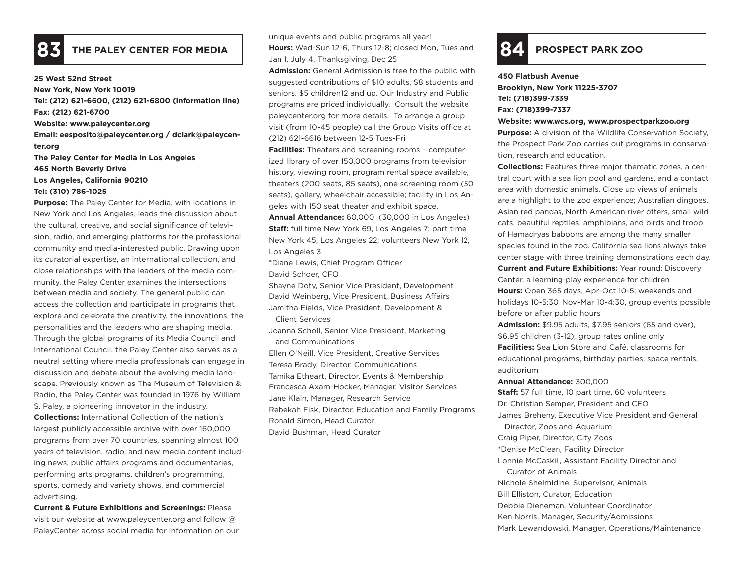## 83 THE PALEY CENTER FOR MEDIA

**25 West 52nd Street**
**New York, New York 10019**
**Tel: (212) 621-6600, (212) 621-6800 (information line)**
**Fax: (212) 621-6700**
**Website: www.paleycenter.org**
**Email: eesposito@paleycenter.org / dclark@paleycenter.org**
**The Paley Center for Media in Los Angeles**
**465 North Beverly Drive**
**Los Angeles, California 90210**
**Tel: (310) 786-1025**

**Purpose:** The Paley Center for Media, with locations in New York and Los Angeles, leads the discussion about the cultural, creative, and social significance of television, radio, and emerging platforms for the professional community and media-interested public. Drawing upon its curatorial expertise, an international collection, and close relationships with the leaders of the media community, the Paley Center examines the intersections between media and society. The general public can access the collection and participate in programs that explore and celebrate the creativity, the innovations, the personalities and the leaders who are shaping media. Through the global programs of its Media Council and International Council, the Paley Center also serves as a neutral setting where media professionals can engage in discussion and debate about the evolving media landscape. Previously known as The Museum of Television & Radio, the Paley Center was founded in 1976 by William S. Paley, a pioneering innovator in the industry.

**Collections:** International Collection of the nation's largest publicly accessible archive with over 160,000 programs from over 70 countries, spanning almost 100 years of television, radio, and new media content including news, public affairs programs and documentaries, performing arts programs, children's programming, sports, comedy and variety shows, and commercial advertising.

**Current & Future Exhibitions and Screenings:** Please visit our website at www.paleycenter.org and follow @PaleyCenter across social media for information on our unique events and public programs all year!

**Hours:** Wed-Sun 12-6, Thurs 12-8; closed Mon, Tues and Jan 1, July 4, Thanksgiving, Dec 25

**Admission:** General Admission is free to the public with suggested contributions of $10 adults, $8 students and seniors, $5 children12 and up. Our Industry and Public programs are priced individually. Consult the website paleycenter.org for more details. To arrange a group visit (from 10-45 people) call the Group Visits office at (212) 621-6616 between 12-5 Tues-Fri

**Facilities:** Theaters and screening rooms – computerized library of over 150,000 programs from television history, viewing room, program rental space available, theaters (200 seats, 85 seats), one screening room (50 seats), gallery, wheelchair accessible; facility in Los Angeles with 150 seat theater and exhibit space.

**Annual Attendance:** 60,000 (30,000 in Los Angeles)

**Staff:** full time New York 69, Los Angeles 7; part time New York 45, Los Angeles 22; volunteers New York 12, Los Angeles 3

*Diane Lewis, Chief Program Officer
David Schoer, CFO
Shayne Doty, Senior Vice President, Development
David Weinberg, Vice President, Business Affairs
Jamitha Fields, Vice President, Development & Client Services
Joanna Scholl, Senior Vice President, Marketing and Communications
Ellen O'Neill, Vice President, Creative Services
Teresa Brady, Director, Communications
Tamika Etheart, Director, Events & Membership
Francesca Axam-Hocker, Manager, Visitor Services
Jane Klain, Manager, Research Service
Rebekah Fisk, Director, Education and Family Programs
Ronald Simon, Head Curator
David Bushman, Head Curator

## 84 PROSPECT PARK ZOO

**450 Flatbush Avenue**
**Brooklyn, New York 11225-3707**
**Tel: (718)399-7339**
**Fax: (718)399-7337**
**Website: www.wcs.org, www.prospectparkzoo.org**

**Purpose:** A division of the Wildlife Conservation Society, the Prospect Park Zoo carries out programs in conservation, research and education.

**Collections:** Features three major thematic zones, a central court with a sea lion pool and gardens, and a contact area with domestic animals. Close up views of animals are a highlight to the zoo experience; Australian dingoes, Asian red pandas, North American river otters, small wild cats, beautiful reptiles, amphibians, and birds and troop of Hamadryas baboons are among the many smaller species found in the zoo. California sea lions always take center stage with three training demonstrations each day.

**Current and Future Exhibitions:** Year round: Discovery Center, a learning-play experience for children

**Hours:** Open 365 days, Apr-Oct 10-5; weekends and holidays 10-5:30, Nov-Mar 10-4:30, group events possible before or after public hours

**Admission:** $9.95 adults, $7.95 seniors (65 and over), $6.95 children (3-12), group rates online only

**Facilities:** Sea Lion Store and Café, classrooms for educational programs, birthday parties, space rentals, auditorium

**Annual Attendance:** 300,000

**Staff:** 57 full time, 10 part time, 60 volunteers

Dr. Christian Semper, President and CEO
James Breheny, Executive Vice President and General Director, Zoos and Aquarium
Craig Piper, Director, City Zoos
*Denise McClean, Facility Director
Lonnie McCaskill, Assistant Facility Director and Curator of Animals
Nichole Shelmidine, Supervisor, Animals
Bill Elliston, Curator, Education
Debbie Dieneman, Volunteer Coordinator
Ken Norris, Manager, Security/Admissions
Mark Lewandowski, Manager, Operations/Maintenance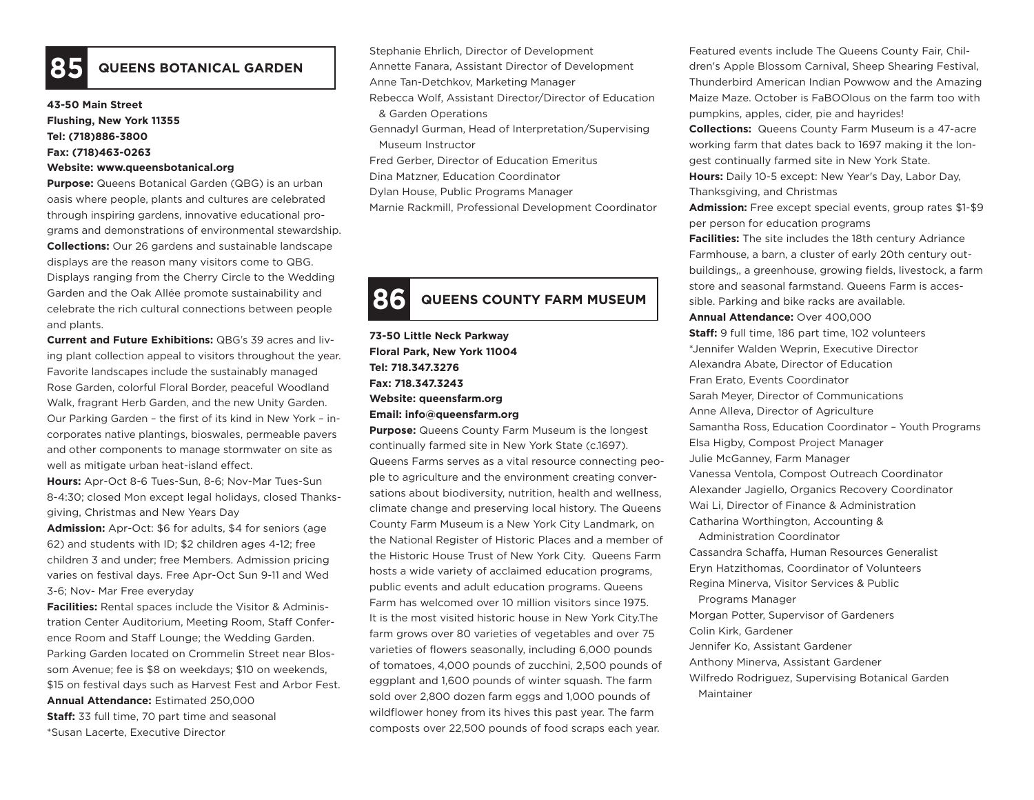## 85 QUEENS BOTANICAL GARDEN

**43-50 Main Street**
**Flushing, New York 11355**
**Tel: (718)886-3800**
**Fax: (718)463-0263**
**Website: www.queensbotanical.org**

**Purpose:** Queens Botanical Garden (QBG) is an urban oasis where people, plants and cultures are celebrated through inspiring gardens, innovative educational programs and demonstrations of environmental stewardship.

**Collections:** Our 26 gardens and sustainable landscape displays are the reason many visitors come to QBG. Displays ranging from the Cherry Circle to the Wedding Garden and the Oak Allée promote sustainability and celebrate the rich cultural connections between people and plants.

**Current and Future Exhibitions:** QBG's 39 acres and living plant collection appeal to visitors throughout the year. Favorite landscapes include the sustainably managed Rose Garden, colorful Floral Border, peaceful Woodland Walk, fragrant Herb Garden, and the new Unity Garden. Our Parking Garden – the first of its kind in New York – incorporates native plantings, bioswales, permeable pavers and other components to manage stormwater on site as well as mitigate urban heat-island effect.

**Hours:** Apr-Oct 8-6 Tues-Sun, 8-6; Nov-Mar Tues-Sun 8-4:30; closed Mon except legal holidays, closed Thanksgiving, Christmas and New Years Day

**Admission:** Apr-Oct: $6 for adults, $4 for seniors (age 62) and students with ID; $2 children ages 4-12; free children 3 and under; free Members. Admission pricing varies on festival days. Free Apr-Oct Sun 9-11 and Wed 3-6; Nov- Mar Free everyday

**Facilities:** Rental spaces include the Visitor & Administration Center Auditorium, Meeting Room, Staff Conference Room and Staff Lounge; the Wedding Garden. Parking Garden located on Crommelin Street near Blossom Avenue; fee is $8 on weekdays; $10 on weekends, $15 on festival days such as Harvest Fest and Arbor Fest.

**Annual Attendance:** Estimated 250,000

**Staff:** 33 full time, 70 part time and seasonal
*Susan Lacerte, Executive Director
Stephanie Ehrlich, Director of Development
Annette Fanara, Assistant Director of Development
Anne Tan-Detchkov, Marketing Manager
Rebecca Wolf, Assistant Director/Director of Education & Garden Operations
Gennadyl Gurman, Head of Interpretation/Supervising Museum Instructor
Fred Gerber, Director of Education Emeritus
Dina Matzner, Education Coordinator
Dylan House, Public Programs Manager
Marnie Rackmill, Professional Development Coordinator

## 86 QUEENS COUNTY FARM MUSEUM

**73-50 Little Neck Parkway**
**Floral Park, New York 11004**
**Tel: 718.347.3276**
**Fax: 718.347.3243**
**Website: queensfarm.org**
**Email: info@queensfarm.org**

**Purpose:** Queens County Farm Museum is the longest continually farmed site in New York State (c.1697). Queens Farms serves as a vital resource connecting people to agriculture and the environment creating conversations about biodiversity, nutrition, health and wellness, climate change and preserving local history. The Queens County Farm Museum is a New York City Landmark, on the National Register of Historic Places and a member of the Historic House Trust of New York City. Queens Farm hosts a wide variety of acclaimed education programs, public events and adult education programs. Queens Farm has welcomed over 10 million visitors since 1975. It is the most visited historic house in New York City.The farm grows over 80 varieties of vegetables and over 75 varieties of flowers seasonally, including 6,000 pounds of tomatoes, 4,000 pounds of zucchini, 2,500 pounds of eggplant and 1,600 pounds of winter squash. The farm sold over 2,800 dozen farm eggs and 1,000 pounds of wildflower honey from its hives this past year. The farm composts over 22,500 pounds of food scraps each year. Featured events include The Queens County Fair, Children's Apple Blossom Carnival, Sheep Shearing Festival, Thunderbird American Indian Powwow and the Amazing Maize Maze. October is FaBOOlous on the farm too with pumpkins, apples, cider, pie and hayrides!

**Collections:** Queens County Farm Museum is a 47-acre working farm that dates back to 1697 making it the longest continually farmed site in New York State.

**Hours:** Daily 10-5 except: New Year's Day, Labor Day, Thanksgiving, and Christmas

**Admission:** Free except special events, group rates $1-$9 per person for education programs

**Facilities:** The site includes the 18th century Adriance Farmhouse, a barn, a cluster of early 20th century outbuildings,, a greenhouse, growing fields, livestock, a farm store and seasonal farmstand. Queens Farm is accessible. Parking and bike racks are available.

**Annual Attendance:** Over 400,000

**Staff:** 9 full time, 186 part time, 102 volunteers
*Jennifer Walden Weprin, Executive Director
Alexandra Abate, Director of Education
Fran Erato, Events Coordinator
Sarah Meyer, Director of Communications
Anne Alleva, Director of Agriculture
Samantha Ross, Education Coordinator – Youth Programs
Elsa Higby, Compost Project Manager
Julie McGanney, Farm Manager
Vanessa Ventola, Compost Outreach Coordinator
Alexander Jagiello, Organics Recovery Coordinator
Wai Li, Director of Finance & Administration
Catharina Worthington, Accounting & Administration Coordinator
Cassandra Schaffa, Human Resources Generalist
Eryn Hatzithomas, Coordinator of Volunteers
Regina Minerva, Visitor Services & Public Programs Manager
Morgan Potter, Supervisor of Gardeners
Colin Kirk, Gardener
Jennifer Ko, Assistant Gardener
Anthony Minerva, Assistant Gardener
Wilfredo Rodriguez, Supervising Botanical Garden Maintainer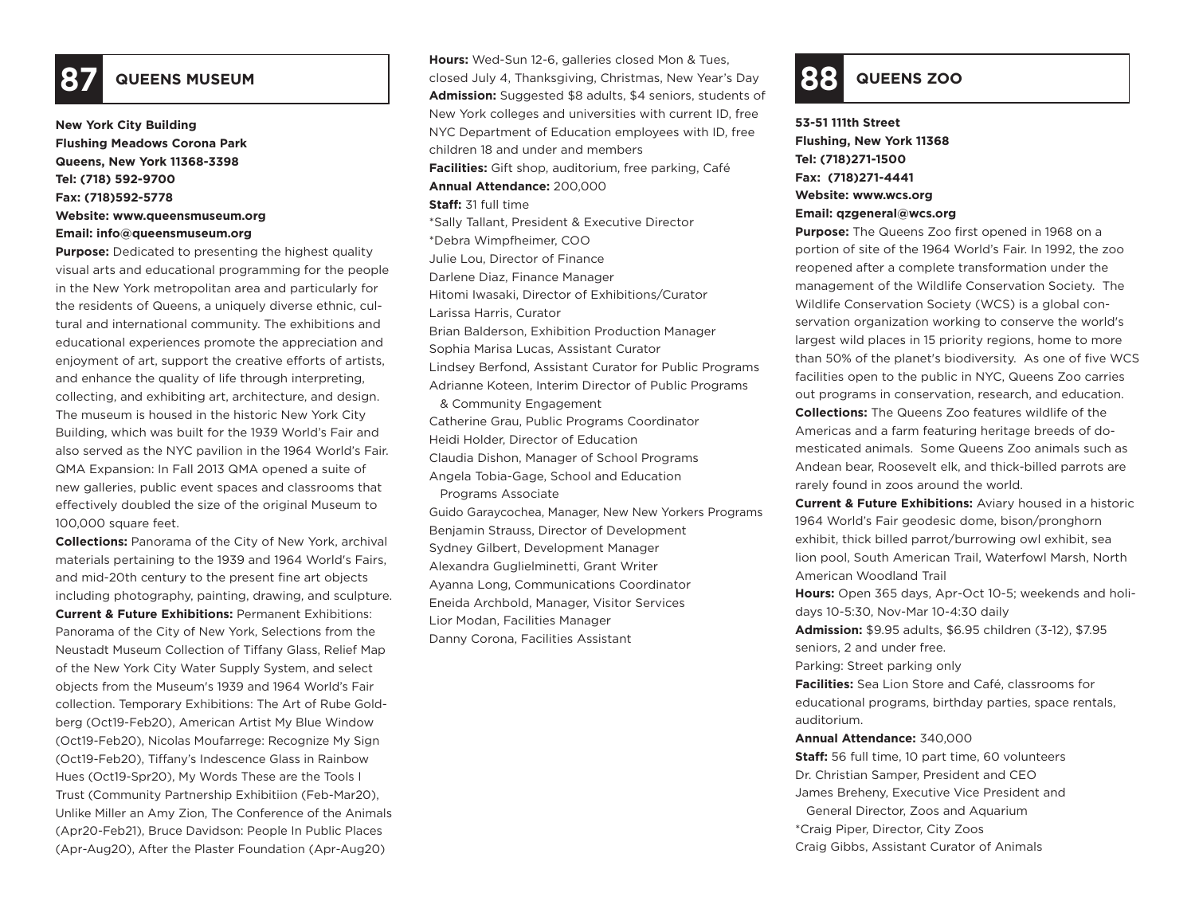## 87 QUEENS MUSEUM

**New York City Building**
**Flushing Meadows Corona Park**
**Queens, New York 11368-3398**
**Tel: (718) 592-9700**
**Fax: (718)592-5778**
**Website: www.queensmuseum.org**
**Email: info@queensmuseum.org**

**Purpose:** Dedicated to presenting the highest quality visual arts and educational programming for the people in the New York metropolitan area and particularly for the residents of Queens, a uniquely diverse ethnic, cultural and international community. The exhibitions and educational experiences promote the appreciation and enjoyment of art, support the creative efforts of artists, and enhance the quality of life through interpreting, collecting, and exhibiting art, architecture, and design. The museum is housed in the historic New York City Building, which was built for the 1939 World's Fair and also served as the NYC pavilion in the 1964 World's Fair. QMA Expansion: In Fall 2013 QMA opened a suite of new galleries, public event spaces and classrooms that effectively doubled the size of the original Museum to 100,000 square feet.

**Collections:** Panorama of the City of New York, archival materials pertaining to the 1939 and 1964 World's Fairs, and mid-20th century to the present fine art objects including photography, painting, drawing, and sculpture.

**Current & Future Exhibitions:** Permanent Exhibitions: Panorama of the City of New York, Selections from the Neustadt Museum Collection of Tiffany Glass, Relief Map of the New York City Water Supply System, and select objects from the Museum's 1939 and 1964 World's Fair collection. Temporary Exhibitions: The Art of Rube Goldberg (Oct19-Feb20), American Artist My Blue Window (Oct19-Feb20), Nicolas Moufarrege: Recognize My Sign (Oct19-Feb20), Tiffany's Indescence Glass in Rainbow Hues (Oct19-Spr20), My Words These are the Tools I Trust (Community Partnership Exhibitiion (Feb-Mar20), Unlike Miller an Amy Zion, The Conference of the Animals (Apr20-Feb21), Bruce Davidson: People In Public Places (Apr-Aug20), After the Plaster Foundation (Apr-Aug20)

**Hours:** Wed-Sun 12-6, galleries closed Mon & Tues, closed July 4, Thanksgiving, Christmas, New Year's Day

**Admission:** Suggested $8 adults, $4 seniors, students of New York colleges and universities with current ID, free NYC Department of Education employees with ID, free children 18 and under and members

**Facilities:** Gift shop, auditorium, free parking, Café

**Annual Attendance:** 200,000

**Staff:** 31 full time

*Sally Tallant, President & Executive Director
*Debra Wimpfheimer, COO
Julie Lou, Director of Finance
Darlene Diaz, Finance Manager
Hitomi Iwasaki, Director of Exhibitions/Curator
Larissa Harris, Curator
Brian Balderson, Exhibition Production Manager
Sophia Marisa Lucas, Assistant Curator
Lindsey Berfond, Assistant Curator for Public Programs
Adrianne Koteen, Interim Director of Public Programs & Community Engagement
Catherine Grau, Public Programs Coordinator
Heidi Holder, Director of Education
Claudia Dishon, Manager of School Programs
Angela Tobia-Gage, School and Education Programs Associate
Guido Garaycochea, Manager, New New Yorkers Programs
Benjamin Strauss, Director of Development
Sydney Gilbert, Development Manager
Alexandra Guglielminetti, Grant Writer
Ayanna Long, Communications Coordinator
Eneida Archbold, Manager, Visitor Services
Lior Modan, Facilities Manager
Danny Corona, Facilities Assistant

## 88 QUEENS ZOO

**53-51 111th Street**
**Flushing, New York 11368**
**Tel: (718)271-1500**
**Fax: (718)271-4441**
**Website: www.wcs.org**
**Email: qzgeneral@wcs.org**

**Purpose:** The Queens Zoo first opened in 1968 on a portion of site of the 1964 World's Fair. In 1992, the zoo reopened after a complete transformation under the management of the Wildlife Conservation Society. The Wildlife Conservation Society (WCS) is a global conservation organization working to conserve the world's largest wild places in 15 priority regions, home to more than 50% of the planet's biodiversity. As one of five WCS facilities open to the public in NYC, Queens Zoo carries out programs in conservation, research, and education.

**Collections:** The Queens Zoo features wildlife of the Americas and a farm featuring heritage breeds of domesticated animals. Some Queens Zoo animals such as Andean bear, Roosevelt elk, and thick-billed parrots are rarely found in zoos around the world.

**Current & Future Exhibitions:** Aviary housed in a historic 1964 World's Fair geodesic dome, bison/pronghorn exhibit, thick billed parrot/burrowing owl exhibit, sea lion pool, South American Trail, Waterfowl Marsh, North American Woodland Trail

**Hours:** Open 365 days, Apr-Oct 10-5; weekends and holidays 10-5:30, Nov-Mar 10-4:30 daily

**Admission:** $9.95 adults, $6.95 children (3-12), $7.95 seniors, 2 and under free.

Parking: Street parking only

**Facilities:** Sea Lion Store and Café, classrooms for educational programs, birthday parties, space rentals, auditorium.

**Annual Attendance:** 340,000

**Staff:** 56 full time, 10 part time, 60 volunteers

Dr. Christian Samper, President and CEO
James Breheny, Executive Vice President and General Director, Zoos and Aquarium
*Craig Piper, Director, City Zoos
Craig Gibbs, Assistant Curator of Animals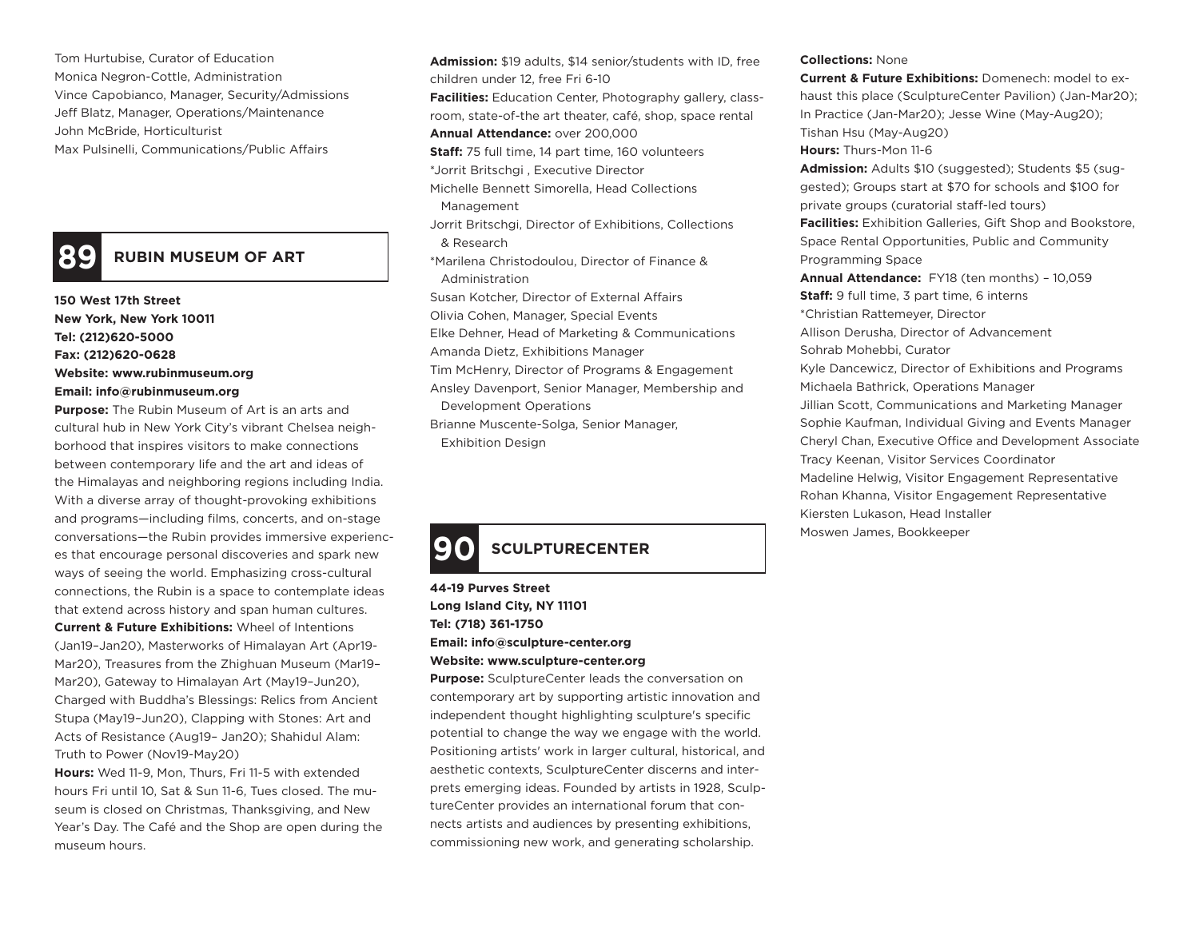Tom Hurtubise, Curator of Education
Monica Negron-Cottle, Administration
Vince Capobianco, Manager, Security/Admissions
Jeff Blatz, Manager, Operations/Maintenance
John McBride, Horticulturist
Max Pulsinelli, Communications/Public Affairs

## 89 RUBIN MUSEUM OF ART

**150 West 17th Street**
**New York, New York 10011**
**Tel: (212)620-5000**
**Fax: (212)620-0628**
**Website: www.rubinmuseum.org**
**Email: info@rubinmuseum.org**

**Purpose:** The Rubin Museum of Art is an arts and cultural hub in New York City's vibrant Chelsea neighborhood that inspires visitors to make connections between contemporary life and the art and ideas of the Himalayas and neighboring regions including India. With a diverse array of thought-provoking exhibitions and programs—including films, concerts, and on-stage conversations—the Rubin provides immersive experiences that encourage personal discoveries and spark new ways of seeing the world. Emphasizing cross-cultural connections, the Rubin is a space to contemplate ideas that extend across history and span human cultures.

**Current & Future Exhibitions:** Wheel of Intentions (Jan19–Jan20), Masterworks of Himalayan Art (Apr19-Mar20), Treasures from the Zhighuan Museum (Mar19–Mar20), Gateway to Himalayan Art (May19–Jun20), Charged with Buddha's Blessings: Relics from Ancient Stupa (May19–Jun20), Clapping with Stones: Art and Acts of Resistance (Aug19– Jan20); Shahidul Alam: Truth to Power (Nov19-May20)

**Hours:** Wed 11-9, Mon, Thurs, Fri 11-5 with extended hours Fri until 10, Sat & Sun 11-6, Tues closed. The museum is closed on Christmas, Thanksgiving, and New Year's Day. The Café and the Shop are open during the museum hours.

**Admission:** $19 adults, $14 senior/students with ID, free children under 12, free Fri 6-10

**Facilities:** Education Center, Photography gallery, classroom, state-of-the art theater, café, shop, space rental

**Annual Attendance:** over 200,000

**Staff:** 75 full time, 14 part time, 160 volunteers

*Jorrit Britschgi , Executive Director
Michelle Bennett Simorella, Head Collections Management
Jorrit Britschgi, Director of Exhibitions, Collections & Research
*Marilena Christodoulou, Director of Finance & Administration
Susan Kotcher, Director of External Affairs
Olivia Cohen, Manager, Special Events
Elke Dehner, Head of Marketing & Communications
Amanda Dietz, Exhibitions Manager
Tim McHenry, Director of Programs & Engagement
Ansley Davenport, Senior Manager, Membership and Development Operations
Brianne Muscente-Solga, Senior Manager, Exhibition Design

## 90 SCULPTURECENTER

**44-19 Purves Street**
**Long Island City, NY 11101**
**Tel: (718) 361-1750**
**Email: info@sculpture-center.org**
**Website: www.sculpture-center.org**

**Purpose:** SculptureCenter leads the conversation on contemporary art by supporting artistic innovation and independent thought highlighting sculpture's specific potential to change the way we engage with the world. Positioning artists' work in larger cultural, historical, and aesthetic contexts, SculptureCenter discerns and interprets emerging ideas. Founded by artists in 1928, SculptureCenter provides an international forum that connects artists and audiences by presenting exhibitions, commissioning new work, and generating scholarship.

**Collections:** None

**Current & Future Exhibitions:** Domenech: model to exhaust this place (SculptureCenter Pavilion) (Jan-Mar20); In Practice (Jan-Mar20); Jesse Wine (May-Aug20); Tishan Hsu (May-Aug20)

**Hours:** Thurs-Mon 11-6

**Admission:** Adults $10 (suggested); Students $5 (suggested); Groups start at $70 for schools and $100 for private groups (curatorial staff-led tours)

**Facilities:** Exhibition Galleries, Gift Shop and Bookstore, Space Rental Opportunities, Public and Community Programming Space

**Annual Attendance:** FY18 (ten months) – 10,059

**Staff:** 9 full time, 3 part time, 6 interns

*Christian Rattemeyer, Director
Allison Derusha, Director of Advancement
Sohrab Mohebbi, Curator
Kyle Dancewicz, Director of Exhibitions and Programs
Michaela Bathrick, Operations Manager
Jillian Scott, Communications and Marketing Manager
Sophie Kaufman, Individual Giving and Events Manager
Cheryl Chan, Executive Office and Development Associate
Tracy Keenan, Visitor Services Coordinator
Madeline Helwig, Visitor Engagement Representative
Rohan Khanna, Visitor Engagement Representative
Kiersten Lukason, Head Installer
Moswen James, Bookkeeper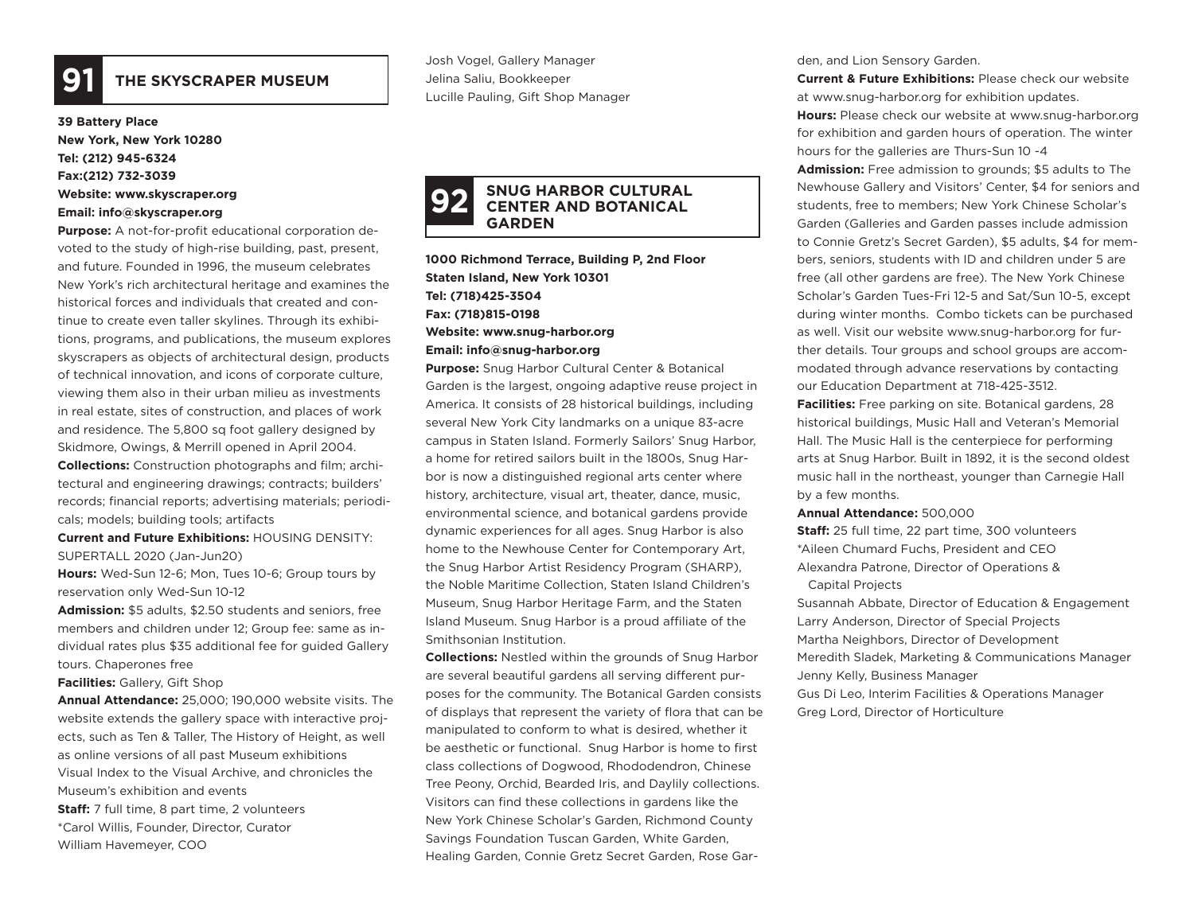## 91 THE SKYSCRAPER MUSEUM

**39 Battery Place**
**New York, New York 10280**
**Tel: (212) 945-6324**
**Fax:(212) 732-3039**
**Website: www.skyscraper.org**
**Email: info@skyscraper.org**

**Purpose:** A not-for-profit educational corporation devoted to the study of high-rise building, past, present, and future. Founded in 1996, the museum celebrates New York's rich architectural heritage and examines the historical forces and individuals that created and continue to create even taller skylines. Through its exhibitions, programs, and publications, the museum explores skyscrapers as objects of architectural design, products of technical innovation, and icons of corporate culture, viewing them also in their urban milieu as investments in real estate, sites of construction, and places of work and residence. The 5,800 sq foot gallery designed by Skidmore, Owings, & Merrill opened in April 2004.

**Collections:** Construction photographs and film; architectural and engineering drawings; contracts; builders' records; financial reports; advertising materials; periodicals; models; building tools; artifacts

**Current and Future Exhibitions:** HOUSING DENSITY: SUPERTALL 2020 (Jan-Jun20)

**Hours:** Wed-Sun 12-6; Mon, Tues 10-6; Group tours by reservation only Wed-Sun 10-12

**Admission:** $5 adults, $2.50 students and seniors, free members and children under 12; Group fee: same as individual rates plus $35 additional fee for guided Gallery tours. Chaperones free

**Facilities:** Gallery, Gift Shop

**Annual Attendance:** 25,000; 190,000 website visits. The website extends the gallery space with interactive projects, such as Ten & Taller, The History of Height, as well as online versions of all past Museum exhibitions Visual Index to the Visual Archive, and chronicles the Museum's exhibition and events

**Staff:** 7 full time, 8 part time, 2 volunteers
*Carol Willis, Founder, Director, Curator
William Havemeyer, COO
Josh Vogel, Gallery Manager
Jelina Saliu, Bookkeeper
Lucille Pauling, Gift Shop Manager

## 92 SNUG HARBOR CULTURAL CENTER AND BOTANICAL GARDEN

**1000 Richmond Terrace, Building P, 2nd Floor**
**Staten Island, New York 10301**
**Tel: (718)425-3504**
**Fax: (718)815-0198**
**Website: www.snug-harbor.org**
**Email: info@snug-harbor.org**

**Purpose:** Snug Harbor Cultural Center & Botanical Garden is the largest, ongoing adaptive reuse project in America. It consists of 28 historical buildings, including several New York City landmarks on a unique 83-acre campus in Staten Island. Formerly Sailors' Snug Harbor, a home for retired sailors built in the 1800s, Snug Harbor is now a distinguished regional arts center where history, architecture, visual art, theater, dance, music, environmental science, and botanical gardens provide dynamic experiences for all ages. Snug Harbor is also home to the Newhouse Center for Contemporary Art, the Snug Harbor Artist Residency Program (SHARP), the Noble Maritime Collection, Staten Island Children's Museum, Snug Harbor Heritage Farm, and the Staten Island Museum. Snug Harbor is a proud affiliate of the Smithsonian Institution.

**Collections:** Nestled within the grounds of Snug Harbor are several beautiful gardens all serving different purposes for the community. The Botanical Garden consists of displays that represent the variety of flora that can be manipulated to conform to what is desired, whether it be aesthetic or functional. Snug Harbor is home to first class collections of Dogwood, Rhododendron, Chinese Tree Peony, Orchid, Bearded Iris, and Daylily collections. Visitors can find these collections in gardens like the New York Chinese Scholar's Garden, Richmond County Savings Foundation Tuscan Garden, White Garden, Healing Garden, Connie Gretz Secret Garden, Rose Garden, and Lion Sensory Garden.

**Current & Future Exhibitions:** Please check our website at www.snug-harbor.org for exhibition updates.

**Hours:** Please check our website at www.snug-harbor.org for exhibition and garden hours of operation. The winter hours for the galleries are Thurs-Sun 10 -4

**Admission:** Free admission to grounds; $5 adults to The Newhouse Gallery and Visitors' Center, $4 for seniors and students, free to members; New York Chinese Scholar's Garden (Galleries and Garden passes include admission to Connie Gretz's Secret Garden), $5 adults, $4 for members, seniors, students with ID and children under 5 are free (all other gardens are free). The New York Chinese Scholar's Garden Tues-Fri 12-5 and Sat/Sun 10-5, except during winter months. Combo tickets can be purchased as well. Visit our website www.snug-harbor.org for further details. Tour groups and school groups are accommodated through advance reservations by contacting our Education Department at 718-425-3512.

**Facilities:** Free parking on site. Botanical gardens, 28 historical buildings, Music Hall and Veteran's Memorial Hall. The Music Hall is the centerpiece for performing arts at Snug Harbor. Built in 1892, it is the second oldest music hall in the northeast, younger than Carnegie Hall by a few months.

**Annual Attendance:** 500,000

**Staff:** 25 full time, 22 part time, 300 volunteers
*Aileen Chumard Fuchs, President and CEO
Alexandra Patrone, Director of Operations & Capital Projects
Susannah Abbate, Director of Education & Engagement
Larry Anderson, Director of Special Projects
Martha Neighbors, Director of Development
Meredith Sladek, Marketing & Communications Manager
Jenny Kelly, Business Manager
Gus Di Leo, Interim Facilities & Operations Manager
Greg Lord, Director of Horticulture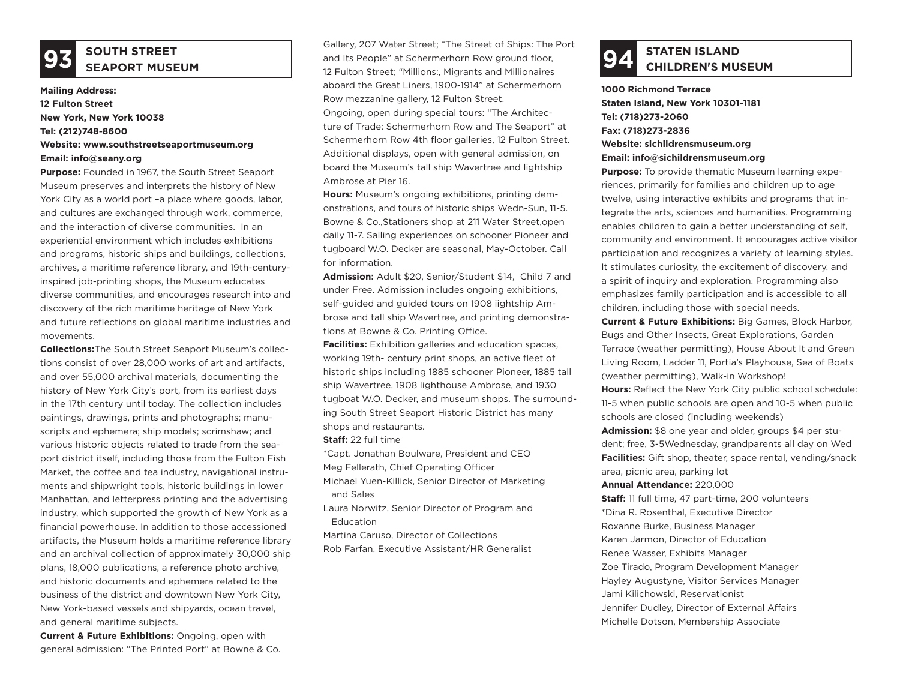## 93 SOUTH STREET SEAPORT MUSEUM

**Mailing Address:**
**12 Fulton Street**
**New York, New York 10038**
**Tel: (212)748-8600**
**Website: www.southstreetseaportmuseum.org**
**Email: info@seany.org**

**Purpose:** Founded in 1967, the South Street Seaport Museum preserves and interprets the history of New York City as a world port –a place where goods, labor, and cultures are exchanged through work, commerce, and the interaction of diverse communities. In an experiential environment which includes exhibitions and programs, historic ships and buildings, collections, archives, a maritime reference library, and 19th-century-inspired job-printing shops, the Museum educates diverse communities, and encourages research into and discovery of the rich maritime heritage of New York and future reflections on global maritime industries and movements.

**Collections:**The South Street Seaport Museum's collections consist of over 28,000 works of art and artifacts, and over 55,000 archival materials, documenting the history of New York City's port, from its earliest days in the 17th century until today. The collection includes paintings, drawings, prints and photographs; manuscripts and ephemera; ship models; scrimshaw; and various historic objects related to trade from the seaport district itself, including those from the Fulton Fish Market, the coffee and tea industry, navigational instruments and shipwright tools, historic buildings in lower Manhattan, and letterpress printing and the advertising industry, which supported the growth of New York as a financial powerhouse. In addition to those accessioned artifacts, the Museum holds a maritime reference library and an archival collection of approximately 30,000 ship plans, 18,000 publications, a reference photo archive, and historic documents and ephemera related to the business of the district and downtown New York City, New York-based vessels and shipyards, ocean travel, and general maritime subjects.

**Current & Future Exhibitions:** Ongoing, open with general admission: "The Printed Port" at Bowne & Co. Gallery, 207 Water Street; "The Street of Ships: The Port and Its People" at Schermerhorn Row ground floor, 12 Fulton Street; "Millions:, Migrants and Millionaires aboard the Great Liners, 1900-1914" at Schermerhorn Row mezzanine gallery, 12 Fulton Street.
Ongoing, open during special tours: "The Architecture of Trade: Schermerhorn Row and The Seaport" at Schermerhorn Row 4th floor galleries, 12 Fulton Street. Additional displays, open with general admission, on board the Museum's tall ship Wavertree and lightship Ambrose at Pier 16.

**Hours:** Museum's ongoing exhibitions, printing demonstrations, and tours of historic ships Wedn-Sun, 11-5. Bowne & Co.,Stationers shop at 211 Water Street,open daily 11-7. Sailing experiences on schooner Pioneer and tugboard W.O. Decker are seasonal, May-October. Call for information.

**Admission:** Adult $20, Senior/Student $14, Child 7 and under Free. Admission includes ongoing exhibitions, self-guided and guided tours on 1908 iightship Ambrose and tall ship Wavertree, and printing demonstrations at Bowne & Co. Printing Office.

**Facilities:** Exhibition galleries and education spaces, working 19th- century print shops, an active fleet of historic ships including 1885 schooner Pioneer, 1885 tall ship Wavertree, 1908 lighthouse Ambrose, and 1930 tugboat W.O. Decker, and museum shops. The surrounding South Street Seaport Historic District has many shops and restaurants.

**Staff:** 22 full time

*Capt. Jonathan Boulware, President and CEO
Meg Fellerath, Chief Operating Officer
Michael Yuen-Killick, Senior Director of Marketing and Sales
Laura Norwitz, Senior Director of Program and Education
Martina Caruso, Director of Collections
Rob Farfan, Executive Assistant/HR Generalist

## 94 STATEN ISLAND CHILDREN'S MUSEUM

**1000 Richmond Terrace**
**Staten Island, New York 10301-1181**
**Tel: (718)273-2060**
**Fax: (718)273-2836**
**Website: sichildrensmuseum.org**
**Email: info@sichildrensmuseum.org**

**Purpose:** To provide thematic Museum learning experiences, primarily for families and children up to age twelve, using interactive exhibits and programs that integrate the arts, sciences and humanities. Programming enables children to gain a better understanding of self, community and environment. It encourages active visitor participation and recognizes a variety of learning styles. It stimulates curiosity, the excitement of discovery, and a spirit of inquiry and exploration. Programming also emphasizes family participation and is accessible to all children, including those with special needs.

**Current & Future Exhibitions:** Big Games, Block Harbor, Bugs and Other Insects, Great Explorations, Garden Terrace (weather permitting), House About It and Green Living Room, Ladder 11, Portia's Playhouse, Sea of Boats (weather permitting), Walk-in Workshop!

**Hours:** Reflect the New York City public school schedule: 11-5 when public schools are open and 10-5 when public schools are closed (including weekends)

**Admission:** $8 one year and older, groups $4 per student; free, 3-5Wednesday, grandparents all day on Wed

**Facilities:** Gift shop, theater, space rental, vending/snack area, picnic area, parking lot

**Annual Attendance:** 220,000

**Staff:** 11 full time, 47 part-time, 200 volunteers

*Dina R. Rosenthal, Executive Director
Roxanne Burke, Business Manager
Karen Jarmon, Director of Education
Renee Wasser, Exhibits Manager
Zoe Tirado, Program Development Manager
Hayley Augustyne, Visitor Services Manager
Jami Kilichowski, Reservationist
Jennifer Dudley, Director of External Affairs
Michelle Dotson, Membership Associate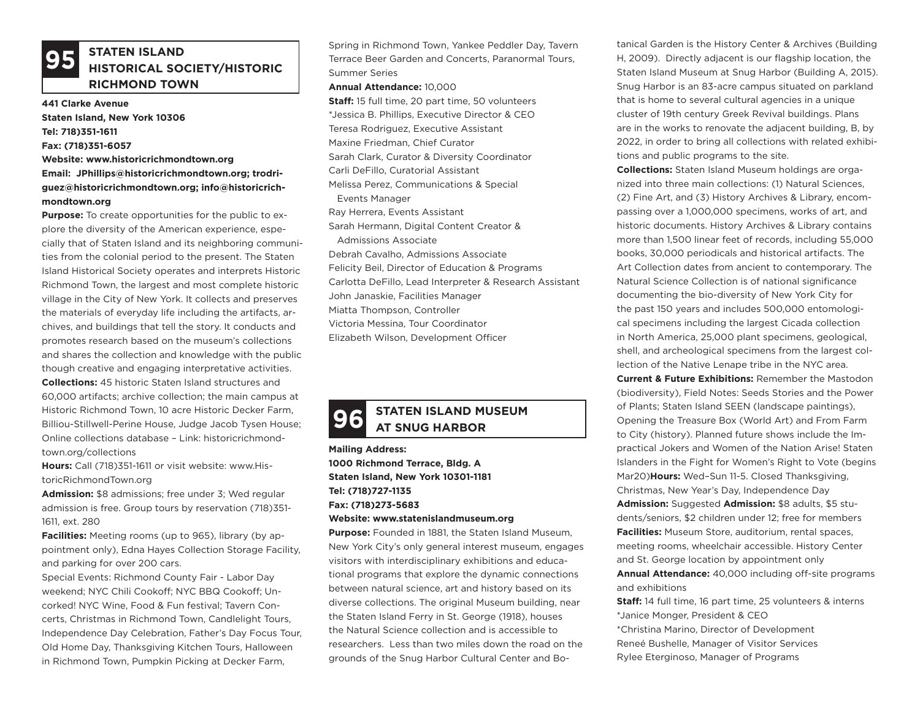## 95 STATEN ISLAND HISTORICAL SOCIETY/HISTORIC RICHMOND TOWN

**441 Clarke Avenue**
**Staten Island, New York 10306**
**Tel: 718)351-1611**
**Fax: (718)351-6057**
**Website: www.historicrichmondtown.org**
**Email: JPhillips@historicrichmondtown.org; trodriguez@historicrichmondtown.org; info@historicrichmondtown.org**

**Purpose:** To create opportunities for the public to explore the diversity of the American experience, especially that of Staten Island and its neighboring communities from the colonial period to the present. The Staten Island Historical Society operates and interprets Historic Richmond Town, the largest and most complete historic village in the City of New York. It collects and preserves the materials of everyday life including the artifacts, archives, and buildings that tell the story. It conducts and promotes research based on the museum's collections and shares the collection and knowledge with the public though creative and engaging interpretative activities.

**Collections:** 45 historic Staten Island structures and 60,000 artifacts; archive collection; the main campus at Historic Richmond Town, 10 acre Historic Decker Farm, Billiou-Stillwell-Perine House, Judge Jacob Tysen House; Online collections database – Link: historicrichmondtown.org/collections

**Hours:** Call (718)351-1611 or visit website: www.HistoricRichmondTown.org

**Admission:** $8 admissions; free under 3; Wed regular admission is free. Group tours by reservation (718)351-1611, ext. 280

**Facilities:** Meeting rooms (up to 965), library (by appointment only), Edna Hayes Collection Storage Facility, and parking for over 200 cars.

Special Events: Richmond County Fair - Labor Day weekend; NYC Chili Cookoff; NYC BBQ Cookoff; Uncorked! NYC Wine, Food & Fun festival; Tavern Concerts, Christmas in Richmond Town, Candlelight Tours, Independence Day Celebration, Father's Day Focus Tour, Old Home Day, Thanksgiving Kitchen Tours, Halloween in Richmond Town, Pumpkin Picking at Decker Farm, Spring in Richmond Town, Yankee Peddler Day, Tavern Terrace Beer Garden and Concerts, Paranormal Tours, Summer Series

**Annual Attendance:** 10,000

**Staff:** 15 full time, 20 part time, 50 volunteers
*Jessica B. Phillips, Executive Director & CEO
Teresa Rodriguez, Executive Assistant
Maxine Friedman, Chief Curator
Sarah Clark, Curator & Diversity Coordinator
Carli DeFillo, Curatorial Assistant
Melissa Perez, Communications & Special Events Manager
Ray Herrera, Events Assistant
Sarah Hermann, Digital Content Creator & Admissions Associate
Debrah Cavalho, Admissions Associate
Felicity Beil, Director of Education & Programs
Carlotta DeFillo, Lead Interpreter & Research Assistant
John Janaskie, Facilities Manager
Miatta Thompson, Controller
Victoria Messina, Tour Coordinator
Elizabeth Wilson, Development Officer

## 96 STATEN ISLAND MUSEUM AT SNUG HARBOR

**Mailing Address:**
**1000 Richmond Terrace, Bldg. A**
**Staten Island, New York 10301-1181**
**Tel: (718)727-1135**
**Fax: (718)273-5683**
**Website: www.statenislandmuseum.org**

**Purpose:** Founded in 1881, the Staten Island Museum, New York City's only general interest museum, engages visitors with interdisciplinary exhibitions and educational programs that explore the dynamic connections between natural science, art and history based on its diverse collections. The original Museum building, near the Staten Island Ferry in St. George (1918), houses the Natural Science collection and is accessible to researchers. Less than two miles down the road on the grounds of the Snug Harbor Cultural Center and Botanical Garden is the History Center & Archives (Building H, 2009). Directly adjacent is our flagship location, the Staten Island Museum at Snug Harbor (Building A, 2015). Snug Harbor is an 83-acre campus situated on parkland that is home to several cultural agencies in a unique cluster of 19th century Greek Revival buildings. Plans are in the works to renovate the adjacent building, B, by 2022, in order to bring all collections with related exhibitions and public programs to the site.

**Collections:** Staten Island Museum holdings are organized into three main collections: (1) Natural Sciences, (2) Fine Art, and (3) History Archives & Library, encompassing over a 1,000,000 specimens, works of art, and historic documents. History Archives & Library contains more than 1,500 linear feet of records, including 55,000 books, 30,000 periodicals and historical artifacts. The Art Collection dates from ancient to contemporary. The Natural Science Collection is of national significance documenting the bio-diversity of New York City for the past 150 years and includes 500,000 entomological specimens including the largest Cicada collection in North America, 25,000 plant specimens, geological, shell, and archeological specimens from the largest collection of the Native Lenape tribe in the NYC area.

**Current & Future Exhibitions:** Remember the Mastodon (biodiversity), Field Notes: Seeds Stories and the Power of Plants; Staten Island SEEN (landscape paintings), Opening the Treasure Box (World Art) and From Farm to City (history). Planned future shows include the Impractical Jokers and Women of the Nation Arise! Staten Islanders in the Fight for Women's Right to Vote (begins Mar20)**Hours:** Wed–Sun 11-5. Closed Thanksgiving, Christmas, New Year's Day, Independence Day

**Admission:** Suggested **Admission:** $8 adults, $5 students/seniors, $2 children under 12; free for members

**Facilities:** Museum Store, auditorium, rental spaces, meeting rooms, wheelchair accessible. History Center and St. George location by appointment only

**Annual Attendance:** 40,000 including off-site programs and exhibitions

**Staff:** 14 full time, 16 part time, 25 volunteers & interns
*Janice Monger, President & CEO
*Christina Marino, Director of Development
Reneé Bushelle, Manager of Visitor Services
Rylee Eterginoso, Manager of Programs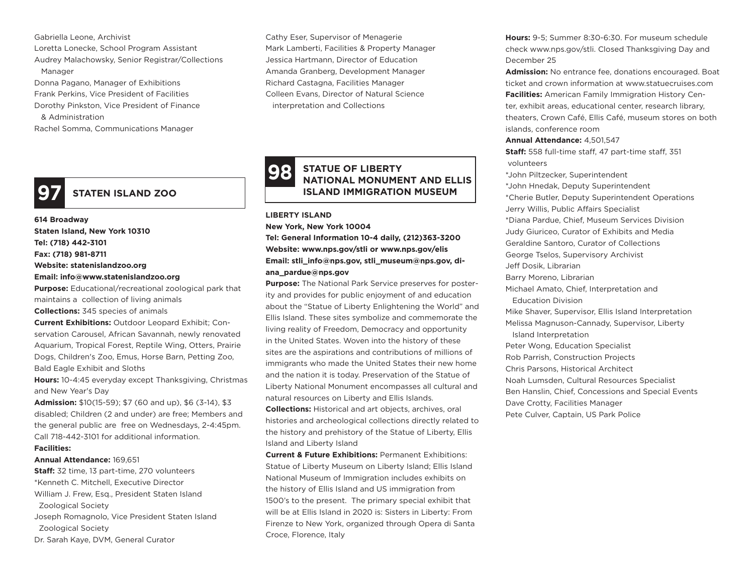Gabriella Leone, Archivist
Loretta Lonecke, School Program Assistant
Audrey Malachowsky, Senior Registrar/Collections Manager
Donna Pagano, Manager of Exhibitions
Frank Perkins, Vice President of Facilities
Dorothy Pinkston, Vice President of Finance & Administration
Rachel Somma, Communications Manager
Cathy Eser, Supervisor of Menagerie
Mark Lamberti, Facilities & Property Manager
Jessica Hartmann, Director of Education
Amanda Granberg, Development Manager
Richard Castagna, Facilities Manager
Colleen Evans, Director of Natural Science interpretation and Collections

## 97 STATEN ISLAND ZOO

**614 Broadway**
**Staten Island, New York 10310**
**Tel: (718) 442-3101**
**Fax: (718) 981-8711**
**Website: statenislandzoo.org**
**Email: info@www.statenislandzoo.org**

**Purpose:** Educational/recreational zoological park that maintains a collection of living animals

**Collections:** 345 species of animals

**Current Exhibitions:** Outdoor Leopard Exhibit; Conservation Carousel, African Savannah, newly renovated Aquarium, Tropical Forest, Reptile Wing, Otters, Prairie Dogs, Children's Zoo, Emus, Horse Barn, Petting Zoo, Bald Eagle Exhibit and Sloths

**Hours:** 10-4:45 everyday except Thanksgiving, Christmas and New Year's Day

**Admission:** $10(15-59); $7 (60 and up), $6 (3-14), $3 disabled; Children (2 and under) are free; Members and the general public are free on Wednesdays, 2-4:45pm. Call 718-442-3101 for additional information.

**Facilities:**

**Annual Attendance:** 169,651

**Staff:** 32 time, 13 part-time, 270 volunteers
*Kenneth C. Mitchell, Executive Director
William J. Frew, Esq., President Staten Island Zoological Society
Joseph Romagnolo, Vice President Staten Island Zoological Society
Dr. Sarah Kaye, DVM, General Curator

## 98 STATUE OF LIBERTY NATIONAL MONUMENT AND ELLIS ISLAND IMMIGRATION MUSEUM

**LIBERTY ISLAND**
**New York, New York 10004**
**Tel: General Information 10-4 daily, (212)363-3200**
**Website: www.nps.gov/stli or www.nps.gov/elis**
**Email: stli_info@nps.gov, stli_museum@nps.gov, diana_pardue@nps.gov**

**Purpose:** The National Park Service preserves for posterity and provides for public enjoyment of and education about the "Statue of Liberty Enlightening the World" and Ellis Island. These sites symbolize and commemorate the living reality of Freedom, Democracy and opportunity in the United States. Woven into the history of these sites are the aspirations and contributions of millions of immigrants who made the United States their new home and the nation it is today. Preservation of the Statue of Liberty National Monument encompasses all cultural and natural resources on Liberty and Ellis Islands.

**Collections:** Historical and art objects, archives, oral histories and archeological collections directly related to the history and prehistory of the Statue of Liberty, Ellis Island and Liberty Island

**Current & Future Exhibitions:** Permanent Exhibitions: Statue of Liberty Museum on Liberty Island; Ellis Island National Museum of Immigration includes exhibits on the history of Ellis Island and US immigration from 1500's to the present. The primary special exhibit that will be at Ellis Island in 2020 is: Sisters in Liberty: From Firenze to New York, organized through Opera di Santa Croce, Florence, Italy

**Hours:** 9-5; Summer 8:30-6:30. For museum schedule check www.nps.gov/stli. Closed Thanksgiving Day and December 25

**Admission:** No entrance fee, donations encouraged. Boat ticket and crown information at www.statuecruises.com

**Facilities:** American Family Immigration History Center, exhibit areas, educational center, research library, theaters, Crown Café, Ellis Café, museum stores on both islands, conference room

**Annual Attendance:** 4,501,547

**Staff:** 558 full-time staff, 47 part-time staff, 351 volunteers
*John Piltzecker, Superintendent
*John Hnedak, Deputy Superintendent
*Cherie Butler, Deputy Superintendent Operations
Jerry Willis, Public Affairs Specialist
*Diana Pardue, Chief, Museum Services Division
Judy Giuriceo, Curator of Exhibits and Media
Geraldine Santoro, Curator of Collections
George Tselos, Supervisory Archivist
Jeff Dosik, Librarian
Barry Moreno, Librarian
Michael Amato, Chief, Interpretation and Education Division
Mike Shaver, Supervisor, Ellis Island Interpretation
Melissa Magnuson-Cannady, Supervisor, Liberty Island Interpretation
Peter Wong, Education Specialist
Rob Parrish, Construction Projects
Chris Parsons, Historical Architect
Noah Lumsden, Cultural Resources Specialist
Ben Hanslin, Chief, Concessions and Special Events
Dave Crotty, Facilities Manager
Pete Culver, Captain, US Park Police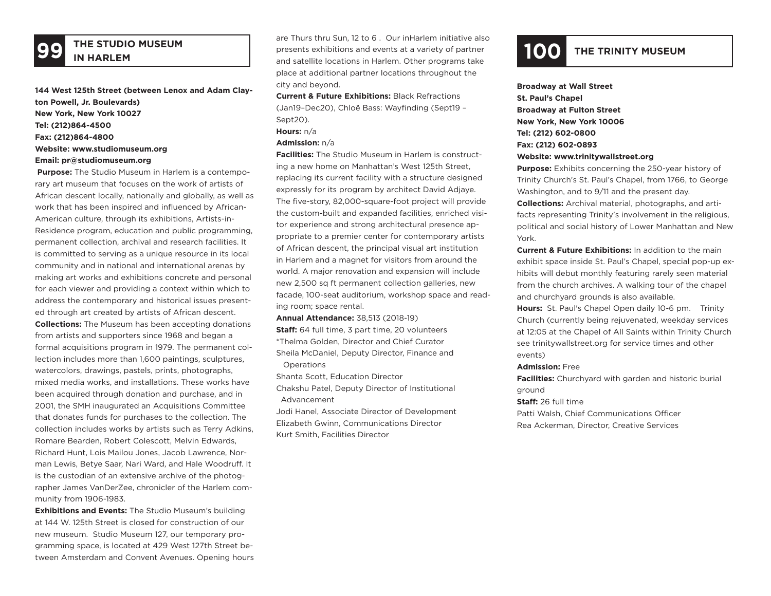## 99 THE STUDIO MUSEUM IN HARLEM

**144 West 125th Street (between Lenox and Adam Clayton Powell, Jr. Boulevards)**
**New York, New York 10027**
**Tel: (212)864-4500**
**Fax: (212)864-4800**
**Website: www.studiomuseum.org**
**Email: pr@studiomuseum.org**

**Purpose:** The Studio Museum in Harlem is a contemporary art museum that focuses on the work of artists of African descent locally, nationally and globally, as well as work that has been inspired and influenced by African-American culture, through its exhibitions, Artists-in-Residence program, education and public programming, permanent collection, archival and research facilities. It is committed to serving as a unique resource in its local community and in national and international arenas by making art works and exhibitions concrete and personal for each viewer and providing a context within which to address the contemporary and historical issues presented through art created by artists of African descent.

**Collections:** The Museum has been accepting donations from artists and supporters since 1968 and began a formal acquisitions program in 1979. The permanent collection includes more than 1,600 paintings, sculptures, watercolors, drawings, pastels, prints, photographs, mixed media works, and installations. These works have been acquired through donation and purchase, and in 2001, the SMH inaugurated an Acquisitions Committee that donates funds for purchases to the collection. The collection includes works by artists such as Terry Adkins, Romare Bearden, Robert Colescott, Melvin Edwards, Richard Hunt, Lois Mailou Jones, Jacob Lawrence, Norman Lewis, Betye Saar, Nari Ward, and Hale Woodruff. It is the custodian of an extensive archive of the photographer James VanDerZee, chronicler of the Harlem community from 1906-1983.

**Exhibitions and Events:** The Studio Museum's building at 144 W. 125th Street is closed for construction of our new museum. Studio Museum 127, our temporary programming space, is located at 429 West 127th Street between Amsterdam and Convent Avenues. Opening hours are Thurs thru Sun, 12 to 6 . Our inHarlem initiative also presents exhibitions and events at a variety of partner and satellite locations in Harlem. Other programs take place at additional partner locations throughout the city and beyond.

**Current & Future Exhibitions:** Black Refractions (Jan19–Dec20), Chloë Bass: Wayfinding (Sept19 – Sept20).

**Hours:** n/a

**Admission:** n/a

**Facilities:** The Studio Museum in Harlem is constructing a new home on Manhattan's West 125th Street, replacing its current facility with a structure designed expressly for its program by architect David Adjaye. The five-story, 82,000-square-foot project will provide the custom-built and expanded facilities, enriched visitor experience and strong architectural presence appropriate to a premier center for contemporary artists of African descent, the principal visual art institution in Harlem and a magnet for visitors from around the world. A major renovation and expansion will include new 2,500 sq ft permanent collection galleries, new facade, 100-seat auditorium, workshop space and reading room; space rental.

**Annual Attendance:** 38,513 (2018-19)

**Staff:** 64 full time, 3 part time, 20 volunteers

*Thelma Golden, Director and Chief Curator
Sheila McDaniel, Deputy Director, Finance and Operations
Shanta Scott, Education Director
Chakshu Patel, Deputy Director of Institutional Advancement
Jodi Hanel, Associate Director of Development
Elizabeth Gwinn, Communications Director
Kurt Smith, Facilities Director

## 100 THE TRINITY MUSEUM

**Broadway at Wall Street**
**St. Paul's Chapel**
**Broadway at Fulton Street**
**New York, New York 10006**
**Tel: (212) 602-0800**
**Fax: (212) 602-0893**
**Website: www.trinitywallstreet.org**

**Purpose:** Exhibits concerning the 250-year history of Trinity Church's St. Paul's Chapel, from 1766, to George Washington, and to 9/11 and the present day.

**Collections:** Archival material, photographs, and artifacts representing Trinity's involvement in the religious, political and social history of Lower Manhattan and New York.

**Current & Future Exhibitions:** In addition to the main exhibit space inside St. Paul's Chapel, special pop-up exhibits will debut monthly featuring rarely seen material from the church archives. A walking tour of the chapel and churchyard grounds is also available.

**Hours:** St. Paul's Chapel Open daily 10-6 pm. Trinity Church (currently being rejuvenated, weekday services at 12:05 at the Chapel of All Saints within Trinity Church see trinitywallstreet.org for service times and other events)

**Admission:** Free

**Facilities:** Churchyard with garden and historic burial ground

**Staff:** 26 full time

Patti Walsh, Chief Communications Officer
Rea Ackerman, Director, Creative Services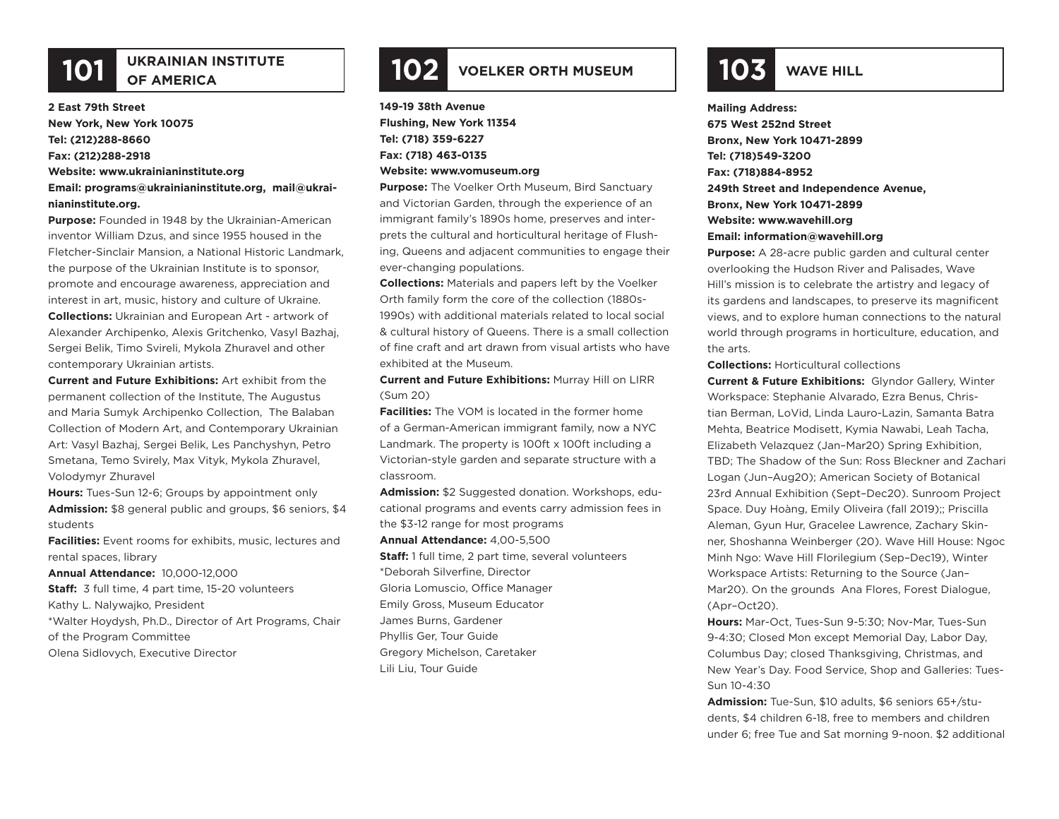## 101 UKRAINIAN INSTITUTE OF AMERICA

**2 East 79th Street**
**New York, New York 10075**
**Tel: (212)288-8660**
**Fax: (212)288-2918**
**Website: www.ukrainianinstitute.org**
**Email: programs@ukrainianinstitute.org, mail@ukrainianinstitute.org.**

**Purpose:** Founded in 1948 by the Ukrainian-American inventor William Dzus, and since 1955 housed in the Fletcher-Sinclair Mansion, a National Historic Landmark, the purpose of the Ukrainian Institute is to sponsor, promote and encourage awareness, appreciation and interest in art, music, history and culture of Ukraine.

**Collections:** Ukrainian and European Art - artwork of Alexander Archipenko, Alexis Gritchenko, Vasyl Bazhaj, Sergei Belik, Timo Svireli, Mykola Zhuravel and other contemporary Ukrainian artists.

**Current and Future Exhibitions:** Art exhibit from the permanent collection of the Institute, The Augustus and Maria Sumyk Archipenko Collection, The Balaban Collection of Modern Art, and Contemporary Ukrainian Art: Vasyl Bazhaj, Sergei Belik, Les Panchyshyn, Petro Smetana, Temo Svirely, Max Vityk, Mykola Zhuravel, Volodymyr Zhuravel

**Hours:** Tues-Sun 12-6; Groups by appointment only

**Admission:** $8 general public and groups, $6 seniors, $4 students

**Facilities:** Event rooms for exhibits, music, lectures and rental spaces, library

**Annual Attendance:** 10,000-12,000

**Staff:** 3 full time, 4 part time, 15-20 volunteers
Kathy L. Nalywajko, President
*Walter Hoydysh, Ph.D., Director of Art Programs, Chair of the Program Committee
Olena Sidlovych, Executive Director

## 102 VOELKER ORTH MUSEUM

**149-19 38th Avenue**
**Flushing, New York 11354**
**Tel: (718) 359-6227**
**Fax: (718) 463-0135**
**Website: www.vomuseum.org**

**Purpose:** The Voelker Orth Museum, Bird Sanctuary and Victorian Garden, through the experience of an immigrant family's 1890s home, preserves and interprets the cultural and horticultural heritage of Flushing, Queens and adjacent communities to engage their ever-changing populations.

**Collections:** Materials and papers left by the Voelker Orth family form the core of the collection (1880s-1990s) with additional materials related to local social & cultural history of Queens. There is a small collection of fine craft and art drawn from visual artists who have exhibited at the Museum.

**Current and Future Exhibitions:** Murray Hill on LIRR (Sum 20)

**Facilities:** The VOM is located in the former home of a German-American immigrant family, now a NYC Landmark. The property is 100ft x 100ft including a Victorian-style garden and separate structure with a classroom.

**Admission:** $2 Suggested donation. Workshops, educational programs and events carry admission fees in the $3-12 range for most programs

**Annual Attendance:** 4,00-5,500

**Staff:** 1 full time, 2 part time, several volunteers
*Deborah Silverfine, Director
Gloria Lomuscio, Office Manager
Emily Gross, Museum Educator
James Burns, Gardener
Phyllis Ger, Tour Guide
Gregory Michelson, Caretaker
Lili Liu, Tour Guide

## 103 WAVE HILL

**Mailing Address:**
**675 West 252nd Street**
**Bronx, New York 10471-2899**
**Tel: (718)549-3200**
**Fax: (718)884-8952**
**249th Street and Independence Avenue,**
**Bronx, New York 10471-2899**
**Website: www.wavehill.org**
**Email: information@wavehill.org**

**Purpose:** A 28-acre public garden and cultural center overlooking the Hudson River and Palisades, Wave Hill's mission is to celebrate the artistry and legacy of its gardens and landscapes, to preserve its magnificent views, and to explore human connections to the natural world through programs in horticulture, education, and the arts.

**Collections:** Horticultural collections

**Current & Future Exhibitions:** Glyndor Gallery, Winter Workspace: Stephanie Alvarado, Ezra Benus, Christian Berman, LoVid, Linda Lauro-Lazin, Samanta Batra Mehta, Beatrice Modisett, Kymia Nawabi, Leah Tacha, Elizabeth Velazquez (Jan–Mar20) Spring Exhibition, TBD; The Shadow of the Sun: Ross Bleckner and Zachari Logan (Jun–Aug20); American Society of Botanical 23rd Annual Exhibition (Sept–Dec20). Sunroom Project Space. Duy Hoàng, Emily Oliveira (fall 2019);; Priscilla Aleman, Gyun Hur, Gracelee Lawrence, Zachary Skinner, Shoshanna Weinberger (20). Wave Hill House: Ngoc Minh Ngo: Wave Hill Florilegium (Sep–Dec19), Winter Workspace Artists: Returning to the Source (Jan–Mar20). On the grounds Ana Flores, Forest Dialogue, (Apr–Oct20).

**Hours:** Mar-Oct, Tues-Sun 9-5:30; Nov-Mar, Tues-Sun 9-4:30; Closed Mon except Memorial Day, Labor Day, Columbus Day; closed Thanksgiving, Christmas, and New Year's Day. Food Service, Shop and Galleries: Tues-Sun 10-4:30

**Admission:** Tue-Sun, $10 adults, $6 seniors 65+/students, $4 children 6-18, free to members and children under 6; free Tue and Sat morning 9-noon. $2 additional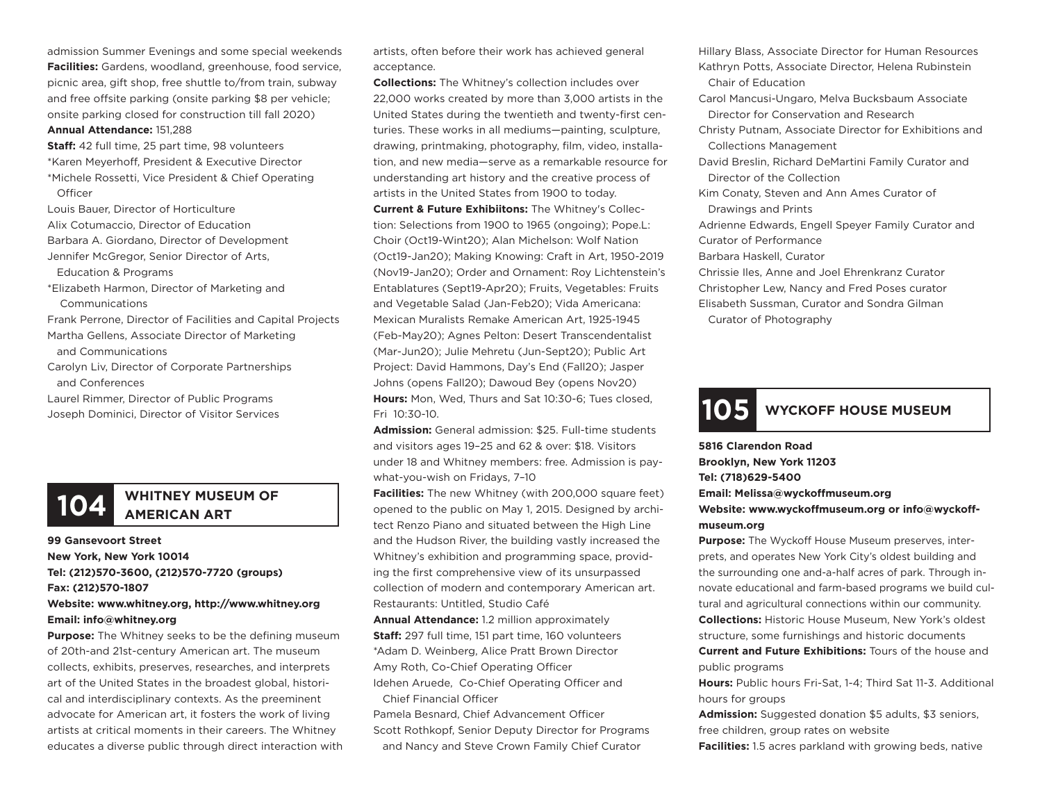admission Summer Evenings and some special weekends
**Facilities:** Gardens, woodland, greenhouse, food service, picnic area, gift shop, free shuttle to/from train, subway and free offsite parking (onsite parking $8 per vehicle; onsite parking closed for construction till fall 2020)
**Annual Attendance:** 151,288
**Staff:** 42 full time, 25 part time, 98 volunteers
*Karen Meyerhoff, President & Executive Director
*Michele Rossetti, Vice President & Chief Operating Officer
Louis Bauer, Director of Horticulture
Alix Cotumaccio, Director of Education
Barbara A. Giordano, Director of Development
Jennifer McGregor, Senior Director of Arts, Education & Programs
*Elizabeth Harmon, Director of Marketing and Communications
Frank Perrone, Director of Facilities and Capital Projects
Martha Gellens, Associate Director of Marketing and Communications
Carolyn Liv, Director of Corporate Partnerships and Conferences
Laurel Rimmer, Director of Public Programs
Joseph Dominici, Director of Visitor Services

## 104 WHITNEY MUSEUM OF AMERICAN ART

**99 Gansevoort Street**
**New York, New York 10014**
**Tel: (212)570-3600, (212)570-7720 (groups)**
**Fax: (212)570-1807**
**Website: www.whitney.org, http://www.whitney.org**
**Email: info@whitney.org**

**Purpose:** The Whitney seeks to be the defining museum of 20th-and 21st-century American art. The museum collects, exhibits, preserves, researches, and interprets art of the United States in the broadest global, historical and interdisciplinary contexts. As the preeminent advocate for American art, it fosters the work of living artists at critical moments in their careers. The Whitney educates a diverse public through direct interaction with artists, often before their work has achieved general acceptance.
**Collections:** The Whitney's collection includes over 22,000 works created by more than 3,000 artists in the United States during the twentieth and twenty-first centuries. These works in all mediums—painting, sculpture, drawing, printmaking, photography, film, video, installation, and new media—serve as a remarkable resource for understanding art history and the creative process of artists in the United States from 1900 to today.
**Current & Future Exhibiitons:** The Whitney's Collection: Selections from 1900 to 1965 (ongoing); Pope.L: Choir (Oct19-Wint20); Alan Michelson: Wolf Nation (Oct19-Jan20); Making Knowing: Craft in Art, 1950-2019 (Nov19-Jan20); Order and Ornament: Roy Lichtenstein's Entablatures (Sept19-Apr20); Fruits, Vegetables: Fruits and Vegetable Salad (Jan-Feb20); Vida Americana: Mexican Muralists Remake American Art, 1925-1945 (Feb-May20); Agnes Pelton: Desert Transcendentalist (Mar-Jun20); Julie Mehretu (Jun-Sept20); Public Art Project: David Hammons, Day's End (Fall20); Jasper Johns (opens Fall20); Dawoud Bey (opens Nov20)
**Hours:** Mon, Wed, Thurs and Sat 10:30-6; Tues closed, Fri 10:30-10.
**Admission:** General admission: $25. Full-time students and visitors ages 19–25 and 62 & over: $18. Visitors under 18 and Whitney members: free. Admission is pay-what-you-wish on Fridays, 7–10
**Facilities:** The new Whitney (with 200,000 square feet) opened to the public on May 1, 2015. Designed by architect Renzo Piano and situated between the High Line and the Hudson River, the building vastly increased the Whitney's exhibition and programming space, providing the first comprehensive view of its unsurpassed collection of modern and contemporary American art. Restaurants: Untitled, Studio Café
**Annual Attendance:** 1.2 million approximately
**Staff:** 297 full time, 151 part time, 160 volunteers
*Adam D. Weinberg, Alice Pratt Brown Director
Amy Roth, Co-Chief Operating Officer
Idehen Aruede, Co-Chief Operating Officer and Chief Financial Officer
Pamela Besnard, Chief Advancement Officer
Scott Rothkopf, Senior Deputy Director for Programs and Nancy and Steve Crown Family Chief Curator
Hillary Blass, Associate Director for Human Resources
Kathryn Potts, Associate Director, Helena Rubinstein Chair of Education
Carol Mancusi-Ungaro, Melva Bucksbaum Associate Director for Conservation and Research
Christy Putnam, Associate Director for Exhibitions and Collections Management
David Breslin, Richard DeMartini Family Curator and Director of the Collection
Kim Conaty, Steven and Ann Ames Curator of Drawings and Prints
Adrienne Edwards, Engell Speyer Family Curator and Curator of Performance
Barbara Haskell, Curator
Chrissie Iles, Anne and Joel Ehrenkranz Curator
Christopher Lew, Nancy and Fred Poses curator
Elisabeth Sussman, Curator and Sondra Gilman Curator of Photography

## 105 WYCKOFF HOUSE MUSEUM

**5816 Clarendon Road**
**Brooklyn, New York 11203**
**Tel: (718)629-5400**
**Email: Melissa@wyckoffmuseum.org**
**Website: www.wyckoffmuseum.org or info@wyckoffmuseum.org**

**Purpose:** The Wyckoff House Museum preserves, interprets, and operates New York City's oldest building and the surrounding one and-a-half acres of park. Through innovate educational and farm-based programs we build cultural and agricultural connections within our community.
**Collections:** Historic House Museum, New York's oldest structure, some furnishings and historic documents
**Current and Future Exhibitions:** Tours of the house and public programs
**Hours:** Public hours Fri-Sat, 1-4; Third Sat 11-3. Additional hours for groups
**Admission:** Suggested donation $5 adults, $3 seniors, free children, group rates on website
**Facilities:** 1.5 acres parkland with growing beds, native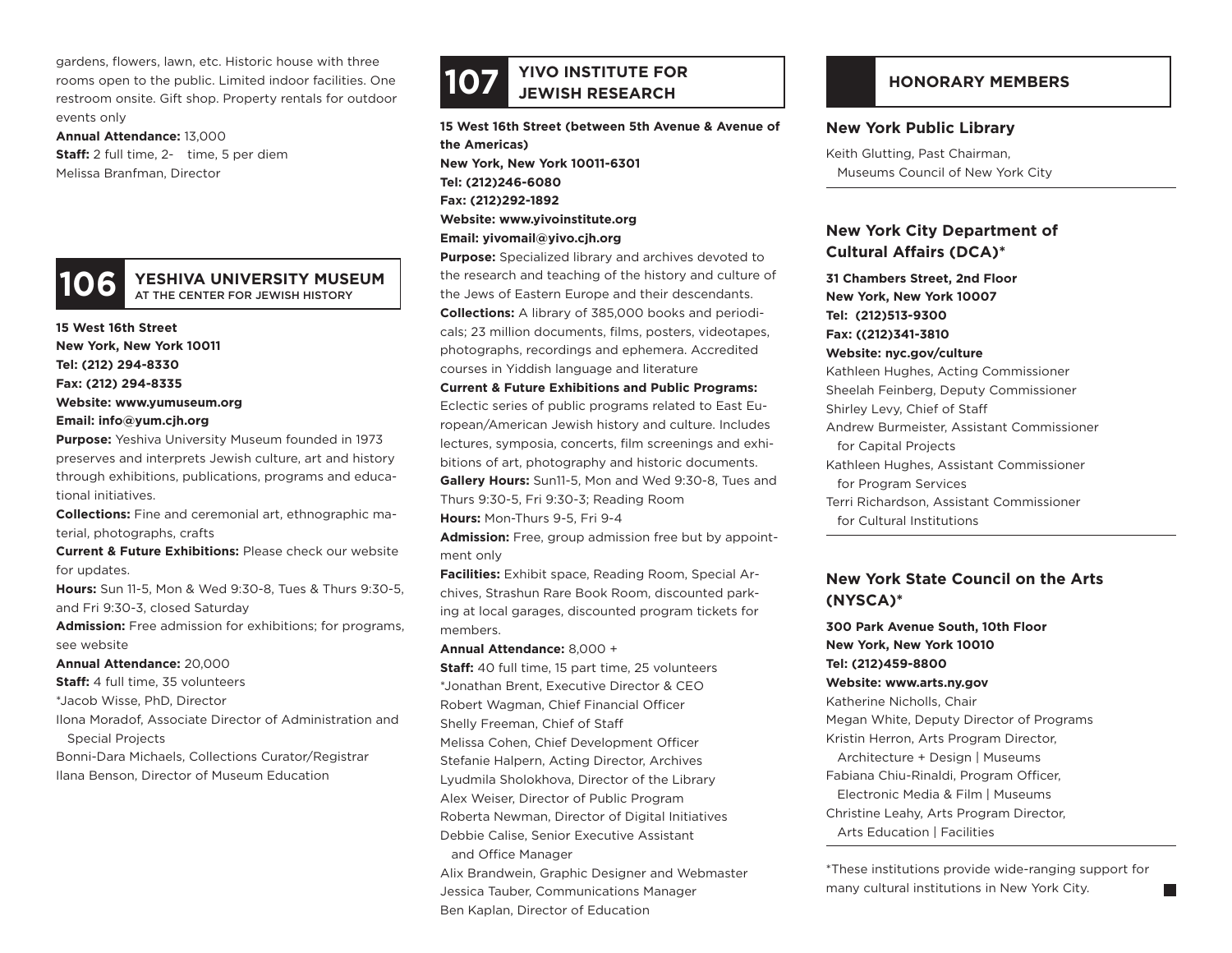gardens, flowers, lawn, etc. Historic house with three rooms open to the public. Limited indoor facilities. One restroom onsite. Gift shop. Property rentals for outdoor events only

**Annual Attendance:** 13,000

**Staff:** 2 full time, 2- time, 5 per diem

Melissa Branfman, Director

## 106 YESHIVA UNIVERSITY MUSEUM AT THE CENTER FOR JEWISH HISTORY

**15 West 16th Street**
**New York, New York 10011**
**Tel: (212) 294-8330**
**Fax: (212) 294-8335**
**Website: www.yumuseum.org**
**Email: info@yum.cjh.org**

**Purpose:** Yeshiva University Museum founded in 1973 preserves and interprets Jewish culture, art and history through exhibitions, publications, programs and educational initiatives.

**Collections:** Fine and ceremonial art, ethnographic material, photographs, crafts

**Current & Future Exhibitions:** Please check our website for updates.

**Hours:** Sun 11-5, Mon & Wed 9:30-8, Tues & Thurs 9:30-5, and Fri 9:30-3, closed Saturday

**Admission:** Free admission for exhibitions; for programs, see website

**Annual Attendance:** 20,000

**Staff:** 4 full time, 35 volunteers

*Jacob Wisse, PhD, Director
Ilona Moradof, Associate Director of Administration and Special Projects
Bonni-Dara Michaels, Collections Curator/Registrar
Ilana Benson, Director of Museum Education

## 107 YIVO INSTITUTE FOR JEWISH RESEARCH

**15 West 16th Street (between 5th Avenue & Avenue of the Americas)**
**New York, New York 10011-6301**
**Tel: (212)246-6080**
**Fax: (212)292-1892**
**Website: www.yivoinstitute.org**
**Email: yivomail@yivo.cjh.org**

**Purpose:** Specialized library and archives devoted to the research and teaching of the history and culture of the Jews of Eastern Europe and their descendants.

**Collections:** A library of 385,000 books and periodicals; 23 million documents, films, posters, videotapes, photographs, recordings and ephemera. Accredited courses in Yiddish language and literature

**Current & Future Exhibitions and Public Programs:** Eclectic series of public programs related to East European/American Jewish history and culture. Includes lectures, symposia, concerts, film screenings and exhibitions of art, photography and historic documents.

**Gallery Hours:** Sun11-5, Mon and Wed 9:30-8, Tues and Thurs 9:30-5, Fri 9:30-3; Reading Room **Hours:** Mon-Thurs 9-5, Fri 9-4

**Admission:** Free, group admission free but by appointment only

**Facilities:** Exhibit space, Reading Room, Special Archives, Strashun Rare Book Room, discounted parking at local garages, discounted program tickets for members.

**Annual Attendance:** 8,000 +

**Staff:** 40 full time, 15 part time, 25 volunteers

*Jonathan Brent, Executive Director & CEO
Robert Wagman, Chief Financial Officer
Shelly Freeman, Chief of Staff
Melissa Cohen, Chief Development Officer
Stefanie Halpern, Acting Director, Archives
Lyudmila Sholokhova, Director of the Library
Alex Weiser, Director of Public Program
Roberta Newman, Director of Digital Initiatives
Debbie Calise, Senior Executive Assistant and Office Manager
Alix Brandwein, Graphic Designer and Webmaster
Jessica Tauber, Communications Manager
Ben Kaplan, Director of Education

## HONORARY MEMBERS

### New York Public Library

Keith Glutting, Past Chairman, Museums Council of New York City

### New York City Department of Cultural Affairs (DCA)*

**31 Chambers Street, 2nd Floor**
**New York, New York 10007**
**Tel: (212)513-9300**
**Fax: ((212)341-3810**
**Website: nyc.gov/culture**

Kathleen Hughes, Acting Commissioner
Sheelah Feinberg, Deputy Commissioner
Shirley Levy, Chief of Staff
Andrew Burmeister, Assistant Commissioner for Capital Projects
Kathleen Hughes, Assistant Commissioner for Program Services
Terri Richardson, Assistant Commissioner for Cultural Institutions

### New York State Council on the Arts (NYSCA)*

**300 Park Avenue South, 10th Floor**
**New York, New York 10010**
**Tel: (212)459-8800**
**Website: www.arts.ny.gov**

Katherine Nicholls, Chair
Megan White, Deputy Director of Programs
Kristin Herron, Arts Program Director, Architecture + Design | Museums
Fabiana Chiu-Rinaldi, Program Officer, Electronic Media & Film | Museums
Christine Leahy, Arts Program Director, Arts Education | Facilities

*These institutions provide wide-ranging support for many cultural institutions in New York City.